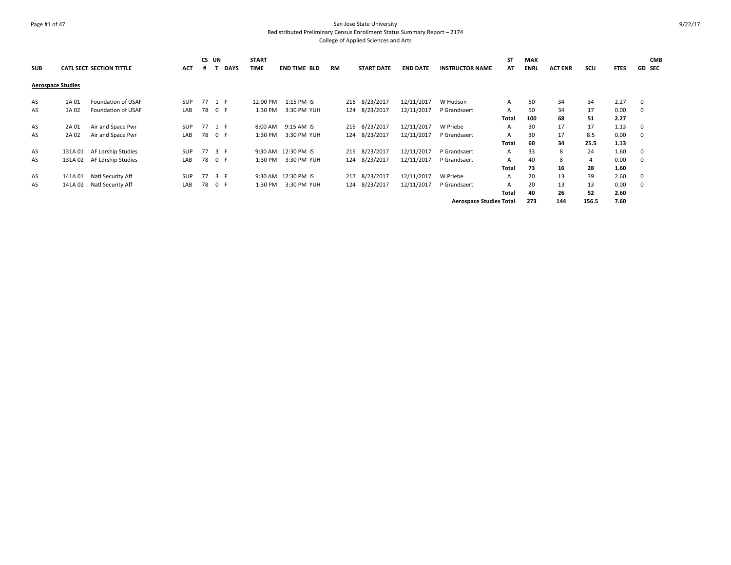San Jose State University
Redistributed Preliminary Census Enrollment Status Summary Report – 2174
College of Applied Sciences and Arts

9/22/17

| SUB | CATL | SECT | SECTION TITTLE | ACT | CS # | UN T | DAYS | START TIME | END TIME | BLD | RM | START DATE | END DATE | INSTRUCTOR NAME | ST AT | MAX ENRL | ACT ENR | SCU | FTES | GD | CMB SEC |
|---|---|---|---|---|---|---|---|---|---|---|---|---|---|---|---|---|---|---|---|---|---|
| **Aerospace Studies** | | | | | | | | | | | | | | | | | | | | | |
| AS | 1A | 01 | Foundation of USAF | SUP | 77 | 1 | F | 12:00 PM | 1:15 PM | IS | 216 | 8/23/2017 | 12/11/2017 | W Hudson | A | 50 | 34 | 34 | 2.27 | 0 | |
| AS | 1A | 02 | Foundation of USAF | LAB | 78 | 0 | F | 1:30 PM | 3:30 PM | YUH | 124 | 8/23/2017 | 12/11/2017 | P Grandsaert | A | 50 | 34 | 17 | 0.00 | 0 | |
| | | | | | | | | | | | | | | | **Total** | **100** | **68** | **51** | **2.27** | | |
| AS | 2A | 01 | Air and Space Pwr | SUP | 77 | 1 | F | 8:00 AM | 9:15 AM | IS | 215 | 8/23/2017 | 12/11/2017 | W Priebe | A | 30 | 17 | 17 | 1.13 | 0 | |
| AS | 2A | 02 | Air and Space Pwr | LAB | 78 | 0 | F | 1:30 PM | 3:30 PM | YUH | 124 | 8/23/2017 | 12/11/2017 | P Grandsaert | A | 30 | 17 | 8.5 | 0.00 | 0 | |
| | | | | | | | | | | | | | | | **Total** | **60** | **34** | **25.5** | **1.13** | | |
| AS | 131A | 01 | AF Ldrship Studies | SUP | 77 | 3 | F | 9:30 AM | 12:30 PM | IS | 215 | 8/23/2017 | 12/11/2017 | P Grandsaert | A | 33 | 8 | 24 | 1.60 | 0 | |
| AS | 131A | 02 | AF Ldrship Studies | LAB | 78 | 0 | F | 1:30 PM | 3:30 PM | YUH | 124 | 8/23/2017 | 12/11/2017 | P Grandsaert | A | 40 | 8 | 4 | 0.00 | 0 | |
| | | | | | | | | | | | | | | | **Total** | **73** | **16** | **28** | **1.60** | | |
| AS | 141A | 01 | Natl Security Aff | SUP | 77 | 3 | F | 9:30 AM | 12:30 PM | IS | 217 | 8/23/2017 | 12/11/2017 | W Priebe | A | 20 | 13 | 39 | 2.60 | 0 | |
| AS | 141A | 02 | Natl Security Aff | LAB | 78 | 0 | F | 1:30 PM | 3:30 PM | YUH | 124 | 8/23/2017 | 12/11/2017 | P Grandsaert | A | 20 | 13 | 13 | 0.00 | 0 | |
| | | | | | | | | | | | | | | | **Total** | **40** | **26** | **52** | **2.60** | | |
| | | | | | | | | | | | | | | **Aerospace Studies Total** | | **273** | **144** | **156.5** | **7.60** | | |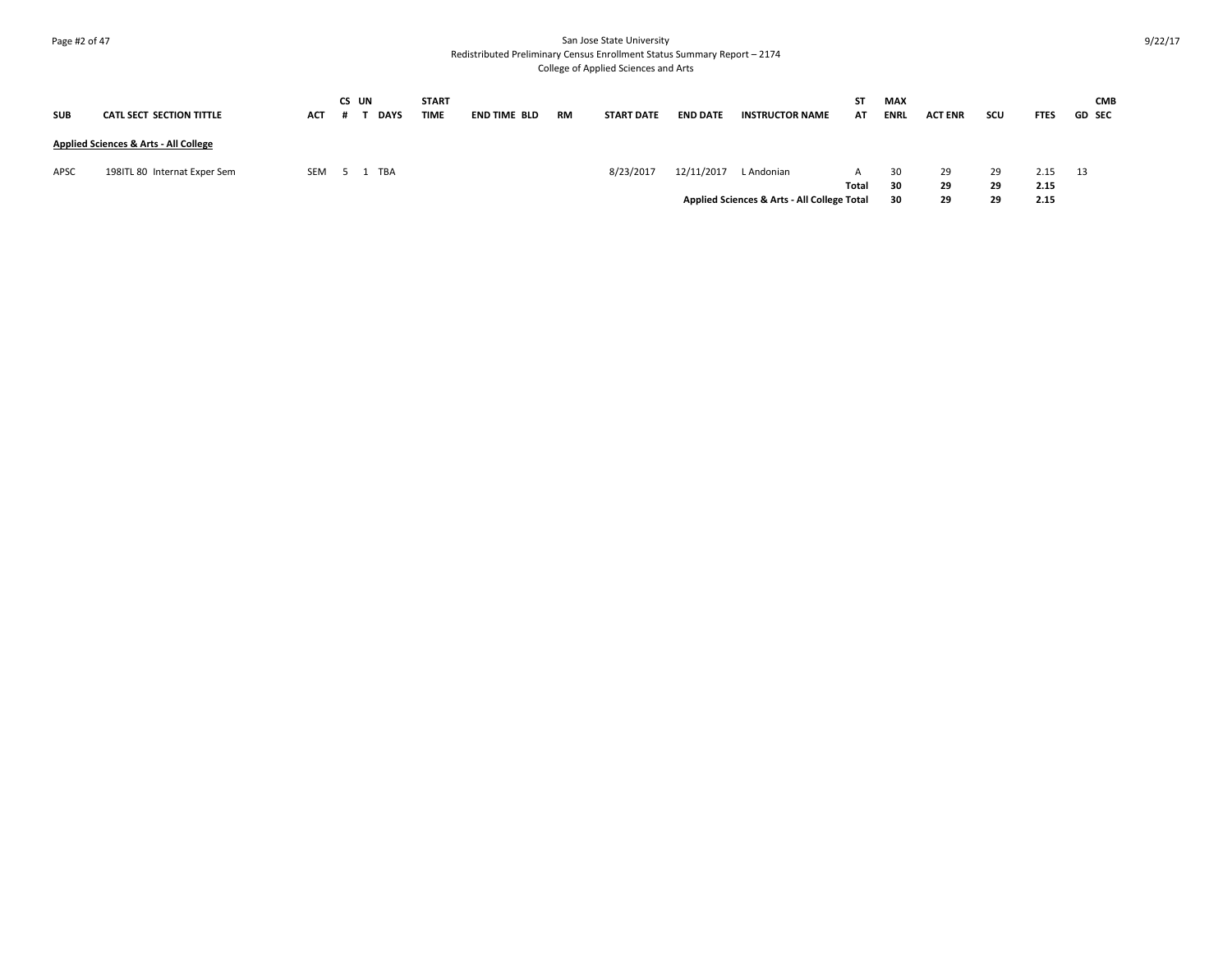San Jose State University
Redistributed Preliminary Census Enrollment Status Summary Report – 2174
College of Applied Sciences and Arts

| SUB | CATL SECT SECTION TITTLE | ACT | CS # | UN T | DAYS | START TIME | END TIME | BLD | RM | START DATE | END DATE | INSTRUCTOR NAME | ST AT | MAX ENRL | ACT ENR | SCU | FTES | GD | CMB SEC |
|---|---|---|---|---|---|---|---|---|---|---|---|---|---|---|---|---|---|---|---|
| **Applied Sciences & Arts - All College** | | | | | | | | | | | | | | | | | | | |
| APSC | 198ITL 80 Internat Exper Sem | SEM | 5 | 1 | TBA | | | | | 8/23/2017 | 12/11/2017 | L Andonian | A | 30 | 29 | 29 | 2.15 | 13 | |
| | | | | | | | | | | | | | **Total** | **30** | **29** | **29** | **2.15** | | |
| | | | | | | | | | | | | **Applied Sciences & Arts - All College Total** | | **30** | **29** | **29** | **2.15** | | |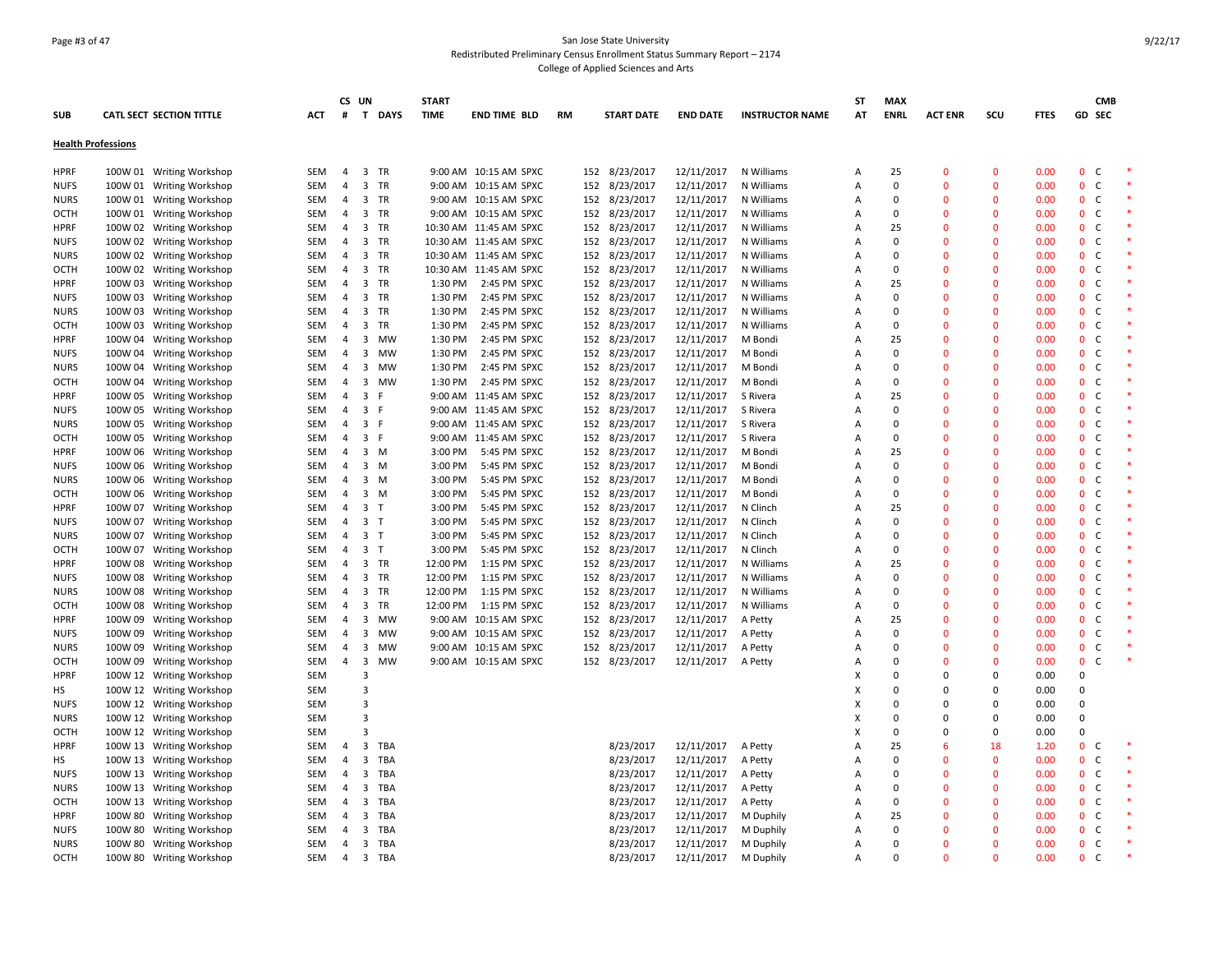San Jose State University
Redistributed Preliminary Census Enrollment Status Summary Report – 2174
College of Applied Sciences and Arts

9/22/17

## Health Professions

| SUB | CATL SECT | SECTION TITTLE | ACT | CS # | UN T | DAYS | START TIME | END TIME | BLD | RM | START DATE | END DATE | INSTRUCTOR NAME | ST AT | MAX ENRL | ACT ENR | SCU | FTES | GD | CMB SEC | |
|---|---|---|---|---|---|---|---|---|---|---|---|---|---|---|---|---|---|---|---|---|---|
| HPRF | 100W 01 | Writing Workshop | SEM | 4 | 3 | TR | 9:00 AM | 10:15 AM | SPXC | 152 | 8/23/2017 | 12/11/2017 | N Williams | A | 25 | 0 | 0 | 0.00 | 0 | C | * |
| NUFS | 100W 01 | Writing Workshop | SEM | 4 | 3 | TR | 9:00 AM | 10:15 AM | SPXC | 152 | 8/23/2017 | 12/11/2017 | N Williams | A | 0 | 0 | 0 | 0.00 | 0 | C | * |
| NURS | 100W 01 | Writing Workshop | SEM | 4 | 3 | TR | 9:00 AM | 10:15 AM | SPXC | 152 | 8/23/2017 | 12/11/2017 | N Williams | A | 0 | 0 | 0 | 0.00 | 0 | C | * |
| OCTH | 100W 01 | Writing Workshop | SEM | 4 | 3 | TR | 9:00 AM | 10:15 AM | SPXC | 152 | 8/23/2017 | 12/11/2017 | N Williams | A | 0 | 0 | 0 | 0.00 | 0 | C | * |
| HPRF | 100W 02 | Writing Workshop | SEM | 4 | 3 | TR | 10:30 AM | 11:45 AM | SPXC | 152 | 8/23/2017 | 12/11/2017 | N Williams | A | 25 | 0 | 0 | 0.00 | 0 | C | * |
| NUFS | 100W 02 | Writing Workshop | SEM | 4 | 3 | TR | 10:30 AM | 11:45 AM | SPXC | 152 | 8/23/2017 | 12/11/2017 | N Williams | A | 0 | 0 | 0 | 0.00 | 0 | C | * |
| NURS | 100W 02 | Writing Workshop | SEM | 4 | 3 | TR | 10:30 AM | 11:45 AM | SPXC | 152 | 8/23/2017 | 12/11/2017 | N Williams | A | 0 | 0 | 0 | 0.00 | 0 | C | * |
| OCTH | 100W 02 | Writing Workshop | SEM | 4 | 3 | TR | 10:30 AM | 11:45 AM | SPXC | 152 | 8/23/2017 | 12/11/2017 | N Williams | A | 0 | 0 | 0 | 0.00 | 0 | C | * |
| HPRF | 100W 03 | Writing Workshop | SEM | 4 | 3 | TR | 1:30 PM | 2:45 PM | SPXC | 152 | 8/23/2017 | 12/11/2017 | N Williams | A | 25 | 0 | 0 | 0.00 | 0 | C | * |
| NUFS | 100W 03 | Writing Workshop | SEM | 4 | 3 | TR | 1:30 PM | 2:45 PM | SPXC | 152 | 8/23/2017 | 12/11/2017 | N Williams | A | 0 | 0 | 0 | 0.00 | 0 | C | * |
| NURS | 100W 03 | Writing Workshop | SEM | 4 | 3 | TR | 1:30 PM | 2:45 PM | SPXC | 152 | 8/23/2017 | 12/11/2017 | N Williams | A | 0 | 0 | 0 | 0.00 | 0 | C | * |
| OCTH | 100W 03 | Writing Workshop | SEM | 4 | 3 | TR | 1:30 PM | 2:45 PM | SPXC | 152 | 8/23/2017 | 12/11/2017 | N Williams | A | 0 | 0 | 0 | 0.00 | 0 | C | * |
| HPRF | 100W 04 | Writing Workshop | SEM | 4 | 3 | MW | 1:30 PM | 2:45 PM | SPXC | 152 | 8/23/2017 | 12/11/2017 | M Bondi | A | 25 | 0 | 0 | 0.00 | 0 | C | * |
| NUFS | 100W 04 | Writing Workshop | SEM | 4 | 3 | MW | 1:30 PM | 2:45 PM | SPXC | 152 | 8/23/2017 | 12/11/2017 | M Bondi | A | 0 | 0 | 0 | 0.00 | 0 | C | * |
| NURS | 100W 04 | Writing Workshop | SEM | 4 | 3 | MW | 1:30 PM | 2:45 PM | SPXC | 152 | 8/23/2017 | 12/11/2017 | M Bondi | A | 0 | 0 | 0 | 0.00 | 0 | C | * |
| OCTH | 100W 04 | Writing Workshop | SEM | 4 | 3 | MW | 1:30 PM | 2:45 PM | SPXC | 152 | 8/23/2017 | 12/11/2017 | M Bondi | A | 0 | 0 | 0 | 0.00 | 0 | C | * |
| HPRF | 100W 05 | Writing Workshop | SEM | 4 | 3 | F | 9:00 AM | 11:45 AM | SPXC | 152 | 8/23/2017 | 12/11/2017 | S Rivera | A | 25 | 0 | 0 | 0.00 | 0 | C | * |
| NUFS | 100W 05 | Writing Workshop | SEM | 4 | 3 | F | 9:00 AM | 11:45 AM | SPXC | 152 | 8/23/2017 | 12/11/2017 | S Rivera | A | 0 | 0 | 0 | 0.00 | 0 | C | * |
| NURS | 100W 05 | Writing Workshop | SEM | 4 | 3 | F | 9:00 AM | 11:45 AM | SPXC | 152 | 8/23/2017 | 12/11/2017 | S Rivera | A | 0 | 0 | 0 | 0.00 | 0 | C | * |
| OCTH | 100W 05 | Writing Workshop | SEM | 4 | 3 | F | 9:00 AM | 11:45 AM | SPXC | 152 | 8/23/2017 | 12/11/2017 | S Rivera | A | 0 | 0 | 0 | 0.00 | 0 | C | * |
| HPRF | 100W 06 | Writing Workshop | SEM | 4 | 3 | M | 3:00 PM | 5:45 PM | SPXC | 152 | 8/23/2017 | 12/11/2017 | M Bondi | A | 25 | 0 | 0 | 0.00 | 0 | C | * |
| NUFS | 100W 06 | Writing Workshop | SEM | 4 | 3 | M | 3:00 PM | 5:45 PM | SPXC | 152 | 8/23/2017 | 12/11/2017 | M Bondi | A | 0 | 0 | 0 | 0.00 | 0 | C | * |
| NURS | 100W 06 | Writing Workshop | SEM | 4 | 3 | M | 3:00 PM | 5:45 PM | SPXC | 152 | 8/23/2017 | 12/11/2017 | M Bondi | A | 0 | 0 | 0 | 0.00 | 0 | C | * |
| OCTH | 100W 06 | Writing Workshop | SEM | 4 | 3 | M | 3:00 PM | 5:45 PM | SPXC | 152 | 8/23/2017 | 12/11/2017 | M Bondi | A | 0 | 0 | 0 | 0.00 | 0 | C | * |
| HPRF | 100W 07 | Writing Workshop | SEM | 4 | 3 | T | 3:00 PM | 5:45 PM | SPXC | 152 | 8/23/2017 | 12/11/2017 | N Clinch | A | 25 | 0 | 0 | 0.00 | 0 | C | * |
| NUFS | 100W 07 | Writing Workshop | SEM | 4 | 3 | T | 3:00 PM | 5:45 PM | SPXC | 152 | 8/23/2017 | 12/11/2017 | N Clinch | A | 0 | 0 | 0 | 0.00 | 0 | C | * |
| NURS | 100W 07 | Writing Workshop | SEM | 4 | 3 | T | 3:00 PM | 5:45 PM | SPXC | 152 | 8/23/2017 | 12/11/2017 | N Clinch | A | 0 | 0 | 0 | 0.00 | 0 | C | * |
| OCTH | 100W 07 | Writing Workshop | SEM | 4 | 3 | T | 3:00 PM | 5:45 PM | SPXC | 152 | 8/23/2017 | 12/11/2017 | N Clinch | A | 0 | 0 | 0 | 0.00 | 0 | C | * |
| HPRF | 100W 08 | Writing Workshop | SEM | 4 | 3 | TR | 12:00 PM | 1:15 PM | SPXC | 152 | 8/23/2017 | 12/11/2017 | N Williams | A | 25 | 0 | 0 | 0.00 | 0 | C | * |
| NUFS | 100W 08 | Writing Workshop | SEM | 4 | 3 | TR | 12:00 PM | 1:15 PM | SPXC | 152 | 8/23/2017 | 12/11/2017 | N Williams | A | 0 | 0 | 0 | 0.00 | 0 | C | * |
| NURS | 100W 08 | Writing Workshop | SEM | 4 | 3 | TR | 12:00 PM | 1:15 PM | SPXC | 152 | 8/23/2017 | 12/11/2017 | N Williams | A | 0 | 0 | 0 | 0.00 | 0 | C | * |
| OCTH | 100W 08 | Writing Workshop | SEM | 4 | 3 | TR | 12:00 PM | 1:15 PM | SPXC | 152 | 8/23/2017 | 12/11/2017 | N Williams | A | 0 | 0 | 0 | 0.00 | 0 | C | * |
| HPRF | 100W 09 | Writing Workshop | SEM | 4 | 3 | MW | 9:00 AM | 10:15 AM | SPXC | 152 | 8/23/2017 | 12/11/2017 | A Petty | A | 25 | 0 | 0 | 0.00 | 0 | C | * |
| NUFS | 100W 09 | Writing Workshop | SEM | 4 | 3 | MW | 9:00 AM | 10:15 AM | SPXC | 152 | 8/23/2017 | 12/11/2017 | A Petty | A | 0 | 0 | 0 | 0.00 | 0 | C | * |
| NURS | 100W 09 | Writing Workshop | SEM | 4 | 3 | MW | 9:00 AM | 10:15 AM | SPXC | 152 | 8/23/2017 | 12/11/2017 | A Petty | A | 0 | 0 | 0 | 0.00 | 0 | C | * |
| OCTH | 100W 09 | Writing Workshop | SEM | 4 | 3 | MW | 9:00 AM | 10:15 AM | SPXC | 152 | 8/23/2017 | 12/11/2017 | A Petty | A | 0 | 0 | 0 | 0.00 | 0 | C | * |
| HPRF | 100W 12 | Writing Workshop | SEM | | 3 | | | | | | | | | X | 0 | 0 | 0 | 0.00 | 0 | | |
| HS | 100W 12 | Writing Workshop | SEM | | 3 | | | | | | | | | X | 0 | 0 | 0 | 0.00 | 0 | | |
| NUFS | 100W 12 | Writing Workshop | SEM | | 3 | | | | | | | | | X | 0 | 0 | 0 | 0.00 | 0 | | |
| NURS | 100W 12 | Writing Workshop | SEM | | 3 | | | | | | | | | X | 0 | 0 | 0 | 0.00 | 0 | | |
| OCTH | 100W 12 | Writing Workshop | SEM | | 3 | | | | | | | | | X | 0 | 0 | 0 | 0.00 | 0 | | |
| HPRF | 100W 13 | Writing Workshop | SEM | 4 | 3 | TBA | | | | | 8/23/2017 | 12/11/2017 | A Petty | A | 25 | 6 | 18 | 1.20 | 0 | C | * |
| HS | 100W 13 | Writing Workshop | SEM | 4 | 3 | TBA | | | | | 8/23/2017 | 12/11/2017 | A Petty | A | 0 | 0 | 0 | 0.00 | 0 | C | * |
| NUFS | 100W 13 | Writing Workshop | SEM | 4 | 3 | TBA | | | | | 8/23/2017 | 12/11/2017 | A Petty | A | 0 | 0 | 0 | 0.00 | 0 | C | * |
| NURS | 100W 13 | Writing Workshop | SEM | 4 | 3 | TBA | | | | | 8/23/2017 | 12/11/2017 | A Petty | A | 0 | 0 | 0 | 0.00 | 0 | C | * |
| OCTH | 100W 13 | Writing Workshop | SEM | 4 | 3 | TBA | | | | | 8/23/2017 | 12/11/2017 | A Petty | A | 0 | 0 | 0 | 0.00 | 0 | C | * |
| HPRF | 100W 80 | Writing Workshop | SEM | 4 | 3 | TBA | | | | | 8/23/2017 | 12/11/2017 | M Duphily | A | 25 | 0 | 0 | 0.00 | 0 | C | * |
| NUFS | 100W 80 | Writing Workshop | SEM | 4 | 3 | TBA | | | | | 8/23/2017 | 12/11/2017 | M Duphily | A | 0 | 0 | 0 | 0.00 | 0 | C | * |
| NURS | 100W 80 | Writing Workshop | SEM | 4 | 3 | TBA | | | | | 8/23/2017 | 12/11/2017 | M Duphily | A | 0 | 0 | 0 | 0.00 | 0 | C | * |
| OCTH | 100W 80 | Writing Workshop | SEM | 4 | 3 | TBA | | | | | 8/23/2017 | 12/11/2017 | M Duphily | A | 0 | 0 | 0 | 0.00 | 0 | C | * |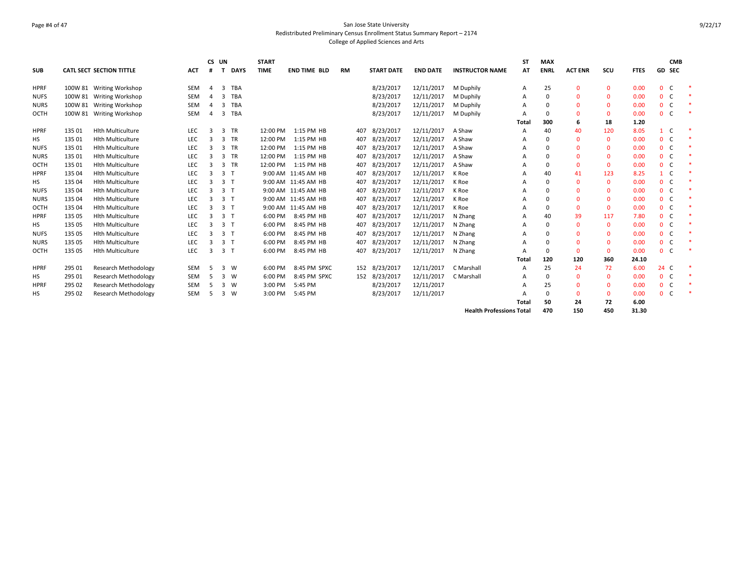San Jose State University
Redistributed Preliminary Census Enrollment Status Summary Report – 2174
College of Applied Sciences and Arts

| SUB | CATL | SECT | SECTION TITTLE | ACT | CS # | UN T | DAYS | START TIME | END TIME | BLD | RM | START DATE | END DATE | INSTRUCTOR NAME | ST AT | MAX ENRL | ACT ENR | SCU | FTES | GD | CMB SEC | |
|---|---|---|---|---|---|---|---|---|---|---|---|---|---|---|---|---|---|---|---|---|---|---|
| HPRF | 100W | 81 | Writing Workshop | SEM | 4 | 3 | TBA | | | | | 8/23/2017 | 12/11/2017 | M Duphily | A | 25 | 0 | 0 | 0.00 | 0 | C | * |
| NUFS | 100W | 81 | Writing Workshop | SEM | 4 | 3 | TBA | | | | | 8/23/2017 | 12/11/2017 | M Duphily | A | 0 | 0 | 0 | 0.00 | 0 | C | * |
| NURS | 100W | 81 | Writing Workshop | SEM | 4 | 3 | TBA | | | | | 8/23/2017 | 12/11/2017 | M Duphily | A | 0 | 0 | 0 | 0.00 | 0 | C | * |
| OCTH | 100W | 81 | Writing Workshop | SEM | 4 | 3 | TBA | | | | | 8/23/2017 | 12/11/2017 | M Duphily | A | 0 | 0 | 0 | 0.00 | 0 | C | * |
| | | | | | | | | | | | | | | | **Total** | **300** | **6** | **18** | **1.20** | | | |
| HPRF | 135 | 01 | Hlth Multiculture | LEC | 3 | 3 | TR | 12:00 PM | 1:15 PM | HB | 407 | 8/23/2017 | 12/11/2017 | A Shaw | A | 40 | 40 | 120 | 8.05 | 1 | C | * |
| HS | 135 | 01 | Hlth Multiculture | LEC | 3 | 3 | TR | 12:00 PM | 1:15 PM | HB | 407 | 8/23/2017 | 12/11/2017 | A Shaw | A | 0 | 0 | 0 | 0.00 | 0 | C | * |
| NUFS | 135 | 01 | Hlth Multiculture | LEC | 3 | 3 | TR | 12:00 PM | 1:15 PM | HB | 407 | 8/23/2017 | 12/11/2017 | A Shaw | A | 0 | 0 | 0 | 0.00 | 0 | C | * |
| NURS | 135 | 01 | Hlth Multiculture | LEC | 3 | 3 | TR | 12:00 PM | 1:15 PM | HB | 407 | 8/23/2017 | 12/11/2017 | A Shaw | A | 0 | 0 | 0 | 0.00 | 0 | C | * |
| OCTH | 135 | 01 | Hlth Multiculture | LEC | 3 | 3 | TR | 12:00 PM | 1:15 PM | HB | 407 | 8/23/2017 | 12/11/2017 | A Shaw | A | 0 | 0 | 0 | 0.00 | 0 | C | * |
| HPRF | 135 | 04 | Hlth Multiculture | LEC | 3 | 3 | T | 9:00 AM | 11:45 AM | HB | 407 | 8/23/2017 | 12/11/2017 | K Roe | A | 40 | 41 | 123 | 8.25 | 1 | C | * |
| HS | 135 | 04 | Hlth Multiculture | LEC | 3 | 3 | T | 9:00 AM | 11:45 AM | HB | 407 | 8/23/2017 | 12/11/2017 | K Roe | A | 0 | 0 | 0 | 0.00 | 0 | C | * |
| NUFS | 135 | 04 | Hlth Multiculture | LEC | 3 | 3 | T | 9:00 AM | 11:45 AM | HB | 407 | 8/23/2017 | 12/11/2017 | K Roe | A | 0 | 0 | 0 | 0.00 | 0 | C | * |
| NURS | 135 | 04 | Hlth Multiculture | LEC | 3 | 3 | T | 9:00 AM | 11:45 AM | HB | 407 | 8/23/2017 | 12/11/2017 | K Roe | A | 0 | 0 | 0 | 0.00 | 0 | C | * |
| OCTH | 135 | 04 | Hlth Multiculture | LEC | 3 | 3 | T | 9:00 AM | 11:45 AM | HB | 407 | 8/23/2017 | 12/11/2017 | K Roe | A | 0 | 0 | 0 | 0.00 | 0 | C | * |
| HPRF | 135 | 05 | Hlth Multiculture | LEC | 3 | 3 | T | 6:00 PM | 8:45 PM | HB | 407 | 8/23/2017 | 12/11/2017 | N Zhang | A | 40 | 39 | 117 | 7.80 | 0 | C | * |
| HS | 135 | 05 | Hlth Multiculture | LEC | 3 | 3 | T | 6:00 PM | 8:45 PM | HB | 407 | 8/23/2017 | 12/11/2017 | N Zhang | A | 0 | 0 | 0 | 0.00 | 0 | C | * |
| NUFS | 135 | 05 | Hlth Multiculture | LEC | 3 | 3 | T | 6:00 PM | 8:45 PM | HB | 407 | 8/23/2017 | 12/11/2017 | N Zhang | A | 0 | 0 | 0 | 0.00 | 0 | C | * |
| NURS | 135 | 05 | Hlth Multiculture | LEC | 3 | 3 | T | 6:00 PM | 8:45 PM | HB | 407 | 8/23/2017 | 12/11/2017 | N Zhang | A | 0 | 0 | 0 | 0.00 | 0 | C | * |
| OCTH | 135 | 05 | Hlth Multiculture | LEC | 3 | 3 | T | 6:00 PM | 8:45 PM | HB | 407 | 8/23/2017 | 12/11/2017 | N Zhang | A | 0 | 0 | 0 | 0.00 | 0 | C | * |
| | | | | | | | | | | | | | | | **Total** | **120** | **120** | **360** | **24.10** | | | |
| HPRF | 295 | 01 | Research Methodology | SEM | 5 | 3 | W | 6:00 PM | 8:45 PM | SPXC | 152 | 8/23/2017 | 12/11/2017 | C Marshall | A | 25 | 24 | 72 | 6.00 | 24 | C | * |
| HS | 295 | 01 | Research Methodology | SEM | 5 | 3 | W | 6:00 PM | 8:45 PM | SPXC | 152 | 8/23/2017 | 12/11/2017 | C Marshall | A | 0 | 0 | 0 | 0.00 | 0 | C | * |
| HPRF | 295 | 02 | Research Methodology | SEM | 5 | 3 | W | 3:00 PM | 5:45 PM | | | 8/23/2017 | 12/11/2017 | | A | 25 | 0 | 0 | 0.00 | 0 | C | * |
| HS | 295 | 02 | Research Methodology | SEM | 5 | 3 | W | 3:00 PM | 5:45 PM | | | 8/23/2017 | 12/11/2017 | | A | 0 | 0 | 0 | 0.00 | 0 | C | * |
| | | | | | | | | | | | | | | | **Total** | **50** | **24** | **72** | **6.00** | | | |
| | | | | | | | | | | | | | | **Health Professions Total** | | **470** | **150** | **450** | **31.30** | | | |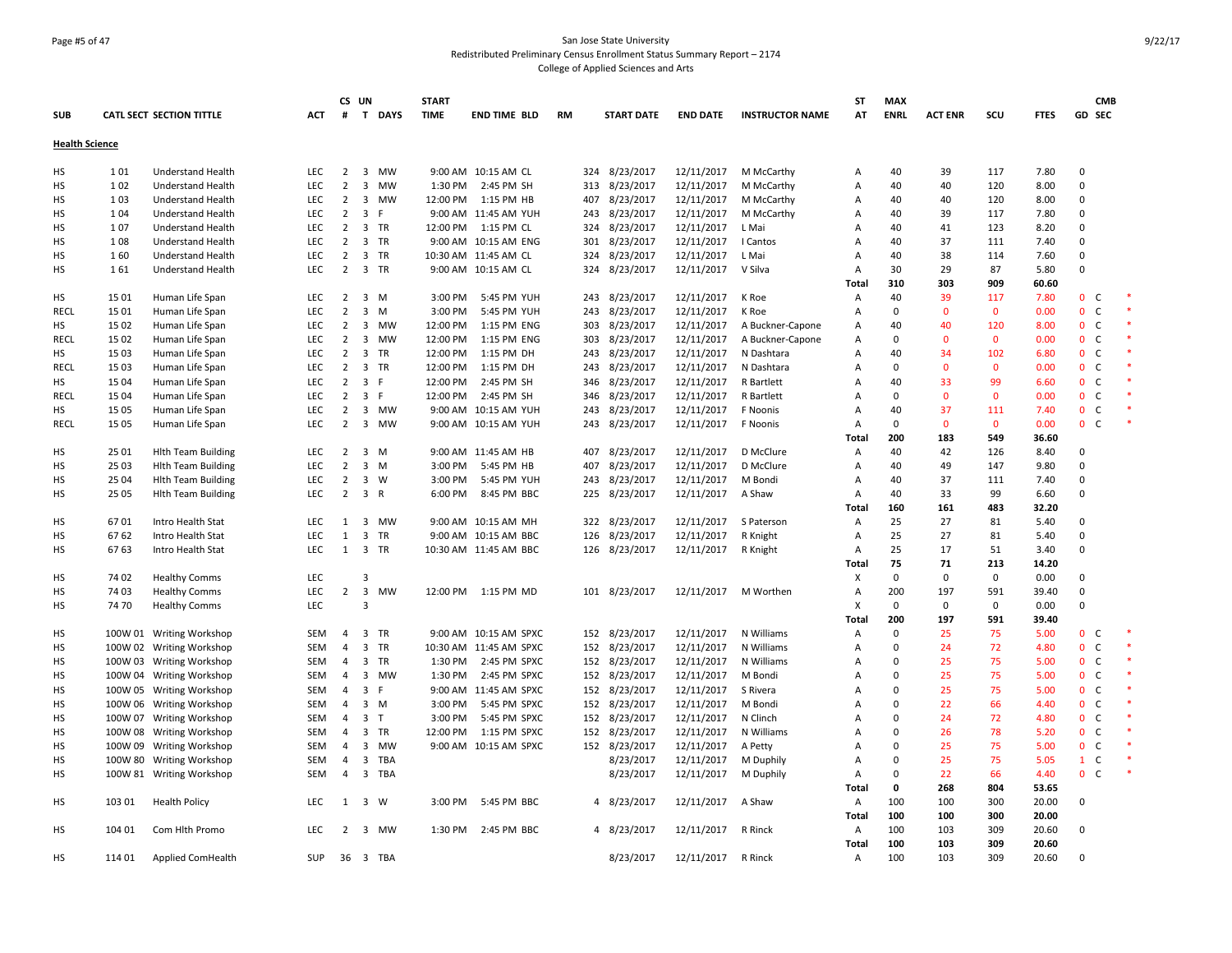San Jose State University
Redistributed Preliminary Census Enrollment Status Summary Report – 2174
College of Applied Sciences and Arts

| SUB | CATL SECT | SECTION TITTLE | ACT | CS # | UN T | DAYS | START TIME | END TIME | BLD | RM | START DATE | END DATE | INSTRUCTOR NAME | ST AT | MAX ENRL | ACT ENR | SCU | FTES | GD | CMB SEC | |
|---|---|---|---|---|---|---|---|---|---|---|---|---|---|---|---|---|---|---|---|---|---|
| **Health Science** | | | | | | | | | | | | | | | | | | | | | |
| HS | 1 01 | Understand Health | LEC | 2 | 3 | MW | 9:00 AM | 10:15 AM | CL | 324 | 8/23/2017 | 12/11/2017 | M McCarthy | A | 40 | 39 | 117 | 7.80 | 0 | | |
| HS | 1 02 | Understand Health | LEC | 2 | 3 | MW | 1:30 PM | 2:45 PM | SH | 313 | 8/23/2017 | 12/11/2017 | M McCarthy | A | 40 | 40 | 120 | 8.00 | 0 | | |
| HS | 1 03 | Understand Health | LEC | 2 | 3 | MW | 12:00 PM | 1:15 PM | HB | 407 | 8/23/2017 | 12/11/2017 | M McCarthy | A | 40 | 40 | 120 | 8.00 | 0 | | |
| HS | 1 04 | Understand Health | LEC | 2 | 3 | F | 9:00 AM | 11:45 AM | YUH | 243 | 8/23/2017 | 12/11/2017 | M McCarthy | A | 40 | 39 | 117 | 7.80 | 0 | | |
| HS | 1 07 | Understand Health | LEC | 2 | 3 | TR | 12:00 PM | 1:15 PM | CL | 324 | 8/23/2017 | 12/11/2017 | L Mai | A | 40 | 41 | 123 | 8.20 | 0 | | |
| HS | 1 08 | Understand Health | LEC | 2 | 3 | TR | 9:00 AM | 10:15 AM | ENG | 301 | 8/23/2017 | 12/11/2017 | I Cantos | A | 40 | 37 | 111 | 7.40 | 0 | | |
| HS | 1 60 | Understand Health | LEC | 2 | 3 | TR | 10:30 AM | 11:45 AM | CL | 324 | 8/23/2017 | 12/11/2017 | L Mai | A | 40 | 38 | 114 | 7.60 | 0 | | |
| HS | 1 61 | Understand Health | LEC | 2 | 3 | TR | 9:00 AM | 10:15 AM | CL | 324 | 8/23/2017 | 12/11/2017 | V Silva | A | 30 | 29 | 87 | 5.80 | 0 | | |
| | | | | | | | | | | | | | | **Total** | **310** | **303** | **909** | **60.60** | | | |
| HS | 15 01 | Human Life Span | LEC | 2 | 3 | M | 3:00 PM | 5:45 PM | YUH | 243 | 8/23/2017 | 12/11/2017 | K Roe | A | 40 | 39 | 117 | 7.80 | 0 | C | * |
| RECL | 15 01 | Human Life Span | LEC | 2 | 3 | M | 3:00 PM | 5:45 PM | YUH | 243 | 8/23/2017 | 12/11/2017 | K Roe | A | 0 | 0 | 0 | 0.00 | 0 | C | * |
| HS | 15 02 | Human Life Span | LEC | 2 | 3 | MW | 12:00 PM | 1:15 PM | ENG | 303 | 8/23/2017 | 12/11/2017 | A Buckner-Capone | A | 40 | 40 | 120 | 8.00 | 0 | C | * |
| RECL | 15 02 | Human Life Span | LEC | 2 | 3 | MW | 12:00 PM | 1:15 PM | ENG | 303 | 8/23/2017 | 12/11/2017 | A Buckner-Capone | A | 0 | 0 | 0 | 0.00 | 0 | C | * |
| HS | 15 03 | Human Life Span | LEC | 2 | 3 | TR | 12:00 PM | 1:15 PM | DH | 243 | 8/23/2017 | 12/11/2017 | N Dashtara | A | 40 | 34 | 102 | 6.80 | 0 | C | * |
| RECL | 15 03 | Human Life Span | LEC | 2 | 3 | TR | 12:00 PM | 1:15 PM | DH | 243 | 8/23/2017 | 12/11/2017 | N Dashtara | A | 0 | 0 | 0 | 0.00 | 0 | C | * |
| HS | 15 04 | Human Life Span | LEC | 2 | 3 | F | 12:00 PM | 2:45 PM | SH | 346 | 8/23/2017 | 12/11/2017 | R Bartlett | A | 40 | 33 | 99 | 6.60 | 0 | C | * |
| RECL | 15 04 | Human Life Span | LEC | 2 | 3 | F | 12:00 PM | 2:45 PM | SH | 346 | 8/23/2017 | 12/11/2017 | R Bartlett | A | 0 | 0 | 0 | 0.00 | 0 | C | * |
| HS | 15 05 | Human Life Span | LEC | 2 | 3 | MW | 9:00 AM | 10:15 AM | YUH | 243 | 8/23/2017 | 12/11/2017 | F Noonis | A | 40 | 37 | 111 | 7.40 | 0 | C | * |
| RECL | 15 05 | Human Life Span | LEC | 2 | 3 | MW | 9:00 AM | 10:15 AM | YUH | 243 | 8/23/2017 | 12/11/2017 | F Noonis | A | 0 | 0 | 0 | 0.00 | 0 | C | * |
| | | | | | | | | | | | | | | **Total** | **200** | **183** | **549** | **36.60** | | | |
| HS | 25 01 | Hlth Team Building | LEC | 2 | 3 | M | 9:00 AM | 11:45 AM | HB | 407 | 8/23/2017 | 12/11/2017 | D McClure | A | 40 | 42 | 126 | 8.40 | 0 | | |
| HS | 25 03 | Hlth Team Building | LEC | 2 | 3 | M | 3:00 PM | 5:45 PM | HB | 407 | 8/23/2017 | 12/11/2017 | D McClure | A | 40 | 49 | 147 | 9.80 | 0 | | |
| HS | 25 04 | Hlth Team Building | LEC | 2 | 3 | W | 3:00 PM | 5:45 PM | YUH | 243 | 8/23/2017 | 12/11/2017 | M Bondi | A | 40 | 37 | 111 | 7.40 | 0 | | |
| HS | 25 05 | Hlth Team Building | LEC | 2 | 3 | R | 6:00 PM | 8:45 PM | BBC | 225 | 8/23/2017 | 12/11/2017 | A Shaw | A | 40 | 33 | 99 | 6.60 | 0 | | |
| | | | | | | | | | | | | | | **Total** | **160** | **161** | **483** | **32.20** | | | |
| HS | 67 01 | Intro Health Stat | LEC | 1 | 3 | MW | 9:00 AM | 10:15 AM | MH | 322 | 8/23/2017 | 12/11/2017 | S Paterson | A | 25 | 27 | 81 | 5.40 | 0 | | |
| HS | 67 62 | Intro Health Stat | LEC | 1 | 3 | TR | 9:00 AM | 10:15 AM | BBC | 126 | 8/23/2017 | 12/11/2017 | R Knight | A | 25 | 27 | 81 | 5.40 | 0 | | |
| HS | 67 63 | Intro Health Stat | LEC | 1 | 3 | TR | 10:30 AM | 11:45 AM | BBC | 126 | 8/23/2017 | 12/11/2017 | R Knight | A | 25 | 17 | 51 | 3.40 | 0 | | |
| | | | | | | | | | | | | | | **Total** | **75** | **71** | **213** | **14.20** | | | |
| HS | 74 02 | Healthy Comms | LEC | | 3 | | | | | | | | | X | 0 | 0 | 0 | 0.00 | 0 | | |
| HS | 74 03 | Healthy Comms | LEC | 2 | 3 | MW | 12:00 PM | 1:15 PM | MD | 101 | 8/23/2017 | 12/11/2017 | M Worthen | A | 200 | 197 | 591 | 39.40 | 0 | | |
| HS | 74 70 | Healthy Comms | LEC | | 3 | | | | | | | | | X | 0 | 0 | 0 | 0.00 | 0 | | |
| | | | | | | | | | | | | | | **Total** | **200** | **197** | **591** | **39.40** | | | |
| HS | 100W 01 | Writing Workshop | SEM | 4 | 3 | TR | 9:00 AM | 10:15 AM | SPXC | 152 | 8/23/2017 | 12/11/2017 | N Williams | A | 0 | 25 | 75 | 5.00 | 0 | C | * |
| HS | 100W 02 | Writing Workshop | SEM | 4 | 3 | TR | 10:30 AM | 11:45 AM | SPXC | 152 | 8/23/2017 | 12/11/2017 | N Williams | A | 0 | 24 | 72 | 4.80 | 0 | C | * |
| HS | 100W 03 | Writing Workshop | SEM | 4 | 3 | TR | 1:30 PM | 2:45 PM | SPXC | 152 | 8/23/2017 | 12/11/2017 | N Williams | A | 0 | 25 | 75 | 5.00 | 0 | C | * |
| HS | 100W 04 | Writing Workshop | SEM | 4 | 3 | MW | 1:30 PM | 2:45 PM | SPXC | 152 | 8/23/2017 | 12/11/2017 | M Bondi | A | 0 | 25 | 75 | 5.00 | 0 | C | * |
| HS | 100W 05 | Writing Workshop | SEM | 4 | 3 | F | 9:00 AM | 11:45 AM | SPXC | 152 | 8/23/2017 | 12/11/2017 | S Rivera | A | 0 | 25 | 75 | 5.00 | 0 | C | * |
| HS | 100W 06 | Writing Workshop | SEM | 4 | 3 | M | 3:00 PM | 5:45 PM | SPXC | 152 | 8/23/2017 | 12/11/2017 | M Bondi | A | 0 | 22 | 66 | 4.40 | 0 | C | * |
| HS | 100W 07 | Writing Workshop | SEM | 4 | 3 | T | 3:00 PM | 5:45 PM | SPXC | 152 | 8/23/2017 | 12/11/2017 | N Clinch | A | 0 | 24 | 72 | 4.80 | 0 | C | * |
| HS | 100W 08 | Writing Workshop | SEM | 4 | 3 | TR | 12:00 PM | 1:15 PM | SPXC | 152 | 8/23/2017 | 12/11/2017 | N Williams | A | 0 | 26 | 78 | 5.20 | 0 | C | * |
| HS | 100W 09 | Writing Workshop | SEM | 4 | 3 | MW | 9:00 AM | 10:15 AM | SPXC | 152 | 8/23/2017 | 12/11/2017 | A Petty | A | 0 | 25 | 75 | 5.00 | 0 | C | * |
| HS | 100W 80 | Writing Workshop | SEM | 4 | 3 | TBA | | | | | 8/23/2017 | 12/11/2017 | M Duphily | A | 0 | 25 | 75 | 5.05 | 1 | C | * |
| HS | 100W 81 | Writing Workshop | SEM | 4 | 3 | TBA | | | | | 8/23/2017 | 12/11/2017 | M Duphily | A | 0 | 22 | 66 | 4.40 | 0 | C | * |
| | | | | | | | | | | | | | | **Total** | **0** | **268** | **804** | **53.65** | | | |
| HS | 103 01 | Health Policy | LEC | 1 | 3 | W | 3:00 PM | 5:45 PM | BBC | 4 | 8/23/2017 | 12/11/2017 | A Shaw | A | 100 | 100 | 300 | 20.00 | 0 | | |
| | | | | | | | | | | | | | | **Total** | **100** | **100** | **300** | **20.00** | | | |
| HS | 104 01 | Com Hlth Promo | LEC | 2 | 3 | MW | 1:30 PM | 2:45 PM | BBC | 4 | 8/23/2017 | 12/11/2017 | R Rinck | A | 100 | 103 | 309 | 20.60 | 0 | | |
| | | | | | | | | | | | | | | **Total** | **100** | **103** | **309** | **20.60** | | | |
| HS | 114 01 | Applied ComHealth | SUP | 36 | 3 | TBA | | | | | 8/23/2017 | 12/11/2017 | R Rinck | A | 100 | 103 | 309 | 20.60 | 0 | | |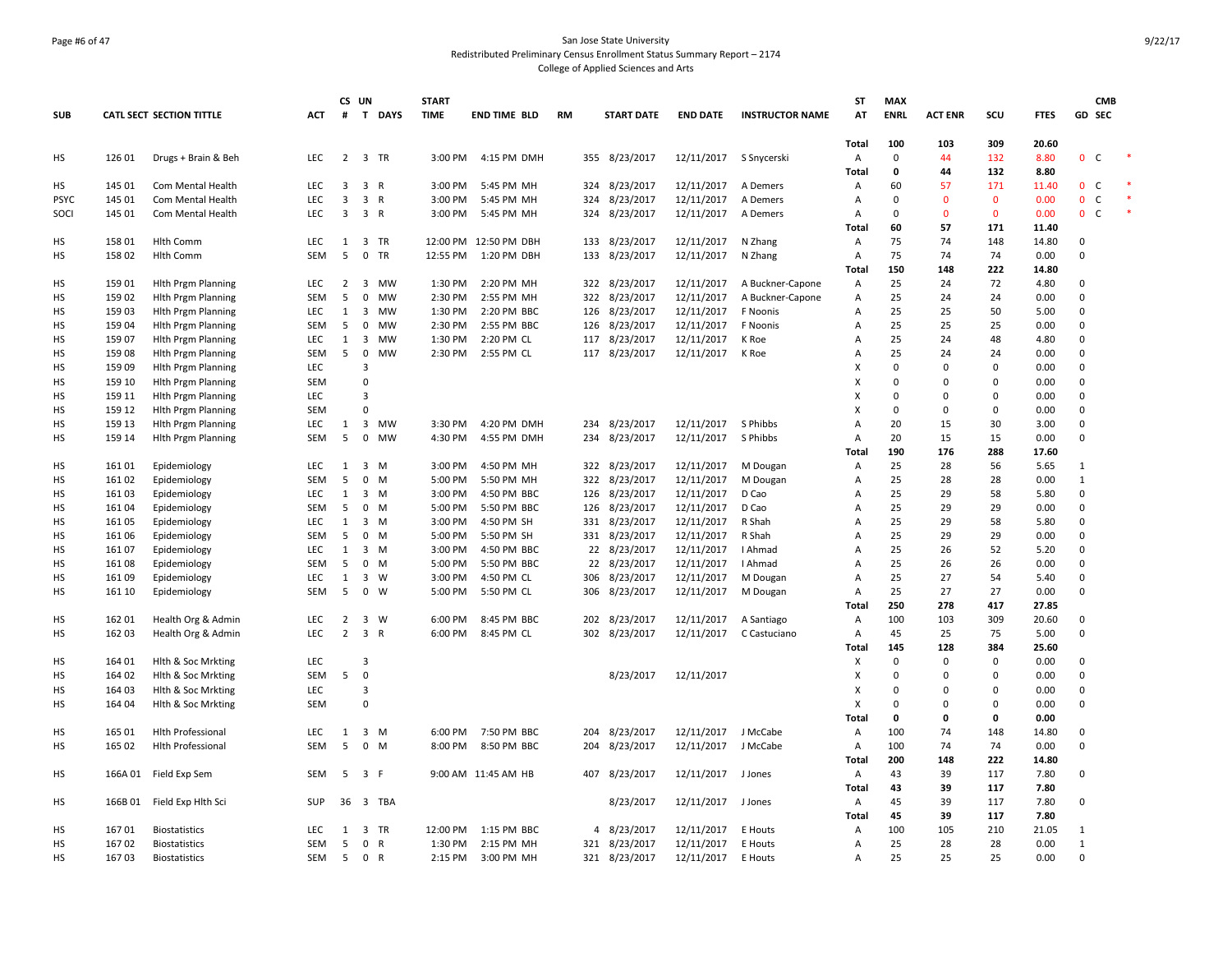# San Jose State University
## Redistributed Preliminary Census Enrollment Status Summary Report – 2174
### College of Applied Sciences and Arts

| SUB | CATL SECT | SECTION TITTLE | ACT | CS # | UN T | DAYS | START TIME | END TIME | BLD | RM | START DATE | END DATE | INSTRUCTOR NAME | ST AT | MAX ENRL | ACT ENR | SCU | FTES | GD | CMB SEC | |
|---|---|---|---|---|---|---|---|---|---|---|---|---|---|---|---|---|---|---|---|---|---|
| | | | | | | | | | | | | | | Total | 100 | 103 | 309 | 20.60 | | | |
| HS | 126 01 | Drugs + Brain & Beh | LEC | 2 | 3 | TR | 3:00 PM | 4:15 PM | DMH | 355 | 8/23/2017 | 12/11/2017 | S Snycerski | A | 0 | 44 | 132 | 8.80 | 0 | C | * |
| | | | | | | | | | | | | | | Total | 0 | 44 | 132 | 8.80 | | | |
| HS | 145 01 | Com Mental Health | LEC | 3 | 3 | R | 3:00 PM | 5:45 PM | MH | 324 | 8/23/2017 | 12/11/2017 | A Demers | A | 60 | 57 | 171 | 11.40 | 0 | C | * |
| PSYC | 145 01 | Com Mental Health | LEC | 3 | 3 | R | 3:00 PM | 5:45 PM | MH | 324 | 8/23/2017 | 12/11/2017 | A Demers | A | 0 | 0 | 0 | 0.00 | 0 | C | * |
| SOCI | 145 01 | Com Mental Health | LEC | 3 | 3 | R | 3:00 PM | 5:45 PM | MH | 324 | 8/23/2017 | 12/11/2017 | A Demers | A | 0 | 0 | 0 | 0.00 | 0 | C | * |
| | | | | | | | | | | | | | | Total | 60 | 57 | 171 | 11.40 | | | |
| HS | 158 01 | Hlth Comm | LEC | 1 | 3 | TR | 12:00 PM | 12:50 PM | DBH | 133 | 8/23/2017 | 12/11/2017 | N Zhang | A | 75 | 74 | 148 | 14.80 | 0 | | |
| HS | 158 02 | Hlth Comm | SEM | 5 | 0 | TR | 12:55 PM | 1:20 PM | DBH | 133 | 8/23/2017 | 12/11/2017 | N Zhang | A | 75 | 74 | 74 | 0.00 | 0 | | |
| | | | | | | | | | | | | | | Total | 150 | 148 | 222 | 14.80 | | | |
| HS | 159 01 | Hlth Prgm Planning | LEC | 2 | 3 | MW | 1:30 PM | 2:20 PM | MH | 322 | 8/23/2017 | 12/11/2017 | A Buckner-Capone | A | 25 | 24 | 72 | 4.80 | 0 | | |
| HS | 159 02 | Hlth Prgm Planning | SEM | 5 | 0 | MW | 2:30 PM | 2:55 PM | MH | 322 | 8/23/2017 | 12/11/2017 | A Buckner-Capone | A | 25 | 24 | 24 | 0.00 | 0 | | |
| HS | 159 03 | Hlth Prgm Planning | LEC | 1 | 3 | MW | 1:30 PM | 2:20 PM | BBC | 126 | 8/23/2017 | 12/11/2017 | F Noonis | A | 25 | 25 | 50 | 5.00 | 0 | | |
| HS | 159 04 | Hlth Prgm Planning | SEM | 5 | 0 | MW | 2:30 PM | 2:55 PM | BBC | 126 | 8/23/2017 | 12/11/2017 | F Noonis | A | 25 | 25 | 25 | 0.00 | 0 | | |
| HS | 159 07 | Hlth Prgm Planning | LEC | 1 | 3 | MW | 1:30 PM | 2:20 PM | CL | 117 | 8/23/2017 | 12/11/2017 | K Roe | A | 25 | 24 | 48 | 4.80 | 0 | | |
| HS | 159 08 | Hlth Prgm Planning | SEM | 5 | 0 | MW | 2:30 PM | 2:55 PM | CL | 117 | 8/23/2017 | 12/11/2017 | K Roe | A | 25 | 24 | 24 | 0.00 | 0 | | |
| HS | 159 09 | Hlth Prgm Planning | LEC | | 3 | | | | | | | | | X | 0 | 0 | 0 | 0.00 | 0 | | |
| HS | 159 10 | Hlth Prgm Planning | SEM | | 0 | | | | | | | | | X | 0 | 0 | 0 | 0.00 | 0 | | |
| HS | 159 11 | Hlth Prgm Planning | LEC | | 3 | | | | | | | | | X | 0 | 0 | 0 | 0.00 | 0 | | |
| HS | 159 12 | Hlth Prgm Planning | SEM | | 0 | | | | | | | | | X | 0 | 0 | 0 | 0.00 | 0 | | |
| HS | 159 13 | Hlth Prgm Planning | LEC | 1 | 3 | MW | 3:30 PM | 4:20 PM | DMH | 234 | 8/23/2017 | 12/11/2017 | S Phibbs | A | 20 | 15 | 30 | 3.00 | 0 | | |
| HS | 159 14 | Hlth Prgm Planning | SEM | 5 | 0 | MW | 4:30 PM | 4:55 PM | DMH | 234 | 8/23/2017 | 12/11/2017 | S Phibbs | A | 20 | 15 | 15 | 0.00 | 0 | | |
| | | | | | | | | | | | | | | Total | 190 | 176 | 288 | 17.60 | | | |
| HS | 161 01 | Epidemiology | LEC | 1 | 3 | M | 3:00 PM | 4:50 PM | MH | 322 | 8/23/2017 | 12/11/2017 | M Dougan | A | 25 | 28 | 56 | 5.65 | 1 | | |
| HS | 161 02 | Epidemiology | SEM | 5 | 0 | M | 5:00 PM | 5:50 PM | MH | 322 | 8/23/2017 | 12/11/2017 | M Dougan | A | 25 | 28 | 28 | 0.00 | 1 | | |
| HS | 161 03 | Epidemiology | LEC | 1 | 3 | M | 3:00 PM | 4:50 PM | BBC | 126 | 8/23/2017 | 12/11/2017 | D Cao | A | 25 | 29 | 58 | 5.80 | 0 | | |
| HS | 161 04 | Epidemiology | SEM | 5 | 0 | M | 5:00 PM | 5:50 PM | BBC | 126 | 8/23/2017 | 12/11/2017 | D Cao | A | 25 | 29 | 29 | 0.00 | 0 | | |
| HS | 161 05 | Epidemiology | LEC | 1 | 3 | M | 3:00 PM | 4:50 PM | SH | 331 | 8/23/2017 | 12/11/2017 | R Shah | A | 25 | 29 | 58 | 5.80 | 0 | | |
| HS | 161 06 | Epidemiology | SEM | 5 | 0 | M | 5:00 PM | 5:50 PM | SH | 331 | 8/23/2017 | 12/11/2017 | R Shah | A | 25 | 29 | 29 | 0.00 | 0 | | |
| HS | 161 07 | Epidemiology | LEC | 1 | 3 | M | 3:00 PM | 4:50 PM | BBC | 22 | 8/23/2017 | 12/11/2017 | I Ahmad | A | 25 | 26 | 52 | 5.20 | 0 | | |
| HS | 161 08 | Epidemiology | SEM | 5 | 0 | M | 5:00 PM | 5:50 PM | BBC | 22 | 8/23/2017 | 12/11/2017 | I Ahmad | A | 25 | 26 | 26 | 0.00 | 0 | | |
| HS | 161 09 | Epidemiology | LEC | 1 | 3 | W | 3:00 PM | 4:50 PM | CL | 306 | 8/23/2017 | 12/11/2017 | M Dougan | A | 25 | 27 | 54 | 5.40 | 0 | | |
| HS | 161 10 | Epidemiology | SEM | 5 | 0 | W | 5:00 PM | 5:50 PM | CL | 306 | 8/23/2017 | 12/11/2017 | M Dougan | A | 25 | 27 | 27 | 0.00 | 0 | | |
| | | | | | | | | | | | | | | Total | 250 | 278 | 417 | 27.85 | | | |
| HS | 162 01 | Health Org & Admin | LEC | 2 | 3 | W | 6:00 PM | 8:45 PM | BBC | 202 | 8/23/2017 | 12/11/2017 | A Santiago | A | 100 | 103 | 309 | 20.60 | 0 | | |
| HS | 162 03 | Health Org & Admin | LEC | 2 | 3 | R | 6:00 PM | 8:45 PM | CL | 302 | 8/23/2017 | 12/11/2017 | C Castuciano | A | 45 | 25 | 75 | 5.00 | 0 | | |
| | | | | | | | | | | | | | | Total | 145 | 128 | 384 | 25.60 | | | |
| HS | 164 01 | Hlth & Soc Mrkting | LEC | | 3 | | | | | | | | | X | 0 | 0 | 0 | 0.00 | 0 | | |
| HS | 164 02 | Hlth & Soc Mrkting | SEM | 5 | 0 | | | | | | 8/23/2017 | 12/11/2017 | | X | 0 | 0 | 0 | 0.00 | 0 | | |
| HS | 164 03 | Hlth & Soc Mrkting | LEC | | 3 | | | | | | | | | X | 0 | 0 | 0 | 0.00 | 0 | | |
| HS | 164 04 | Hlth & Soc Mrkting | SEM | | 0 | | | | | | | | | X | 0 | 0 | 0 | 0.00 | 0 | | |
| | | | | | | | | | | | | | | Total | 0 | 0 | 0 | 0.00 | | | |
| HS | 165 01 | Hlth Professional | LEC | 1 | 3 | M | 6:00 PM | 7:50 PM | BBC | 204 | 8/23/2017 | 12/11/2017 | J McCabe | A | 100 | 74 | 148 | 14.80 | 0 | | |
| HS | 165 02 | Hlth Professional | SEM | 5 | 0 | M | 8:00 PM | 8:50 PM | BBC | 204 | 8/23/2017 | 12/11/2017 | J McCabe | A | 100 | 74 | 74 | 0.00 | 0 | | |
| | | | | | | | | | | | | | | Total | 200 | 148 | 222 | 14.80 | | | |
| HS | 166A 01 | Field Exp Sem | SEM | 5 | 3 | F | 9:00 AM | 11:45 AM | HB | 407 | 8/23/2017 | 12/11/2017 | J Jones | A | 43 | 39 | 117 | 7.80 | 0 | | |
| | | | | | | | | | | | | | | Total | 43 | 39 | 117 | 7.80 | | | |
| HS | 166B 01 | Field Exp Hlth Sci | SUP | 36 | 3 | TBA | | | | | 8/23/2017 | 12/11/2017 | J Jones | A | 45 | 39 | 117 | 7.80 | 0 | | |
| | | | | | | | | | | | | | | Total | 45 | 39 | 117 | 7.80 | | | |
| HS | 167 01 | Biostatistics | LEC | 1 | 3 | TR | 12:00 PM | 1:15 PM | BBC | 4 | 8/23/2017 | 12/11/2017 | E Houts | A | 100 | 105 | 210 | 21.05 | 1 | | |
| HS | 167 02 | Biostatistics | SEM | 5 | 0 | R | 1:30 PM | 2:15 PM | MH | 321 | 8/23/2017 | 12/11/2017 | E Houts | A | 25 | 28 | 28 | 0.00 | 1 | | |
| HS | 167 03 | Biostatistics | SEM | 5 | 0 | R | 2:15 PM | 3:00 PM | MH | 321 | 8/23/2017 | 12/11/2017 | E Houts | A | 25 | 25 | 25 | 0.00 | 0 | | |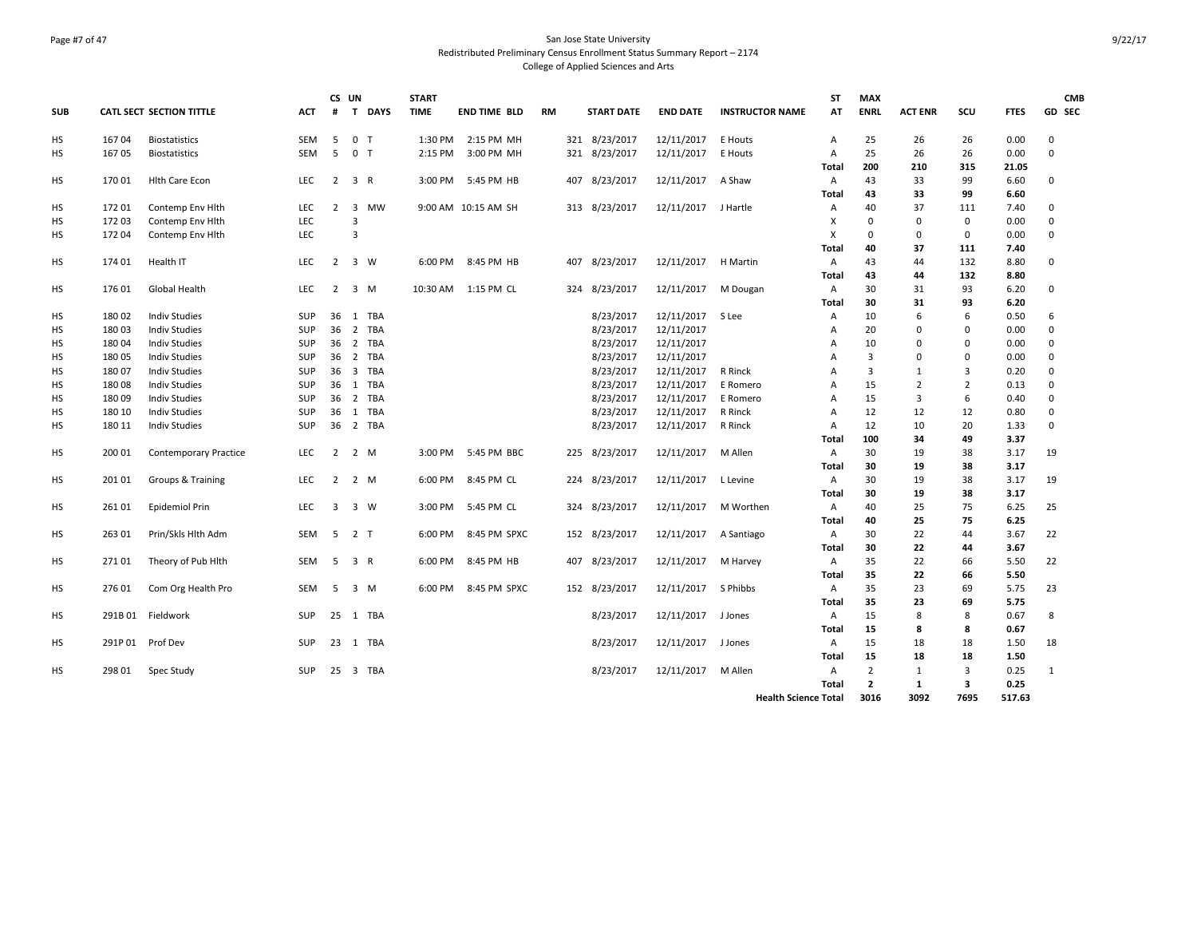San Jose State University
Redistributed Preliminary Census Enrollment Status Summary Report – 2174
College of Applied Sciences and Arts

| SUB | CATL SECT | SECTION TITTLE | ACT | CS # | UN T | DAYS | START TIME | END TIME | BLD | RM | START DATE | END DATE | INSTRUCTOR NAME | ST AT | MAX ENRL | ACT ENR | SCU | FTES | GD | CMB SEC |
|---|---|---|---|---|---|---|---|---|---|---|---|---|---|---|---|---|---|---|---|---|
| HS | 167 04 | Biostatistics | SEM | 5 | 0 | T | 1:30 PM | 2:15 PM | MH | 321 | 8/23/2017 | 12/11/2017 | E Houts | A | 25 | 26 | 26 | 0.00 | 0 | |
| HS | 167 05 | Biostatistics | SEM | 5 | 0 | T | 2:15 PM | 3:00 PM | MH | 321 | 8/23/2017 | 12/11/2017 | E Houts | A | 25 | 26 | 26 | 0.00 | 0 | |
| | | | | | | | | | | | | | | **Total** | **200** | **210** | **315** | **21.05** | | |
| HS | 170 01 | Hlth Care Econ | LEC | 2 | 3 | R | 3:00 PM | 5:45 PM | HB | 407 | 8/23/2017 | 12/11/2017 | A Shaw | A | 43 | 33 | 99 | 6.60 | 0 | |
| | | | | | | | | | | | | | | **Total** | **43** | **33** | **99** | **6.60** | | |
| HS | 172 01 | Contemp Env Hlth | LEC | 2 | 3 | MW | 9:00 AM | 10:15 AM | SH | 313 | 8/23/2017 | 12/11/2017 | J Hartle | A | 40 | 37 | 111 | 7.40 | 0 | |
| HS | 172 03 | Contemp Env Hlth | LEC | | 3 | | | | | | | | | X | 0 | 0 | 0 | 0.00 | 0 | |
| HS | 172 04 | Contemp Env Hlth | LEC | | 3 | | | | | | | | | X | 0 | 0 | 0 | 0.00 | 0 | |
| | | | | | | | | | | | | | | **Total** | **40** | **37** | **111** | **7.40** | | |
| HS | 174 01 | Health IT | LEC | 2 | 3 | W | 6:00 PM | 8:45 PM | HB | 407 | 8/23/2017 | 12/11/2017 | H Martin | A | 43 | 44 | 132 | 8.80 | 0 | |
| | | | | | | | | | | | | | | **Total** | **43** | **44** | **132** | **8.80** | | |
| HS | 176 01 | Global Health | LEC | 2 | 3 | M | 10:30 AM | 1:15 PM | CL | 324 | 8/23/2017 | 12/11/2017 | M Dougan | A | 30 | 31 | 93 | 6.20 | 0 | |
| | | | | | | | | | | | | | | **Total** | **30** | **31** | **93** | **6.20** | | |
| HS | 180 02 | Indiv Studies | SUP | 36 | 1 | TBA | | | | | 8/23/2017 | 12/11/2017 | S Lee | A | 10 | 6 | 6 | 0.50 | 6 | |
| HS | 180 03 | Indiv Studies | SUP | 36 | 2 | TBA | | | | | 8/23/2017 | 12/11/2017 | | A | 20 | 0 | 0 | 0.00 | 0 | |
| HS | 180 04 | Indiv Studies | SUP | 36 | 2 | TBA | | | | | 8/23/2017 | 12/11/2017 | | A | 10 | 0 | 0 | 0.00 | 0 | |
| HS | 180 05 | Indiv Studies | SUP | 36 | 2 | TBA | | | | | 8/23/2017 | 12/11/2017 | | A | 3 | 0 | 0 | 0.00 | 0 | |
| HS | 180 07 | Indiv Studies | SUP | 36 | 3 | TBA | | | | | 8/23/2017 | 12/11/2017 | R Rinck | A | 3 | 1 | 3 | 0.20 | 0 | |
| HS | 180 08 | Indiv Studies | SUP | 36 | 1 | TBA | | | | | 8/23/2017 | 12/11/2017 | E Romero | A | 15 | 2 | 2 | 0.13 | 0 | |
| HS | 180 09 | Indiv Studies | SUP | 36 | 2 | TBA | | | | | 8/23/2017 | 12/11/2017 | E Romero | A | 15 | 3 | 6 | 0.40 | 0 | |
| HS | 180 10 | Indiv Studies | SUP | 36 | 1 | TBA | | | | | 8/23/2017 | 12/11/2017 | R Rinck | A | 12 | 12 | 12 | 0.80 | 0 | |
| HS | 180 11 | Indiv Studies | SUP | 36 | 2 | TBA | | | | | 8/23/2017 | 12/11/2017 | R Rinck | A | 12 | 10 | 20 | 1.33 | 0 | |
| | | | | | | | | | | | | | | **Total** | **100** | **34** | **49** | **3.37** | | |
| HS | 200 01 | Contemporary Practice | LEC | 2 | 2 | M | 3:00 PM | 5:45 PM | BBC | 225 | 8/23/2017 | 12/11/2017 | M Allen | A | 30 | 19 | 38 | 3.17 | 19 | |
| | | | | | | | | | | | | | | **Total** | **30** | **19** | **38** | **3.17** | | |
| HS | 201 01 | Groups & Training | LEC | 2 | 2 | M | 6:00 PM | 8:45 PM | CL | 224 | 8/23/2017 | 12/11/2017 | L Levine | A | 30 | 19 | 38 | 3.17 | 19 | |
| | | | | | | | | | | | | | | **Total** | **30** | **19** | **38** | **3.17** | | |
| HS | 261 01 | Epidemiol Prin | LEC | 3 | 3 | W | 3:00 PM | 5:45 PM | CL | 324 | 8/23/2017 | 12/11/2017 | M Worthen | A | 40 | 25 | 75 | 6.25 | 25 | |
| | | | | | | | | | | | | | | **Total** | **40** | **25** | **75** | **6.25** | | |
| HS | 263 01 | Prin/Skls Hlth Adm | SEM | 5 | 2 | T | 6:00 PM | 8:45 PM | SPXC | 152 | 8/23/2017 | 12/11/2017 | A Santiago | A | 30 | 22 | 44 | 3.67 | 22 | |
| | | | | | | | | | | | | | | **Total** | **30** | **22** | **44** | **3.67** | | |
| HS | 271 01 | Theory of Pub Hlth | SEM | 5 | 3 | R | 6:00 PM | 8:45 PM | HB | 407 | 8/23/2017 | 12/11/2017 | M Harvey | A | 35 | 22 | 66 | 5.50 | 22 | |
| | | | | | | | | | | | | | | **Total** | **35** | **22** | **66** | **5.50** | | |
| HS | 276 01 | Com Org Health Pro | SEM | 5 | 3 | M | 6:00 PM | 8:45 PM | SPXC | 152 | 8/23/2017 | 12/11/2017 | S Phibbs | A | 35 | 23 | 69 | 5.75 | 23 | |
| | | | | | | | | | | | | | | **Total** | **35** | **23** | **69** | **5.75** | | |
| HS | 291B 01 | Fieldwork | SUP | 25 | 1 | TBA | | | | | 8/23/2017 | 12/11/2017 | J Jones | A | 15 | 8 | 8 | 0.67 | 8 | |
| | | | | | | | | | | | | | | **Total** | **15** | **8** | **8** | **0.67** | | |
| HS | 291P 01 | Prof Dev | SUP | 23 | 1 | TBA | | | | | 8/23/2017 | 12/11/2017 | J Jones | A | 15 | 18 | 18 | 1.50 | 18 | |
| | | | | | | | | | | | | | | **Total** | **15** | **18** | **18** | **1.50** | | |
| HS | 298 01 | Spec Study | SUP | 25 | 3 | TBA | | | | | 8/23/2017 | 12/11/2017 | M Allen | A | 2 | 1 | 3 | 0.25 | 1 | |
| | | | | | | | | | | | | | | **Total** | **2** | **1** | **3** | **0.25** | | |
| | | | | | | | | | | | | | **Health Science Total** | | **3016** | **3092** | **7695** | **517.63** | | |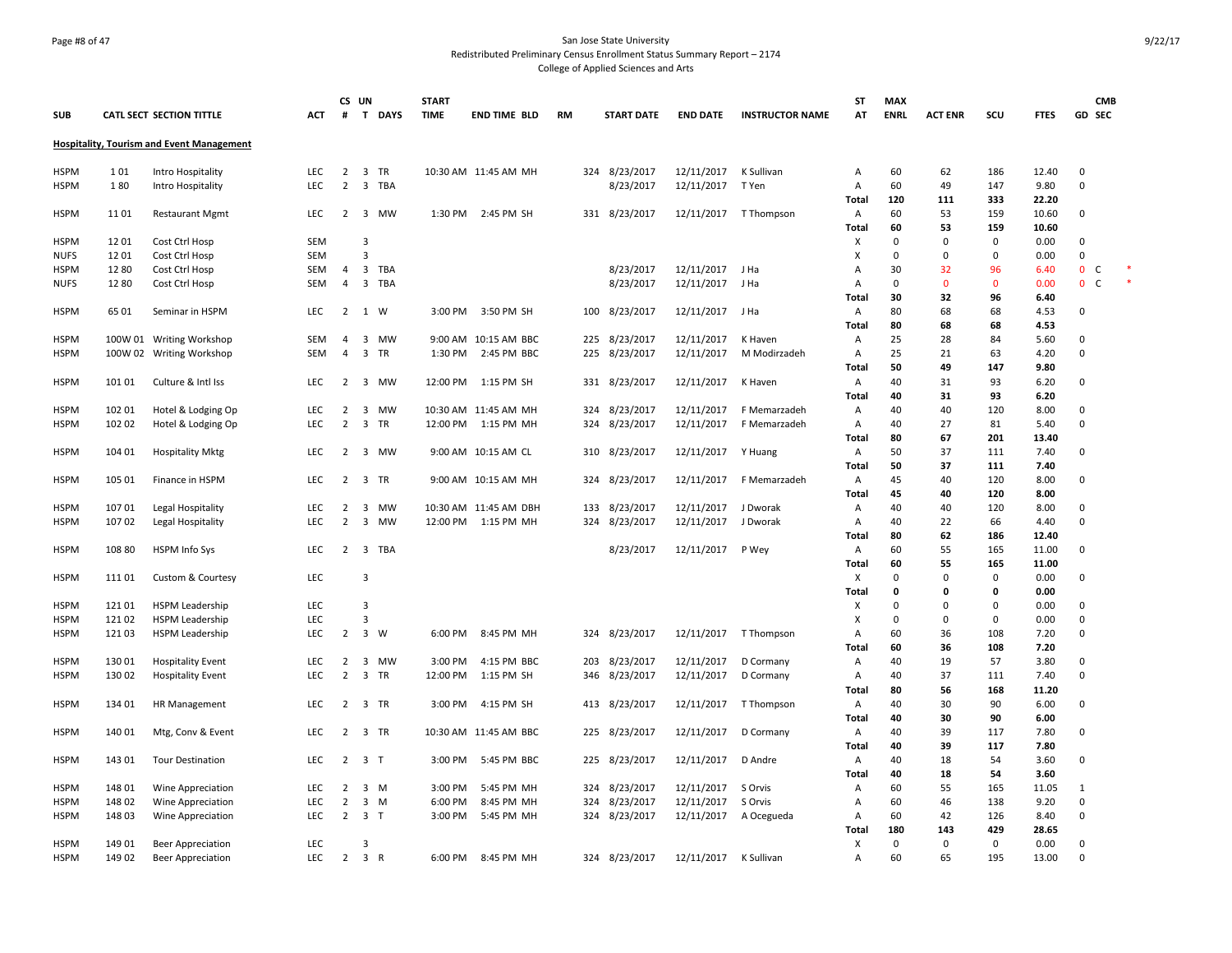San Jose State University
Redistributed Preliminary Census Enrollment Status Summary Report – 2174
College of Applied Sciences and Arts

9/22/17

| SUB | CATL SECT | SECTION TITTLE | ACT | CS # | UN T | DAYS | START TIME | END TIME | BLD | RM | START DATE | END DATE | INSTRUCTOR NAME | ST AT | MAX ENRL | ACT ENR | SCU | FTES | GD | CMB SEC |
|---|---|---|---|---|---|---|---|---|---|---|---|---|---|---|---|---|---|---|---|---|
| **Hospitality, Tourism and Event Management** | | | | | | | | | | | | | | | | | | | | |
| HSPM | 1 01 | Intro Hospitality | LEC | 2 | 3 | TR | 10:30 AM | 11:45 AM | MH | 324 | 8/23/2017 | 12/11/2017 | K Sullivan | A | 60 | 62 | 186 | 12.40 | 0 | |
| HSPM | 1 80 | Intro Hospitality | LEC | 2 | 3 | TBA | | | | | 8/23/2017 | 12/11/2017 | T Yen | A | 60 | 49 | 147 | 9.80 | 0 | |
| | | | | | | | | | | | | | | **Total** | **120** | **111** | **333** | **22.20** | | |
| HSPM | 11 01 | Restaurant Mgmt | LEC | 2 | 3 | MW | 1:30 PM | 2:45 PM | SH | 331 | 8/23/2017 | 12/11/2017 | T Thompson | A | 60 | 53 | 159 | 10.60 | 0 | |
| | | | | | | | | | | | | | | **Total** | **60** | **53** | **159** | **10.60** | | |
| HSPM | 12 01 | Cost Ctrl Hosp | SEM | | 3 | | | | | | | | | X | 0 | 0 | 0 | 0.00 | 0 | |
| NUFS | 12 01 | Cost Ctrl Hosp | SEM | | 3 | | | | | | | | | X | 0 | 0 | 0 | 0.00 | 0 | |
| HSPM | 12 80 | Cost Ctrl Hosp | SEM | 4 | 3 | TBA | | | | | 8/23/2017 | 12/11/2017 | J Ha | A | 30 | 32 | 96 | 6.40 | 0 | C * |
| NUFS | 12 80 | Cost Ctrl Hosp | SEM | 4 | 3 | TBA | | | | | 8/23/2017 | 12/11/2017 | J Ha | A | 0 | 0 | 0 | 0.00 | 0 | C * |
| | | | | | | | | | | | | | | **Total** | **30** | **32** | **96** | **6.40** | | |
| HSPM | 65 01 | Seminar in HSPM | LEC | 2 | 1 | W | 3:00 PM | 3:50 PM | SH | 100 | 8/23/2017 | 12/11/2017 | J Ha | A | 80 | 68 | 68 | 4.53 | 0 | |
| | | | | | | | | | | | | | | **Total** | **80** | **68** | **68** | **4.53** | | |
| HSPM | 100W 01 | Writing Workshop | SEM | 4 | 3 | MW | 9:00 AM | 10:15 AM | BBC | 225 | 8/23/2017 | 12/11/2017 | K Haven | A | 25 | 28 | 84 | 5.60 | 0 | |
| HSPM | 100W 02 | Writing Workshop | SEM | 4 | 3 | TR | 1:30 PM | 2:45 PM | BBC | 225 | 8/23/2017 | 12/11/2017 | M Modirzadeh | A | 25 | 21 | 63 | 4.20 | 0 | |
| | | | | | | | | | | | | | | **Total** | **50** | **49** | **147** | **9.80** | | |
| HSPM | 101 01 | Culture & Intl Iss | LEC | 2 | 3 | MW | 12:00 PM | 1:15 PM | SH | 331 | 8/23/2017 | 12/11/2017 | K Haven | A | 40 | 31 | 93 | 6.20 | 0 | |
| | | | | | | | | | | | | | | **Total** | **40** | **31** | **93** | **6.20** | | |
| HSPM | 102 01 | Hotel & Lodging Op | LEC | 2 | 3 | MW | 10:30 AM | 11:45 AM | MH | 324 | 8/23/2017 | 12/11/2017 | F Memarzadeh | A | 40 | 40 | 120 | 8.00 | 0 | |
| HSPM | 102 02 | Hotel & Lodging Op | LEC | 2 | 3 | TR | 12:00 PM | 1:15 PM | MH | 324 | 8/23/2017 | 12/11/2017 | F Memarzadeh | A | 40 | 27 | 81 | 5.40 | 0 | |
| | | | | | | | | | | | | | | **Total** | **80** | **67** | **201** | **13.40** | | |
| HSPM | 104 01 | Hospitality Mktg | LEC | 2 | 3 | MW | 9:00 AM | 10:15 AM | CL | 310 | 8/23/2017 | 12/11/2017 | Y Huang | A | 50 | 37 | 111 | 7.40 | 0 | |
| | | | | | | | | | | | | | | **Total** | **50** | **37** | **111** | **7.40** | | |
| HSPM | 105 01 | Finance in HSPM | LEC | 2 | 3 | TR | 9:00 AM | 10:15 AM | MH | 324 | 8/23/2017 | 12/11/2017 | F Memarzadeh | A | 45 | 40 | 120 | 8.00 | 0 | |
| | | | | | | | | | | | | | | **Total** | **45** | **40** | **120** | **8.00** | | |
| HSPM | 107 01 | Legal Hospitality | LEC | 2 | 3 | MW | 10:30 AM | 11:45 AM | DBH | 133 | 8/23/2017 | 12/11/2017 | J Dworak | A | 40 | 40 | 120 | 8.00 | 0 | |
| HSPM | 107 02 | Legal Hospitality | LEC | 2 | 3 | MW | 12:00 PM | 1:15 PM | MH | 324 | 8/23/2017 | 12/11/2017 | J Dworak | A | 40 | 22 | 66 | 4.40 | 0 | |
| | | | | | | | | | | | | | | **Total** | **80** | **62** | **186** | **12.40** | | |
| HSPM | 108 80 | HSPM Info Sys | LEC | 2 | 3 | TBA | | | | | 8/23/2017 | 12/11/2017 | P Wey | A | 60 | 55 | 165 | 11.00 | 0 | |
| | | | | | | | | | | | | | | **Total** | **60** | **55** | **165** | **11.00** | | |
| HSPM | 111 01 | Custom & Courtesy | LEC | | 3 | | | | | | | | | X | 0 | 0 | 0 | 0.00 | 0 | |
| | | | | | | | | | | | | | | **Total** | **0** | **0** | **0** | **0.00** | | |
| HSPM | 121 01 | HSPM Leadership | LEC | | 3 | | | | | | | | | X | 0 | 0 | 0 | 0.00 | 0 | |
| HSPM | 121 02 | HSPM Leadership | LEC | | 3 | | | | | | | | | X | 0 | 0 | 0 | 0.00 | 0 | |
| HSPM | 121 03 | HSPM Leadership | LEC | 2 | 3 | W | 6:00 PM | 8:45 PM | MH | 324 | 8/23/2017 | 12/11/2017 | T Thompson | A | 60 | 36 | 108 | 7.20 | 0 | |
| | | | | | | | | | | | | | | **Total** | **60** | **36** | **108** | **7.20** | | |
| HSPM | 130 01 | Hospitality Event | LEC | 2 | 3 | MW | 3:00 PM | 4:15 PM | BBC | 203 | 8/23/2017 | 12/11/2017 | D Cormany | A | 40 | 19 | 57 | 3.80 | 0 | |
| HSPM | 130 02 | Hospitality Event | LEC | 2 | 3 | TR | 12:00 PM | 1:15 PM | SH | 346 | 8/23/2017 | 12/11/2017 | D Cormany | A | 40 | 37 | 111 | 7.40 | 0 | |
| | | | | | | | | | | | | | | **Total** | **80** | **56** | **168** | **11.20** | | |
| HSPM | 134 01 | HR Management | LEC | 2 | 3 | TR | 3:00 PM | 4:15 PM | SH | 413 | 8/23/2017 | 12/11/2017 | T Thompson | A | 40 | 30 | 90 | 6.00 | 0 | |
| | | | | | | | | | | | | | | **Total** | **40** | **30** | **90** | **6.00** | | |
| HSPM | 140 01 | Mtg, Conv & Event | LEC | 2 | 3 | TR | 10:30 AM | 11:45 AM | BBC | 225 | 8/23/2017 | 12/11/2017 | D Cormany | A | 40 | 39 | 117 | 7.80 | 0 | |
| | | | | | | | | | | | | | | **Total** | **40** | **39** | **117** | **7.80** | | |
| HSPM | 143 01 | Tour Destination | LEC | 2 | 3 | T | 3:00 PM | 5:45 PM | BBC | 225 | 8/23/2017 | 12/11/2017 | D Andre | A | 40 | 18 | 54 | 3.60 | 0 | |
| | | | | | | | | | | | | | | **Total** | **40** | **18** | **54** | **3.60** | | |
| HSPM | 148 01 | Wine Appreciation | LEC | 2 | 3 | M | 3:00 PM | 5:45 PM | MH | 324 | 8/23/2017 | 12/11/2017 | S Orvis | A | 60 | 55 | 165 | 11.05 | 1 | |
| HSPM | 148 02 | Wine Appreciation | LEC | 2 | 3 | M | 6:00 PM | 8:45 PM | MH | 324 | 8/23/2017 | 12/11/2017 | S Orvis | A | 60 | 46 | 138 | 9.20 | 0 | |
| HSPM | 148 03 | Wine Appreciation | LEC | 2 | 3 | T | 3:00 PM | 5:45 PM | MH | 324 | 8/23/2017 | 12/11/2017 | A Ocegueda | A | 60 | 42 | 126 | 8.40 | 0 | |
| | | | | | | | | | | | | | | **Total** | **180** | **143** | **429** | **28.65** | | |
| HSPM | 149 01 | Beer Appreciation | LEC | | 3 | | | | | | | | | X | 0 | 0 | 0 | 0.00 | 0 | |
| HSPM | 149 02 | Beer Appreciation | LEC | 2 | 3 | R | 6:00 PM | 8:45 PM | MH | 324 | 8/23/2017 | 12/11/2017 | K Sullivan | A | 60 | 65 | 195 | 13.00 | 0 | |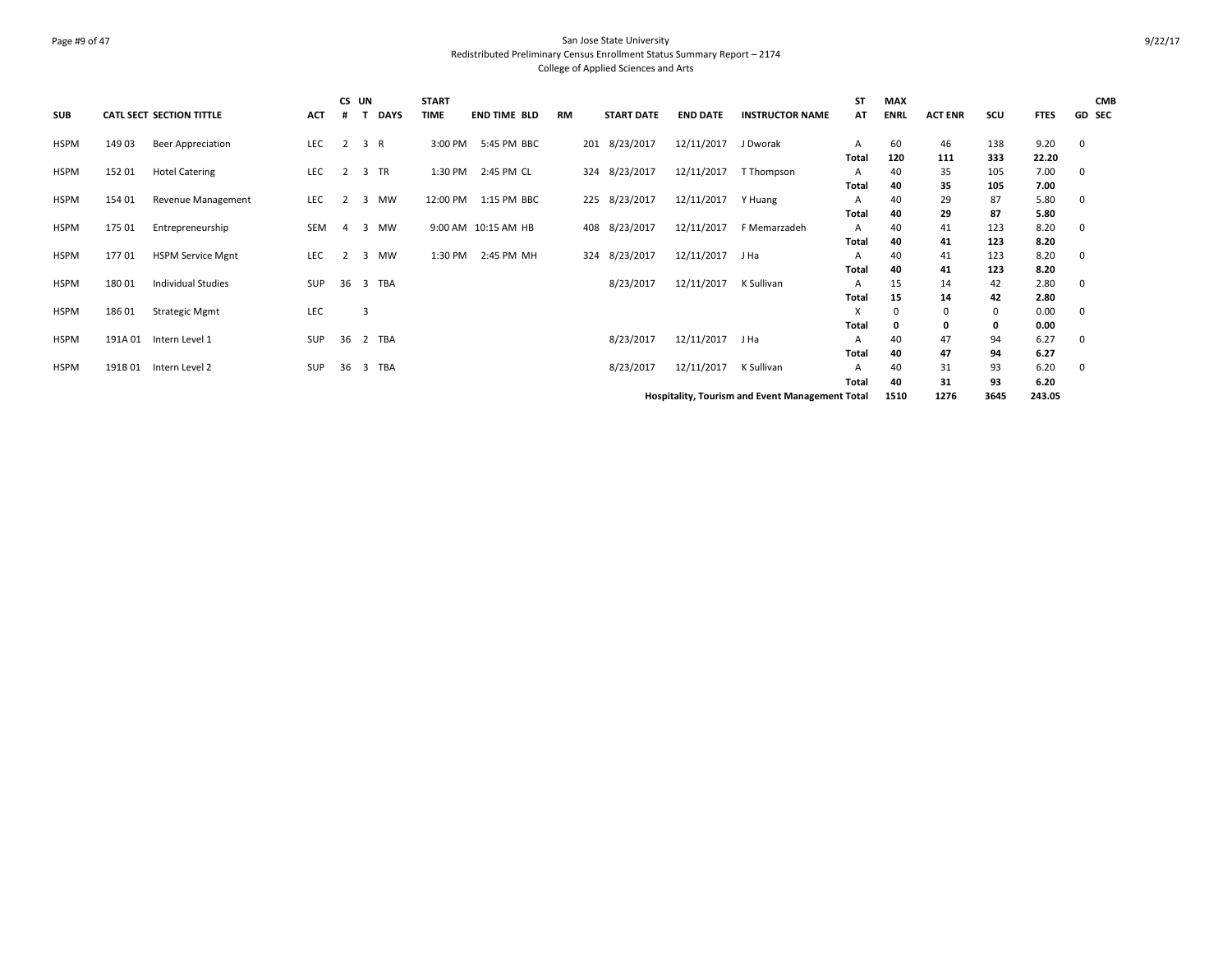San Jose State University
Redistributed Preliminary Census Enrollment Status Summary Report – 2174
College of Applied Sciences and Arts

| SUB | CATL SECT | SECTION TITTLE | ACT | CS # | UN T | DAYS | START TIME | END TIME | BLD | RM | START DATE | END DATE | INSTRUCTOR NAME | ST AT | MAX ENRL | ACT ENR | SCU | FTES | GD | CMB SEC |
|---|---|---|---|---|---|---|---|---|---|---|---|---|---|---|---|---|---|---|---|---|
| HSPM | 149 03 | Beer Appreciation | LEC | 2 | 3 | R | 3:00 PM | 5:45 PM | BBC | 201 | 8/23/2017 | 12/11/2017 | J Dworak | A | 60 | 46 | 138 | 9.20 | 0 | |
| | | | | | | | | | | | | | | **Total** | **120** | **111** | **333** | **22.20** | | |
| HSPM | 152 01 | Hotel Catering | LEC | 2 | 3 | TR | 1:30 PM | 2:45 PM | CL | 324 | 8/23/2017 | 12/11/2017 | T Thompson | A | 40 | 35 | 105 | 7.00 | 0 | |
| | | | | | | | | | | | | | | **Total** | **40** | **35** | **105** | **7.00** | | |
| HSPM | 154 01 | Revenue Management | LEC | 2 | 3 | MW | 12:00 PM | 1:15 PM | BBC | 225 | 8/23/2017 | 12/11/2017 | Y Huang | A | 40 | 29 | 87 | 5.80 | 0 | |
| | | | | | | | | | | | | | | **Total** | **40** | **29** | **87** | **5.80** | | |
| HSPM | 175 01 | Entrepreneurship | SEM | 4 | 3 | MW | 9:00 AM | 10:15 AM | HB | 408 | 8/23/2017 | 12/11/2017 | F Memarzadeh | A | 40 | 41 | 123 | 8.20 | 0 | |
| | | | | | | | | | | | | | | **Total** | **40** | **41** | **123** | **8.20** | | |
| HSPM | 177 01 | HSPM Service Mgnt | LEC | 2 | 3 | MW | 1:30 PM | 2:45 PM | MH | 324 | 8/23/2017 | 12/11/2017 | J Ha | A | 40 | 41 | 123 | 8.20 | 0 | |
| | | | | | | | | | | | | | | **Total** | **40** | **41** | **123** | **8.20** | | |
| HSPM | 180 01 | Individual Studies | SUP | 36 | 3 | TBA | | | | | 8/23/2017 | 12/11/2017 | K Sullivan | A | 15 | 14 | 42 | 2.80 | 0 | |
| | | | | | | | | | | | | | | **Total** | **15** | **14** | **42** | **2.80** | | |
| HSPM | 186 01 | Strategic Mgmt | LEC | | 3 | | | | | | | | | X | 0 | 0 | 0 | 0.00 | 0 | |
| | | | | | | | | | | | | | | **Total** | **0** | **0** | **0** | **0.00** | | |
| HSPM | 191A 01 | Intern Level 1 | SUP | 36 | 2 | TBA | | | | | 8/23/2017 | 12/11/2017 | J Ha | A | 40 | 47 | 94 | 6.27 | 0 | |
| | | | | | | | | | | | | | | **Total** | **40** | **47** | **94** | **6.27** | | |
| HSPM | 191B 01 | Intern Level 2 | SUP | 36 | 3 | TBA | | | | | 8/23/2017 | 12/11/2017 | K Sullivan | A | 40 | 31 | 93 | 6.20 | 0 | |
| | | | | | | | | | | | | | | **Total** | **40** | **31** | **93** | **6.20** | | |
| | | | | | | | | | | | | | **Hospitality, Tourism and Event Management Total** | | **1510** | **1276** | **3645** | **243.05** | | |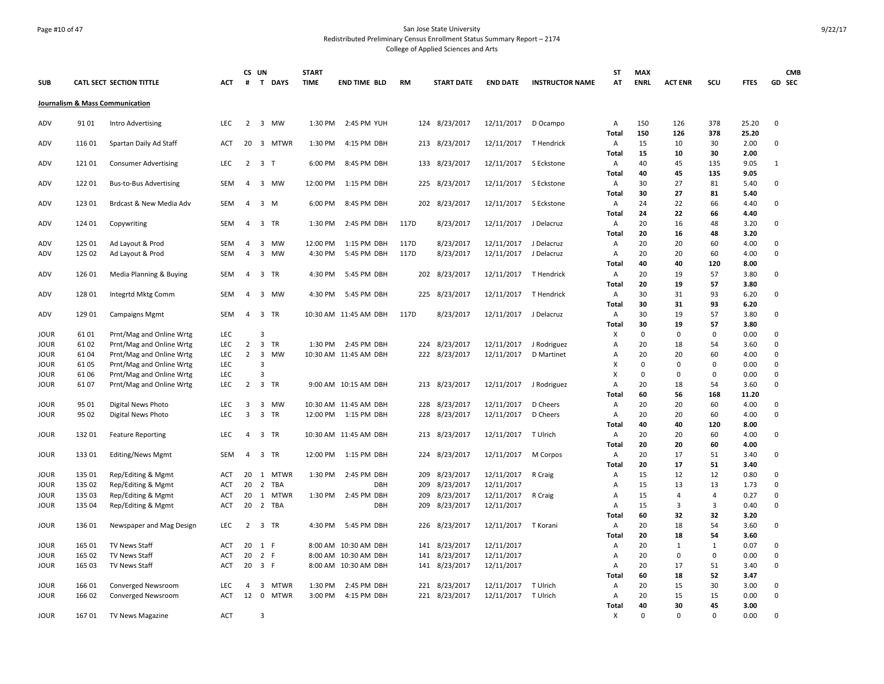San Jose State University
Redistributed Preliminary Census Enrollment Status Summary Report – 2174
College of Applied Sciences and Arts

9/22/17

| SUB | CATL SECT | SECTION TITTLE | ACT | CS # | UN T | DAYS | START TIME | END TIME | BLD | RM | START DATE | END DATE | INSTRUCTOR NAME | ST AT | MAX ENRL | ACT ENR | SCU | FTES | GD | CMB SEC |
|---|---|---|---|---|---|---|---|---|---|---|---|---|---|---|---|---|---|---|---|---|
| **Journalism & Mass Communication** | | | | | | | | | | | | | | | | | | | | |
| ADV | 91 01 | Intro Advertising | LEC | 2 | 3 | MW | 1:30 PM | 2:45 PM | YUH | 124 | 8/23/2017 | 12/11/2017 | D Ocampo | A | 150 | 126 | 378 | 25.20 | 0 | |
| | | | | | | | | | | | | | | **Total** | **150** | **126** | **378** | **25.20** | | |
| ADV | 116 01 | Spartan Daily Ad Staff | ACT | 20 | 3 | MTWR | 1:30 PM | 4:15 PM | DBH | 213 | 8/23/2017 | 12/11/2017 | T Hendrick | A | 15 | 10 | 30 | 2.00 | 0 | |
| | | | | | | | | | | | | | | **Total** | **15** | **10** | **30** | **2.00** | | |
| ADV | 121 01 | Consumer Advertising | LEC | 2 | 3 | T | 6:00 PM | 8:45 PM | DBH | 133 | 8/23/2017 | 12/11/2017 | S Eckstone | A | 40 | 45 | 135 | 9.05 | 1 | |
| | | | | | | | | | | | | | | **Total** | **40** | **45** | **135** | **9.05** | | |
| ADV | 122 01 | Bus-to-Bus Advertising | SEM | 4 | 3 | MW | 12:00 PM | 1:15 PM | DBH | 225 | 8/23/2017 | 12/11/2017 | S Eckstone | A | 30 | 27 | 81 | 5.40 | 0 | |
| | | | | | | | | | | | | | | **Total** | **30** | **27** | **81** | **5.40** | | |
| ADV | 123 01 | Brdcast & New Media Adv | SEM | 4 | 3 | M | 6:00 PM | 8:45 PM | DBH | 202 | 8/23/2017 | 12/11/2017 | S Eckstone | A | 24 | 22 | 66 | 4.40 | 0 | |
| | | | | | | | | | | | | | | **Total** | **24** | **22** | **66** | **4.40** | | |
| ADV | 124 01 | Copywriting | SEM | 4 | 3 | TR | 1:30 PM | 2:45 PM | DBH | 117D | 8/23/2017 | 12/11/2017 | J Delacruz | A | 20 | 16 | 48 | 3.20 | 0 | |
| | | | | | | | | | | | | | | **Total** | **20** | **16** | **48** | **3.20** | | |
| ADV | 125 01 | Ad Layout & Prod | SEM | 4 | 3 | MW | 12:00 PM | 1:15 PM | DBH | 117D | 8/23/2017 | 12/11/2017 | J Delacruz | A | 20 | 20 | 60 | 4.00 | 0 | |
| ADV | 125 02 | Ad Layout & Prod | SEM | 4 | 3 | MW | 4:30 PM | 5:45 PM | DBH | 117D | 8/23/2017 | 12/11/2017 | J Delacruz | A | 20 | 20 | 60 | 4.00 | 0 | |
| | | | | | | | | | | | | | | **Total** | **40** | **40** | **120** | **8.00** | | |
| ADV | 126 01 | Media Planning & Buying | SEM | 4 | 3 | TR | 4:30 PM | 5:45 PM | DBH | 202 | 8/23/2017 | 12/11/2017 | T Hendrick | A | 20 | 19 | 57 | 3.80 | 0 | |
| | | | | | | | | | | | | | | **Total** | **20** | **19** | **57** | **3.80** | | |
| ADV | 128 01 | Integrtd Mktg Comm | SEM | 4 | 3 | MW | 4:30 PM | 5:45 PM | DBH | 225 | 8/23/2017 | 12/11/2017 | T Hendrick | A | 30 | 31 | 93 | 6.20 | 0 | |
| | | | | | | | | | | | | | | **Total** | **30** | **31** | **93** | **6.20** | | |
| ADV | 129 01 | Campaigns Mgmt | SEM | 4 | 3 | TR | 10:30 AM | 11:45 AM | DBH | 117D | 8/23/2017 | 12/11/2017 | J Delacruz | A | 30 | 19 | 57 | 3.80 | 0 | |
| | | | | | | | | | | | | | | **Total** | **30** | **19** | **57** | **3.80** | | |
| JOUR | 61 01 | Prnt/Mag and Online Wrtg | LEC | | 3 | | | | | | | | | X | 0 | 0 | 0 | 0.00 | 0 | |
| JOUR | 61 02 | Prnt/Mag and Online Wrtg | LEC | 2 | 3 | TR | 1:30 PM | 2:45 PM | DBH | 224 | 8/23/2017 | 12/11/2017 | J Rodriguez | A | 20 | 18 | 54 | 3.60 | 0 | |
| JOUR | 61 04 | Prnt/Mag and Online Wrtg | LEC | 2 | 3 | MW | 10:30 AM | 11:45 AM | DBH | 222 | 8/23/2017 | 12/11/2017 | D Martinet | A | 20 | 20 | 60 | 4.00 | 0 | |
| JOUR | 61 05 | Prnt/Mag and Online Wrtg | LEC | | 3 | | | | | | | | | X | 0 | 0 | 0 | 0.00 | 0 | |
| JOUR | 61 06 | Prnt/Mag and Online Wrtg | LEC | | 3 | | | | | | | | | X | 0 | 0 | 0 | 0.00 | 0 | |
| JOUR | 61 07 | Prnt/Mag and Online Wrtg | LEC | 2 | 3 | TR | 9:00 AM | 10:15 AM | DBH | 213 | 8/23/2017 | 12/11/2017 | J Rodriguez | A | 20 | 18 | 54 | 3.60 | 0 | |
| | | | | | | | | | | | | | | **Total** | **60** | **56** | **168** | **11.20** | | |
| JOUR | 95 01 | Digital News Photo | LEC | 3 | 3 | MW | 10:30 AM | 11:45 AM | DBH | 228 | 8/23/2017 | 12/11/2017 | D Cheers | A | 20 | 20 | 60 | 4.00 | 0 | |
| JOUR | 95 02 | Digital News Photo | LEC | 3 | 3 | TR | 12:00 PM | 1:15 PM | DBH | 228 | 8/23/2017 | 12/11/2017 | D Cheers | A | 20 | 20 | 60 | 4.00 | 0 | |
| | | | | | | | | | | | | | | **Total** | **40** | **40** | **120** | **8.00** | | |
| JOUR | 132 01 | Feature Reporting | LEC | 4 | 3 | TR | 10:30 AM | 11:45 AM | DBH | 213 | 8/23/2017 | 12/11/2017 | T Ulrich | A | 20 | 20 | 60 | 4.00 | 0 | |
| | | | | | | | | | | | | | | **Total** | **20** | **20** | **60** | **4.00** | | |
| JOUR | 133 01 | Editing/News Mgmt | SEM | 4 | 3 | TR | 12:00 PM | 1:15 PM | DBH | 224 | 8/23/2017 | 12/11/2017 | M Corpos | A | 20 | 17 | 51 | 3.40 | 0 | |
| | | | | | | | | | | | | | | **Total** | **20** | **17** | **51** | **3.40** | | |
| JOUR | 135 01 | Rep/Editing & Mgmt | ACT | 20 | 1 | MTWR | 1:30 PM | 2:45 PM | DBH | 209 | 8/23/2017 | 12/11/2017 | R Craig | A | 15 | 12 | 12 | 0.80 | 0 | |
| JOUR | 135 02 | Rep/Editing & Mgmt | ACT | 20 | 2 | TBA | | | DBH | 209 | 8/23/2017 | 12/11/2017 | | A | 15 | 13 | 13 | 1.73 | 0 | |
| JOUR | 135 03 | Rep/Editing & Mgmt | ACT | 20 | 1 | MTWR | 1:30 PM | 2:45 PM | DBH | 209 | 8/23/2017 | 12/11/2017 | R Craig | A | 15 | 4 | 4 | 0.27 | 0 | |
| JOUR | 135 04 | Rep/Editing & Mgmt | ACT | 20 | 2 | TBA | | | DBH | 209 | 8/23/2017 | 12/11/2017 | | A | 15 | 3 | 3 | 0.40 | 0 | |
| | | | | | | | | | | | | | | **Total** | **60** | **32** | **32** | **3.20** | | |
| JOUR | 136 01 | Newspaper and Mag Design | LEC | 2 | 3 | TR | 4:30 PM | 5:45 PM | DBH | 226 | 8/23/2017 | 12/11/2017 | T Korani | A | 20 | 18 | 54 | 3.60 | 0 | |
| | | | | | | | | | | | | | | **Total** | **20** | **18** | **54** | **3.60** | | |
| JOUR | 165 01 | TV News Staff | ACT | 20 | 1 | F | 8:00 AM | 10:30 AM | DBH | 141 | 8/23/2017 | 12/11/2017 | | A | 20 | 1 | 1 | 0.07 | 0 | |
| JOUR | 165 02 | TV News Staff | ACT | 20 | 2 | F | 8:00 AM | 10:30 AM | DBH | 141 | 8/23/2017 | 12/11/2017 | | A | 20 | 0 | 0 | 0.00 | 0 | |
| JOUR | 165 03 | TV News Staff | ACT | 20 | 3 | F | 8:00 AM | 10:30 AM | DBH | 141 | 8/23/2017 | 12/11/2017 | | A | 20 | 17 | 51 | 3.40 | 0 | |
| | | | | | | | | | | | | | | **Total** | **60** | **18** | **52** | **3.47** | | |
| JOUR | 166 01 | Converged Newsroom | LEC | 4 | 3 | MTWR | 1:30 PM | 2:45 PM | DBH | 221 | 8/23/2017 | 12/11/2017 | T Ulrich | A | 20 | 15 | 30 | 3.00 | 0 | |
| JOUR | 166 02 | Converged Newsroom | ACT | 12 | 0 | MTWR | 3:00 PM | 4:15 PM | DBH | 221 | 8/23/2017 | 12/11/2017 | T Ulrich | A | 20 | 15 | 15 | 0.00 | 0 | |
| | | | | | | | | | | | | | | **Total** | **40** | **30** | **45** | **3.00** | | |
| JOUR | 167 01 | TV News Magazine | ACT | | 3 | | | | | | | | | X | 0 | 0 | 0 | 0.00 | 0 | |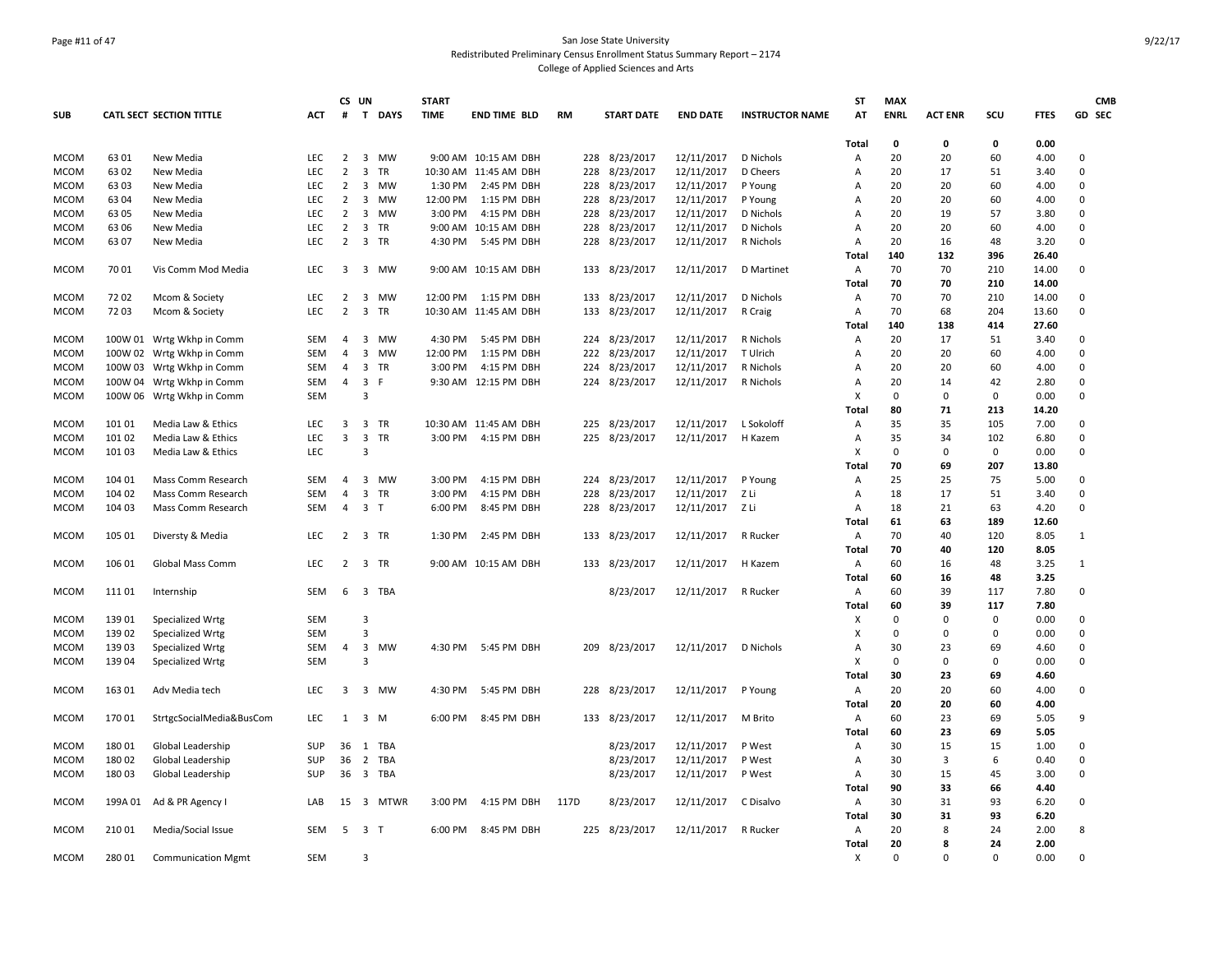# San Jose State University
## Redistributed Preliminary Census Enrollment Status Summary Report – 2174
### College of Applied Sciences and Arts

| SUB | CATL SECT | SECTION TITTLE | ACT | CS # | UN T | DAYS | START TIME | END TIME | BLD | RM | START DATE | END DATE | INSTRUCTOR NAME | ST AT | MAX ENRL | ACT ENR | SCU | FTES | GD | CMB SEC |
|---|---|---|---|---|---|---|---|---|---|---|---|---|---|---|---|---|---|---|---|---|
| | | | | | | | | | | | | | | Total | 0 | 0 | 0 | 0.00 | | |
| MCOM | 63 01 | New Media | LEC | 2 | 3 | MW | 9:00 AM | 10:15 AM | DBH | 228 | 8/23/2017 | 12/11/2017 | D Nichols | A | 20 | 20 | 60 | 4.00 | 0 | |
| MCOM | 63 02 | New Media | LEC | 2 | 3 | TR | 10:30 AM | 11:45 AM | DBH | 228 | 8/23/2017 | 12/11/2017 | D Cheers | A | 20 | 17 | 51 | 3.40 | 0 | |
| MCOM | 63 03 | New Media | LEC | 2 | 3 | MW | 1:30 PM | 2:45 PM | DBH | 228 | 8/23/2017 | 12/11/2017 | P Young | A | 20 | 20 | 60 | 4.00 | 0 | |
| MCOM | 63 04 | New Media | LEC | 2 | 3 | MW | 12:00 PM | 1:15 PM | DBH | 228 | 8/23/2017 | 12/11/2017 | P Young | A | 20 | 20 | 60 | 4.00 | 0 | |
| MCOM | 63 05 | New Media | LEC | 2 | 3 | MW | 3:00 PM | 4:15 PM | DBH | 228 | 8/23/2017 | 12/11/2017 | D Nichols | A | 20 | 19 | 57 | 3.80 | 0 | |
| MCOM | 63 06 | New Media | LEC | 2 | 3 | TR | 9:00 AM | 10:15 AM | DBH | 228 | 8/23/2017 | 12/11/2017 | D Nichols | A | 20 | 20 | 60 | 4.00 | 0 | |
| MCOM | 63 07 | New Media | LEC | 2 | 3 | TR | 4:30 PM | 5:45 PM | DBH | 228 | 8/23/2017 | 12/11/2017 | R Nichols | A | 20 | 16 | 48 | 3.20 | 0 | |
| | | | | | | | | | | | | | | Total | 140 | 132 | 396 | 26.40 | | |
| MCOM | 70 01 | Vis Comm Mod Media | LEC | 3 | 3 | MW | 9:00 AM | 10:15 AM | DBH | 133 | 8/23/2017 | 12/11/2017 | D Martinet | A | 70 | 70 | 210 | 14.00 | 0 | |
| | | | | | | | | | | | | | | Total | 70 | 70 | 210 | 14.00 | | |
| MCOM | 72 02 | Mcom & Society | LEC | 2 | 3 | MW | 12:00 PM | 1:15 PM | DBH | 133 | 8/23/2017 | 12/11/2017 | D Nichols | A | 70 | 70 | 210 | 14.00 | 0 | |
| MCOM | 72 03 | Mcom & Society | LEC | 2 | 3 | TR | 10:30 AM | 11:45 AM | DBH | 133 | 8/23/2017 | 12/11/2017 | R Craig | A | 70 | 68 | 204 | 13.60 | 0 | |
| | | | | | | | | | | | | | | Total | 140 | 138 | 414 | 27.60 | | |
| MCOM | 100W 01 | Wrtg Wkhp in Comm | SEM | 4 | 3 | MW | 4:30 PM | 5:45 PM | DBH | 224 | 8/23/2017 | 12/11/2017 | R Nichols | A | 20 | 17 | 51 | 3.40 | 0 | |
| MCOM | 100W 02 | Wrtg Wkhp in Comm | SEM | 4 | 3 | MW | 12:00 PM | 1:15 PM | DBH | 222 | 8/23/2017 | 12/11/2017 | T Ulrich | A | 20 | 20 | 60 | 4.00 | 0 | |
| MCOM | 100W 03 | Wrtg Wkhp in Comm | SEM | 4 | 3 | TR | 3:00 PM | 4:15 PM | DBH | 224 | 8/23/2017 | 12/11/2017 | R Nichols | A | 20 | 20 | 60 | 4.00 | 0 | |
| MCOM | 100W 04 | Wrtg Wkhp in Comm | SEM | 4 | 3 | F | 9:30 AM | 12:15 PM | DBH | 224 | 8/23/2017 | 12/11/2017 | R Nichols | A | 20 | 14 | 42 | 2.80 | 0 | |
| MCOM | 100W 06 | Wrtg Wkhp in Comm | SEM | | 3 | | | | | | | | | X | 0 | 0 | 0 | 0.00 | 0 | |
| | | | | | | | | | | | | | | Total | 80 | 71 | 213 | 14.20 | | |
| MCOM | 101 01 | Media Law & Ethics | LEC | 3 | 3 | TR | 10:30 AM | 11:45 AM | DBH | 225 | 8/23/2017 | 12/11/2017 | L Sokoloff | A | 35 | 35 | 105 | 7.00 | 0 | |
| MCOM | 101 02 | Media Law & Ethics | LEC | 3 | 3 | TR | 3:00 PM | 4:15 PM | DBH | 225 | 8/23/2017 | 12/11/2017 | H Kazem | A | 35 | 34 | 102 | 6.80 | 0 | |
| MCOM | 101 03 | Media Law & Ethics | LEC | | 3 | | | | | | | | | X | 0 | 0 | 0 | 0.00 | 0 | |
| | | | | | | | | | | | | | | Total | 70 | 69 | 207 | 13.80 | | |
| MCOM | 104 01 | Mass Comm Research | SEM | 4 | 3 | MW | 3:00 PM | 4:15 PM | DBH | 224 | 8/23/2017 | 12/11/2017 | P Young | A | 25 | 25 | 75 | 5.00 | 0 | |
| MCOM | 104 02 | Mass Comm Research | SEM | 4 | 3 | TR | 3:00 PM | 4:15 PM | DBH | 228 | 8/23/2017 | 12/11/2017 | Z Li | A | 18 | 17 | 51 | 3.40 | 0 | |
| MCOM | 104 03 | Mass Comm Research | SEM | 4 | 3 | T | 6:00 PM | 8:45 PM | DBH | 228 | 8/23/2017 | 12/11/2017 | Z Li | A | 18 | 21 | 63 | 4.20 | 0 | |
| | | | | | | | | | | | | | | Total | 61 | 63 | 189 | 12.60 | | |
| MCOM | 105 01 | Diversty & Media | LEC | 2 | 3 | TR | 1:30 PM | 2:45 PM | DBH | 133 | 8/23/2017 | 12/11/2017 | R Rucker | A | 70 | 40 | 120 | 8.05 | 1 | |
| | | | | | | | | | | | | | | Total | 70 | 40 | 120 | 8.05 | | |
| MCOM | 106 01 | Global Mass Comm | LEC | 2 | 3 | TR | 9:00 AM | 10:15 AM | DBH | 133 | 8/23/2017 | 12/11/2017 | H Kazem | A | 60 | 16 | 48 | 3.25 | 1 | |
| | | | | | | | | | | | | | | Total | 60 | 16 | 48 | 3.25 | | |
| MCOM | 111 01 | Internship | SEM | 6 | 3 | TBA | | | | | 8/23/2017 | 12/11/2017 | R Rucker | A | 60 | 39 | 117 | 7.80 | 0 | |
| | | | | | | | | | | | | | | Total | 60 | 39 | 117 | 7.80 | | |
| MCOM | 139 01 | Specialized Wrtg | SEM | | 3 | | | | | | | | | X | 0 | 0 | 0 | 0.00 | 0 | |
| MCOM | 139 02 | Specialized Wrtg | SEM | | 3 | | | | | | | | | X | 0 | 0 | 0 | 0.00 | 0 | |
| MCOM | 139 03 | Specialized Wrtg | SEM | 4 | 3 | MW | 4:30 PM | 5:45 PM | DBH | 209 | 8/23/2017 | 12/11/2017 | D Nichols | A | 30 | 23 | 69 | 4.60 | 0 | |
| MCOM | 139 04 | Specialized Wrtg | SEM | | 3 | | | | | | | | | X | 0 | 0 | 0 | 0.00 | 0 | |
| | | | | | | | | | | | | | | Total | 30 | 23 | 69 | 4.60 | | |
| MCOM | 163 01 | Adv Media tech | LEC | 3 | 3 | MW | 4:30 PM | 5:45 PM | DBH | 228 | 8/23/2017 | 12/11/2017 | P Young | A | 20 | 20 | 60 | 4.00 | 0 | |
| | | | | | | | | | | | | | | Total | 20 | 20 | 60 | 4.00 | | |
| MCOM | 170 01 | StrtgcSocialMedia&BusCom | LEC | 1 | 3 | M | 6:00 PM | 8:45 PM | DBH | 133 | 8/23/2017 | 12/11/2017 | M Brito | A | 60 | 23 | 69 | 5.05 | 9 | |
| | | | | | | | | | | | | | | Total | 60 | 23 | 69 | 5.05 | | |
| MCOM | 180 01 | Global Leadership | SUP | 36 | 1 | TBA | | | | | 8/23/2017 | 12/11/2017 | P West | A | 30 | 15 | 15 | 1.00 | 0 | |
| MCOM | 180 02 | Global Leadership | SUP | 36 | 2 | TBA | | | | | 8/23/2017 | 12/11/2017 | P West | A | 30 | 3 | 6 | 0.40 | 0 | |
| MCOM | 180 03 | Global Leadership | SUP | 36 | 3 | TBA | | | | | 8/23/2017 | 12/11/2017 | P West | A | 30 | 15 | 45 | 3.00 | 0 | |
| | | | | | | | | | | | | | | Total | 90 | 33 | 66 | 4.40 | | |
| MCOM | 199A 01 | Ad & PR Agency I | LAB | 15 | 3 | MTWR | 3:00 PM | 4:15 PM | DBH | 117D | 8/23/2017 | 12/11/2017 | C Disalvo | A | 30 | 31 | 93 | 6.20 | 0 | |
| | | | | | | | | | | | | | | Total | 30 | 31 | 93 | 6.20 | | |
| MCOM | 210 01 | Media/Social Issue | SEM | 5 | 3 | T | 6:00 PM | 8:45 PM | DBH | 225 | 8/23/2017 | 12/11/2017 | R Rucker | A | 20 | 8 | 24 | 2.00 | 8 | |
| | | | | | | | | | | | | | | Total | 20 | 8 | 24 | 2.00 | | |
| MCOM | 280 01 | Communication Mgmt | SEM | | 3 | | | | | | | | | X | 0 | 0 | 0 | 0.00 | 0 | |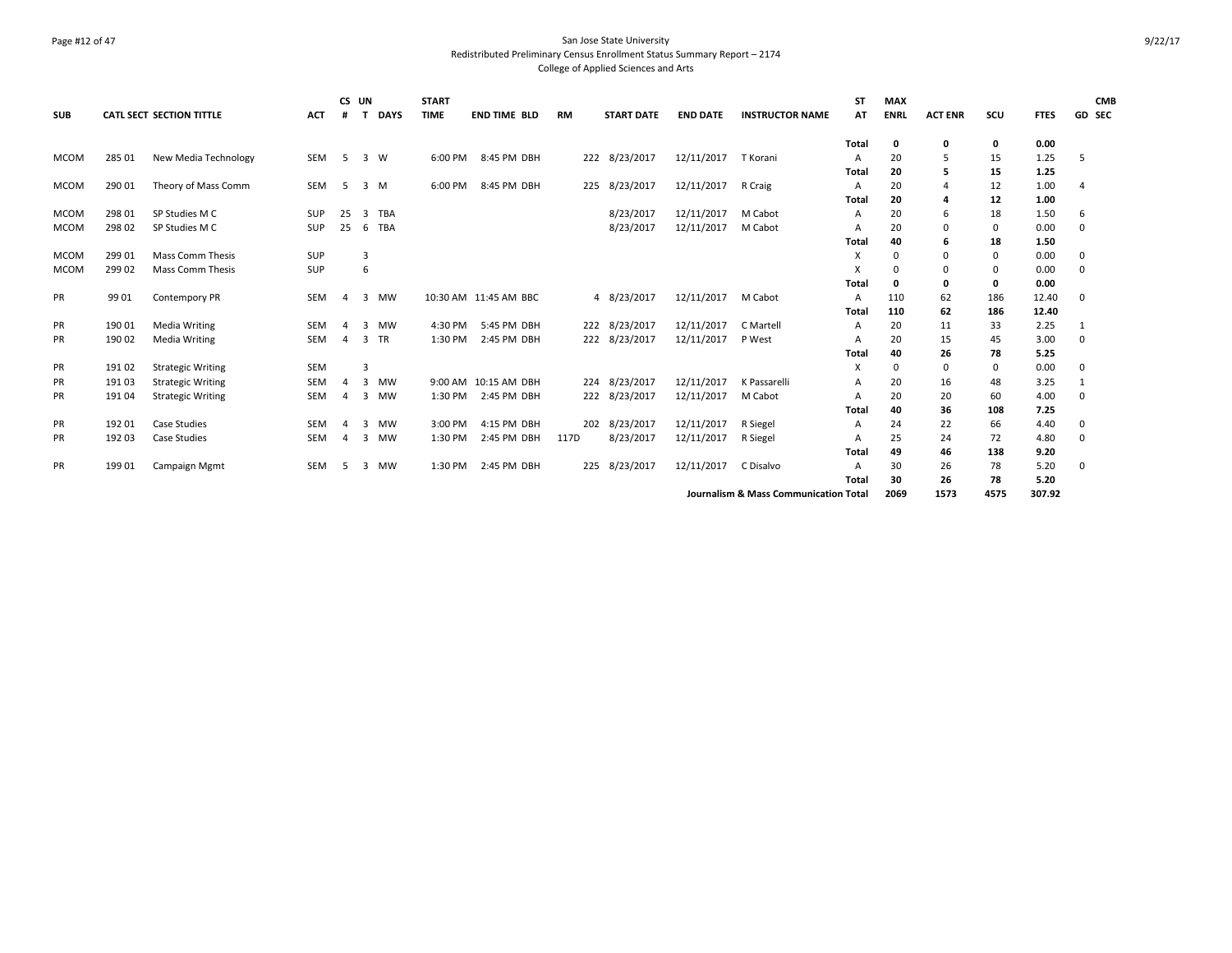San Jose State University
Redistributed Preliminary Census Enrollment Status Summary Report – 2174
College of Applied Sciences and Arts

| SUB | CATL SECT | SECTION TITTLE | ACT | CS # | UN T | DAYS | START TIME | END TIME | BLD | RM | START DATE | END DATE | INSTRUCTOR NAME | ST AT | MAX ENRL | ACT ENR | SCU | FTES | GD | CMB SEC |
|---|---|---|---|---|---|---|---|---|---|---|---|---|---|---|---|---|---|---|---|---|
| | | | | | | | | | | | | | | **Total** | **0** | **0** | **0** | **0.00** | | |
| MCOM | 285 01 | New Media Technology | SEM | 5 | 3 | W | 6:00 PM | 8:45 PM | DBH | 222 | 8/23/2017 | 12/11/2017 | T Korani | A | 20 | 5 | 15 | 1.25 | 5 | |
| | | | | | | | | | | | | | | **Total** | **20** | **5** | **15** | **1.25** | | |
| MCOM | 290 01 | Theory of Mass Comm | SEM | 5 | 3 | M | 6:00 PM | 8:45 PM | DBH | 225 | 8/23/2017 | 12/11/2017 | R Craig | A | 20 | 4 | 12 | 1.00 | 4 | |
| | | | | | | | | | | | | | | **Total** | **20** | **4** | **12** | **1.00** | | |
| MCOM | 298 01 | SP Studies M C | SUP | 25 | 3 | TBA | | | | | 8/23/2017 | 12/11/2017 | M Cabot | A | 20 | 6 | 18 | 1.50 | 6 | |
| MCOM | 298 02 | SP Studies M C | SUP | 25 | 6 | TBA | | | | | 8/23/2017 | 12/11/2017 | M Cabot | A | 20 | 0 | 0 | 0.00 | 0 | |
| | | | | | | | | | | | | | | **Total** | **40** | **6** | **18** | **1.50** | | |
| MCOM | 299 01 | Mass Comm Thesis | SUP | | 3 | | | | | | | | | X | 0 | 0 | 0 | 0.00 | 0 | |
| MCOM | 299 02 | Mass Comm Thesis | SUP | | 6 | | | | | | | | | X | 0 | 0 | 0 | 0.00 | 0 | |
| | | | | | | | | | | | | | | **Total** | **0** | **0** | **0** | **0.00** | | |
| PR | 99 01 | Contempory PR | SEM | 4 | 3 | MW | 10:30 AM | 11:45 AM | BBC | 4 | 8/23/2017 | 12/11/2017 | M Cabot | A | 110 | 62 | 186 | 12.40 | 0 | |
| | | | | | | | | | | | | | | **Total** | **110** | **62** | **186** | **12.40** | | |
| PR | 190 01 | Media Writing | SEM | 4 | 3 | MW | 4:30 PM | 5:45 PM | DBH | 222 | 8/23/2017 | 12/11/2017 | C Martell | A | 20 | 11 | 33 | 2.25 | 1 | |
| PR | 190 02 | Media Writing | SEM | 4 | 3 | TR | 1:30 PM | 2:45 PM | DBH | 222 | 8/23/2017 | 12/11/2017 | P West | A | 20 | 15 | 45 | 3.00 | 0 | |
| | | | | | | | | | | | | | | **Total** | **40** | **26** | **78** | **5.25** | | |
| PR | 191 02 | Strategic Writing | SEM | | 3 | | | | | | | | | X | 0 | 0 | 0 | 0.00 | 0 | |
| PR | 191 03 | Strategic Writing | SEM | 4 | 3 | MW | 9:00 AM | 10:15 AM | DBH | 224 | 8/23/2017 | 12/11/2017 | K Passarelli | A | 20 | 16 | 48 | 3.25 | 1 | |
| PR | 191 04 | Strategic Writing | SEM | 4 | 3 | MW | 1:30 PM | 2:45 PM | DBH | 222 | 8/23/2017 | 12/11/2017 | M Cabot | A | 20 | 20 | 60 | 4.00 | 0 | |
| | | | | | | | | | | | | | | **Total** | **40** | **36** | **108** | **7.25** | | |
| PR | 192 01 | Case Studies | SEM | 4 | 3 | MW | 3:00 PM | 4:15 PM | DBH | 202 | 8/23/2017 | 12/11/2017 | R Siegel | A | 24 | 22 | 66 | 4.40 | 0 | |
| PR | 192 03 | Case Studies | SEM | 4 | 3 | MW | 1:30 PM | 2:45 PM | DBH | 117D | 8/23/2017 | 12/11/2017 | R Siegel | A | 25 | 24 | 72 | 4.80 | 0 | |
| | | | | | | | | | | | | | | **Total** | **49** | **46** | **138** | **9.20** | | |
| PR | 199 01 | Campaign Mgmt | SEM | 5 | 3 | MW | 1:30 PM | 2:45 PM | DBH | 225 | 8/23/2017 | 12/11/2017 | C Disalvo | A | 30 | 26 | 78 | 5.20 | 0 | |
| | | | | | | | | | | | | | | **Total** | **30** | **26** | **78** | **5.20** | | |
| | | | | | | | | | | | | | **Journalism & Mass Communication Total** | | **2069** | **1573** | **4575** | **307.92** | | |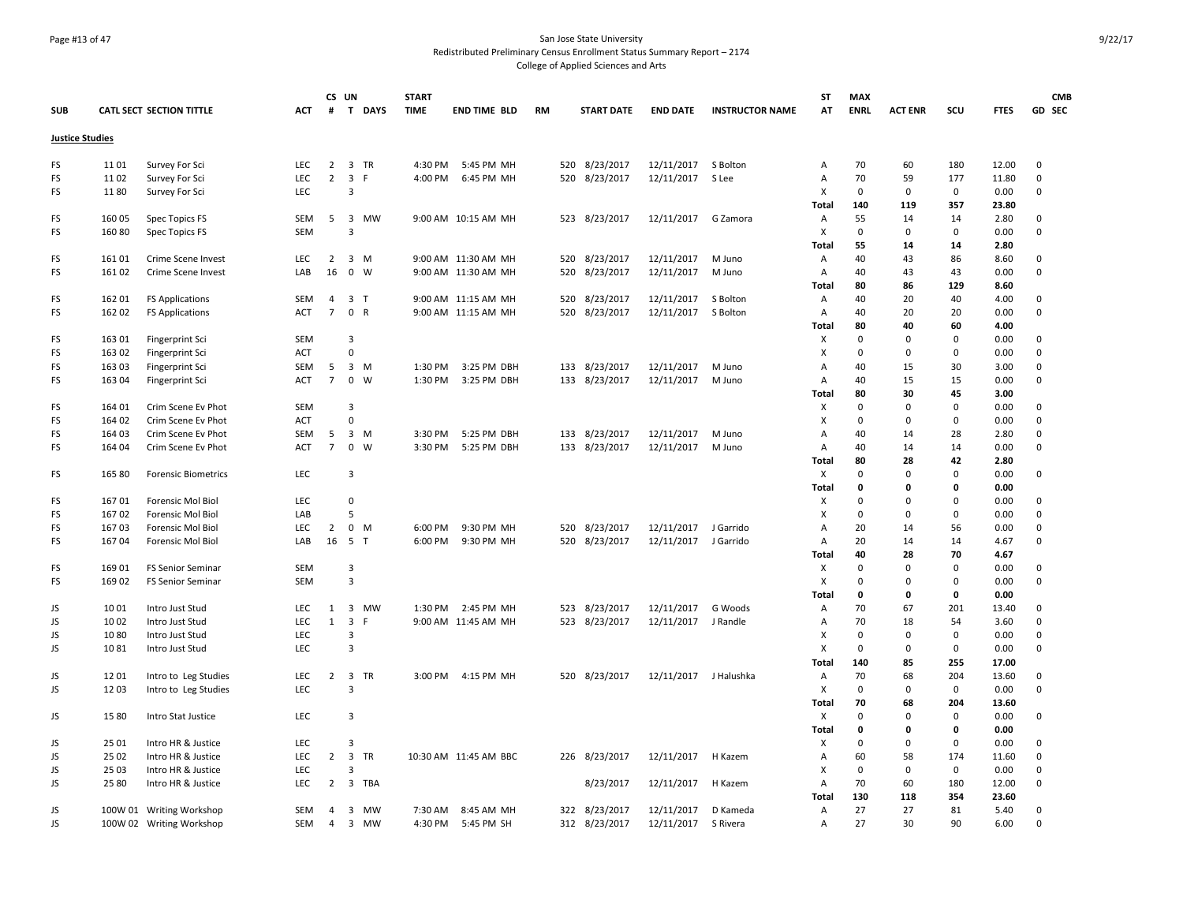San Jose State University
Redistributed Preliminary Census Enrollment Status Summary Report – 2174
College of Applied Sciences and Arts

9/22/17

| SUB | CATL SECT | SECTION TITTLE | ACT | CS # | UN T | DAYS | START TIME | END TIME | BLD | RM | START DATE | END DATE | INSTRUCTOR NAME | ST AT | MAX ENRL | ACT ENR | SCU | FTES | GD | CMB SEC |
|---|---|---|---|---|---|---|---|---|---|---|---|---|---|---|---|---|---|---|---|---|
| **Justice Studies** | | | | | | | | | | | | | | | | | | | | |
| FS | 11 01 | Survey For Sci | LEC | 2 | 3 | TR | 4:30 PM | 5:45 PM | MH | 520 | 8/23/2017 | 12/11/2017 | S Bolton | A | 70 | 60 | 180 | 12.00 | 0 | |
| FS | 11 02 | Survey For Sci | LEC | 2 | 3 | F | 4:00 PM | 6:45 PM | MH | 520 | 8/23/2017 | 12/11/2017 | S Lee | A | 70 | 59 | 177 | 11.80 | 0 | |
| FS | 11 80 | Survey For Sci | LEC | | 3 | | | | | | | | | X | 0 | 0 | 0 | 0.00 | 0 | |
| | | | | | | | | | | | | | | **Total** | **140** | **119** | **357** | **23.80** | | |
| FS | 160 05 | Spec Topics FS | SEM | 5 | 3 | MW | 9:00 AM | 10:15 AM | MH | 523 | 8/23/2017 | 12/11/2017 | G Zamora | A | 55 | 14 | 14 | 2.80 | 0 | |
| FS | 160 80 | Spec Topics FS | SEM | | 3 | | | | | | | | | X | 0 | 0 | 0 | 0.00 | 0 | |
| | | | | | | | | | | | | | | **Total** | **55** | **14** | **14** | **2.80** | | |
| FS | 161 01 | Crime Scene Invest | LEC | 2 | 3 | M | 9:00 AM | 11:30 AM | MH | 520 | 8/23/2017 | 12/11/2017 | M Juno | A | 40 | 43 | 86 | 8.60 | 0 | |
| FS | 161 02 | Crime Scene Invest | LAB | 16 | 0 | W | 9:00 AM | 11:30 AM | MH | 520 | 8/23/2017 | 12/11/2017 | M Juno | A | 40 | 43 | 43 | 0.00 | 0 | |
| | | | | | | | | | | | | | | **Total** | **80** | **86** | **129** | **8.60** | | |
| FS | 162 01 | FS Applications | SEM | 4 | 3 | T | 9:00 AM | 11:15 AM | MH | 520 | 8/23/2017 | 12/11/2017 | S Bolton | A | 40 | 20 | 40 | 4.00 | 0 | |
| FS | 162 02 | FS Applications | ACT | 7 | 0 | R | 9:00 AM | 11:15 AM | MH | 520 | 8/23/2017 | 12/11/2017 | S Bolton | A | 40 | 20 | 20 | 0.00 | 0 | |
| | | | | | | | | | | | | | | **Total** | **80** | **40** | **60** | **4.00** | | |
| FS | 163 01 | Fingerprint Sci | SEM | | 3 | | | | | | | | | X | 0 | 0 | 0 | 0.00 | 0 | |
| FS | 163 02 | Fingerprint Sci | ACT | | 0 | | | | | | | | | X | 0 | 0 | 0 | 0.00 | 0 | |
| FS | 163 03 | Fingerprint Sci | SEM | 5 | 3 | M | 1:30 PM | 3:25 PM | DBH | 133 | 8/23/2017 | 12/11/2017 | M Juno | A | 40 | 15 | 30 | 3.00 | 0 | |
| FS | 163 04 | Fingerprint Sci | ACT | 7 | 0 | W | 1:30 PM | 3:25 PM | DBH | 133 | 8/23/2017 | 12/11/2017 | M Juno | A | 40 | 15 | 15 | 0.00 | 0 | |
| | | | | | | | | | | | | | | **Total** | **80** | **30** | **45** | **3.00** | | |
| FS | 164 01 | Crim Scene Ev Phot | SEM | | 3 | | | | | | | | | X | 0 | 0 | 0 | 0.00 | 0 | |
| FS | 164 02 | Crim Scene Ev Phot | ACT | | 0 | | | | | | | | | X | 0 | 0 | 0 | 0.00 | 0 | |
| FS | 164 03 | Crim Scene Ev Phot | SEM | 5 | 3 | M | 3:30 PM | 5:25 PM | DBH | 133 | 8/23/2017 | 12/11/2017 | M Juno | A | 40 | 14 | 28 | 2.80 | 0 | |
| FS | 164 04 | Crim Scene Ev Phot | ACT | 7 | 0 | W | 3:30 PM | 5:25 PM | DBH | 133 | 8/23/2017 | 12/11/2017 | M Juno | A | 40 | 14 | 14 | 0.00 | 0 | |
| | | | | | | | | | | | | | | **Total** | **80** | **28** | **42** | **2.80** | | |
| FS | 165 80 | Forensic Biometrics | LEC | | 3 | | | | | | | | | X | 0 | 0 | 0 | 0.00 | 0 | |
| | | | | | | | | | | | | | | **Total** | **0** | **0** | **0** | **0.00** | | |
| FS | 167 01 | Forensic Mol Biol | LEC | | 0 | | | | | | | | | X | 0 | 0 | 0 | 0.00 | 0 | |
| FS | 167 02 | Forensic Mol Biol | LAB | | 5 | | | | | | | | | X | 0 | 0 | 0 | 0.00 | 0 | |
| FS | 167 03 | Forensic Mol Biol | LEC | 2 | 0 | M | 6:00 PM | 9:30 PM | MH | 520 | 8/23/2017 | 12/11/2017 | J Garrido | A | 20 | 14 | 56 | 0.00 | 0 | |
| FS | 167 04 | Forensic Mol Biol | LAB | 16 | 5 | T | 6:00 PM | 9:30 PM | MH | 520 | 8/23/2017 | 12/11/2017 | J Garrido | A | 20 | 14 | 14 | 4.67 | 0 | |
| | | | | | | | | | | | | | | **Total** | **40** | **28** | **70** | **4.67** | | |
| FS | 169 01 | FS Senior Seminar | SEM | | 3 | | | | | | | | | X | 0 | 0 | 0 | 0.00 | 0 | |
| FS | 169 02 | FS Senior Seminar | SEM | | 3 | | | | | | | | | X | 0 | 0 | 0 | 0.00 | 0 | |
| | | | | | | | | | | | | | | **Total** | **0** | **0** | **0** | **0.00** | | |
| JS | 10 01 | Intro Just Stud | LEC | 1 | 3 | MW | 1:30 PM | 2:45 PM | MH | 523 | 8/23/2017 | 12/11/2017 | G Woods | A | 70 | 67 | 201 | 13.40 | 0 | |
| JS | 10 02 | Intro Just Stud | LEC | 1 | 3 | F | 9:00 AM | 11:45 AM | MH | 523 | 8/23/2017 | 12/11/2017 | J Randle | A | 70 | 18 | 54 | 3.60 | 0 | |
| JS | 10 80 | Intro Just Stud | LEC | | 3 | | | | | | | | | X | 0 | 0 | 0 | 0.00 | 0 | |
| JS | 10 81 | Intro Just Stud | LEC | | 3 | | | | | | | | | X | 0 | 0 | 0 | 0.00 | 0 | |
| | | | | | | | | | | | | | | **Total** | **140** | **85** | **255** | **17.00** | | |
| JS | 12 01 | Intro to Leg Studies | LEC | 2 | 3 | TR | 3:00 PM | 4:15 PM | MH | 520 | 8/23/2017 | 12/11/2017 | J Halushka | A | 70 | 68 | 204 | 13.60 | 0 | |
| JS | 12 03 | Intro to Leg Studies | LEC | | 3 | | | | | | | | | X | 0 | 0 | 0 | 0.00 | 0 | |
| | | | | | | | | | | | | | | **Total** | **70** | **68** | **204** | **13.60** | | |
| JS | 15 80 | Intro Stat Justice | LEC | | 3 | | | | | | | | | X | 0 | 0 | 0 | 0.00 | 0 | |
| | | | | | | | | | | | | | | **Total** | **0** | **0** | **0** | **0.00** | | |
| JS | 25 01 | Intro HR & Justice | LEC | | 3 | | | | | | | | | X | 0 | 0 | 0 | 0.00 | 0 | |
| JS | 25 02 | Intro HR & Justice | LEC | 2 | 3 | TR | 10:30 AM | 11:45 AM | BBC | 226 | 8/23/2017 | 12/11/2017 | H Kazem | A | 60 | 58 | 174 | 11.60 | 0 | |
| JS | 25 03 | Intro HR & Justice | LEC | | 3 | | | | | | | | | X | 0 | 0 | 0 | 0.00 | 0 | |
| JS | 25 80 | Intro HR & Justice | LEC | 2 | 3 | TBA | | | | | 8/23/2017 | 12/11/2017 | H Kazem | A | 70 | 60 | 180 | 12.00 | 0 | |
| | | | | | | | | | | | | | | **Total** | **130** | **118** | **354** | **23.60** | | |
| JS | 100W 01 | Writing Workshop | SEM | 4 | 3 | MW | 7:30 AM | 8:45 AM | MH | 322 | 8/23/2017 | 12/11/2017 | D Kameda | A | 27 | 27 | 81 | 5.40 | 0 | |
| JS | 100W 02 | Writing Workshop | SEM | 4 | 3 | MW | 4:30 PM | 5:45 PM | SH | 312 | 8/23/2017 | 12/11/2017 | S Rivera | A | 27 | 30 | 90 | 6.00 | 0 | |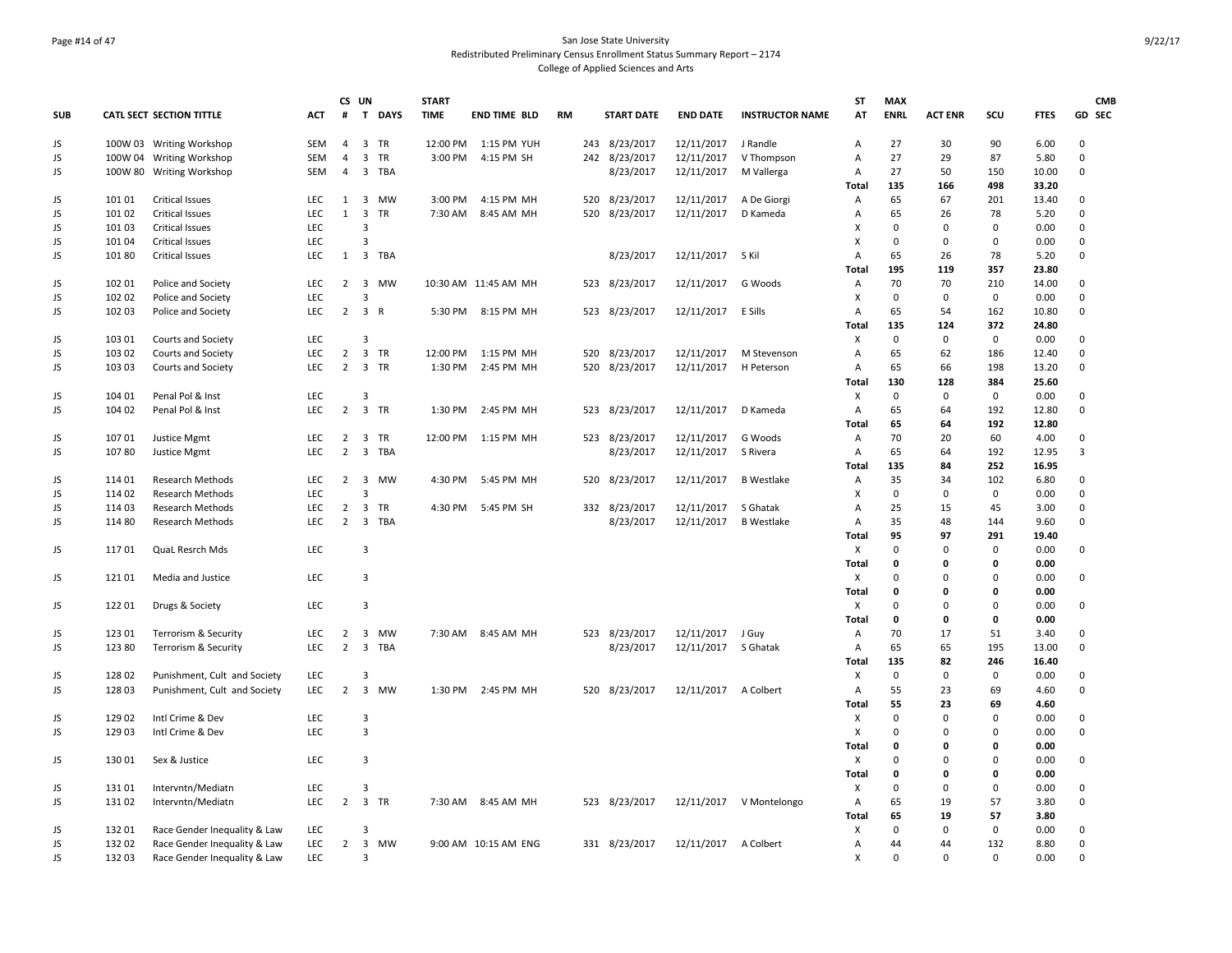San Jose State University
Redistributed Preliminary Census Enrollment Status Summary Report – 2174
College of Applied Sciences and Arts

| SUB | CATL SECT | SECTION TITTLE | ACT | CS # | UN T | DAYS | START TIME | END TIME | BLD | RM | START DATE | END DATE | INSTRUCTOR NAME | ST AT | MAX ENRL | ACT ENR | SCU | FTES | GD | CMB SEC |
|---|---|---|---|---|---|---|---|---|---|---|---|---|---|---|---|---|---|---|---|---|
| JS | 100W 03 | Writing Workshop | SEM | 4 | 3 | TR | 12:00 PM | 1:15 PM | YUH | 243 | 8/23/2017 | 12/11/2017 | J Randle | A | 27 | 30 | 90 | 6.00 | 0 | |
| JS | 100W 04 | Writing Workshop | SEM | 4 | 3 | TR | 3:00 PM | 4:15 PM | SH | 242 | 8/23/2017 | 12/11/2017 | V Thompson | A | 27 | 29 | 87 | 5.80 | 0 | |
| JS | 100W 80 | Writing Workshop | SEM | 4 | 3 | TBA | | | | | 8/23/2017 | 12/11/2017 | M Vallerga | A | 27 | 50 | 150 | 10.00 | 0 | |
| | | | | | | | | | | | | | | **Total** | **135** | **166** | **498** | **33.20** | | |
| JS | 101 01 | Critical Issues | LEC | 1 | 3 | MW | 3:00 PM | 4:15 PM | MH | 520 | 8/23/2017 | 12/11/2017 | A De Giorgi | A | 65 | 67 | 201 | 13.40 | 0 | |
| JS | 101 02 | Critical Issues | LEC | 1 | 3 | TR | 7:30 AM | 8:45 AM | MH | 520 | 8/23/2017 | 12/11/2017 | D Kameda | A | 65 | 26 | 78 | 5.20 | 0 | |
| JS | 101 03 | Critical Issues | LEC | | 3 | | | | | | | | | X | 0 | 0 | 0 | 0.00 | 0 | |
| JS | 101 04 | Critical Issues | LEC | | 3 | | | | | | | | | X | 0 | 0 | 0 | 0.00 | 0 | |
| JS | 101 80 | Critical Issues | LEC | 1 | 3 | TBA | | | | | 8/23/2017 | 12/11/2017 | S Kil | A | 65 | 26 | 78 | 5.20 | 0 | |
| | | | | | | | | | | | | | | **Total** | **195** | **119** | **357** | **23.80** | | |
| JS | 102 01 | Police and Society | LEC | 2 | 3 | MW | 10:30 AM | 11:45 AM | MH | 523 | 8/23/2017 | 12/11/2017 | G Woods | A | 70 | 70 | 210 | 14.00 | 0 | |
| JS | 102 02 | Police and Society | LEC | | 3 | | | | | | | | | X | 0 | 0 | 0 | 0.00 | 0 | |
| JS | 102 03 | Police and Society | LEC | 2 | 3 | R | 5:30 PM | 8:15 PM | MH | 523 | 8/23/2017 | 12/11/2017 | E Sills | A | 65 | 54 | 162 | 10.80 | 0 | |
| | | | | | | | | | | | | | | **Total** | **135** | **124** | **372** | **24.80** | | |
| JS | 103 01 | Courts and Society | LEC | | 3 | | | | | | | | | X | 0 | 0 | 0 | 0.00 | 0 | |
| JS | 103 02 | Courts and Society | LEC | 2 | 3 | TR | 12:00 PM | 1:15 PM | MH | 520 | 8/23/2017 | 12/11/2017 | M Stevenson | A | 65 | 62 | 186 | 12.40 | 0 | |
| JS | 103 03 | Courts and Society | LEC | 2 | 3 | TR | 1:30 PM | 2:45 PM | MH | 520 | 8/23/2017 | 12/11/2017 | H Peterson | A | 65 | 66 | 198 | 13.20 | 0 | |
| | | | | | | | | | | | | | | **Total** | **130** | **128** | **384** | **25.60** | | |
| JS | 104 01 | Penal Pol & Inst | LEC | | 3 | | | | | | | | | X | 0 | 0 | 0 | 0.00 | 0 | |
| JS | 104 02 | Penal Pol & Inst | LEC | 2 | 3 | TR | 1:30 PM | 2:45 PM | MH | 523 | 8/23/2017 | 12/11/2017 | D Kameda | A | 65 | 64 | 192 | 12.80 | 0 | |
| | | | | | | | | | | | | | | **Total** | **65** | **64** | **192** | **12.80** | | |
| JS | 107 01 | Justice Mgmt | LEC | 2 | 3 | TR | 12:00 PM | 1:15 PM | MH | 523 | 8/23/2017 | 12/11/2017 | G Woods | A | 70 | 20 | 60 | 4.00 | 0 | |
| JS | 107 80 | Justice Mgmt | LEC | 2 | 3 | TBA | | | | | 8/23/2017 | 12/11/2017 | S Rivera | A | 65 | 64 | 192 | 12.95 | 3 | |
| | | | | | | | | | | | | | | **Total** | **135** | **84** | **252** | **16.95** | | |
| JS | 114 01 | Research Methods | LEC | 2 | 3 | MW | 4:30 PM | 5:45 PM | MH | 520 | 8/23/2017 | 12/11/2017 | B Westlake | A | 35 | 34 | 102 | 6.80 | 0 | |
| JS | 114 02 | Research Methods | LEC | | 3 | | | | | | | | | X | 0 | 0 | 0 | 0.00 | 0 | |
| JS | 114 03 | Research Methods | LEC | 2 | 3 | TR | 4:30 PM | 5:45 PM | SH | 332 | 8/23/2017 | 12/11/2017 | S Ghatak | A | 25 | 15 | 45 | 3.00 | 0 | |
| JS | 114 80 | Research Methods | LEC | 2 | 3 | TBA | | | | | 8/23/2017 | 12/11/2017 | B Westlake | A | 35 | 48 | 144 | 9.60 | 0 | |
| | | | | | | | | | | | | | | **Total** | **95** | **97** | **291** | **19.40** | | |
| JS | 117 01 | QuaL Resrch Mds | LEC | | 3 | | | | | | | | | X | 0 | 0 | 0 | 0.00 | 0 | |
| | | | | | | | | | | | | | | **Total** | **0** | **0** | **0** | **0.00** | | |
| JS | 121 01 | Media and Justice | LEC | | 3 | | | | | | | | | X | 0 | 0 | 0 | 0.00 | 0 | |
| | | | | | | | | | | | | | | **Total** | **0** | **0** | **0** | **0.00** | | |
| JS | 122 01 | Drugs & Society | LEC | | 3 | | | | | | | | | X | 0 | 0 | 0 | 0.00 | 0 | |
| | | | | | | | | | | | | | | **Total** | **0** | **0** | **0** | **0.00** | | |
| JS | 123 01 | Terrorism & Security | LEC | 2 | 3 | MW | 7:30 AM | 8:45 AM | MH | 523 | 8/23/2017 | 12/11/2017 | J Guy | A | 70 | 17 | 51 | 3.40 | 0 | |
| JS | 123 80 | Terrorism & Security | LEC | 2 | 3 | TBA | | | | | 8/23/2017 | 12/11/2017 | S Ghatak | A | 65 | 65 | 195 | 13.00 | 0 | |
| | | | | | | | | | | | | | | **Total** | **135** | **82** | **246** | **16.40** | | |
| JS | 128 02 | Punishment, Cult and Society | LEC | | 3 | | | | | | | | | X | 0 | 0 | 0 | 0.00 | 0 | |
| JS | 128 03 | Punishment, Cult and Society | LEC | 2 | 3 | MW | 1:30 PM | 2:45 PM | MH | 520 | 8/23/2017 | 12/11/2017 | A Colbert | A | 55 | 23 | 69 | 4.60 | 0 | |
| | | | | | | | | | | | | | | **Total** | **55** | **23** | **69** | **4.60** | | |
| JS | 129 02 | Intl Crime & Dev | LEC | | 3 | | | | | | | | | X | 0 | 0 | 0 | 0.00 | 0 | |
| JS | 129 03 | Intl Crime & Dev | LEC | | 3 | | | | | | | | | X | 0 | 0 | 0 | 0.00 | 0 | |
| | | | | | | | | | | | | | | **Total** | **0** | **0** | **0** | **0.00** | | |
| JS | 130 01 | Sex & Justice | LEC | | 3 | | | | | | | | | X | 0 | 0 | 0 | 0.00 | 0 | |
| | | | | | | | | | | | | | | **Total** | **0** | **0** | **0** | **0.00** | | |
| JS | 131 01 | Intervntn/Mediatn | LEC | | 3 | | | | | | | | | X | 0 | 0 | 0 | 0.00 | 0 | |
| JS | 131 02 | Intervntn/Mediatn | LEC | 2 | 3 | TR | 7:30 AM | 8:45 AM | MH | 523 | 8/23/2017 | 12/11/2017 | V Montelongo | A | 65 | 19 | 57 | 3.80 | 0 | |
| | | | | | | | | | | | | | | **Total** | **65** | **19** | **57** | **3.80** | | |
| JS | 132 01 | Race Gender Inequality & Law | LEC | | 3 | | | | | | | | | X | 0 | 0 | 0 | 0.00 | 0 | |
| JS | 132 02 | Race Gender Inequality & Law | LEC | 2 | 3 | MW | 9:00 AM | 10:15 AM | ENG | 331 | 8/23/2017 | 12/11/2017 | A Colbert | A | 44 | 44 | 132 | 8.80 | 0 | |
| JS | 132 03 | Race Gender Inequality & Law | LEC | | 3 | | | | | | | | | X | 0 | 0 | 0 | 0.00 | 0 | |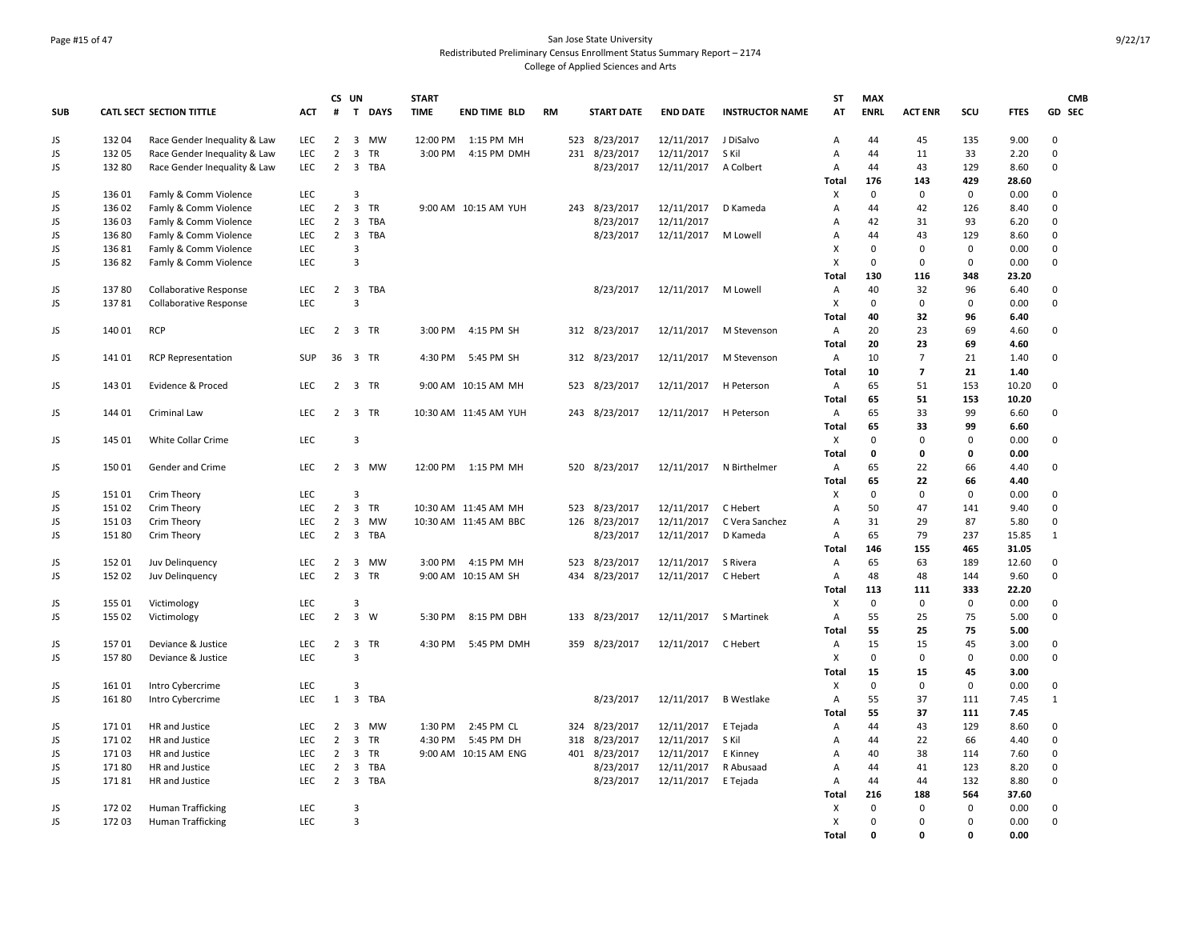San Jose State University
Redistributed Preliminary Census Enrollment Status Summary Report – 2174
College of Applied Sciences and Arts

| SUB | CATL SECT | SECTION TITTLE | ACT | CS # | UN T | DAYS | START TIME | END TIME | BLD | RM | START DATE | END DATE | INSTRUCTOR NAME | ST AT | MAX ENRL | ACT ENR | SCU | FTES | GD | CMB SEC |
|---|---|---|---|---|---|---|---|---|---|---|---|---|---|---|---|---|---|---|---|---|
| JS | 132 04 | Race Gender Inequality & Law | LEC | 2 | 3 | MW | 12:00 PM | 1:15 PM | MH | 523 | 8/23/2017 | 12/11/2017 | J DiSalvo | A | 44 | 45 | 135 | 9.00 | 0 | |
| JS | 132 05 | Race Gender Inequality & Law | LEC | 2 | 3 | TR | 3:00 PM | 4:15 PM | DMH | 231 | 8/23/2017 | 12/11/2017 | S Kil | A | 44 | 11 | 33 | 2.20 | 0 | |
| JS | 132 80 | Race Gender Inequality & Law | LEC | 2 | 3 | TBA | | | | | 8/23/2017 | 12/11/2017 | A Colbert | A | 44 | 43 | 129 | 8.60 | 0 | |
| | | | | | | | | | | | | | | Total | 176 | 143 | 429 | 28.60 | | |
| JS | 136 01 | Famly & Comm Violence | LEC | | 3 | | | | | | | | | X | 0 | 0 | 0 | 0.00 | 0 | |
| JS | 136 02 | Famly & Comm Violence | LEC | 2 | 3 | TR | 9:00 AM | 10:15 AM | YUH | 243 | 8/23/2017 | 12/11/2017 | D Kameda | A | 44 | 42 | 126 | 8.40 | 0 | |
| JS | 136 03 | Famly & Comm Violence | LEC | 2 | 3 | TBA | | | | | 8/23/2017 | 12/11/2017 | | A | 42 | 31 | 93 | 6.20 | 0 | |
| JS | 136 80 | Famly & Comm Violence | LEC | 2 | 3 | TBA | | | | | 8/23/2017 | 12/11/2017 | M Lowell | A | 44 | 43 | 129 | 8.60 | 0 | |
| JS | 136 81 | Famly & Comm Violence | LEC | | 3 | | | | | | | | | X | 0 | 0 | 0 | 0.00 | 0 | |
| JS | 136 82 | Famly & Comm Violence | LEC | | 3 | | | | | | | | | X | 0 | 0 | 0 | 0.00 | 0 | |
| | | | | | | | | | | | | | | Total | 130 | 116 | 348 | 23.20 | | |
| JS | 137 80 | Collaborative Response | LEC | 2 | 3 | TBA | | | | | 8/23/2017 | 12/11/2017 | M Lowell | A | 40 | 32 | 96 | 6.40 | 0 | |
| JS | 137 81 | Collaborative Response | LEC | | 3 | | | | | | | | | X | 0 | 0 | 0 | 0.00 | 0 | |
| | | | | | | | | | | | | | | Total | 40 | 32 | 96 | 6.40 | | |
| JS | 140 01 | RCP | LEC | 2 | 3 | TR | 3:00 PM | 4:15 PM | SH | 312 | 8/23/2017 | 12/11/2017 | M Stevenson | A | 20 | 23 | 69 | 4.60 | 0 | |
| | | | | | | | | | | | | | | Total | 20 | 23 | 69 | 4.60 | | |
| JS | 141 01 | RCP Representation | SUP | 36 | 3 | TR | 4:30 PM | 5:45 PM | SH | 312 | 8/23/2017 | 12/11/2017 | M Stevenson | A | 10 | 7 | 21 | 1.40 | 0 | |
| | | | | | | | | | | | | | | Total | 10 | 7 | 21 | 1.40 | | |
| JS | 143 01 | Evidence & Proced | LEC | 2 | 3 | TR | 9:00 AM | 10:15 AM | MH | 523 | 8/23/2017 | 12/11/2017 | H Peterson | A | 65 | 51 | 153 | 10.20 | 0 | |
| | | | | | | | | | | | | | | Total | 65 | 51 | 153 | 10.20 | | |
| JS | 144 01 | Criminal Law | LEC | 2 | 3 | TR | 10:30 AM | 11:45 AM | YUH | 243 | 8/23/2017 | 12/11/2017 | H Peterson | A | 65 | 33 | 99 | 6.60 | 0 | |
| | | | | | | | | | | | | | | Total | 65 | 33 | 99 | 6.60 | | |
| JS | 145 01 | White Collar Crime | LEC | | 3 | | | | | | | | | X | 0 | 0 | 0 | 0.00 | 0 | |
| | | | | | | | | | | | | | | Total | 0 | 0 | 0 | 0.00 | | |
| JS | 150 01 | Gender and Crime | LEC | 2 | 3 | MW | 12:00 PM | 1:15 PM | MH | 520 | 8/23/2017 | 12/11/2017 | N Birthelmer | A | 65 | 22 | 66 | 4.40 | 0 | |
| | | | | | | | | | | | | | | Total | 65 | 22 | 66 | 4.40 | | |
| JS | 151 01 | Crim Theory | LEC | | 3 | | | | | | | | | X | 0 | 0 | 0 | 0.00 | 0 | |
| JS | 151 02 | Crim Theory | LEC | 2 | 3 | TR | 10:30 AM | 11:45 AM | MH | 523 | 8/23/2017 | 12/11/2017 | C Hebert | A | 50 | 47 | 141 | 9.40 | 0 | |
| JS | 151 03 | Crim Theory | LEC | 2 | 3 | MW | 10:30 AM | 11:45 AM | BBC | 126 | 8/23/2017 | 12/11/2017 | C Vera Sanchez | A | 31 | 29 | 87 | 5.80 | 0 | |
| JS | 151 80 | Crim Theory | LEC | 2 | 3 | TBA | | | | | 8/23/2017 | 12/11/2017 | D Kameda | A | 65 | 79 | 237 | 15.85 | 1 | |
| | | | | | | | | | | | | | | Total | 146 | 155 | 465 | 31.05 | | |
| JS | 152 01 | Juv Delinquency | LEC | 2 | 3 | MW | 3:00 PM | 4:15 PM | MH | 523 | 8/23/2017 | 12/11/2017 | S Rivera | A | 65 | 63 | 189 | 12.60 | 0 | |
| JS | 152 02 | Juv Delinquency | LEC | 2 | 3 | TR | 9:00 AM | 10:15 AM | SH | 434 | 8/23/2017 | 12/11/2017 | C Hebert | A | 48 | 48 | 144 | 9.60 | 0 | |
| | | | | | | | | | | | | | | Total | 113 | 111 | 333 | 22.20 | | |
| JS | 155 01 | Victimology | LEC | | 3 | | | | | | | | | X | 0 | 0 | 0 | 0.00 | 0 | |
| JS | 155 02 | Victimology | LEC | 2 | 3 | W | 5:30 PM | 8:15 PM | DBH | 133 | 8/23/2017 | 12/11/2017 | S Martinek | A | 55 | 25 | 75 | 5.00 | 0 | |
| | | | | | | | | | | | | | | Total | 55 | 25 | 75 | 5.00 | | |
| JS | 157 01 | Deviance & Justice | LEC | 2 | 3 | TR | 4:30 PM | 5:45 PM | DMH | 359 | 8/23/2017 | 12/11/2017 | C Hebert | A | 15 | 15 | 45 | 3.00 | 0 | |
| JS | 157 80 | Deviance & Justice | LEC | | 3 | | | | | | | | | X | 0 | 0 | 0 | 0.00 | 0 | |
| | | | | | | | | | | | | | | Total | 15 | 15 | 45 | 3.00 | | |
| JS | 161 01 | Intro Cybercrime | LEC | | 3 | | | | | | | | | X | 0 | 0 | 0 | 0.00 | 0 | |
| JS | 161 80 | Intro Cybercrime | LEC | 1 | 3 | TBA | | | | | 8/23/2017 | 12/11/2017 | B Westlake | A | 55 | 37 | 111 | 7.45 | 1 | |
| | | | | | | | | | | | | | | Total | 55 | 37 | 111 | 7.45 | | |
| JS | 171 01 | HR and Justice | LEC | 2 | 3 | MW | 1:30 PM | 2:45 PM | CL | 324 | 8/23/2017 | 12/11/2017 | E Tejada | A | 44 | 43 | 129 | 8.60 | 0 | |
| JS | 171 02 | HR and Justice | LEC | 2 | 3 | TR | 4:30 PM | 5:45 PM | DH | 318 | 8/23/2017 | 12/11/2017 | S Kil | A | 44 | 22 | 66 | 4.40 | 0 | |
| JS | 171 03 | HR and Justice | LEC | 2 | 3 | TR | 9:00 AM | 10:15 AM | ENG | 401 | 8/23/2017 | 12/11/2017 | E Kinney | A | 40 | 38 | 114 | 7.60 | 0 | |
| JS | 171 80 | HR and Justice | LEC | 2 | 3 | TBA | | | | | 8/23/2017 | 12/11/2017 | R Abusaad | A | 44 | 41 | 123 | 8.20 | 0 | |
| JS | 171 81 | HR and Justice | LEC | 2 | 3 | TBA | | | | | 8/23/2017 | 12/11/2017 | E Tejada | A | 44 | 44 | 132 | 8.80 | 0 | |
| | | | | | | | | | | | | | | Total | 216 | 188 | 564 | 37.60 | | |
| JS | 172 02 | Human Trafficking | LEC | | 3 | | | | | | | | | X | 0 | 0 | 0 | 0.00 | 0 | |
| JS | 172 03 | Human Trafficking | LEC | | 3 | | | | | | | | | X | 0 | 0 | 0 | 0.00 | 0 | |
| | | | | | | | | | | | | | | Total | 0 | 0 | 0 | 0.00 | | |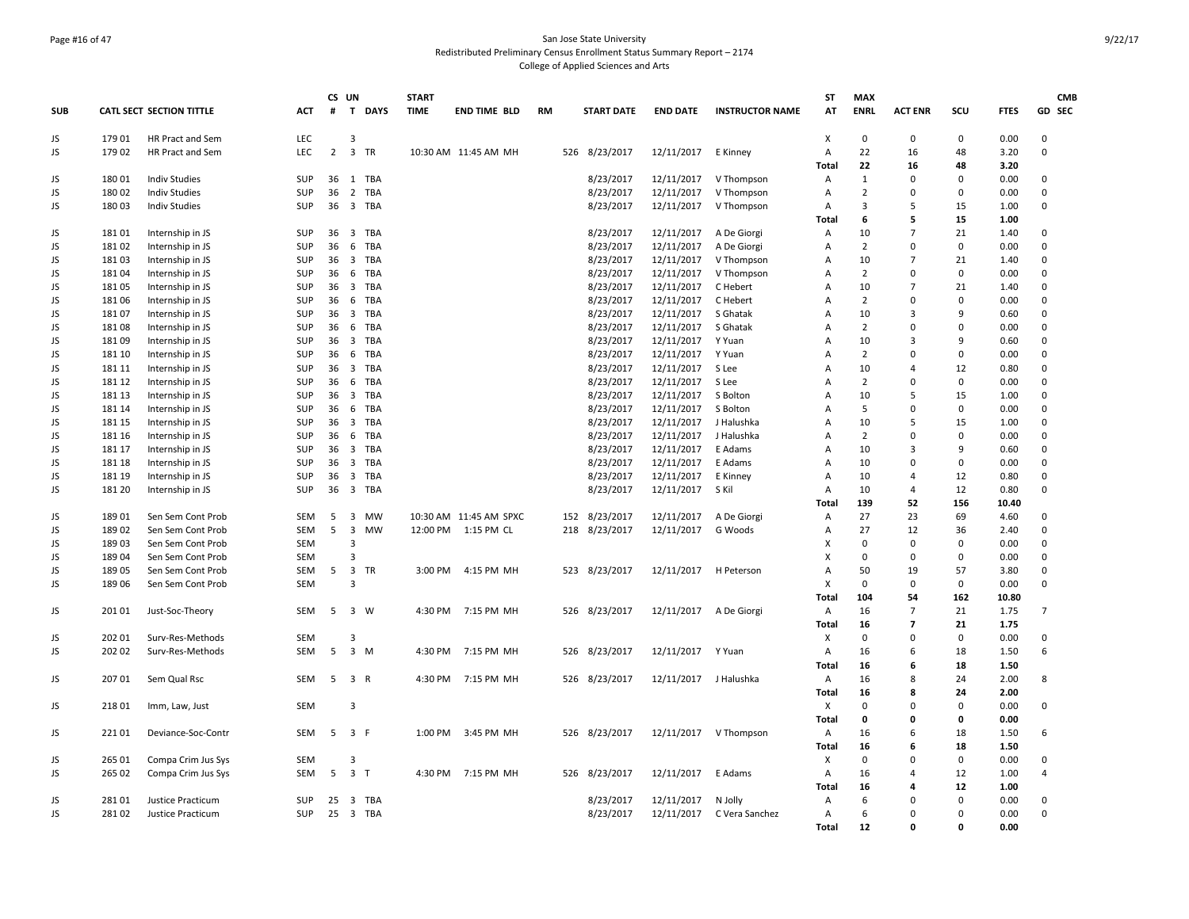San Jose State University
Redistributed Preliminary Census Enrollment Status Summary Report – 2174
College of Applied Sciences and Arts

| SUB | CATL | SECT | SECTION TITTLE | ACT | CS # | UN T | DAYS | START TIME | END TIME | BLD | RM | START DATE | END DATE | INSTRUCTOR NAME | ST AT | MAX ENRL | ACT ENR | SCU | FTES | GD | CMB SEC |
|---|---|---|---|---|---|---|---|---|---|---|---|---|---|---|---|---|---|---|---|---|---|
| JS | 179 | 01 | HR Pract and Sem | LEC | | 3 | | | | | | | | | X | 0 | 0 | 0 | 0.00 | 0 | |
| JS | 179 | 02 | HR Pract and Sem | LEC | 2 | 3 | TR | 10:30 AM | 11:45 AM | MH | 526 | 8/23/2017 | 12/11/2017 | E Kinney | A | 22 | 16 | 48 | 3.20 | 0 | |
| | | | | | | | | | | | | | | | Total | 22 | 16 | 48 | 3.20 | | |
| JS | 180 | 01 | Indiv Studies | SUP | 36 | 1 | TBA | | | | | 8/23/2017 | 12/11/2017 | V Thompson | A | 1 | 0 | 0 | 0.00 | 0 | |
| JS | 180 | 02 | Indiv Studies | SUP | 36 | 2 | TBA | | | | | 8/23/2017 | 12/11/2017 | V Thompson | A | 2 | 0 | 0 | 0.00 | 0 | |
| JS | 180 | 03 | Indiv Studies | SUP | 36 | 3 | TBA | | | | | 8/23/2017 | 12/11/2017 | V Thompson | A | 3 | 5 | 15 | 1.00 | 0 | |
| | | | | | | | | | | | | | | | Total | 6 | 5 | 15 | 1.00 | | |
| JS | 181 | 01 | Internship in JS | SUP | 36 | 3 | TBA | | | | | 8/23/2017 | 12/11/2017 | A De Giorgi | A | 10 | 7 | 21 | 1.40 | 0 | |
| JS | 181 | 02 | Internship in JS | SUP | 36 | 6 | TBA | | | | | 8/23/2017 | 12/11/2017 | A De Giorgi | A | 2 | 0 | 0 | 0.00 | 0 | |
| JS | 181 | 03 | Internship in JS | SUP | 36 | 3 | TBA | | | | | 8/23/2017 | 12/11/2017 | V Thompson | A | 10 | 7 | 21 | 1.40 | 0 | |
| JS | 181 | 04 | Internship in JS | SUP | 36 | 6 | TBA | | | | | 8/23/2017 | 12/11/2017 | V Thompson | A | 2 | 0 | 0 | 0.00 | 0 | |
| JS | 181 | 05 | Internship in JS | SUP | 36 | 3 | TBA | | | | | 8/23/2017 | 12/11/2017 | C Hebert | A | 10 | 7 | 21 | 1.40 | 0 | |
| JS | 181 | 06 | Internship in JS | SUP | 36 | 6 | TBA | | | | | 8/23/2017 | 12/11/2017 | C Hebert | A | 2 | 0 | 0 | 0.00 | 0 | |
| JS | 181 | 07 | Internship in JS | SUP | 36 | 3 | TBA | | | | | 8/23/2017 | 12/11/2017 | S Ghatak | A | 10 | 3 | 9 | 0.60 | 0 | |
| JS | 181 | 08 | Internship in JS | SUP | 36 | 6 | TBA | | | | | 8/23/2017 | 12/11/2017 | S Ghatak | A | 2 | 0 | 0 | 0.00 | 0 | |
| JS | 181 | 09 | Internship in JS | SUP | 36 | 3 | TBA | | | | | 8/23/2017 | 12/11/2017 | Y Yuan | A | 10 | 3 | 9 | 0.60 | 0 | |
| JS | 181 | 10 | Internship in JS | SUP | 36 | 6 | TBA | | | | | 8/23/2017 | 12/11/2017 | Y Yuan | A | 2 | 0 | 0 | 0.00 | 0 | |
| JS | 181 | 11 | Internship in JS | SUP | 36 | 3 | TBA | | | | | 8/23/2017 | 12/11/2017 | S Lee | A | 10 | 4 | 12 | 0.80 | 0 | |
| JS | 181 | 12 | Internship in JS | SUP | 36 | 6 | TBA | | | | | 8/23/2017 | 12/11/2017 | S Lee | A | 2 | 0 | 0 | 0.00 | 0 | |
| JS | 181 | 13 | Internship in JS | SUP | 36 | 3 | TBA | | | | | 8/23/2017 | 12/11/2017 | S Bolton | A | 10 | 5 | 15 | 1.00 | 0 | |
| JS | 181 | 14 | Internship in JS | SUP | 36 | 6 | TBA | | | | | 8/23/2017 | 12/11/2017 | S Bolton | A | 5 | 0 | 0 | 0.00 | 0 | |
| JS | 181 | 15 | Internship in JS | SUP | 36 | 3 | TBA | | | | | 8/23/2017 | 12/11/2017 | J Halushka | A | 10 | 5 | 15 | 1.00 | 0 | |
| JS | 181 | 16 | Internship in JS | SUP | 36 | 6 | TBA | | | | | 8/23/2017 | 12/11/2017 | J Halushka | A | 2 | 0 | 0 | 0.00 | 0 | |
| JS | 181 | 17 | Internship in JS | SUP | 36 | 3 | TBA | | | | | 8/23/2017 | 12/11/2017 | E Adams | A | 10 | 3 | 9 | 0.60 | 0 | |
| JS | 181 | 18 | Internship in JS | SUP | 36 | 3 | TBA | | | | | 8/23/2017 | 12/11/2017 | E Adams | A | 10 | 0 | 0 | 0.00 | 0 | |
| JS | 181 | 19 | Internship in JS | SUP | 36 | 3 | TBA | | | | | 8/23/2017 | 12/11/2017 | E Kinney | A | 10 | 4 | 12 | 0.80 | 0 | |
| JS | 181 | 20 | Internship in JS | SUP | 36 | 3 | TBA | | | | | 8/23/2017 | 12/11/2017 | S Kil | A | 10 | 4 | 12 | 0.80 | 0 | |
| | | | | | | | | | | | | | | | Total | 139 | 52 | 156 | 10.40 | | |
| JS | 189 | 01 | Sen Sem Cont Prob | SEM | 5 | 3 | MW | 10:30 AM | 11:45 AM | SPXC | 152 | 8/23/2017 | 12/11/2017 | A De Giorgi | A | 27 | 23 | 69 | 4.60 | 0 | |
| JS | 189 | 02 | Sen Sem Cont Prob | SEM | 5 | 3 | MW | 12:00 PM | 1:15 PM | CL | 218 | 8/23/2017 | 12/11/2017 | G Woods | A | 27 | 12 | 36 | 2.40 | 0 | |
| JS | 189 | 03 | Sen Sem Cont Prob | SEM | | 3 | | | | | | | | | X | 0 | 0 | 0 | 0.00 | 0 | |
| JS | 189 | 04 | Sen Sem Cont Prob | SEM | | 3 | | | | | | | | | X | 0 | 0 | 0 | 0.00 | 0 | |
| JS | 189 | 05 | Sen Sem Cont Prob | SEM | 5 | 3 | TR | 3:00 PM | 4:15 PM | MH | 523 | 8/23/2017 | 12/11/2017 | H Peterson | A | 50 | 19 | 57 | 3.80 | 0 | |
| JS | 189 | 06 | Sen Sem Cont Prob | SEM | | 3 | | | | | | | | | X | 0 | 0 | 0 | 0.00 | 0 | |
| | | | | | | | | | | | | | | | Total | 104 | 54 | 162 | 10.80 | | |
| JS | 201 | 01 | Just-Soc-Theory | SEM | 5 | 3 | W | 4:30 PM | 7:15 PM | MH | 526 | 8/23/2017 | 12/11/2017 | A De Giorgi | A | 16 | 7 | 21 | 1.75 | 7 | |
| | | | | | | | | | | | | | | | Total | 16 | 7 | 21 | 1.75 | | |
| JS | 202 | 01 | Surv-Res-Methods | SEM | | 3 | | | | | | | | | X | 0 | 0 | 0 | 0.00 | 0 | |
| JS | 202 | 02 | Surv-Res-Methods | SEM | 5 | 3 | M | 4:30 PM | 7:15 PM | MH | 526 | 8/23/2017 | 12/11/2017 | Y Yuan | A | 16 | 6 | 18 | 1.50 | 6 | |
| | | | | | | | | | | | | | | | Total | 16 | 6 | 18 | 1.50 | | |
| JS | 207 | 01 | Sem Qual Rsc | SEM | 5 | 3 | R | 4:30 PM | 7:15 PM | MH | 526 | 8/23/2017 | 12/11/2017 | J Halushka | A | 16 | 8 | 24 | 2.00 | 8 | |
| | | | | | | | | | | | | | | | Total | 16 | 8 | 24 | 2.00 | | |
| JS | 218 | 01 | Imm, Law, Just | SEM | | 3 | | | | | | | | | X | 0 | 0 | 0 | 0.00 | 0 | |
| | | | | | | | | | | | | | | | Total | 0 | 0 | 0 | 0.00 | | |
| JS | 221 | 01 | Deviance-Soc-Contr | SEM | 5 | 3 | F | 1:00 PM | 3:45 PM | MH | 526 | 8/23/2017 | 12/11/2017 | V Thompson | A | 16 | 6 | 18 | 1.50 | 6 | |
| | | | | | | | | | | | | | | | Total | 16 | 6 | 18 | 1.50 | | |
| JS | 265 | 01 | Compa Crim Jus Sys | SEM | | 3 | | | | | | | | | X | 0 | 0 | 0 | 0.00 | 0 | |
| JS | 265 | 02 | Compa Crim Jus Sys | SEM | 5 | 3 | T | 4:30 PM | 7:15 PM | MH | 526 | 8/23/2017 | 12/11/2017 | E Adams | A | 16 | 4 | 12 | 1.00 | 4 | |
| | | | | | | | | | | | | | | | Total | 16 | 4 | 12 | 1.00 | | |
| JS | 281 | 01 | Justice Practicum | SUP | 25 | 3 | TBA | | | | | 8/23/2017 | 12/11/2017 | N Jolly | A | 6 | 0 | 0 | 0.00 | 0 | |
| JS | 281 | 02 | Justice Practicum | SUP | 25 | 3 | TBA | | | | | 8/23/2017 | 12/11/2017 | C Vera Sanchez | A | 6 | 0 | 0 | 0.00 | 0 | |
| | | | | | | | | | | | | | | | Total | 12 | 0 | 0 | 0.00 | | |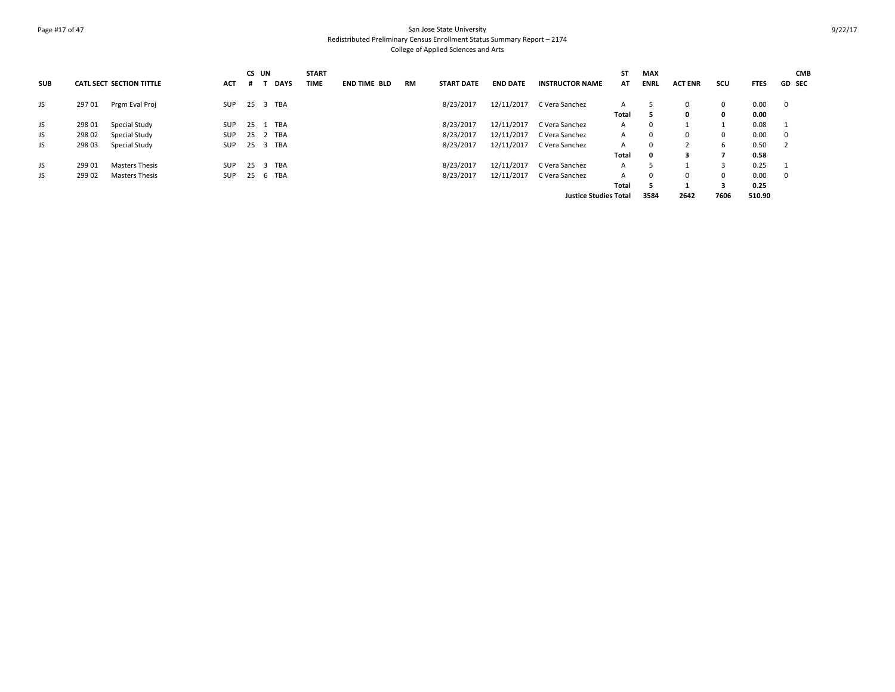San Jose State University
Redistributed Preliminary Census Enrollment Status Summary Report – 2174
College of Applied Sciences and Arts

| SUB | CATL SECT | SECTION TITTLE | ACT | CS # | UN T | DAYS | START TIME | END TIME | BLD | RM | START DATE | END DATE | INSTRUCTOR NAME | ST AT | MAX ENRL | ACT ENR | SCU | FTES | GD | CMB SEC |
|---|---|---|---|---|---|---|---|---|---|---|---|---|---|---|---|---|---|---|---|---|
| JS | 297 01 | Prgm Eval Proj | SUP | 25 | 3 | TBA | | | | | 8/23/2017 | 12/11/2017 | C Vera Sanchez | A | 5 | 0 | 0 | 0.00 | 0 | |
| | | | | | | | | | | | | | | **Total** | **5** | **0** | **0** | **0.00** | | |
| JS | 298 01 | Special Study | SUP | 25 | 1 | TBA | | | | | 8/23/2017 | 12/11/2017 | C Vera Sanchez | A | 0 | 1 | 1 | 0.08 | 1 | |
| JS | 298 02 | Special Study | SUP | 25 | 2 | TBA | | | | | 8/23/2017 | 12/11/2017 | C Vera Sanchez | A | 0 | 0 | 0 | 0.00 | 0 | |
| JS | 298 03 | Special Study | SUP | 25 | 3 | TBA | | | | | 8/23/2017 | 12/11/2017 | C Vera Sanchez | A | 0 | 2 | 6 | 0.50 | 2 | |
| | | | | | | | | | | | | | | **Total** | **0** | **3** | **7** | **0.58** | | |
| JS | 299 01 | Masters Thesis | SUP | 25 | 3 | TBA | | | | | 8/23/2017 | 12/11/2017 | C Vera Sanchez | A | 5 | 1 | 3 | 0.25 | 1 | |
| JS | 299 02 | Masters Thesis | SUP | 25 | 6 | TBA | | | | | 8/23/2017 | 12/11/2017 | C Vera Sanchez | A | 0 | 0 | 0 | 0.00 | 0 | |
| | | | | | | | | | | | | | | **Total** | **5** | **1** | **3** | **0.25** | | |
| | | | | | | | | | | | | | **Justice Studies Total** | | **3584** | **2642** | **7606** | **510.90** | | |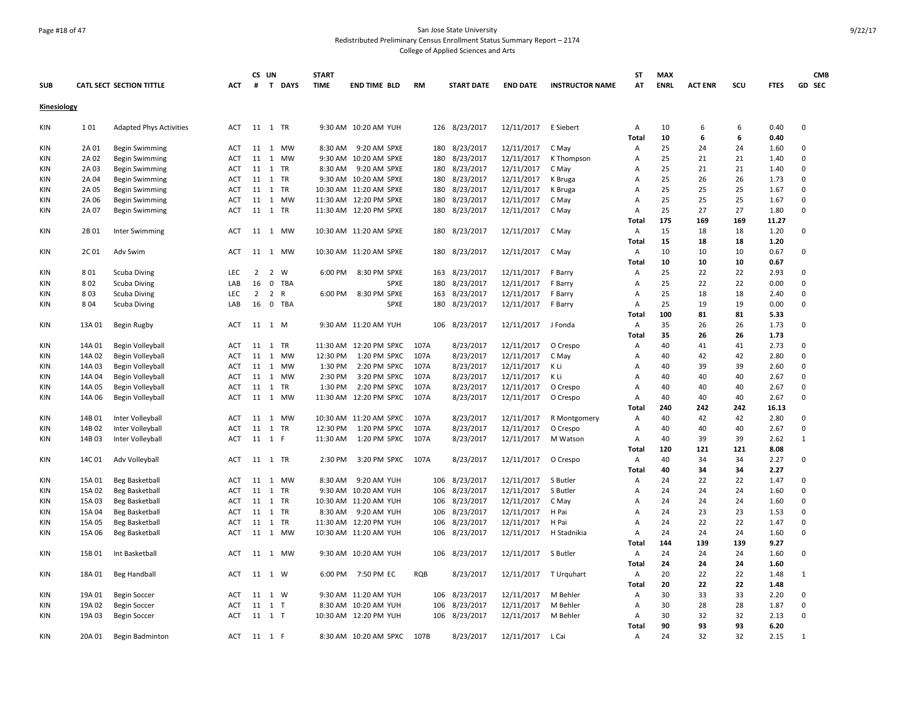San Jose State University
Redistributed Preliminary Census Enrollment Status Summary Report – 2174
College of Applied Sciences and Arts

| SUB | CATL | SECT | SECTION TITTLE | ACT | CS # | UN T | DAYS | START TIME | END TIME | BLD | RM | START DATE | END DATE | INSTRUCTOR NAME | ST AT | MAX ENRL | ACT ENR | SCU | FTES | GD | CMB SEC |
|---|---|---|---|---|---|---|---|---|---|---|---|---|---|---|---|---|---|---|---|---|---|
| **Kinesiology** | | | | | | | | | | | | | | | | | | | | | |
| KIN | 1 | 01 | Adapted Phys Activities | ACT | 11 | 1 | TR | 9:30 AM | 10:20 AM | YUH | 126 | 8/23/2017 | 12/11/2017 | E Siebert | A | 10 | 6 | 6 | 0.40 | 0 | |
| | | | | | | | | | | | | | | | **Total** | **10** | **6** | **6** | **0.40** | | |
| KIN | 2A | 01 | Begin Swimming | ACT | 11 | 1 | MW | 8:30 AM | 9:20 AM | SPXE | 180 | 8/23/2017 | 12/11/2017 | C May | A | 25 | 24 | 24 | 1.60 | 0 | |
| KIN | 2A | 02 | Begin Swimming | ACT | 11 | 1 | MW | 9:30 AM | 10:20 AM | SPXE | 180 | 8/23/2017 | 12/11/2017 | K Thompson | A | 25 | 21 | 21 | 1.40 | 0 | |
| KIN | 2A | 03 | Begin Swimming | ACT | 11 | 1 | TR | 8:30 AM | 9:20 AM | SPXE | 180 | 8/23/2017 | 12/11/2017 | C May | A | 25 | 21 | 21 | 1.40 | 0 | |
| KIN | 2A | 04 | Begin Swimming | ACT | 11 | 1 | TR | 9:30 AM | 10:20 AM | SPXE | 180 | 8/23/2017 | 12/11/2017 | K Bruga | A | 25 | 26 | 26 | 1.73 | 0 | |
| KIN | 2A | 05 | Begin Swimming | ACT | 11 | 1 | TR | 10:30 AM | 11:20 AM | SPXE | 180 | 8/23/2017 | 12/11/2017 | K Bruga | A | 25 | 25 | 25 | 1.67 | 0 | |
| KIN | 2A | 06 | Begin Swimming | ACT | 11 | 1 | MW | 11:30 AM | 12:20 PM | SPXE | 180 | 8/23/2017 | 12/11/2017 | C May | A | 25 | 25 | 25 | 1.67 | 0 | |
| KIN | 2A | 07 | Begin Swimming | ACT | 11 | 1 | TR | 11:30 AM | 12:20 PM | SPXE | 180 | 8/23/2017 | 12/11/2017 | C May | A | 25 | 27 | 27 | 1.80 | 0 | |
| | | | | | | | | | | | | | | | **Total** | **175** | **169** | **169** | **11.27** | | |
| KIN | 2B | 01 | Inter Swimming | ACT | 11 | 1 | MW | 10:30 AM | 11:20 AM | SPXE | 180 | 8/23/2017 | 12/11/2017 | C May | A | 15 | 18 | 18 | 1.20 | 0 | |
| | | | | | | | | | | | | | | | **Total** | **15** | **18** | **18** | **1.20** | | |
| KIN | 2C | 01 | Adv Swim | ACT | 11 | 1 | MW | 10:30 AM | 11:20 AM | SPXE | 180 | 8/23/2017 | 12/11/2017 | C May | A | 10 | 10 | 10 | 0.67 | 0 | |
| | | | | | | | | | | | | | | | **Total** | **10** | **10** | **10** | **0.67** | | |
| KIN | 8 | 01 | Scuba Diving | LEC | 2 | 2 | W | 6:00 PM | 8:30 PM | SPXE | 163 | 8/23/2017 | 12/11/2017 | F Barry | A | 25 | 22 | 22 | 2.93 | 0 | |
| KIN | 8 | 02 | Scuba Diving | LAB | 16 | 0 | TBA | | | SPXE | 180 | 8/23/2017 | 12/11/2017 | F Barry | A | 25 | 22 | 22 | 0.00 | 0 | |
| KIN | 8 | 03 | Scuba Diving | LEC | 2 | 2 | R | 6:00 PM | 8:30 PM | SPXE | 163 | 8/23/2017 | 12/11/2017 | F Barry | A | 25 | 18 | 18 | 2.40 | 0 | |
| KIN | 8 | 04 | Scuba Diving | LAB | 16 | 0 | TBA | | | SPXE | 180 | 8/23/2017 | 12/11/2017 | F Barry | A | 25 | 19 | 19 | 0.00 | 0 | |
| | | | | | | | | | | | | | | | **Total** | **100** | **81** | **81** | **5.33** | | |
| KIN | 13A | 01 | Begin Rugby | ACT | 11 | 1 | M | 9:30 AM | 11:20 AM | YUH | 106 | 8/23/2017 | 12/11/2017 | J Fonda | A | 35 | 26 | 26 | 1.73 | 0 | |
| | | | | | | | | | | | | | | | **Total** | **35** | **26** | **26** | **1.73** | | |
| KIN | 14A | 01 | Begin Volleyball | ACT | 11 | 1 | TR | 11:30 AM | 12:20 PM | SPXC | 107A | 8/23/2017 | 12/11/2017 | O Crespo | A | 40 | 41 | 41 | 2.73 | 0 | |
| KIN | 14A | 02 | Begin Volleyball | ACT | 11 | 1 | MW | 12:30 PM | 1:20 PM | SPXC | 107A | 8/23/2017 | 12/11/2017 | C May | A | 40 | 42 | 42 | 2.80 | 0 | |
| KIN | 14A | 03 | Begin Volleyball | ACT | 11 | 1 | MW | 1:30 PM | 2:20 PM | SPXC | 107A | 8/23/2017 | 12/11/2017 | K Li | A | 40 | 39 | 39 | 2.60 | 0 | |
| KIN | 14A | 04 | Begin Volleyball | ACT | 11 | 1 | MW | 2:30 PM | 3:20 PM | SPXC | 107A | 8/23/2017 | 12/11/2017 | K Li | A | 40 | 40 | 40 | 2.67 | 0 | |
| KIN | 14A | 05 | Begin Volleyball | ACT | 11 | 1 | TR | 1:30 PM | 2:20 PM | SPXC | 107A | 8/23/2017 | 12/11/2017 | O Crespo | A | 40 | 40 | 40 | 2.67 | 0 | |
| KIN | 14A | 06 | Begin Volleyball | ACT | 11 | 1 | MW | 11:30 AM | 12:20 PM | SPXC | 107A | 8/23/2017 | 12/11/2017 | O Crespo | A | 40 | 40 | 40 | 2.67 | 0 | |
| | | | | | | | | | | | | | | | **Total** | **240** | **242** | **242** | **16.13** | | |
| KIN | 14B | 01 | Inter Volleyball | ACT | 11 | 1 | MW | 10:30 AM | 11:20 AM | SPXC | 107A | 8/23/2017 | 12/11/2017 | R Montgomery | A | 40 | 42 | 42 | 2.80 | 0 | |
| KIN | 14B | 02 | Inter Volleyball | ACT | 11 | 1 | TR | 12:30 PM | 1:20 PM | SPXC | 107A | 8/23/2017 | 12/11/2017 | O Crespo | A | 40 | 40 | 40 | 2.67 | 0 | |
| KIN | 14B | 03 | Inter Volleyball | ACT | 11 | 1 | F | 11:30 AM | 1:20 PM | SPXC | 107A | 8/23/2017 | 12/11/2017 | M Watson | A | 40 | 39 | 39 | 2.62 | 1 | |
| | | | | | | | | | | | | | | | **Total** | **120** | **121** | **121** | **8.08** | | |
| KIN | 14C | 01 | Adv Volleyball | ACT | 11 | 1 | TR | 2:30 PM | 3:20 PM | SPXC | 107A | 8/23/2017 | 12/11/2017 | O Crespo | A | 40 | 34 | 34 | 2.27 | 0 | |
| | | | | | | | | | | | | | | | **Total** | **40** | **34** | **34** | **2.27** | | |
| KIN | 15A | 01 | Beg Basketball | ACT | 11 | 1 | MW | 8:30 AM | 9:20 AM | YUH | 106 | 8/23/2017 | 12/11/2017 | S Butler | A | 24 | 22 | 22 | 1.47 | 0 | |
| KIN | 15A | 02 | Beg Basketball | ACT | 11 | 1 | TR | 9:30 AM | 10:20 AM | YUH | 106 | 8/23/2017 | 12/11/2017 | S Butler | A | 24 | 24 | 24 | 1.60 | 0 | |
| KIN | 15A | 03 | Beg Basketball | ACT | 11 | 1 | TR | 10:30 AM | 11:20 AM | YUH | 106 | 8/23/2017 | 12/11/2017 | C May | A | 24 | 24 | 24 | 1.60 | 0 | |
| KIN | 15A | 04 | Beg Basketball | ACT | 11 | 1 | TR | 8:30 AM | 9:20 AM | YUH | 106 | 8/23/2017 | 12/11/2017 | H Pai | A | 24 | 23 | 23 | 1.53 | 0 | |
| KIN | 15A | 05 | Beg Basketball | ACT | 11 | 1 | TR | 11:30 AM | 12:20 PM | YUH | 106 | 8/23/2017 | 12/11/2017 | H Pai | A | 24 | 22 | 22 | 1.47 | 0 | |
| KIN | 15A | 06 | Beg Basketball | ACT | 11 | 1 | MW | 10:30 AM | 11:20 AM | YUH | 106 | 8/23/2017 | 12/11/2017 | H Stadnikia | A | 24 | 24 | 24 | 1.60 | 0 | |
| | | | | | | | | | | | | | | | **Total** | **144** | **139** | **139** | **9.27** | | |
| KIN | 15B | 01 | Int Basketball | ACT | 11 | 1 | MW | 9:30 AM | 10:20 AM | YUH | 106 | 8/23/2017 | 12/11/2017 | S Butler | A | 24 | 24 | 24 | 1.60 | 0 | |
| | | | | | | | | | | | | | | | **Total** | **24** | **24** | **24** | **1.60** | | |
| KIN | 18A | 01 | Beg Handball | ACT | 11 | 1 | W | 6:00 PM | 7:50 PM | EC | RQB | 8/23/2017 | 12/11/2017 | T Urquhart | A | 20 | 22 | 22 | 1.48 | 1 | |
| | | | | | | | | | | | | | | | **Total** | **20** | **22** | **22** | **1.48** | | |
| KIN | 19A | 01 | Begin Soccer | ACT | 11 | 1 | W | 9:30 AM | 11:20 AM | YUH | 106 | 8/23/2017 | 12/11/2017 | M Behler | A | 30 | 33 | 33 | 2.20 | 0 | |
| KIN | 19A | 02 | Begin Soccer | ACT | 11 | 1 | T | 8:30 AM | 10:20 AM | YUH | 106 | 8/23/2017 | 12/11/2017 | M Behler | A | 30 | 28 | 28 | 1.87 | 0 | |
| KIN | 19A | 03 | Begin Soccer | ACT | 11 | 1 | T | 10:30 AM | 12:20 PM | YUH | 106 | 8/23/2017 | 12/11/2017 | M Behler | A | 30 | 32 | 32 | 2.13 | 0 | |
| | | | | | | | | | | | | | | | **Total** | **90** | **93** | **93** | **6.20** | | |
| KIN | 20A | 01 | Begin Badminton | ACT | 11 | 1 | F | 8:30 AM | 10:20 AM | SPXC | 107B | 8/23/2017 | 12/11/2017 | L Cai | A | 24 | 32 | 32 | 2.15 | 1 | |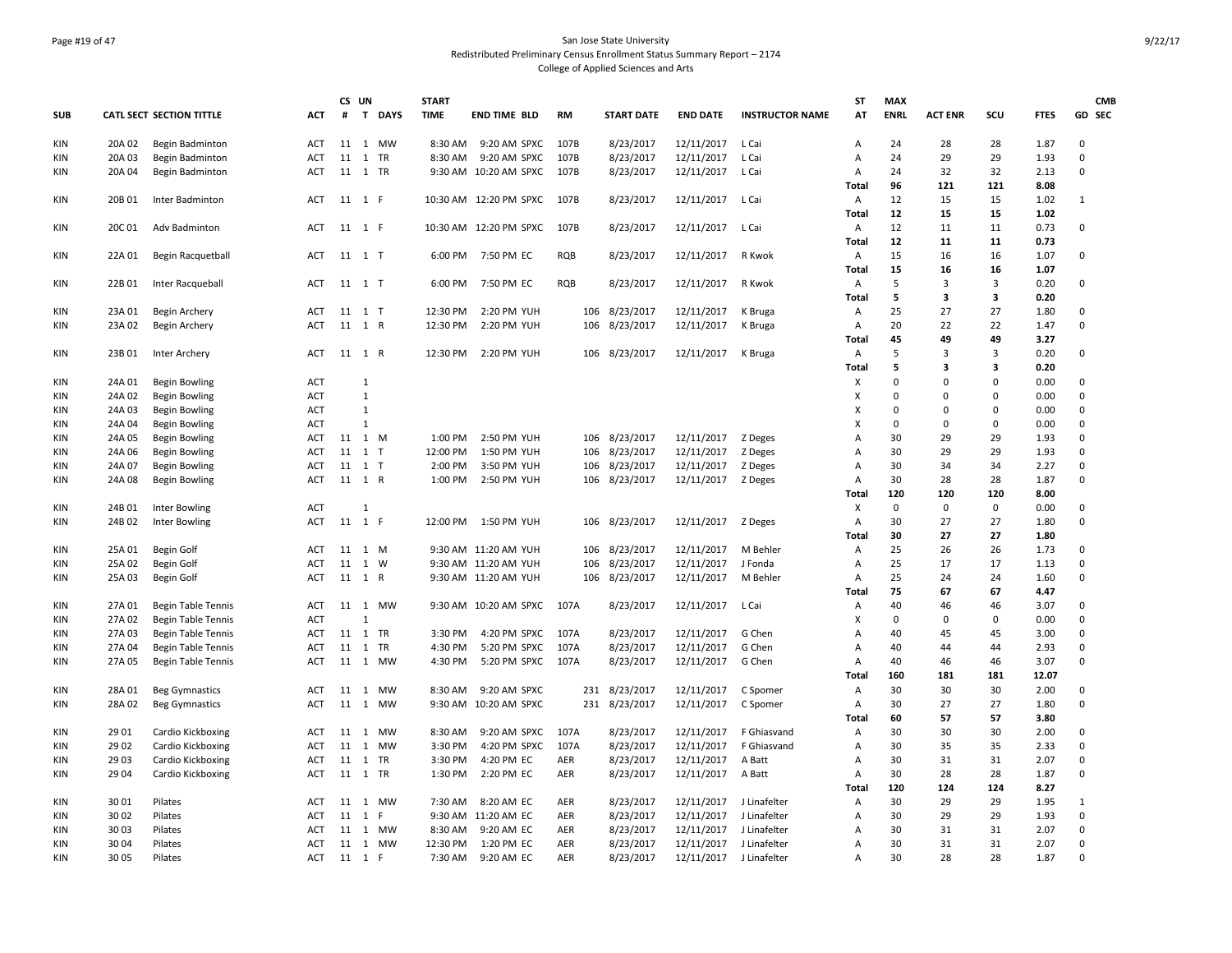San Jose State University
Redistributed Preliminary Census Enrollment Status Summary Report – 2174
College of Applied Sciences and Arts

| SUB | CATL | SECT | SECTION TITTLE | ACT | CS # | UN T | DAYS | START TIME | END TIME | BLD | RM | START DATE | END DATE | INSTRUCTOR NAME | ST AT | MAX ENRL | ACT ENR | SCU | FTES | GD | CMB SEC |
|---|---|---|---|---|---|---|---|---|---|---|---|---|---|---|---|---|---|---|---|---|---|
| KIN | 20A | 02 | Begin Badminton | ACT | 11 | 1 | MW | 8:30 AM | 9:20 AM | SPXC | 107B | 8/23/2017 | 12/11/2017 | L Cai | A | 24 | 28 | 28 | 1.87 | 0 | |
| KIN | 20A | 03 | Begin Badminton | ACT | 11 | 1 | TR | 8:30 AM | 9:20 AM | SPXC | 107B | 8/23/2017 | 12/11/2017 | L Cai | A | 24 | 29 | 29 | 1.93 | 0 | |
| KIN | 20A | 04 | Begin Badminton | ACT | 11 | 1 | TR | 9:30 AM | 10:20 AM | SPXC | 107B | 8/23/2017 | 12/11/2017 | L Cai | A | 24 | 32 | 32 | 2.13 | 0 | |
| | | | | | | | | | | | | | | | **Total** | **96** | **121** | **121** | **8.08** | | |
| KIN | 20B | 01 | Inter Badminton | ACT | 11 | 1 | F | 10:30 AM | 12:20 PM | SPXC | 107B | 8/23/2017 | 12/11/2017 | L Cai | A | 12 | 15 | 15 | 1.02 | 1 | |
| | | | | | | | | | | | | | | | **Total** | **12** | **15** | **15** | **1.02** | | |
| KIN | 20C | 01 | Adv Badminton | ACT | 11 | 1 | F | 10:30 AM | 12:20 PM | SPXC | 107B | 8/23/2017 | 12/11/2017 | L Cai | A | 12 | 11 | 11 | 0.73 | 0 | |
| | | | | | | | | | | | | | | | **Total** | **12** | **11** | **11** | **0.73** | | |
| KIN | 22A | 01 | Begin Racquetball | ACT | 11 | 1 | T | 6:00 PM | 7:50 PM | EC | RQB | 8/23/2017 | 12/11/2017 | R Kwok | A | 15 | 16 | 16 | 1.07 | 0 | |
| | | | | | | | | | | | | | | | **Total** | **15** | **16** | **16** | **1.07** | | |
| KIN | 22B | 01 | Inter Racqueball | ACT | 11 | 1 | T | 6:00 PM | 7:50 PM | EC | RQB | 8/23/2017 | 12/11/2017 | R Kwok | A | 5 | 3 | 3 | 0.20 | 0 | |
| | | | | | | | | | | | | | | | **Total** | **5** | **3** | **3** | **0.20** | | |
| KIN | 23A | 01 | Begin Archery | ACT | 11 | 1 | T | 12:30 PM | 2:20 PM | YUH | 106 | 8/23/2017 | 12/11/2017 | K Bruga | A | 25 | 27 | 27 | 1.80 | 0 | |
| KIN | 23A | 02 | Begin Archery | ACT | 11 | 1 | R | 12:30 PM | 2:20 PM | YUH | 106 | 8/23/2017 | 12/11/2017 | K Bruga | A | 20 | 22 | 22 | 1.47 | 0 | |
| | | | | | | | | | | | | | | | **Total** | **45** | **49** | **49** | **3.27** | | |
| KIN | 23B | 01 | Inter Archery | ACT | 11 | 1 | R | 12:30 PM | 2:20 PM | YUH | 106 | 8/23/2017 | 12/11/2017 | K Bruga | A | 5 | 3 | 3 | 0.20 | 0 | |
| | | | | | | | | | | | | | | | **Total** | **5** | **3** | **3** | **0.20** | | |
| KIN | 24A | 01 | Begin Bowling | ACT | | 1 | | | | | | | | | X | 0 | 0 | 0 | 0.00 | 0 | |
| KIN | 24A | 02 | Begin Bowling | ACT | | 1 | | | | | | | | | X | 0 | 0 | 0 | 0.00 | 0 | |
| KIN | 24A | 03 | Begin Bowling | ACT | | 1 | | | | | | | | | X | 0 | 0 | 0 | 0.00 | 0 | |
| KIN | 24A | 04 | Begin Bowling | ACT | | 1 | | | | | | | | | X | 0 | 0 | 0 | 0.00 | 0 | |
| KIN | 24A | 05 | Begin Bowling | ACT | 11 | 1 | M | 1:00 PM | 2:50 PM | YUH | 106 | 8/23/2017 | 12/11/2017 | Z Deges | A | 30 | 29 | 29 | 1.93 | 0 | |
| KIN | 24A | 06 | Begin Bowling | ACT | 11 | 1 | T | 12:00 PM | 1:50 PM | YUH | 106 | 8/23/2017 | 12/11/2017 | Z Deges | A | 30 | 29 | 29 | 1.93 | 0 | |
| KIN | 24A | 07 | Begin Bowling | ACT | 11 | 1 | T | 2:00 PM | 3:50 PM | YUH | 106 | 8/23/2017 | 12/11/2017 | Z Deges | A | 30 | 34 | 34 | 2.27 | 0 | |
| KIN | 24A | 08 | Begin Bowling | ACT | 11 | 1 | R | 1:00 PM | 2:50 PM | YUH | 106 | 8/23/2017 | 12/11/2017 | Z Deges | A | 30 | 28 | 28 | 1.87 | 0 | |
| | | | | | | | | | | | | | | | **Total** | **120** | **120** | **120** | **8.00** | | |
| KIN | 24B | 01 | Inter Bowling | ACT | | 1 | | | | | | | | | X | 0 | 0 | 0 | 0.00 | 0 | |
| KIN | 24B | 02 | Inter Bowling | ACT | 11 | 1 | F | 12:00 PM | 1:50 PM | YUH | 106 | 8/23/2017 | 12/11/2017 | Z Deges | A | 30 | 27 | 27 | 1.80 | 0 | |
| | | | | | | | | | | | | | | | **Total** | **30** | **27** | **27** | **1.80** | | |
| KIN | 25A | 01 | Begin Golf | ACT | 11 | 1 | M | 9:30 AM | 11:20 AM | YUH | 106 | 8/23/2017 | 12/11/2017 | M Behler | A | 25 | 26 | 26 | 1.73 | 0 | |
| KIN | 25A | 02 | Begin Golf | ACT | 11 | 1 | W | 9:30 AM | 11:20 AM | YUH | 106 | 8/23/2017 | 12/11/2017 | J Fonda | A | 25 | 17 | 17 | 1.13 | 0 | |
| KIN | 25A | 03 | Begin Golf | ACT | 11 | 1 | R | 9:30 AM | 11:20 AM | YUH | 106 | 8/23/2017 | 12/11/2017 | M Behler | A | 25 | 24 | 24 | 1.60 | 0 | |
| | | | | | | | | | | | | | | | **Total** | **75** | **67** | **67** | **4.47** | | |
| KIN | 27A | 01 | Begin Table Tennis | ACT | 11 | 1 | MW | 9:30 AM | 10:20 AM | SPXC | 107A | 8/23/2017 | 12/11/2017 | L Cai | A | 40 | 46 | 46 | 3.07 | 0 | |
| KIN | 27A | 02 | Begin Table Tennis | ACT | | 1 | | | | | | | | | X | 0 | 0 | 0 | 0.00 | 0 | |
| KIN | 27A | 03 | Begin Table Tennis | ACT | 11 | 1 | TR | 3:30 PM | 4:20 PM | SPXC | 107A | 8/23/2017 | 12/11/2017 | G Chen | A | 40 | 45 | 45 | 3.00 | 0 | |
| KIN | 27A | 04 | Begin Table Tennis | ACT | 11 | 1 | TR | 4:30 PM | 5:20 PM | SPXC | 107A | 8/23/2017 | 12/11/2017 | G Chen | A | 40 | 44 | 44 | 2.93 | 0 | |
| KIN | 27A | 05 | Begin Table Tennis | ACT | 11 | 1 | MW | 4:30 PM | 5:20 PM | SPXC | 107A | 8/23/2017 | 12/11/2017 | G Chen | A | 40 | 46 | 46 | 3.07 | 0 | |
| | | | | | | | | | | | | | | | **Total** | **160** | **181** | **181** | **12.07** | | |
| KIN | 28A | 01 | Beg Gymnastics | ACT | 11 | 1 | MW | 8:30 AM | 9:20 AM | SPXC | 231 | 8/23/2017 | 12/11/2017 | C Spomer | A | 30 | 30 | 30 | 2.00 | 0 | |
| KIN | 28A | 02 | Beg Gymnastics | ACT | 11 | 1 | MW | 9:30 AM | 10:20 AM | SPXC | 231 | 8/23/2017 | 12/11/2017 | C Spomer | A | 30 | 27 | 27 | 1.80 | 0 | |
| | | | | | | | | | | | | | | | **Total** | **60** | **57** | **57** | **3.80** | | |
| KIN | 29 | 01 | Cardio Kickboxing | ACT | 11 | 1 | MW | 8:30 AM | 9:20 AM | SPXC | 107A | 8/23/2017 | 12/11/2017 | F Ghiasvand | A | 30 | 30 | 30 | 2.00 | 0 | |
| KIN | 29 | 02 | Cardio Kickboxing | ACT | 11 | 1 | MW | 3:30 PM | 4:20 PM | SPXC | 107A | 8/23/2017 | 12/11/2017 | F Ghiasvand | A | 30 | 35 | 35 | 2.33 | 0 | |
| KIN | 29 | 03 | Cardio Kickboxing | ACT | 11 | 1 | TR | 3:30 PM | 4:20 PM | EC | AER | 8/23/2017 | 12/11/2017 | A Batt | A | 30 | 31 | 31 | 2.07 | 0 | |
| KIN | 29 | 04 | Cardio Kickboxing | ACT | 11 | 1 | TR | 1:30 PM | 2:20 PM | EC | AER | 8/23/2017 | 12/11/2017 | A Batt | A | 30 | 28 | 28 | 1.87 | 0 | |
| | | | | | | | | | | | | | | | **Total** | **120** | **124** | **124** | **8.27** | | |
| KIN | 30 | 01 | Pilates | ACT | 11 | 1 | MW | 7:30 AM | 8:20 AM | EC | AER | 8/23/2017 | 12/11/2017 | J Linafelter | A | 30 | 29 | 29 | 1.95 | 1 | |
| KIN | 30 | 02 | Pilates | ACT | 11 | 1 | F | 9:30 AM | 11:20 AM | EC | AER | 8/23/2017 | 12/11/2017 | J Linafelter | A | 30 | 29 | 29 | 1.93 | 0 | |
| KIN | 30 | 03 | Pilates | ACT | 11 | 1 | MW | 8:30 AM | 9:20 AM | EC | AER | 8/23/2017 | 12/11/2017 | J Linafelter | A | 30 | 31 | 31 | 2.07 | 0 | |
| KIN | 30 | 04 | Pilates | ACT | 11 | 1 | MW | 12:30 PM | 1:20 PM | EC | AER | 8/23/2017 | 12/11/2017 | J Linafelter | A | 30 | 31 | 31 | 2.07 | 0 | |
| KIN | 30 | 05 | Pilates | ACT | 11 | 1 | F | 7:30 AM | 9:20 AM | EC | AER | 8/23/2017 | 12/11/2017 | J Linafelter | A | 30 | 28 | 28 | 1.87 | 0 | |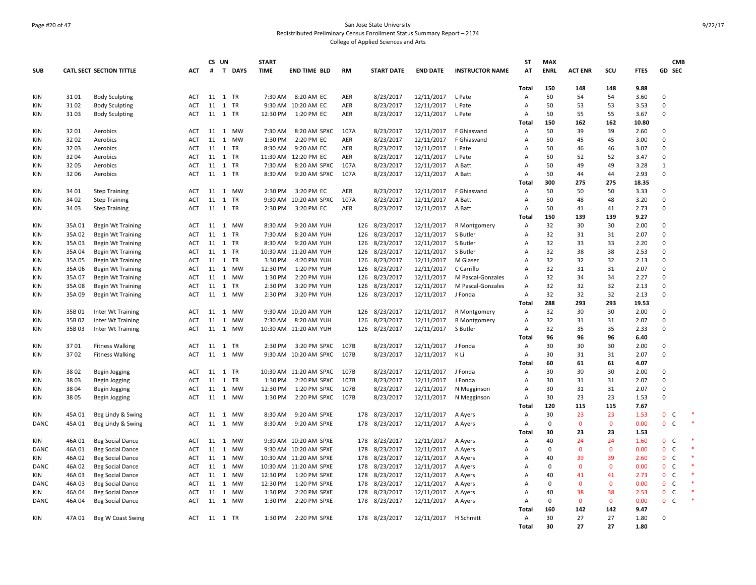San Jose State University
Redistributed Preliminary Census Enrollment Status Summary Report – 2174
College of Applied Sciences and Arts

| SUB | CATL | SECT | SECTION TITTLE | ACT | CS # | UN T | DAYS | START TIME | END TIME | BLD | RM | START DATE | END DATE | INSTRUCTOR NAME | ST AT | MAX ENRL | ACT ENR | SCU | FTES | GD | CMB SEC | |
|---|---|---|---|---|---|---|---|---|---|---|---|---|---|---|---|---|---|---|---|---|---|---|
| | | | | | | | | | | | | | | | Total | 150 | 148 | 148 | 9.88 | | | |
| KIN | 31 | 01 | Body Sculpting | ACT | 11 | 1 | TR | 7:30 AM | 8:20 AM | EC | AER | 8/23/2017 | 12/11/2017 | L Pate | A | 50 | 54 | 54 | 3.60 | 0 | | |
| KIN | 31 | 02 | Body Sculpting | ACT | 11 | 1 | TR | 9:30 AM | 10:20 AM | EC | AER | 8/23/2017 | 12/11/2017 | L Pate | A | 50 | 53 | 53 | 3.53 | 0 | | |
| KIN | 31 | 03 | Body Sculpting | ACT | 11 | 1 | TR | 12:30 PM | 1:20 PM | EC | AER | 8/23/2017 | 12/11/2017 | L Pate | A | 50 | 55 | 55 | 3.67 | 0 | | |
| | | | | | | | | | | | | | | | Total | 150 | 162 | 162 | 10.80 | | | |
| KIN | 32 | 01 | Aerobics | ACT | 11 | 1 | MW | 7:30 AM | 8:20 AM | SPXC | 107A | 8/23/2017 | 12/11/2017 | F Ghiasvand | A | 50 | 39 | 39 | 2.60 | 0 | | |
| KIN | 32 | 02 | Aerobics | ACT | 11 | 1 | MW | 1:30 PM | 2:20 PM | EC | AER | 8/23/2017 | 12/11/2017 | F Ghiasvand | A | 50 | 45 | 45 | 3.00 | 0 | | |
| KIN | 32 | 03 | Aerobics | ACT | 11 | 1 | TR | 8:30 AM | 9:20 AM | EC | AER | 8/23/2017 | 12/11/2017 | L Pate | A | 50 | 46 | 46 | 3.07 | 0 | | |
| KIN | 32 | 04 | Aerobics | ACT | 11 | 1 | TR | 11:30 AM | 12:20 PM | EC | AER | 8/23/2017 | 12/11/2017 | L Pate | A | 50 | 52 | 52 | 3.47 | 0 | | |
| KIN | 32 | 05 | Aerobics | ACT | 11 | 1 | TR | 7:30 AM | 8:20 AM | SPXC | 107A | 8/23/2017 | 12/11/2017 | A Batt | A | 50 | 49 | 49 | 3.28 | 1 | | |
| KIN | 32 | 06 | Aerobics | ACT | 11 | 1 | TR | 8:30 AM | 9:20 AM | SPXC | 107A | 8/23/2017 | 12/11/2017 | A Batt | A | 50 | 44 | 44 | 2.93 | 0 | | |
| | | | | | | | | | | | | | | | Total | 300 | 275 | 275 | 18.35 | | | |
| KIN | 34 | 01 | Step Training | ACT | 11 | 1 | MW | 2:30 PM | 3:20 PM | EC | AER | 8/23/2017 | 12/11/2017 | F Ghiasvand | A | 50 | 50 | 50 | 3.33 | 0 | | |
| KIN | 34 | 02 | Step Training | ACT | 11 | 1 | TR | 9:30 AM | 10:20 AM | SPXC | 107A | 8/23/2017 | 12/11/2017 | A Batt | A | 50 | 48 | 48 | 3.20 | 0 | | |
| KIN | 34 | 03 | Step Training | ACT | 11 | 1 | TR | 2:30 PM | 3:20 PM | EC | AER | 8/23/2017 | 12/11/2017 | A Batt | A | 50 | 41 | 41 | 2.73 | 0 | | |
| | | | | | | | | | | | | | | | Total | 150 | 139 | 139 | 9.27 | | | |
| KIN | 35A | 01 | Begin Wt Training | ACT | 11 | 1 | MW | 8:30 AM | 9:20 AM | YUH | 126 | 8/23/2017 | 12/11/2017 | R Montgomery | A | 32 | 30 | 30 | 2.00 | 0 | | |
| KIN | 35A | 02 | Begin Wt Training | ACT | 11 | 1 | TR | 7:30 AM | 8:20 AM | YUH | 126 | 8/23/2017 | 12/11/2017 | S Butler | A | 32 | 31 | 31 | 2.07 | 0 | | |
| KIN | 35A | 03 | Begin Wt Training | ACT | 11 | 1 | TR | 8:30 AM | 9:20 AM | YUH | 126 | 8/23/2017 | 12/11/2017 | S Butler | A | 32 | 33 | 33 | 2.20 | 0 | | |
| KIN | 35A | 04 | Begin Wt Training | ACT | 11 | 1 | TR | 10:30 AM | 11:20 AM | YUH | 126 | 8/23/2017 | 12/11/2017 | S Butler | A | 32 | 38 | 38 | 2.53 | 0 | | |
| KIN | 35A | 05 | Begin Wt Training | ACT | 11 | 1 | TR | 3:30 PM | 4:20 PM | YUH | 126 | 8/23/2017 | 12/11/2017 | M Glaser | A | 32 | 32 | 32 | 2.13 | 0 | | |
| KIN | 35A | 06 | Begin Wt Training | ACT | 11 | 1 | MW | 12:30 PM | 1:20 PM | YUH | 126 | 8/23/2017 | 12/11/2017 | C Carrillo | A | 32 | 31 | 31 | 2.07 | 0 | | |
| KIN | 35A | 07 | Begin Wt Training | ACT | 11 | 1 | MW | 1:30 PM | 2:20 PM | YUH | 126 | 8/23/2017 | 12/11/2017 | M Pascal-Gonzales | A | 32 | 34 | 34 | 2.27 | 0 | | |
| KIN | 35A | 08 | Begin Wt Training | ACT | 11 | 1 | TR | 2:30 PM | 3:20 PM | YUH | 126 | 8/23/2017 | 12/11/2017 | M Pascal-Gonzales | A | 32 | 32 | 32 | 2.13 | 0 | | |
| KIN | 35A | 09 | Begin Wt Training | ACT | 11 | 1 | MW | 2:30 PM | 3:20 PM | YUH | 126 | 8/23/2017 | 12/11/2017 | J Fonda | A | 32 | 32 | 32 | 2.13 | 0 | | |
| | | | | | | | | | | | | | | | Total | 288 | 293 | 293 | 19.53 | | | |
| KIN | 35B | 01 | Inter Wt Training | ACT | 11 | 1 | MW | 9:30 AM | 10:20 AM | YUH | 126 | 8/23/2017 | 12/11/2017 | R Montgomery | A | 32 | 30 | 30 | 2.00 | 0 | | |
| KIN | 35B | 02 | Inter Wt Training | ACT | 11 | 1 | MW | 7:30 AM | 8:20 AM | YUH | 126 | 8/23/2017 | 12/11/2017 | R Montgomery | A | 32 | 31 | 31 | 2.07 | 0 | | |
| KIN | 35B | 03 | Inter Wt Training | ACT | 11 | 1 | MW | 10:30 AM | 11:20 AM | YUH | 126 | 8/23/2017 | 12/11/2017 | S Butler | A | 32 | 35 | 35 | 2.33 | 0 | | |
| | | | | | | | | | | | | | | | Total | 96 | 96 | 96 | 6.40 | | | |
| KIN | 37 | 01 | Fitness Walking | ACT | 11 | 1 | TR | 2:30 PM | 3:20 PM | SPXC | 107B | 8/23/2017 | 12/11/2017 | J Fonda | A | 30 | 30 | 30 | 2.00 | 0 | | |
| KIN | 37 | 02 | Fitness Walking | ACT | 11 | 1 | MW | 9:30 AM | 10:20 AM | SPXC | 107B | 8/23/2017 | 12/11/2017 | K Li | A | 30 | 31 | 31 | 2.07 | 0 | | |
| | | | | | | | | | | | | | | | Total | 60 | 61 | 61 | 4.07 | | | |
| KIN | 38 | 02 | Begin Jogging | ACT | 11 | 1 | TR | 10:30 AM | 11:20 AM | SPXC | 107B | 8/23/2017 | 12/11/2017 | J Fonda | A | 30 | 30 | 30 | 2.00 | 0 | | |
| KIN | 38 | 03 | Begin Jogging | ACT | 11 | 1 | TR | 1:30 PM | 2:20 PM | SPXC | 107B | 8/23/2017 | 12/11/2017 | J Fonda | A | 30 | 31 | 31 | 2.07 | 0 | | |
| KIN | 38 | 04 | Begin Jogging | ACT | 11 | 1 | MW | 12:30 PM | 1:20 PM | SPXC | 107B | 8/23/2017 | 12/11/2017 | N Megginson | A | 30 | 31 | 31 | 2.07 | 0 | | |
| KIN | 38 | 05 | Begin Jogging | ACT | 11 | 1 | MW | 1:30 PM | 2:20 PM | SPXC | 107B | 8/23/2017 | 12/11/2017 | N Megginson | A | 30 | 23 | 23 | 1.53 | 0 | | |
| | | | | | | | | | | | | | | | Total | 120 | 115 | 115 | 7.67 | | | |
| KIN | 45A | 01 | Beg Lindy & Swing | ACT | 11 | 1 | MW | 8:30 AM | 9:20 AM | SPXE | 178 | 8/23/2017 | 12/11/2017 | A Ayers | A | 30 | 23 | 23 | 1.53 | 0 | C | * |
| DANC | 45A | 01 | Beg Lindy & Swing | ACT | 11 | 1 | MW | 8:30 AM | 9:20 AM | SPXE | 178 | 8/23/2017 | 12/11/2017 | A Ayers | A | 0 | 0 | 0 | 0.00 | 0 | C | * |
| | | | | | | | | | | | | | | | Total | 30 | 23 | 23 | 1.53 | | | |
| KIN | 46A | 01 | Beg Social Dance | ACT | 11 | 1 | MW | 9:30 AM | 10:20 AM | SPXE | 178 | 8/23/2017 | 12/11/2017 | A Ayers | A | 40 | 24 | 24 | 1.60 | 0 | C | * |
| DANC | 46A | 01 | Beg Social Dance | ACT | 11 | 1 | MW | 9:30 AM | 10:20 AM | SPXE | 178 | 8/23/2017 | 12/11/2017 | A Ayers | A | 0 | 0 | 0 | 0.00 | 0 | C | * |
| KIN | 46A | 02 | Beg Social Dance | ACT | 11 | 1 | MW | 10:30 AM | 11:20 AM | SPXE | 178 | 8/23/2017 | 12/11/2017 | A Ayers | A | 40 | 39 | 39 | 2.60 | 0 | C | * |
| DANC | 46A | 02 | Beg Social Dance | ACT | 11 | 1 | MW | 10:30 AM | 11:20 AM | SPXE | 178 | 8/23/2017 | 12/11/2017 | A Ayers | A | 0 | 0 | 0 | 0.00 | 0 | C | * |
| KIN | 46A | 03 | Beg Social Dance | ACT | 11 | 1 | MW | 12:30 PM | 1:20 PM | SPXE | 178 | 8/23/2017 | 12/11/2017 | A Ayers | A | 40 | 41 | 41 | 2.73 | 0 | C | * |
| DANC | 46A | 03 | Beg Social Dance | ACT | 11 | 1 | MW | 12:30 PM | 1:20 PM | SPXE | 178 | 8/23/2017 | 12/11/2017 | A Ayers | A | 0 | 0 | 0 | 0.00 | 0 | C | * |
| KIN | 46A | 04 | Beg Social Dance | ACT | 11 | 1 | MW | 1:30 PM | 2:20 PM | SPXE | 178 | 8/23/2017 | 12/11/2017 | A Ayers | A | 40 | 38 | 38 | 2.53 | 0 | C | * |
| DANC | 46A | 04 | Beg Social Dance | ACT | 11 | 1 | MW | 1:30 PM | 2:20 PM | SPXE | 178 | 8/23/2017 | 12/11/2017 | A Ayers | A | 0 | 0 | 0 | 0.00 | 0 | C | * |
| | | | | | | | | | | | | | | | Total | 160 | 142 | 142 | 9.47 | | | |
| KIN | 47A | 01 | Beg W Coast Swing | ACT | 11 | 1 | TR | 1:30 PM | 2:20 PM | SPXE | 178 | 8/23/2017 | 12/11/2017 | H Schmitt | A | 30 | 27 | 27 | 1.80 | 0 | | |
| | | | | | | | | | | | | | | | Total | 30 | 27 | 27 | 1.80 | | | |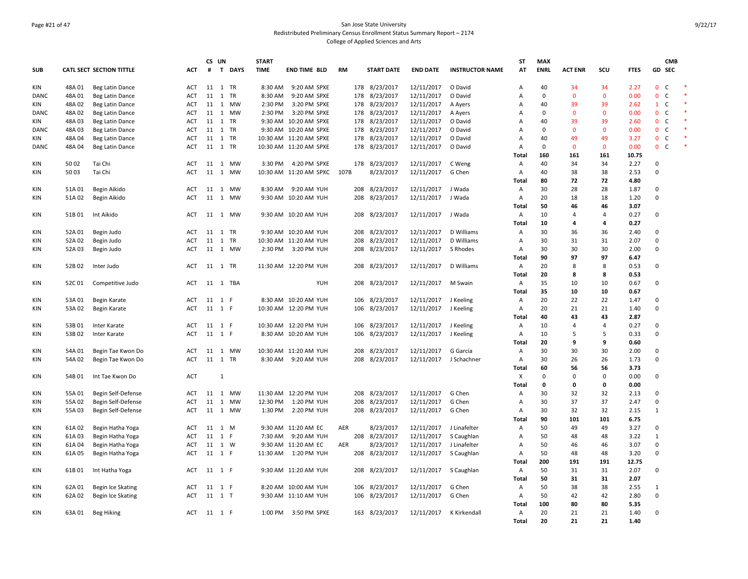San Jose State University
Redistributed Preliminary Census Enrollment Status Summary Report – 2174
College of Applied Sciences and Arts

| SUB | CATL | SECT | SECTION TITTLE | ACT | CS # | UN T | DAYS | START TIME | END TIME | BLD | RM | START DATE | END DATE | INSTRUCTOR NAME | ST AT | MAX ENRL | ACT ENR | SCU | FTES | GD | CMB SEC | |
|---|---|---|---|---|---|---|---|---|---|---|---|---|---|---|---|---|---|---|---|---|---|---|
| KIN | 48A | 01 | Beg Latin Dance | ACT | 11 | 1 | TR | 8:30 AM | 9:20 AM | SPXE | 178 | 8/23/2017 | 12/11/2017 | O David | A | 40 | 34 | 34 | 2.27 | 0 | C | * |
| DANC | 48A | 01 | Beg Latin Dance | ACT | 11 | 1 | TR | 8:30 AM | 9:20 AM | SPXE | 178 | 8/23/2017 | 12/11/2017 | O David | A | 0 | 0 | 0 | 0.00 | 0 | C | * |
| KIN | 48A | 02 | Beg Latin Dance | ACT | 11 | 1 | MW | 2:30 PM | 3:20 PM | SPXE | 178 | 8/23/2017 | 12/11/2017 | A Ayers | A | 40 | 39 | 39 | 2.62 | 1 | C | * |
| DANC | 48A | 02 | Beg Latin Dance | ACT | 11 | 1 | MW | 2:30 PM | 3:20 PM | SPXE | 178 | 8/23/2017 | 12/11/2017 | A Ayers | A | 0 | 0 | 0 | 0.00 | 0 | C | * |
| KIN | 48A | 03 | Beg Latin Dance | ACT | 11 | 1 | TR | 9:30 AM | 10:20 AM | SPXE | 178 | 8/23/2017 | 12/11/2017 | O David | A | 40 | 39 | 39 | 2.60 | 0 | C | * |
| DANC | 48A | 03 | Beg Latin Dance | ACT | 11 | 1 | TR | 9:30 AM | 10:20 AM | SPXE | 178 | 8/23/2017 | 12/11/2017 | O David | A | 0 | 0 | 0 | 0.00 | 0 | C | * |
| KIN | 48A | 04 | Beg Latin Dance | ACT | 11 | 1 | TR | 10:30 AM | 11:20 AM | SPXE | 178 | 8/23/2017 | 12/11/2017 | O David | A | 40 | 49 | 49 | 3.27 | 0 | C | * |
| DANC | 48A | 04 | Beg Latin Dance | ACT | 11 | 1 | TR | 10:30 AM | 11:20 AM | SPXE | 178 | 8/23/2017 | 12/11/2017 | O David | A | 0 | 0 | 0 | 0.00 | 0 | C | * |
| | | | | | | | | | | | | | | | **Total** | **160** | **161** | **161** | **10.75** | | | |
| KIN | 50 | 02 | Tai Chi | ACT | 11 | 1 | MW | 3:30 PM | 4:20 PM | SPXE | 178 | 8/23/2017 | 12/11/2017 | C Weng | A | 40 | 34 | 34 | 2.27 | 0 | | |
| KIN | 50 | 03 | Tai Chi | ACT | 11 | 1 | MW | 10:30 AM | 11:20 AM | SPXC | 107B | 8/23/2017 | 12/11/2017 | G Chen | A | 40 | 38 | 38 | 2.53 | 0 | | |
| | | | | | | | | | | | | | | | **Total** | **80** | **72** | **72** | **4.80** | | | |
| KIN | 51A | 01 | Begin Aikido | ACT | 11 | 1 | MW | 8:30 AM | 9:20 AM | YUH | 208 | 8/23/2017 | 12/11/2017 | J Wada | A | 30 | 28 | 28 | 1.87 | 0 | | |
| KIN | 51A | 02 | Begin Aikido | ACT | 11 | 1 | MW | 9:30 AM | 10:20 AM | YUH | 208 | 8/23/2017 | 12/11/2017 | J Wada | A | 20 | 18 | 18 | 1.20 | 0 | | |
| | | | | | | | | | | | | | | | **Total** | **50** | **46** | **46** | **3.07** | | | |
| KIN | 51B | 01 | Int Aikido | ACT | 11 | 1 | MW | 9:30 AM | 10:20 AM | YUH | 208 | 8/23/2017 | 12/11/2017 | J Wada | A | 10 | 4 | 4 | 0.27 | 0 | | |
| | | | | | | | | | | | | | | | **Total** | **10** | **4** | **4** | **0.27** | | | |
| KIN | 52A | 01 | Begin Judo | ACT | 11 | 1 | TR | 9:30 AM | 10:20 AM | YUH | 208 | 8/23/2017 | 12/11/2017 | D Williams | A | 30 | 36 | 36 | 2.40 | 0 | | |
| KIN | 52A | 02 | Begin Judo | ACT | 11 | 1 | TR | 10:30 AM | 11:20 AM | YUH | 208 | 8/23/2017 | 12/11/2017 | D Williams | A | 30 | 31 | 31 | 2.07 | 0 | | |
| KIN | 52A | 03 | Begin Judo | ACT | 11 | 1 | MW | 2:30 PM | 3:20 PM | YUH | 208 | 8/23/2017 | 12/11/2017 | S Rhodes | A | 30 | 30 | 30 | 2.00 | 0 | | |
| | | | | | | | | | | | | | | | **Total** | **90** | **97** | **97** | **6.47** | | | |
| KIN | 52B | 02 | Inter Judo | ACT | 11 | 1 | TR | 11:30 AM | 12:20 PM | YUH | 208 | 8/23/2017 | 12/11/2017 | D Williams | A | 20 | 8 | 8 | 0.53 | 0 | | |
| | | | | | | | | | | | | | | | **Total** | **20** | **8** | **8** | **0.53** | | | |
| KIN | 52C | 01 | Competitive Judo | ACT | 11 | 1 | TBA | | | YUH | 208 | 8/23/2017 | 12/11/2017 | M Swain | A | 35 | 10 | 10 | 0.67 | 0 | | |
| | | | | | | | | | | | | | | | **Total** | **35** | **10** | **10** | **0.67** | | | |
| KIN | 53A | 01 | Begin Karate | ACT | 11 | 1 | F | 8:30 AM | 10:20 AM | YUH | 106 | 8/23/2017 | 12/11/2017 | J Keeling | A | 20 | 22 | 22 | 1.47 | 0 | | |
| KIN | 53A | 02 | Begin Karate | ACT | 11 | 1 | F | 10:30 AM | 12:20 PM | YUH | 106 | 8/23/2017 | 12/11/2017 | J Keeling | A | 20 | 21 | 21 | 1.40 | 0 | | |
| | | | | | | | | | | | | | | | **Total** | **40** | **43** | **43** | **2.87** | | | |
| KIN | 53B | 01 | Inter Karate | ACT | 11 | 1 | F | 10:30 AM | 12:20 PM | YUH | 106 | 8/23/2017 | 12/11/2017 | J Keeling | A | 10 | 4 | 4 | 0.27 | 0 | | |
| KIN | 53B | 02 | Inter Karate | ACT | 11 | 1 | F | 8:30 AM | 10:20 AM | YUH | 106 | 8/23/2017 | 12/11/2017 | J Keeling | A | 10 | 5 | 5 | 0.33 | 0 | | |
| | | | | | | | | | | | | | | | **Total** | **20** | **9** | **9** | **0.60** | | | |
| KIN | 54A | 01 | Begin Tae Kwon Do | ACT | 11 | 1 | MW | 10:30 AM | 11:20 AM | YUH | 208 | 8/23/2017 | 12/11/2017 | G Garcia | A | 30 | 30 | 30 | 2.00 | 0 | | |
| KIN | 54A | 02 | Begin Tae Kwon Do | ACT | 11 | 1 | TR | 8:30 AM | 9:20 AM | YUH | 208 | 8/23/2017 | 12/11/2017 | J Schachner | A | 30 | 26 | 26 | 1.73 | 0 | | |
| | | | | | | | | | | | | | | | **Total** | **60** | **56** | **56** | **3.73** | | | |
| KIN | 54B | 01 | Int Tae Kwon Do | ACT | | 1 | | | | | | | | | X | 0 | 0 | 0 | 0.00 | 0 | | |
| | | | | | | | | | | | | | | | **Total** | **0** | **0** | **0** | **0.00** | | | |
| KIN | 55A | 01 | Begin Self-Defense | ACT | 11 | 1 | MW | 11:30 AM | 12:20 PM | YUH | 208 | 8/23/2017 | 12/11/2017 | G Chen | A | 30 | 32 | 32 | 2.13 | 0 | | |
| KIN | 55A | 02 | Begin Self-Defense | ACT | 11 | 1 | MW | 12:30 PM | 1:20 PM | YUH | 208 | 8/23/2017 | 12/11/2017 | G Chen | A | 30 | 37 | 37 | 2.47 | 0 | | |
| KIN | 55A | 03 | Begin Self-Defense | ACT | 11 | 1 | MW | 1:30 PM | 2:20 PM | YUH | 208 | 8/23/2017 | 12/11/2017 | G Chen | A | 30 | 32 | 32 | 2.15 | 1 | | |
| | | | | | | | | | | | | | | | **Total** | **90** | **101** | **101** | **6.75** | | | |
| KIN | 61A | 02 | Begin Hatha Yoga | ACT | 11 | 1 | M | 9:30 AM | 11:20 AM | EC | AER | 8/23/2017 | 12/11/2017 | J Linafelter | A | 50 | 49 | 49 | 3.27 | 0 | | |
| KIN | 61A | 03 | Begin Hatha Yoga | ACT | 11 | 1 | F | 7:30 AM | 9:20 AM | YUH | 208 | 8/23/2017 | 12/11/2017 | S Caughlan | A | 50 | 48 | 48 | 3.22 | 1 | | |
| KIN | 61A | 04 | Begin Hatha Yoga | ACT | 11 | 1 | W | 9:30 AM | 11:20 AM | EC | AER | 8/23/2017 | 12/11/2017 | J Linafelter | A | 50 | 46 | 46 | 3.07 | 0 | | |
| KIN | 61A | 05 | Begin Hatha Yoga | ACT | 11 | 1 | F | 11:30 AM | 1:20 PM | YUH | 208 | 8/23/2017 | 12/11/2017 | S Caughlan | A | 50 | 48 | 48 | 3.20 | 0 | | |
| | | | | | | | | | | | | | | | **Total** | **200** | **191** | **191** | **12.75** | | | |
| KIN | 61B | 01 | Int Hatha Yoga | ACT | 11 | 1 | F | 9:30 AM | 11:20 AM | YUH | 208 | 8/23/2017 | 12/11/2017 | S Caughlan | A | 50 | 31 | 31 | 2.07 | 0 | | |
| | | | | | | | | | | | | | | | **Total** | **50** | **31** | **31** | **2.07** | | | |
| KIN | 62A | 01 | Begin Ice Skating | ACT | 11 | 1 | F | 8:20 AM | 10:00 AM | YUH | 106 | 8/23/2017 | 12/11/2017 | G Chen | A | 50 | 38 | 38 | 2.55 | 1 | | |
| KIN | 62A | 02 | Begin Ice Skating | ACT | 11 | 1 | T | 9:30 AM | 11:10 AM | YUH | 106 | 8/23/2017 | 12/11/2017 | G Chen | A | 50 | 42 | 42 | 2.80 | 0 | | |
| | | | | | | | | | | | | | | | **Total** | **100** | **80** | **80** | **5.35** | | | |
| KIN | 63A | 01 | Beg Hiking | ACT | 11 | 1 | F | 1:00 PM | 3:50 PM | SPXE | 163 | 8/23/2017 | 12/11/2017 | K Kirkendall | A | 20 | 21 | 21 | 1.40 | 0 | | |
| | | | | | | | | | | | | | | | **Total** | **20** | **21** | **21** | **1.40** | | | |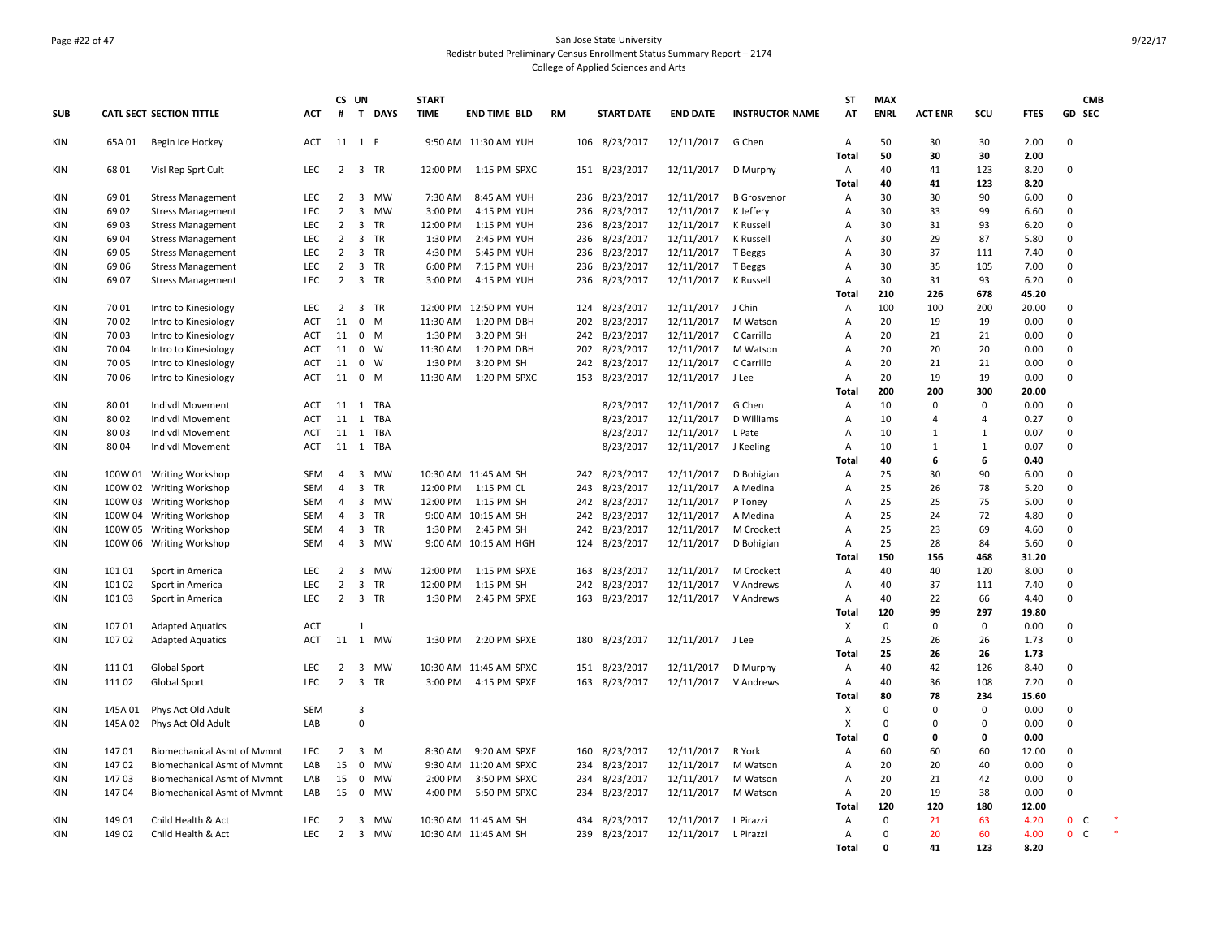San Jose State University
Redistributed Preliminary Census Enrollment Status Summary Report – 2174
College of Applied Sciences and Arts

| SUB | CATL SECT | SECTION TITTLE | ACT | CS # | UN T | DAYS | START TIME | END TIME | BLD | RM | START DATE | END DATE | INSTRUCTOR NAME | ST AT | MAX ENRL | ACT ENR | SCU | FTES | GD | CMB SEC |
|---|---|---|---|---|---|---|---|---|---|---|---|---|---|---|---|---|---|---|---|---|
| KIN | 65A 01 | Begin Ice Hockey | ACT | 11 | 1 | F | 9:50 AM | 11:30 AM | YUH | 106 | 8/23/2017 | 12/11/2017 | G Chen | A | 50 | 30 | 30 | 2.00 | 0 | |
| | | | | | | | | | | | | | | **Total** | **50** | **30** | **30** | **2.00** | | |
| KIN | 68 01 | Visl Rep Sprt Cult | LEC | 2 | 3 | TR | 12:00 PM | 1:15 PM | SPXC | 151 | 8/23/2017 | 12/11/2017 | D Murphy | A | 40 | 41 | 123 | 8.20 | 0 | |
| | | | | | | | | | | | | | | **Total** | **40** | **41** | **123** | **8.20** | | |
| KIN | 69 01 | Stress Management | LEC | 2 | 3 | MW | 7:30 AM | 8:45 AM | YUH | 236 | 8/23/2017 | 12/11/2017 | B Grosvenor | A | 30 | 30 | 90 | 6.00 | 0 | |
| KIN | 69 02 | Stress Management | LEC | 2 | 3 | MW | 3:00 PM | 4:15 PM | YUH | 236 | 8/23/2017 | 12/11/2017 | K Jeffery | A | 30 | 33 | 99 | 6.60 | 0 | |
| KIN | 69 03 | Stress Management | LEC | 2 | 3 | TR | 12:00 PM | 1:15 PM | YUH | 236 | 8/23/2017 | 12/11/2017 | K Russell | A | 30 | 31 | 93 | 6.20 | 0 | |
| KIN | 69 04 | Stress Management | LEC | 2 | 3 | TR | 1:30 PM | 2:45 PM | YUH | 236 | 8/23/2017 | 12/11/2017 | K Russell | A | 30 | 29 | 87 | 5.80 | 0 | |
| KIN | 69 05 | Stress Management | LEC | 2 | 3 | TR | 4:30 PM | 5:45 PM | YUH | 236 | 8/23/2017 | 12/11/2017 | T Beggs | A | 30 | 37 | 111 | 7.40 | 0 | |
| KIN | 69 06 | Stress Management | LEC | 2 | 3 | TR | 6:00 PM | 7:15 PM | YUH | 236 | 8/23/2017 | 12/11/2017 | T Beggs | A | 30 | 35 | 105 | 7.00 | 0 | |
| KIN | 69 07 | Stress Management | LEC | 2 | 3 | TR | 3:00 PM | 4:15 PM | YUH | 236 | 8/23/2017 | 12/11/2017 | K Russell | A | 30 | 31 | 93 | 6.20 | 0 | |
| | | | | | | | | | | | | | | **Total** | **210** | **226** | **678** | **45.20** | | |
| KIN | 70 01 | Intro to Kinesiology | LEC | 2 | 3 | TR | 12:00 PM | 12:50 PM | YUH | 124 | 8/23/2017 | 12/11/2017 | J Chin | A | 100 | 100 | 200 | 20.00 | 0 | |
| KIN | 70 02 | Intro to Kinesiology | ACT | 11 | 0 | M | 11:30 AM | 1:20 PM | DBH | 202 | 8/23/2017 | 12/11/2017 | M Watson | A | 20 | 19 | 19 | 0.00 | 0 | |
| KIN | 70 03 | Intro to Kinesiology | ACT | 11 | 0 | M | 1:30 PM | 3:20 PM | SH | 242 | 8/23/2017 | 12/11/2017 | C Carrillo | A | 20 | 21 | 21 | 0.00 | 0 | |
| KIN | 70 04 | Intro to Kinesiology | ACT | 11 | 0 | W | 11:30 AM | 1:20 PM | DBH | 202 | 8/23/2017 | 12/11/2017 | M Watson | A | 20 | 20 | 20 | 0.00 | 0 | |
| KIN | 70 05 | Intro to Kinesiology | ACT | 11 | 0 | W | 1:30 PM | 3:20 PM | SH | 242 | 8/23/2017 | 12/11/2017 | C Carrillo | A | 20 | 21 | 21 | 0.00 | 0 | |
| KIN | 70 06 | Intro to Kinesiology | ACT | 11 | 0 | M | 11:30 AM | 1:20 PM | SPXC | 153 | 8/23/2017 | 12/11/2017 | J Lee | A | 20 | 19 | 19 | 0.00 | 0 | |
| | | | | | | | | | | | | | | **Total** | **200** | **200** | **300** | **20.00** | | |
| KIN | 80 01 | Indivdl Movement | ACT | 11 | 1 | TBA | | | | | 8/23/2017 | 12/11/2017 | G Chen | A | 10 | 0 | 0 | 0.00 | 0 | |
| KIN | 80 02 | Indivdl Movement | ACT | 11 | 1 | TBA | | | | | 8/23/2017 | 12/11/2017 | D Williams | A | 10 | 4 | 4 | 0.27 | 0 | |
| KIN | 80 03 | Indivdl Movement | ACT | 11 | 1 | TBA | | | | | 8/23/2017 | 12/11/2017 | L Pate | A | 10 | 1 | 1 | 0.07 | 0 | |
| KIN | 80 04 | Indivdl Movement | ACT | 11 | 1 | TBA | | | | | 8/23/2017 | 12/11/2017 | J Keeling | A | 10 | 1 | 1 | 0.07 | 0 | |
| | | | | | | | | | | | | | | **Total** | **40** | **6** | **6** | **0.40** | | |
| KIN | 100W 01 | Writing Workshop | SEM | 4 | 3 | MW | 10:30 AM | 11:45 AM | SH | 242 | 8/23/2017 | 12/11/2017 | D Bohigian | A | 25 | 30 | 90 | 6.00 | 0 | |
| KIN | 100W 02 | Writing Workshop | SEM | 4 | 3 | TR | 12:00 PM | 1:15 PM | CL | 243 | 8/23/2017 | 12/11/2017 | A Medina | A | 25 | 26 | 78 | 5.20 | 0 | |
| KIN | 100W 03 | Writing Workshop | SEM | 4 | 3 | MW | 12:00 PM | 1:15 PM | SH | 242 | 8/23/2017 | 12/11/2017 | P Toney | A | 25 | 25 | 75 | 5.00 | 0 | |
| KIN | 100W 04 | Writing Workshop | SEM | 4 | 3 | TR | 9:00 AM | 10:15 AM | SH | 242 | 8/23/2017 | 12/11/2017 | A Medina | A | 25 | 24 | 72 | 4.80 | 0 | |
| KIN | 100W 05 | Writing Workshop | SEM | 4 | 3 | TR | 1:30 PM | 2:45 PM | SH | 242 | 8/23/2017 | 12/11/2017 | M Crockett | A | 25 | 23 | 69 | 4.60 | 0 | |
| KIN | 100W 06 | Writing Workshop | SEM | 4 | 3 | MW | 9:00 AM | 10:15 AM | HGH | 124 | 8/23/2017 | 12/11/2017 | D Bohigian | A | 25 | 28 | 84 | 5.60 | 0 | |
| | | | | | | | | | | | | | | **Total** | **150** | **156** | **468** | **31.20** | | |
| KIN | 101 01 | Sport in America | LEC | 2 | 3 | MW | 12:00 PM | 1:15 PM | SPXE | 163 | 8/23/2017 | 12/11/2017 | M Crockett | A | 40 | 40 | 120 | 8.00 | 0 | |
| KIN | 101 02 | Sport in America | LEC | 2 | 3 | TR | 12:00 PM | 1:15 PM | SH | 242 | 8/23/2017 | 12/11/2017 | V Andrews | A | 40 | 37 | 111 | 7.40 | 0 | |
| KIN | 101 03 | Sport in America | LEC | 2 | 3 | TR | 1:30 PM | 2:45 PM | SPXE | 163 | 8/23/2017 | 12/11/2017 | V Andrews | A | 40 | 22 | 66 | 4.40 | 0 | |
| | | | | | | | | | | | | | | **Total** | **120** | **99** | **297** | **19.80** | | |
| KIN | 107 01 | Adapted Aquatics | ACT | | 1 | | | | | | | | | X | 0 | 0 | 0 | 0.00 | 0 | |
| KIN | 107 02 | Adapted Aquatics | ACT | 11 | 1 | MW | 1:30 PM | 2:20 PM | SPXE | 180 | 8/23/2017 | 12/11/2017 | J Lee | A | 25 | 26 | 26 | 1.73 | 0 | |
| | | | | | | | | | | | | | | **Total** | **25** | **26** | **26** | **1.73** | | |
| KIN | 111 01 | Global Sport | LEC | 2 | 3 | MW | 10:30 AM | 11:45 AM | SPXC | 151 | 8/23/2017 | 12/11/2017 | D Murphy | A | 40 | 42 | 126 | 8.40 | 0 | |
| KIN | 111 02 | Global Sport | LEC | 2 | 3 | TR | 3:00 PM | 4:15 PM | SPXE | 163 | 8/23/2017 | 12/11/2017 | V Andrews | A | 40 | 36 | 108 | 7.20 | 0 | |
| | | | | | | | | | | | | | | **Total** | **80** | **78** | **234** | **15.60** | | |
| KIN | 145A 01 | Phys Act Old Adult | SEM | | 3 | | | | | | | | | X | 0 | 0 | 0 | 0.00 | 0 | |
| KIN | 145A 02 | Phys Act Old Adult | LAB | | 0 | | | | | | | | | X | 0 | 0 | 0 | 0.00 | 0 | |
| | | | | | | | | | | | | | | **Total** | **0** | **0** | **0** | **0.00** | | |
| KIN | 147 01 | Biomechanical Asmt of Mvmnt | LEC | 2 | 3 | M | 8:30 AM | 9:20 AM | SPXE | 160 | 8/23/2017 | 12/11/2017 | R York | A | 60 | 60 | 60 | 12.00 | 0 | |
| KIN | 147 02 | Biomechanical Asmt of Mvmnt | LAB | 15 | 0 | MW | 9:30 AM | 11:20 AM | SPXC | 234 | 8/23/2017 | 12/11/2017 | M Watson | A | 20 | 20 | 40 | 0.00 | 0 | |
| KIN | 147 03 | Biomechanical Asmt of Mvmnt | LAB | 15 | 0 | MW | 2:00 PM | 3:50 PM | SPXC | 234 | 8/23/2017 | 12/11/2017 | M Watson | A | 20 | 21 | 42 | 0.00 | 0 | |
| KIN | 147 04 | Biomechanical Asmt of Mvmnt | LAB | 15 | 0 | MW | 4:00 PM | 5:50 PM | SPXC | 234 | 8/23/2017 | 12/11/2017 | M Watson | A | 20 | 19 | 38 | 0.00 | 0 | |
| | | | | | | | | | | | | | | **Total** | **120** | **120** | **180** | **12.00** | | |
| KIN | 149 01 | Child Health & Act | LEC | 2 | 3 | MW | 10:30 AM | 11:45 AM | SH | 434 | 8/23/2017 | 12/11/2017 | L Pirazzi | A | 0 | 21 | 63 | 4.20 | 0 | C * |
| KIN | 149 02 | Child Health & Act | LEC | 2 | 3 | MW | 10:30 AM | 11:45 AM | SH | 239 | 8/23/2017 | 12/11/2017 | L Pirazzi | A | 0 | 20 | 60 | 4.00 | 0 | C * |
| | | | | | | | | | | | | | | **Total** | **0** | **41** | **123** | **8.20** | | |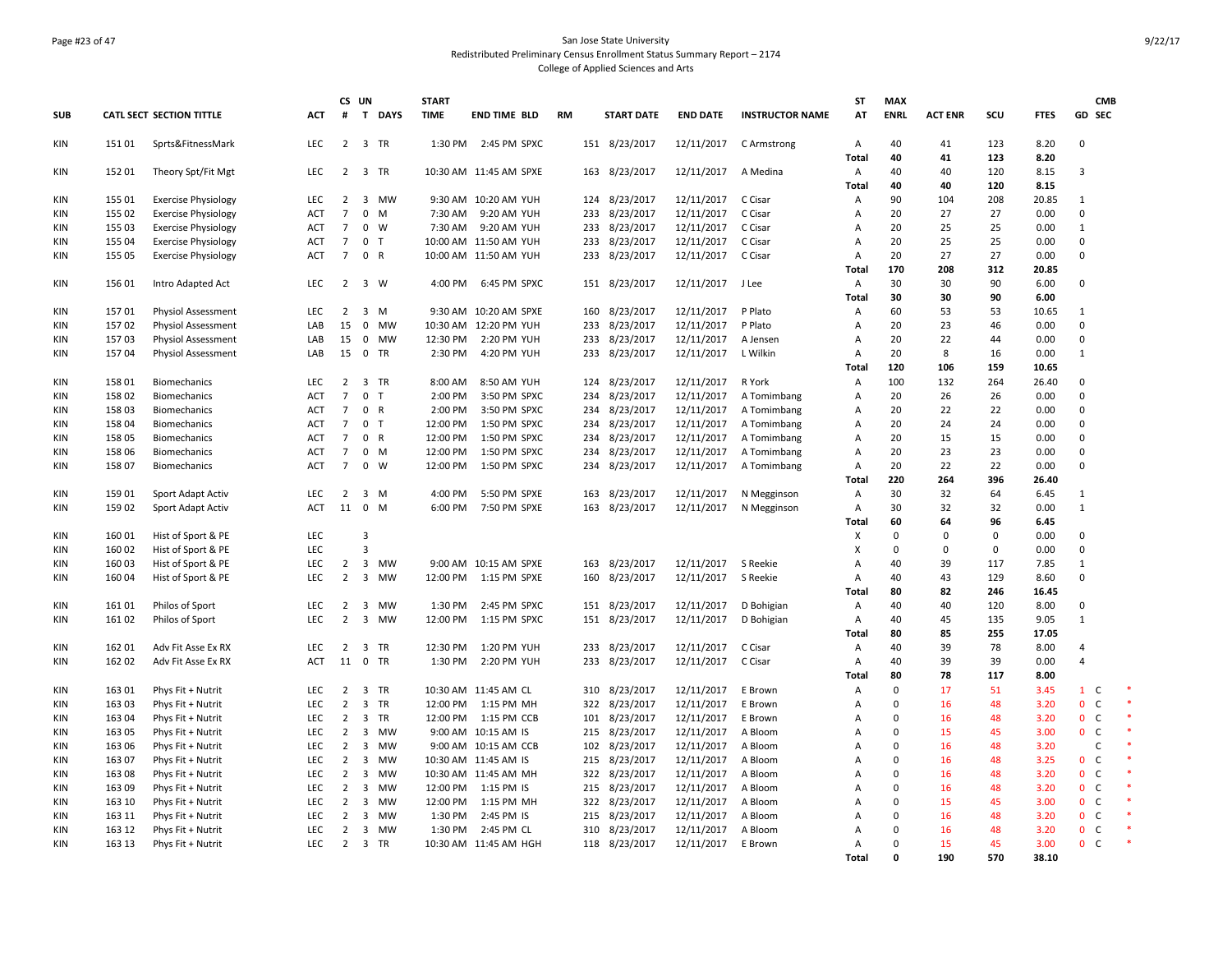San Jose State University
Redistributed Preliminary Census Enrollment Status Summary Report – 2174
College of Applied Sciences and Arts

| SUB | CATL SECT | SECTION TITTLE | ACT | CS # | UN T | DAYS | START TIME | END TIME | BLD | RM | START DATE | END DATE | INSTRUCTOR NAME | ST AT | MAX ENRL | ACT ENR | SCU | FTES | GD | CMB SEC | |
|---|---|---|---|---|---|---|---|---|---|---|---|---|---|---|---|---|---|---|---|---|---|
| KIN | 151 01 | Sprts&FitnessMark | LEC | 2 | 3 | TR | 1:30 PM | 2:45 PM | SPXC | 151 | 8/23/2017 | 12/11/2017 | C Armstrong | A | 40 | 41 | 123 | 8.20 | 0 | | |
| | | | | | | | | | | | | | | Total | 40 | 41 | 123 | 8.20 | | | |
| KIN | 152 01 | Theory Spt/Fit Mgt | LEC | 2 | 3 | TR | 10:30 AM | 11:45 AM | SPXE | 163 | 8/23/2017 | 12/11/2017 | A Medina | A | 40 | 40 | 120 | 8.15 | 3 | | |
| | | | | | | | | | | | | | | Total | 40 | 40 | 120 | 8.15 | | | |
| KIN | 155 01 | Exercise Physiology | LEC | 2 | 3 | MW | 9:30 AM | 10:20 AM | YUH | 124 | 8/23/2017 | 12/11/2017 | C Cisar | A | 90 | 104 | 208 | 20.85 | 1 | | |
| KIN | 155 02 | Exercise Physiology | ACT | 7 | 0 | M | 7:30 AM | 9:20 AM | YUH | 233 | 8/23/2017 | 12/11/2017 | C Cisar | A | 20 | 27 | 27 | 0.00 | 0 | | |
| KIN | 155 03 | Exercise Physiology | ACT | 7 | 0 | W | 7:30 AM | 9:20 AM | YUH | 233 | 8/23/2017 | 12/11/2017 | C Cisar | A | 20 | 25 | 25 | 0.00 | 1 | | |
| KIN | 155 04 | Exercise Physiology | ACT | 7 | 0 | T | 10:00 AM | 11:50 AM | YUH | 233 | 8/23/2017 | 12/11/2017 | C Cisar | A | 20 | 25 | 25 | 0.00 | 0 | | |
| KIN | 155 05 | Exercise Physiology | ACT | 7 | 0 | R | 10:00 AM | 11:50 AM | YUH | 233 | 8/23/2017 | 12/11/2017 | C Cisar | A | 20 | 27 | 27 | 0.00 | 0 | | |
| | | | | | | | | | | | | | | Total | 170 | 208 | 312 | 20.85 | | | |
| KIN | 156 01 | Intro Adapted Act | LEC | 2 | 3 | W | 4:00 PM | 6:45 PM | SPXC | 151 | 8/23/2017 | 12/11/2017 | J Lee | A | 30 | 30 | 90 | 6.00 | 0 | | |
| | | | | | | | | | | | | | | Total | 30 | 30 | 90 | 6.00 | | | |
| KIN | 157 01 | Physiol Assessment | LEC | 2 | 3 | M | 9:30 AM | 10:20 AM | SPXE | 160 | 8/23/2017 | 12/11/2017 | P Plato | A | 60 | 53 | 53 | 10.65 | 1 | | |
| KIN | 157 02 | Physiol Assessment | LAB | 15 | 0 | MW | 10:30 AM | 12:20 PM | YUH | 233 | 8/23/2017 | 12/11/2017 | P Plato | A | 20 | 23 | 46 | 0.00 | 0 | | |
| KIN | 157 03 | Physiol Assessment | LAB | 15 | 0 | MW | 12:30 PM | 2:20 PM | YUH | 233 | 8/23/2017 | 12/11/2017 | A Jensen | A | 20 | 22 | 44 | 0.00 | 0 | | |
| KIN | 157 04 | Physiol Assessment | LAB | 15 | 0 | TR | 2:30 PM | 4:20 PM | YUH | 233 | 8/23/2017 | 12/11/2017 | L Wilkin | A | 20 | 8 | 16 | 0.00 | 1 | | |
| | | | | | | | | | | | | | | Total | 120 | 106 | 159 | 10.65 | | | |
| KIN | 158 01 | Biomechanics | LEC | 2 | 3 | TR | 8:00 AM | 8:50 AM | YUH | 124 | 8/23/2017 | 12/11/2017 | R York | A | 100 | 132 | 264 | 26.40 | 0 | | |
| KIN | 158 02 | Biomechanics | ACT | 7 | 0 | T | 2:00 PM | 3:50 PM | SPXC | 234 | 8/23/2017 | 12/11/2017 | A Tomimbang | A | 20 | 26 | 26 | 0.00 | 0 | | |
| KIN | 158 03 | Biomechanics | ACT | 7 | 0 | R | 2:00 PM | 3:50 PM | SPXC | 234 | 8/23/2017 | 12/11/2017 | A Tomimbang | A | 20 | 22 | 22 | 0.00 | 0 | | |
| KIN | 158 04 | Biomechanics | ACT | 7 | 0 | T | 12:00 PM | 1:50 PM | SPXC | 234 | 8/23/2017 | 12/11/2017 | A Tomimbang | A | 20 | 24 | 24 | 0.00 | 0 | | |
| KIN | 158 05 | Biomechanics | ACT | 7 | 0 | R | 12:00 PM | 1:50 PM | SPXC | 234 | 8/23/2017 | 12/11/2017 | A Tomimbang | A | 20 | 15 | 15 | 0.00 | 0 | | |
| KIN | 158 06 | Biomechanics | ACT | 7 | 0 | M | 12:00 PM | 1:50 PM | SPXC | 234 | 8/23/2017 | 12/11/2017 | A Tomimbang | A | 20 | 23 | 23 | 0.00 | 0 | | |
| KIN | 158 07 | Biomechanics | ACT | 7 | 0 | W | 12:00 PM | 1:50 PM | SPXC | 234 | 8/23/2017 | 12/11/2017 | A Tomimbang | A | 20 | 22 | 22 | 0.00 | 0 | | |
| | | | | | | | | | | | | | | Total | 220 | 264 | 396 | 26.40 | | | |
| KIN | 159 01 | Sport Adapt Activ | LEC | 2 | 3 | M | 4:00 PM | 5:50 PM | SPXE | 163 | 8/23/2017 | 12/11/2017 | N Megginson | A | 30 | 32 | 64 | 6.45 | 1 | | |
| KIN | 159 02 | Sport Adapt Activ | ACT | 11 | 0 | M | 6:00 PM | 7:50 PM | SPXE | 163 | 8/23/2017 | 12/11/2017 | N Megginson | A | 30 | 32 | 32 | 0.00 | 1 | | |
| | | | | | | | | | | | | | | Total | 60 | 64 | 96 | 6.45 | | | |
| KIN | 160 01 | Hist of Sport & PE | LEC | | 3 | | | | | | | | | X | 0 | 0 | 0 | 0.00 | 0 | | |
| KIN | 160 02 | Hist of Sport & PE | LEC | | 3 | | | | | | | | | X | 0 | 0 | 0 | 0.00 | 0 | | |
| KIN | 160 03 | Hist of Sport & PE | LEC | 2 | 3 | MW | 9:00 AM | 10:15 AM | SPXE | 163 | 8/23/2017 | 12/11/2017 | S Reekie | A | 40 | 39 | 117 | 7.85 | 1 | | |
| KIN | 160 04 | Hist of Sport & PE | LEC | 2 | 3 | MW | 12:00 PM | 1:15 PM | SPXE | 160 | 8/23/2017 | 12/11/2017 | S Reekie | A | 40 | 43 | 129 | 8.60 | 0 | | |
| | | | | | | | | | | | | | | Total | 80 | 82 | 246 | 16.45 | | | |
| KIN | 161 01 | Philos of Sport | LEC | 2 | 3 | MW | 1:30 PM | 2:45 PM | SPXC | 151 | 8/23/2017 | 12/11/2017 | D Bohigian | A | 40 | 40 | 120 | 8.00 | 0 | | |
| KIN | 161 02 | Philos of Sport | LEC | 2 | 3 | MW | 12:00 PM | 1:15 PM | SPXC | 151 | 8/23/2017 | 12/11/2017 | D Bohigian | A | 40 | 45 | 135 | 9.05 | 1 | | |
| | | | | | | | | | | | | | | Total | 80 | 85 | 255 | 17.05 | | | |
| KIN | 162 01 | Adv Fit Asse Ex RX | LEC | 2 | 3 | TR | 12:30 PM | 1:20 PM | YUH | 233 | 8/23/2017 | 12/11/2017 | C Cisar | A | 40 | 39 | 78 | 8.00 | 4 | | |
| KIN | 162 02 | Adv Fit Asse Ex RX | ACT | 11 | 0 | TR | 1:30 PM | 2:20 PM | YUH | 233 | 8/23/2017 | 12/11/2017 | C Cisar | A | 40 | 39 | 39 | 0.00 | 4 | | |
| | | | | | | | | | | | | | | Total | 80 | 78 | 117 | 8.00 | | | |
| KIN | 163 01 | Phys Fit + Nutrit | LEC | 2 | 3 | TR | 10:30 AM | 11:45 AM | CL | 310 | 8/23/2017 | 12/11/2017 | E Brown | A | 0 | 17 | 51 | 3.45 | 1 | C | * |
| KIN | 163 03 | Phys Fit + Nutrit | LEC | 2 | 3 | TR | 12:00 PM | 1:15 PM | MH | 322 | 8/23/2017 | 12/11/2017 | E Brown | A | 0 | 16 | 48 | 3.20 | 0 | C | * |
| KIN | 163 04 | Phys Fit + Nutrit | LEC | 2 | 3 | TR | 12:00 PM | 1:15 PM | CCB | 101 | 8/23/2017 | 12/11/2017 | E Brown | A | 0 | 16 | 48 | 3.20 | 0 | C | * |
| KIN | 163 05 | Phys Fit + Nutrit | LEC | 2 | 3 | MW | 9:00 AM | 10:15 AM | IS | 215 | 8/23/2017 | 12/11/2017 | A Bloom | A | 0 | 15 | 45 | 3.00 | 0 | C | * |
| KIN | 163 06 | Phys Fit + Nutrit | LEC | 2 | 3 | MW | 9:00 AM | 10:15 AM | CCB | 102 | 8/23/2017 | 12/11/2017 | A Bloom | A | 0 | 16 | 48 | 3.20 | | C | * |
| KIN | 163 07 | Phys Fit + Nutrit | LEC | 2 | 3 | MW | 10:30 AM | 11:45 AM | IS | 215 | 8/23/2017 | 12/11/2017 | A Bloom | A | 0 | 16 | 48 | 3.25 | 0 | C | * |
| KIN | 163 08 | Phys Fit + Nutrit | LEC | 2 | 3 | MW | 10:30 AM | 11:45 AM | MH | 322 | 8/23/2017 | 12/11/2017 | A Bloom | A | 0 | 16 | 48 | 3.20 | 0 | C | * |
| KIN | 163 09 | Phys Fit + Nutrit | LEC | 2 | 3 | MW | 12:00 PM | 1:15 PM | IS | 215 | 8/23/2017 | 12/11/2017 | A Bloom | A | 0 | 16 | 48 | 3.20 | 0 | C | * |
| KIN | 163 10 | Phys Fit + Nutrit | LEC | 2 | 3 | MW | 12:00 PM | 1:15 PM | MH | 322 | 8/23/2017 | 12/11/2017 | A Bloom | A | 0 | 15 | 45 | 3.00 | 0 | C | * |
| KIN | 163 11 | Phys Fit + Nutrit | LEC | 2 | 3 | MW | 1:30 PM | 2:45 PM | IS | 215 | 8/23/2017 | 12/11/2017 | A Bloom | A | 0 | 16 | 48 | 3.20 | 0 | C | * |
| KIN | 163 12 | Phys Fit + Nutrit | LEC | 2 | 3 | MW | 1:30 PM | 2:45 PM | CL | 310 | 8/23/2017 | 12/11/2017 | A Bloom | A | 0 | 16 | 48 | 3.20 | 0 | C | * |
| KIN | 163 13 | Phys Fit + Nutrit | LEC | 2 | 3 | TR | 10:30 AM | 11:45 AM | HGH | 118 | 8/23/2017 | 12/11/2017 | E Brown | A | 0 | 15 | 45 | 3.00 | 0 | C | * |
| | | | | | | | | | | | | | | Total | 0 | 190 | 570 | 38.10 | | | |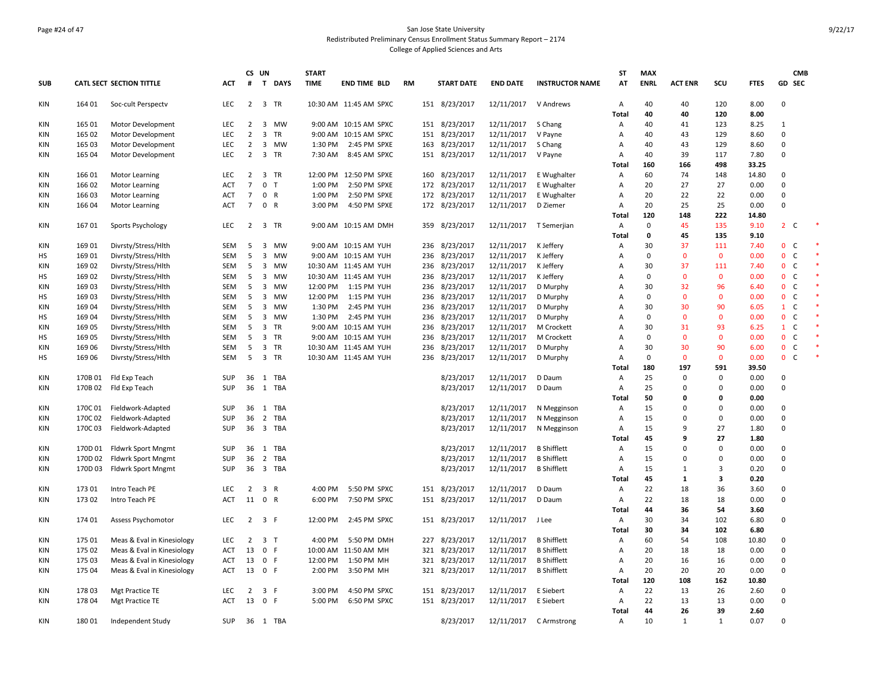San Jose State University
Redistributed Preliminary Census Enrollment Status Summary Report – 2174
College of Applied Sciences and Arts

| SUB | CATL SECT | SECTION TITTLE | ACT | CS # | UN T | DAYS | START TIME | END TIME | BLD | RM | START DATE | END DATE | INSTRUCTOR NAME | ST AT | MAX ENRL | ACT ENR | SCU | FTES | GD | CMB SEC | |
|---|---|---|---|---|---|---|---|---|---|---|---|---|---|---|---|---|---|---|---|---|---|
| KIN | 164 01 | Soc-cult Perspectv | LEC | 2 | 3 | TR | 10:30 AM | 11:45 AM | SPXC | 151 | 8/23/2017 | 12/11/2017 | V Andrews | A | 40 | 40 | 120 | 8.00 | 0 | | |
| | | | | | | | | | | | | | | Total | 40 | 40 | 120 | 8.00 | | | |
| KIN | 165 01 | Motor Development | LEC | 2 | 3 | MW | 9:00 AM | 10:15 AM | SPXC | 151 | 8/23/2017 | 12/11/2017 | S Chang | A | 40 | 41 | 123 | 8.25 | 1 | | |
| KIN | 165 02 | Motor Development | LEC | 2 | 3 | TR | 9:00 AM | 10:15 AM | SPXC | 151 | 8/23/2017 | 12/11/2017 | V Payne | A | 40 | 43 | 129 | 8.60 | 0 | | |
| KIN | 165 03 | Motor Development | LEC | 2 | 3 | MW | 1:30 PM | 2:45 PM | SPXE | 163 | 8/23/2017 | 12/11/2017 | S Chang | A | 40 | 43 | 129 | 8.60 | 0 | | |
| KIN | 165 04 | Motor Development | LEC | 2 | 3 | TR | 7:30 AM | 8:45 AM | SPXC | 151 | 8/23/2017 | 12/11/2017 | V Payne | A | 40 | 39 | 117 | 7.80 | 0 | | |
| | | | | | | | | | | | | | | Total | 160 | 166 | 498 | 33.25 | | | |
| KIN | 166 01 | Motor Learning | LEC | 2 | 3 | TR | 12:00 PM | 12:50 PM | SPXE | 160 | 8/23/2017 | 12/11/2017 | E Wughalter | A | 60 | 74 | 148 | 14.80 | 0 | | |
| KIN | 166 02 | Motor Learning | ACT | 7 | 0 | T | 1:00 PM | 2:50 PM | SPXE | 172 | 8/23/2017 | 12/11/2017 | E Wughalter | A | 20 | 27 | 27 | 0.00 | 0 | | |
| KIN | 166 03 | Motor Learning | ACT | 7 | 0 | R | 1:00 PM | 2:50 PM | SPXE | 172 | 8/23/2017 | 12/11/2017 | E Wughalter | A | 20 | 22 | 22 | 0.00 | 0 | | |
| KIN | 166 04 | Motor Learning | ACT | 7 | 0 | R | 3:00 PM | 4:50 PM | SPXE | 172 | 8/23/2017 | 12/11/2017 | D Ziemer | A | 20 | 25 | 25 | 0.00 | 0 | | |
| | | | | | | | | | | | | | | Total | 120 | 148 | 222 | 14.80 | | | |
| KIN | 167 01 | Sports Psychology | LEC | 2 | 3 | TR | 9:00 AM | 10:15 AM | DMH | 359 | 8/23/2017 | 12/11/2017 | T Semerjian | A | 0 | 45 | 135 | 9.10 | 2 | C | * |
| | | | | | | | | | | | | | | Total | 0 | 45 | 135 | 9.10 | | | |
| KIN | 169 01 | Divrsty/Stress/Hlth | SEM | 5 | 3 | MW | 9:00 AM | 10:15 AM | YUH | 236 | 8/23/2017 | 12/11/2017 | K Jeffery | A | 30 | 37 | 111 | 7.40 | 0 | C | * |
| HS | 169 01 | Divrsty/Stress/Hlth | SEM | 5 | 3 | MW | 9:00 AM | 10:15 AM | YUH | 236 | 8/23/2017 | 12/11/2017 | K Jeffery | A | 0 | 0 | 0 | 0.00 | 0 | C | * |
| KIN | 169 02 | Divrsty/Stress/Hlth | SEM | 5 | 3 | MW | 10:30 AM | 11:45 AM | YUH | 236 | 8/23/2017 | 12/11/2017 | K Jeffery | A | 30 | 37 | 111 | 7.40 | 0 | C | * |
| HS | 169 02 | Divrsty/Stress/Hlth | SEM | 5 | 3 | MW | 10:30 AM | 11:45 AM | YUH | 236 | 8/23/2017 | 12/11/2017 | K Jeffery | A | 0 | 0 | 0 | 0.00 | 0 | C | * |
| KIN | 169 03 | Divrsty/Stress/Hlth | SEM | 5 | 3 | MW | 12:00 PM | 1:15 PM | YUH | 236 | 8/23/2017 | 12/11/2017 | D Murphy | A | 30 | 32 | 96 | 6.40 | 0 | C | * |
| HS | 169 03 | Divrsty/Stress/Hlth | SEM | 5 | 3 | MW | 12:00 PM | 1:15 PM | YUH | 236 | 8/23/2017 | 12/11/2017 | D Murphy | A | 0 | 0 | 0 | 0.00 | 0 | C | * |
| KIN | 169 04 | Divrsty/Stress/Hlth | SEM | 5 | 3 | MW | 1:30 PM | 2:45 PM | YUH | 236 | 8/23/2017 | 12/11/2017 | D Murphy | A | 30 | 30 | 90 | 6.05 | 1 | C | * |
| HS | 169 04 | Divrsty/Stress/Hlth | SEM | 5 | 3 | MW | 1:30 PM | 2:45 PM | YUH | 236 | 8/23/2017 | 12/11/2017 | D Murphy | A | 0 | 0 | 0 | 0.00 | 0 | C | * |
| KIN | 169 05 | Divrsty/Stress/Hlth | SEM | 5 | 3 | TR | 9:00 AM | 10:15 AM | YUH | 236 | 8/23/2017 | 12/11/2017 | M Crockett | A | 30 | 31 | 93 | 6.25 | 1 | C | * |
| HS | 169 05 | Divrsty/Stress/Hlth | SEM | 5 | 3 | TR | 9:00 AM | 10:15 AM | YUH | 236 | 8/23/2017 | 12/11/2017 | M Crockett | A | 0 | 0 | 0 | 0.00 | 0 | C | * |
| KIN | 169 06 | Divrsty/Stress/Hlth | SEM | 5 | 3 | TR | 10:30 AM | 11:45 AM | YUH | 236 | 8/23/2017 | 12/11/2017 | D Murphy | A | 30 | 30 | 90 | 6.00 | 0 | C | * |
| HS | 169 06 | Divrsty/Stress/Hlth | SEM | 5 | 3 | TR | 10:30 AM | 11:45 AM | YUH | 236 | 8/23/2017 | 12/11/2017 | D Murphy | A | 0 | 0 | 0 | 0.00 | 0 | C | * |
| | | | | | | | | | | | | | | Total | 180 | 197 | 591 | 39.50 | | | |
| KIN | 170B 01 | Fld Exp Teach | SUP | 36 | 1 | TBA | | | | | 8/23/2017 | 12/11/2017 | D Daum | A | 25 | 0 | 0 | 0.00 | 0 | | |
| KIN | 170B 02 | Fld Exp Teach | SUP | 36 | 1 | TBA | | | | | 8/23/2017 | 12/11/2017 | D Daum | A | 25 | 0 | 0 | 0.00 | 0 | | |
| | | | | | | | | | | | | | | Total | 50 | 0 | 0 | 0.00 | | | |
| KIN | 170C 01 | Fieldwork-Adapted | SUP | 36 | 1 | TBA | | | | | 8/23/2017 | 12/11/2017 | N Megginson | A | 15 | 0 | 0 | 0.00 | 0 | | |
| KIN | 170C 02 | Fieldwork-Adapted | SUP | 36 | 2 | TBA | | | | | 8/23/2017 | 12/11/2017 | N Megginson | A | 15 | 0 | 0 | 0.00 | 0 | | |
| KIN | 170C 03 | Fieldwork-Adapted | SUP | 36 | 3 | TBA | | | | | 8/23/2017 | 12/11/2017 | N Megginson | A | 15 | 9 | 27 | 1.80 | 0 | | |
| | | | | | | | | | | | | | | Total | 45 | 9 | 27 | 1.80 | | | |
| KIN | 170D 01 | Fldwrk Sport Mngmt | SUP | 36 | 1 | TBA | | | | | 8/23/2017 | 12/11/2017 | B Shifflett | A | 15 | 0 | 0 | 0.00 | 0 | | |
| KIN | 170D 02 | Fldwrk Sport Mngmt | SUP | 36 | 2 | TBA | | | | | 8/23/2017 | 12/11/2017 | B Shifflett | A | 15 | 0 | 0 | 0.00 | 0 | | |
| KIN | 170D 03 | Fldwrk Sport Mngmt | SUP | 36 | 3 | TBA | | | | | 8/23/2017 | 12/11/2017 | B Shifflett | A | 15 | 1 | 3 | 0.20 | 0 | | |
| | | | | | | | | | | | | | | Total | 45 | 1 | 3 | 0.20 | | | |
| KIN | 173 01 | Intro Teach PE | LEC | 2 | 3 | R | 4:00 PM | 5:50 PM | SPXC | 151 | 8/23/2017 | 12/11/2017 | D Daum | A | 22 | 18 | 36 | 3.60 | 0 | | |
| KIN | 173 02 | Intro Teach PE | ACT | 11 | 0 | R | 6:00 PM | 7:50 PM | SPXC | 151 | 8/23/2017 | 12/11/2017 | D Daum | A | 22 | 18 | 18 | 0.00 | 0 | | |
| | | | | | | | | | | | | | | Total | 44 | 36 | 54 | 3.60 | | | |
| KIN | 174 01 | Assess Psychomotor | LEC | 2 | 3 | F | 12:00 PM | 2:45 PM | SPXC | 151 | 8/23/2017 | 12/11/2017 | J Lee | A | 30 | 34 | 102 | 6.80 | 0 | | |
| | | | | | | | | | | | | | | Total | 30 | 34 | 102 | 6.80 | | | |
| KIN | 175 01 | Meas & Eval in Kinesiology | LEC | 2 | 3 | T | 4:00 PM | 5:50 PM | DMH | 227 | 8/23/2017 | 12/11/2017 | B Shifflett | A | 60 | 54 | 108 | 10.80 | 0 | | |
| KIN | 175 02 | Meas & Eval in Kinesiology | ACT | 13 | 0 | F | 10:00 AM | 11:50 AM | MH | 321 | 8/23/2017 | 12/11/2017 | B Shifflett | A | 20 | 18 | 18 | 0.00 | 0 | | |
| KIN | 175 03 | Meas & Eval in Kinesiology | ACT | 13 | 0 | F | 12:00 PM | 1:50 PM | MH | 321 | 8/23/2017 | 12/11/2017 | B Shifflett | A | 20 | 16 | 16 | 0.00 | 0 | | |
| KIN | 175 04 | Meas & Eval in Kinesiology | ACT | 13 | 0 | F | 2:00 PM | 3:50 PM | MH | 321 | 8/23/2017 | 12/11/2017 | B Shifflett | A | 20 | 20 | 20 | 0.00 | 0 | | |
| | | | | | | | | | | | | | | Total | 120 | 108 | 162 | 10.80 | | | |
| KIN | 178 03 | Mgt Practice TE | LEC | 2 | 3 | F | 3:00 PM | 4:50 PM | SPXC | 151 | 8/23/2017 | 12/11/2017 | E Siebert | A | 22 | 13 | 26 | 2.60 | 0 | | |
| KIN | 178 04 | Mgt Practice TE | ACT | 13 | 0 | F | 5:00 PM | 6:50 PM | SPXC | 151 | 8/23/2017 | 12/11/2017 | E Siebert | A | 22 | 13 | 13 | 0.00 | 0 | | |
| | | | | | | | | | | | | | | Total | 44 | 26 | 39 | 2.60 | | | |
| KIN | 180 01 | Independent Study | SUP | 36 | 1 | TBA | | | | | 8/23/2017 | 12/11/2017 | C Armstrong | A | 10 | 1 | 1 | 0.07 | 0 | | |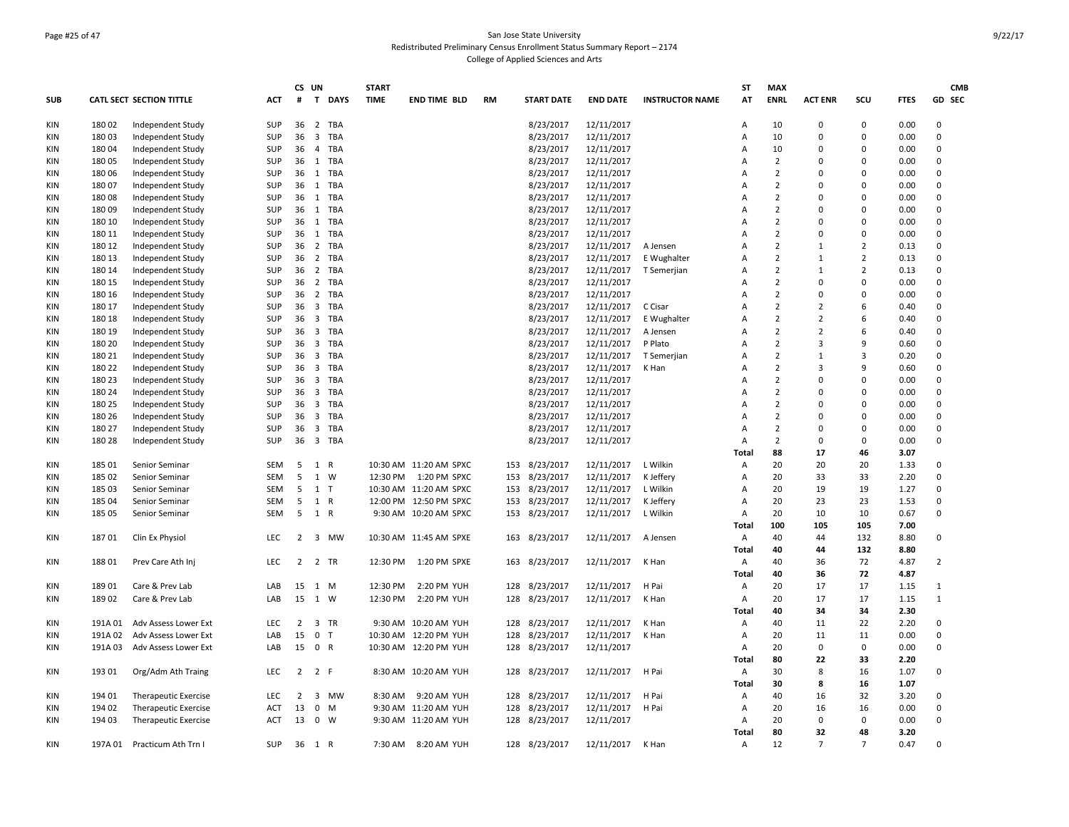San Jose State University

Redistributed Preliminary Census Enrollment Status Summary Report – 2174

College of Applied Sciences and Arts

| SUB | CATL SECT | SECTION TITTLE | ACT | CS # | UN T | DAYS | START TIME | END TIME | BLD | RM | START DATE | END DATE | INSTRUCTOR NAME | ST AT | MAX ENRL | ACT ENR | SCU | FTES | GD | CMB SEC |
|---|---|---|---|---|---|---|---|---|---|---|---|---|---|---|---|---|---|---|---|---|
| KIN | 180 02 | Independent Study | SUP | 36 | 2 | TBA | | | | | 8/23/2017 | 12/11/2017 | | A | 10 | 0 | 0 | 0.00 | 0 | |
| KIN | 180 03 | Independent Study | SUP | 36 | 3 | TBA | | | | | 8/23/2017 | 12/11/2017 | | A | 10 | 0 | 0 | 0.00 | 0 | |
| KIN | 180 04 | Independent Study | SUP | 36 | 4 | TBA | | | | | 8/23/2017 | 12/11/2017 | | A | 10 | 0 | 0 | 0.00 | 0 | |
| KIN | 180 05 | Independent Study | SUP | 36 | 1 | TBA | | | | | 8/23/2017 | 12/11/2017 | | A | 2 | 0 | 0 | 0.00 | 0 | |
| KIN | 180 06 | Independent Study | SUP | 36 | 1 | TBA | | | | | 8/23/2017 | 12/11/2017 | | A | 2 | 0 | 0 | 0.00 | 0 | |
| KIN | 180 07 | Independent Study | SUP | 36 | 1 | TBA | | | | | 8/23/2017 | 12/11/2017 | | A | 2 | 0 | 0 | 0.00 | 0 | |
| KIN | 180 08 | Independent Study | SUP | 36 | 1 | TBA | | | | | 8/23/2017 | 12/11/2017 | | A | 2 | 0 | 0 | 0.00 | 0 | |
| KIN | 180 09 | Independent Study | SUP | 36 | 1 | TBA | | | | | 8/23/2017 | 12/11/2017 | | A | 2 | 0 | 0 | 0.00 | 0 | |
| KIN | 180 10 | Independent Study | SUP | 36 | 1 | TBA | | | | | 8/23/2017 | 12/11/2017 | | A | 2 | 0 | 0 | 0.00 | 0 | |
| KIN | 180 11 | Independent Study | SUP | 36 | 1 | TBA | | | | | 8/23/2017 | 12/11/2017 | | A | 2 | 0 | 0 | 0.00 | 0 | |
| KIN | 180 12 | Independent Study | SUP | 36 | 2 | TBA | | | | | 8/23/2017 | 12/11/2017 | A Jensen | A | 2 | 1 | 2 | 0.13 | 0 | |
| KIN | 180 13 | Independent Study | SUP | 36 | 2 | TBA | | | | | 8/23/2017 | 12/11/2017 | E Wughalter | A | 2 | 1 | 2 | 0.13 | 0 | |
| KIN | 180 14 | Independent Study | SUP | 36 | 2 | TBA | | | | | 8/23/2017 | 12/11/2017 | T Semerjian | A | 2 | 1 | 2 | 0.13 | 0 | |
| KIN | 180 15 | Independent Study | SUP | 36 | 2 | TBA | | | | | 8/23/2017 | 12/11/2017 | | A | 2 | 0 | 0 | 0.00 | 0 | |
| KIN | 180 16 | Independent Study | SUP | 36 | 2 | TBA | | | | | 8/23/2017 | 12/11/2017 | | A | 2 | 0 | 0 | 0.00 | 0 | |
| KIN | 180 17 | Independent Study | SUP | 36 | 3 | TBA | | | | | 8/23/2017 | 12/11/2017 | C Cisar | A | 2 | 2 | 6 | 0.40 | 0 | |
| KIN | 180 18 | Independent Study | SUP | 36 | 3 | TBA | | | | | 8/23/2017 | 12/11/2017 | E Wughalter | A | 2 | 2 | 6 | 0.40 | 0 | |
| KIN | 180 19 | Independent Study | SUP | 36 | 3 | TBA | | | | | 8/23/2017 | 12/11/2017 | A Jensen | A | 2 | 2 | 6 | 0.40 | 0 | |
| KIN | 180 20 | Independent Study | SUP | 36 | 3 | TBA | | | | | 8/23/2017 | 12/11/2017 | P Plato | A | 2 | 3 | 9 | 0.60 | 0 | |
| KIN | 180 21 | Independent Study | SUP | 36 | 3 | TBA | | | | | 8/23/2017 | 12/11/2017 | T Semerjian | A | 2 | 1 | 3 | 0.20 | 0 | |
| KIN | 180 22 | Independent Study | SUP | 36 | 3 | TBA | | | | | 8/23/2017 | 12/11/2017 | K Han | A | 2 | 3 | 9 | 0.60 | 0 | |
| KIN | 180 23 | Independent Study | SUP | 36 | 3 | TBA | | | | | 8/23/2017 | 12/11/2017 | | A | 2 | 0 | 0 | 0.00 | 0 | |
| KIN | 180 24 | Independent Study | SUP | 36 | 3 | TBA | | | | | 8/23/2017 | 12/11/2017 | | A | 2 | 0 | 0 | 0.00 | 0 | |
| KIN | 180 25 | Independent Study | SUP | 36 | 3 | TBA | | | | | 8/23/2017 | 12/11/2017 | | A | 2 | 0 | 0 | 0.00 | 0 | |
| KIN | 180 26 | Independent Study | SUP | 36 | 3 | TBA | | | | | 8/23/2017 | 12/11/2017 | | A | 2 | 0 | 0 | 0.00 | 0 | |
| KIN | 180 27 | Independent Study | SUP | 36 | 3 | TBA | | | | | 8/23/2017 | 12/11/2017 | | A | 2 | 0 | 0 | 0.00 | 0 | |
| KIN | 180 28 | Independent Study | SUP | 36 | 3 | TBA | | | | | 8/23/2017 | 12/11/2017 | | A | 2 | 0 | 0 | 0.00 | 0 | |
| | | | | | | | | | | | | | | Total | 88 | 17 | 46 | 3.07 | | |
| KIN | 185 01 | Senior Seminar | SEM | 5 | 1 | R | 10:30 AM | 11:20 AM | SPXC | 153 | 8/23/2017 | 12/11/2017 | L Wilkin | A | 20 | 20 | 20 | 1.33 | 0 | |
| KIN | 185 02 | Senior Seminar | SEM | 5 | 1 | W | 12:30 PM | 1:20 PM | SPXC | 153 | 8/23/2017 | 12/11/2017 | K Jeffery | A | 20 | 33 | 33 | 2.20 | 0 | |
| KIN | 185 03 | Senior Seminar | SEM | 5 | 1 | T | 10:30 AM | 11:20 AM | SPXC | 153 | 8/23/2017 | 12/11/2017 | L Wilkin | A | 20 | 19 | 19 | 1.27 | 0 | |
| KIN | 185 04 | Senior Seminar | SEM | 5 | 1 | R | 12:00 PM | 12:50 PM | SPXC | 153 | 8/23/2017 | 12/11/2017 | K Jeffery | A | 20 | 23 | 23 | 1.53 | 0 | |
| KIN | 185 05 | Senior Seminar | SEM | 5 | 1 | R | 9:30 AM | 10:20 AM | SPXC | 153 | 8/23/2017 | 12/11/2017 | L Wilkin | A | 20 | 10 | 10 | 0.67 | 0 | |
| | | | | | | | | | | | | | | Total | 100 | 105 | 105 | 7.00 | | |
| KIN | 187 01 | Clin Ex Physiol | LEC | 2 | 3 | MW | 10:30 AM | 11:45 AM | SPXE | 163 | 8/23/2017 | 12/11/2017 | A Jensen | A | 40 | 44 | 132 | 8.80 | 0 | |
| | | | | | | | | | | | | | | Total | 40 | 44 | 132 | 8.80 | | |
| KIN | 188 01 | Prev Care Ath Inj | LEC | 2 | 2 | TR | 12:30 PM | 1:20 PM | SPXE | 163 | 8/23/2017 | 12/11/2017 | K Han | A | 40 | 36 | 72 | 4.87 | 2 | |
| | | | | | | | | | | | | | | Total | 40 | 36 | 72 | 4.87 | | |
| KIN | 189 01 | Care & Prev Lab | LAB | 15 | 1 | M | 12:30 PM | 2:20 PM | YUH | 128 | 8/23/2017 | 12/11/2017 | H Pai | A | 20 | 17 | 17 | 1.15 | 1 | |
| KIN | 189 02 | Care & Prev Lab | LAB | 15 | 1 | W | 12:30 PM | 2:20 PM | YUH | 128 | 8/23/2017 | 12/11/2017 | K Han | A | 20 | 17 | 17 | 1.15 | 1 | |
| | | | | | | | | | | | | | | Total | 40 | 34 | 34 | 2.30 | | |
| KIN | 191A 01 | Adv Assess Lower Ext | LEC | 2 | 3 | TR | 9:30 AM | 10:20 AM | YUH | 128 | 8/23/2017 | 12/11/2017 | K Han | A | 40 | 11 | 22 | 2.20 | 0 | |
| KIN | 191A 02 | Adv Assess Lower Ext | LAB | 15 | 0 | T | 10:30 AM | 12:20 PM | YUH | 128 | 8/23/2017 | 12/11/2017 | K Han | A | 20 | 11 | 11 | 0.00 | 0 | |
| KIN | 191A 03 | Adv Assess Lower Ext | LAB | 15 | 0 | R | 10:30 AM | 12:20 PM | YUH | 128 | 8/23/2017 | 12/11/2017 | | A | 20 | 0 | 0 | 0.00 | 0 | |
| | | | | | | | | | | | | | | Total | 80 | 22 | 33 | 2.20 | | |
| KIN | 193 01 | Org/Adm Ath Traing | LEC | 2 | 2 | F | 8:30 AM | 10:20 AM | YUH | 128 | 8/23/2017 | 12/11/2017 | H Pai | A | 30 | 8 | 16 | 1.07 | 0 | |
| | | | | | | | | | | | | | | Total | 30 | 8 | 16 | 1.07 | | |
| KIN | 194 01 | Therapeutic Exercise | LEC | 2 | 3 | MW | 8:30 AM | 9:20 AM | YUH | 128 | 8/23/2017 | 12/11/2017 | H Pai | A | 40 | 16 | 32 | 3.20 | 0 | |
| KIN | 194 02 | Therapeutic Exercise | ACT | 13 | 0 | M | 9:30 AM | 11:20 AM | YUH | 128 | 8/23/2017 | 12/11/2017 | H Pai | A | 20 | 16 | 16 | 0.00 | 0 | |
| KIN | 194 03 | Therapeutic Exercise | ACT | 13 | 0 | W | 9:30 AM | 11:20 AM | YUH | 128 | 8/23/2017 | 12/11/2017 | | A | 20 | 0 | 0 | 0.00 | 0 | |
| | | | | | | | | | | | | | | Total | 80 | 32 | 48 | 3.20 | | |
| KIN | 197A 01 | Practicum Ath Trn I | SUP | 36 | 1 | R | 7:30 AM | 8:20 AM | YUH | 128 | 8/23/2017 | 12/11/2017 | K Han | A | 12 | 7 | 7 | 0.47 | 0 | |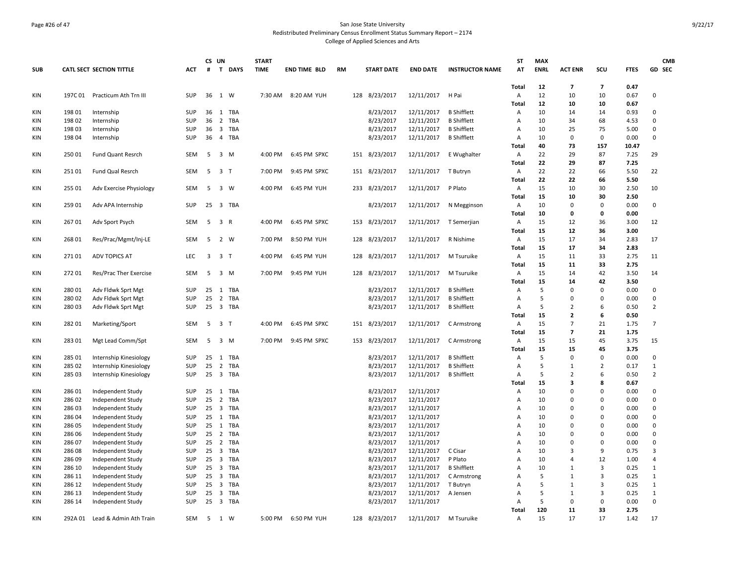San Jose State University
Redistributed Preliminary Census Enrollment Status Summary Report – 2174
College of Applied Sciences and Arts

| SUB | CATL SECT | SECTION TITTLE | ACT | CS # | UN T | DAYS | START TIME | END TIME | BLD | RM | START DATE | END DATE | INSTRUCTOR NAME | ST AT | MAX ENRL | ACT ENR | SCU | FTES | CMB GD SEC |
|---|---|---|---|---|---|---|---|---|---|---|---|---|---|---|---|---|---|---|---|
| | | | | | | | | | | | | | | **Total** | **12** | **7** | **7** | **0.47** | |
| KIN | 197C 01 | Practicum Ath Trn III | SUP | 36 | 1 | W | 7:30 AM | 8:20 AM | YUH | 128 | 8/23/2017 | 12/11/2017 | H Pai | A | 12 | 10 | 10 | 0.67 | 0 |
| | | | | | | | | | | | | | | **Total** | **12** | **10** | **10** | **0.67** | |
| KIN | 198 01 | Internship | SUP | 36 | 1 | TBA | | | | | 8/23/2017 | 12/11/2017 | B Shifflett | A | 10 | 14 | 14 | 0.93 | 0 |
| KIN | 198 02 | Internship | SUP | 36 | 2 | TBA | | | | | 8/23/2017 | 12/11/2017 | B Shifflett | A | 10 | 34 | 68 | 4.53 | 0 |
| KIN | 198 03 | Internship | SUP | 36 | 3 | TBA | | | | | 8/23/2017 | 12/11/2017 | B Shifflett | A | 10 | 25 | 75 | 5.00 | 0 |
| KIN | 198 04 | Internship | SUP | 36 | 4 | TBA | | | | | 8/23/2017 | 12/11/2017 | B Shifflett | A | 10 | 0 | 0 | 0.00 | 0 |
| | | | | | | | | | | | | | | **Total** | **40** | **73** | **157** | **10.47** | |
| KIN | 250 01 | Fund Quant Resrch | SEM | 5 | 3 | M | 4:00 PM | 6:45 PM | SPXC | 151 | 8/23/2017 | 12/11/2017 | E Wughalter | A | 22 | 29 | 87 | 7.25 | 29 |
| | | | | | | | | | | | | | | **Total** | **22** | **29** | **87** | **7.25** | |
| KIN | 251 01 | Fund Qual Resrch | SEM | 5 | 3 | T | 7:00 PM | 9:45 PM | SPXC | 151 | 8/23/2017 | 12/11/2017 | T Butryn | A | 22 | 22 | 66 | 5.50 | 22 |
| | | | | | | | | | | | | | | **Total** | **22** | **22** | **66** | **5.50** | |
| KIN | 255 01 | Adv Exercise Physiology | SEM | 5 | 3 | W | 4:00 PM | 6:45 PM | YUH | 233 | 8/23/2017 | 12/11/2017 | P Plato | A | 15 | 10 | 30 | 2.50 | 10 |
| | | | | | | | | | | | | | | **Total** | **15** | **10** | **30** | **2.50** | |
| KIN | 259 01 | Adv APA Internship | SUP | 25 | 3 | TBA | | | | | 8/23/2017 | 12/11/2017 | N Megginson | A | 10 | 0 | 0 | 0.00 | 0 |
| | | | | | | | | | | | | | | **Total** | **10** | **0** | **0** | **0.00** | |
| KIN | 267 01 | Adv Sport Psych | SEM | 5 | 3 | R | 4:00 PM | 6:45 PM | SPXC | 153 | 8/23/2017 | 12/11/2017 | T Semerjian | A | 15 | 12 | 36 | 3.00 | 12 |
| | | | | | | | | | | | | | | **Total** | **15** | **12** | **36** | **3.00** | |
| KIN | 268 01 | Res/Prac/Mgmt/Inj-LE | SEM | 5 | 2 | W | 7:00 PM | 8:50 PM | YUH | 128 | 8/23/2017 | 12/11/2017 | R Nishime | A | 15 | 17 | 34 | 2.83 | 17 |
| | | | | | | | | | | | | | | **Total** | **15** | **17** | **34** | **2.83** | |
| KIN | 271 01 | ADV TOPICS AT | LEC | 3 | 3 | T | 4:00 PM | 6:45 PM | YUH | 128 | 8/23/2017 | 12/11/2017 | M Tsuruike | A | 15 | 11 | 33 | 2.75 | 11 |
| | | | | | | | | | | | | | | **Total** | **15** | **11** | **33** | **2.75** | |
| KIN | 272 01 | Res/Prac Ther Exercise | SEM | 5 | 3 | M | 7:00 PM | 9:45 PM | YUH | 128 | 8/23/2017 | 12/11/2017 | M Tsuruike | A | 15 | 14 | 42 | 3.50 | 14 |
| | | | | | | | | | | | | | | **Total** | **15** | **14** | **42** | **3.50** | |
| KIN | 280 01 | Adv Fldwk Sprt Mgt | SUP | 25 | 1 | TBA | | | | | 8/23/2017 | 12/11/2017 | B Shifflett | A | 5 | 0 | 0 | 0.00 | 0 |
| KIN | 280 02 | Adv Fldwk Sprt Mgt | SUP | 25 | 2 | TBA | | | | | 8/23/2017 | 12/11/2017 | B Shifflett | A | 5 | 0 | 0 | 0.00 | 0 |
| KIN | 280 03 | Adv Fldwk Sprt Mgt | SUP | 25 | 3 | TBA | | | | | 8/23/2017 | 12/11/2017 | B Shifflett | A | 5 | 2 | 6 | 0.50 | 2 |
| | | | | | | | | | | | | | | **Total** | **15** | **2** | **6** | **0.50** | |
| KIN | 282 01 | Marketing/Sport | SEM | 5 | 3 | T | 4:00 PM | 6:45 PM | SPXC | 151 | 8/23/2017 | 12/11/2017 | C Armstrong | A | 15 | 7 | 21 | 1.75 | 7 |
| | | | | | | | | | | | | | | **Total** | **15** | **7** | **21** | **1.75** | |
| KIN | 283 01 | Mgt Lead Comm/Spt | SEM | 5 | 3 | M | 7:00 PM | 9:45 PM | SPXC | 153 | 8/23/2017 | 12/11/2017 | C Armstrong | A | 15 | 15 | 45 | 3.75 | 15 |
| | | | | | | | | | | | | | | **Total** | **15** | **15** | **45** | **3.75** | |
| KIN | 285 01 | Internship Kinesiology | SUP | 25 | 1 | TBA | | | | | 8/23/2017 | 12/11/2017 | B Shifflett | A | 5 | 0 | 0 | 0.00 | 0 |
| KIN | 285 02 | Internship Kinesiology | SUP | 25 | 2 | TBA | | | | | 8/23/2017 | 12/11/2017 | B Shifflett | A | 5 | 1 | 2 | 0.17 | 1 |
| KIN | 285 03 | Internship Kinesiology | SUP | 25 | 3 | TBA | | | | | 8/23/2017 | 12/11/2017 | B Shifflett | A | 5 | 2 | 6 | 0.50 | 2 |
| | | | | | | | | | | | | | | **Total** | **15** | **3** | **8** | **0.67** | |
| KIN | 286 01 | Independent Study | SUP | 25 | 1 | TBA | | | | | 8/23/2017 | 12/11/2017 | | A | 10 | 0 | 0 | 0.00 | 0 |
| KIN | 286 02 | Independent Study | SUP | 25 | 2 | TBA | | | | | 8/23/2017 | 12/11/2017 | | A | 10 | 0 | 0 | 0.00 | 0 |
| KIN | 286 03 | Independent Study | SUP | 25 | 3 | TBA | | | | | 8/23/2017 | 12/11/2017 | | A | 10 | 0 | 0 | 0.00 | 0 |
| KIN | 286 04 | Independent Study | SUP | 25 | 1 | TBA | | | | | 8/23/2017 | 12/11/2017 | | A | 10 | 0 | 0 | 0.00 | 0 |
| KIN | 286 05 | Independent Study | SUP | 25 | 1 | TBA | | | | | 8/23/2017 | 12/11/2017 | | A | 10 | 0 | 0 | 0.00 | 0 |
| KIN | 286 06 | Independent Study | SUP | 25 | 2 | TBA | | | | | 8/23/2017 | 12/11/2017 | | A | 10 | 0 | 0 | 0.00 | 0 |
| KIN | 286 07 | Independent Study | SUP | 25 | 2 | TBA | | | | | 8/23/2017 | 12/11/2017 | | A | 10 | 0 | 0 | 0.00 | 0 |
| KIN | 286 08 | Independent Study | SUP | 25 | 3 | TBA | | | | | 8/23/2017 | 12/11/2017 | C Cisar | A | 10 | 3 | 9 | 0.75 | 3 |
| KIN | 286 09 | Independent Study | SUP | 25 | 3 | TBA | | | | | 8/23/2017 | 12/11/2017 | P Plato | A | 10 | 4 | 12 | 1.00 | 4 |
| KIN | 286 10 | Independent Study | SUP | 25 | 3 | TBA | | | | | 8/23/2017 | 12/11/2017 | B Shifflett | A | 10 | 1 | 3 | 0.25 | 1 |
| KIN | 286 11 | Independent Study | SUP | 25 | 3 | TBA | | | | | 8/23/2017 | 12/11/2017 | C Armstrong | A | 5 | 1 | 3 | 0.25 | 1 |
| KIN | 286 12 | Independent Study | SUP | 25 | 3 | TBA | | | | | 8/23/2017 | 12/11/2017 | T Butryn | A | 5 | 1 | 3 | 0.25 | 1 |
| KIN | 286 13 | Independent Study | SUP | 25 | 3 | TBA | | | | | 8/23/2017 | 12/11/2017 | A Jensen | A | 5 | 1 | 3 | 0.25 | 1 |
| KIN | 286 14 | Independent Study | SUP | 25 | 3 | TBA | | | | | 8/23/2017 | 12/11/2017 | | A | 5 | 0 | 0 | 0.00 | 0 |
| | | | | | | | | | | | | | | **Total** | **120** | **11** | **33** | **2.75** | |
| KIN | 292A 01 | Lead & Admin Ath Train | SEM | 5 | 1 | W | 5:00 PM | 6:50 PM | YUH | 128 | 8/23/2017 | 12/11/2017 | M Tsuruike | A | 15 | 17 | 17 | 1.42 | 17 |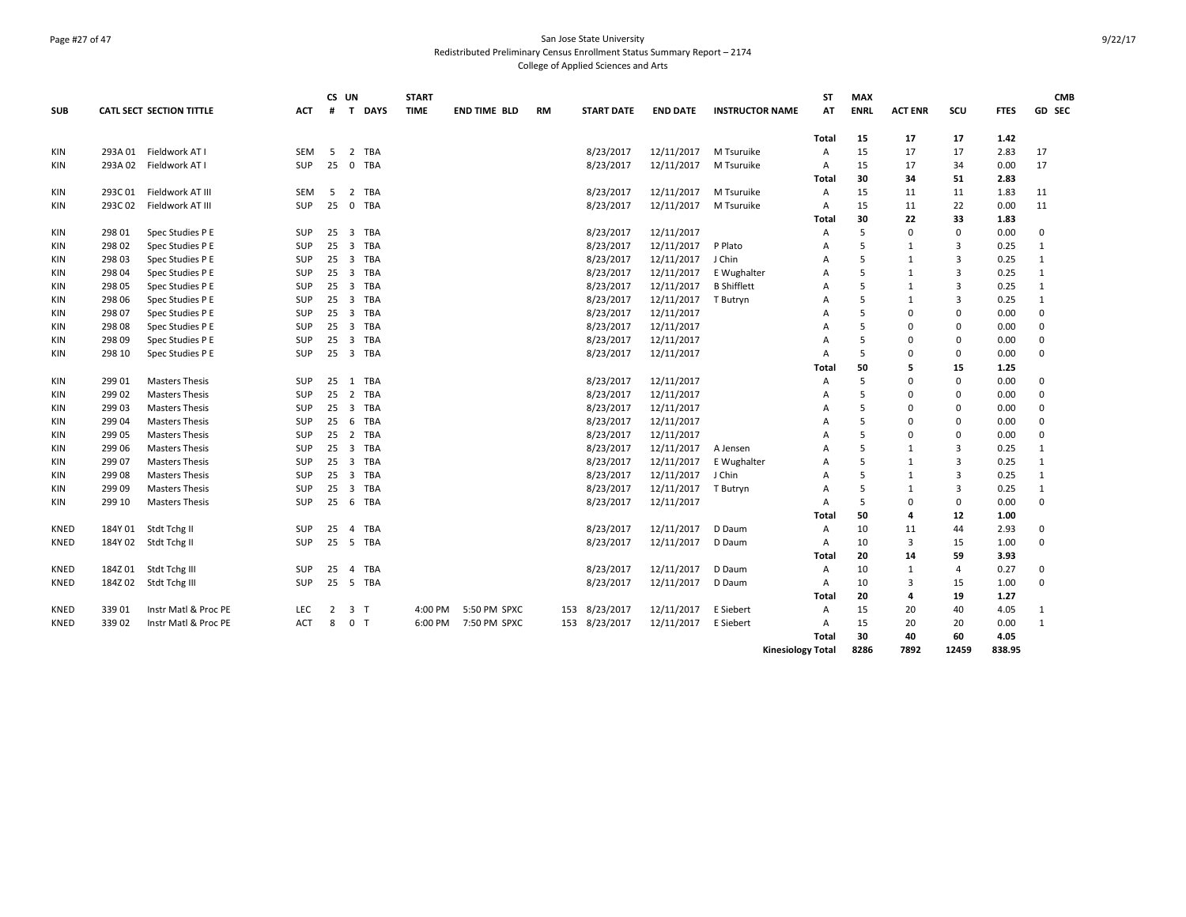San Jose State University
Redistributed Preliminary Census Enrollment Status Summary Report – 2174
College of Applied Sciences and Arts

| SUB | CATL SECT | SECTION TITTLE | ACT | CS # | UN T | DAYS | START TIME | END TIME | BLD | RM | START DATE | END DATE | INSTRUCTOR NAME | ST AT | MAX ENRL | ACT ENR | SCU | FTES | GD | CMB SEC |
|---|---|---|---|---|---|---|---|---|---|---|---|---|---|---|---|---|---|---|---|---|
| | | | | | | | | | | | | | | Total | 15 | 17 | 17 | 1.42 | | |
| KIN | 293A 01 | Fieldwork AT I | SEM | 5 | 2 | TBA | | | | | 8/23/2017 | 12/11/2017 | M Tsuruike | A | 15 | 17 | 17 | 2.83 | 17 | |
| KIN | 293A 02 | Fieldwork AT I | SUP | 25 | 0 | TBA | | | | | 8/23/2017 | 12/11/2017 | M Tsuruike | A | 15 | 17 | 34 | 0.00 | 17 | |
| | | | | | | | | | | | | | | Total | 30 | 34 | 51 | 2.83 | | |
| KIN | 293C 01 | Fieldwork AT III | SEM | 5 | 2 | TBA | | | | | 8/23/2017 | 12/11/2017 | M Tsuruike | A | 15 | 11 | 11 | 1.83 | 11 | |
| KIN | 293C 02 | Fieldwork AT III | SUP | 25 | 0 | TBA | | | | | 8/23/2017 | 12/11/2017 | M Tsuruike | A | 15 | 11 | 22 | 0.00 | 11 | |
| | | | | | | | | | | | | | | Total | 30 | 22 | 33 | 1.83 | | |
| KIN | 298 01 | Spec Studies P E | SUP | 25 | 3 | TBA | | | | | 8/23/2017 | 12/11/2017 | | A | 5 | 0 | 0 | 0.00 | 0 | |
| KIN | 298 02 | Spec Studies P E | SUP | 25 | 3 | TBA | | | | | 8/23/2017 | 12/11/2017 | P Plato | A | 5 | 1 | 3 | 0.25 | 1 | |
| KIN | 298 03 | Spec Studies P E | SUP | 25 | 3 | TBA | | | | | 8/23/2017 | 12/11/2017 | J Chin | A | 5 | 1 | 3 | 0.25 | 1 | |
| KIN | 298 04 | Spec Studies P E | SUP | 25 | 3 | TBA | | | | | 8/23/2017 | 12/11/2017 | E Wughalter | A | 5 | 1 | 3 | 0.25 | 1 | |
| KIN | 298 05 | Spec Studies P E | SUP | 25 | 3 | TBA | | | | | 8/23/2017 | 12/11/2017 | B Shifflett | A | 5 | 1 | 3 | 0.25 | 1 | |
| KIN | 298 06 | Spec Studies P E | SUP | 25 | 3 | TBA | | | | | 8/23/2017 | 12/11/2017 | T Butryn | A | 5 | 1 | 3 | 0.25 | 1 | |
| KIN | 298 07 | Spec Studies P E | SUP | 25 | 3 | TBA | | | | | 8/23/2017 | 12/11/2017 | | A | 5 | 0 | 0 | 0.00 | 0 | |
| KIN | 298 08 | Spec Studies P E | SUP | 25 | 3 | TBA | | | | | 8/23/2017 | 12/11/2017 | | A | 5 | 0 | 0 | 0.00 | 0 | |
| KIN | 298 09 | Spec Studies P E | SUP | 25 | 3 | TBA | | | | | 8/23/2017 | 12/11/2017 | | A | 5 | 0 | 0 | 0.00 | 0 | |
| KIN | 298 10 | Spec Studies P E | SUP | 25 | 3 | TBA | | | | | 8/23/2017 | 12/11/2017 | | A | 5 | 0 | 0 | 0.00 | 0 | |
| | | | | | | | | | | | | | | Total | 50 | 5 | 15 | 1.25 | | |
| KIN | 299 01 | Masters Thesis | SUP | 25 | 1 | TBA | | | | | 8/23/2017 | 12/11/2017 | | A | 5 | 0 | 0 | 0.00 | 0 | |
| KIN | 299 02 | Masters Thesis | SUP | 25 | 2 | TBA | | | | | 8/23/2017 | 12/11/2017 | | A | 5 | 0 | 0 | 0.00 | 0 | |
| KIN | 299 03 | Masters Thesis | SUP | 25 | 3 | TBA | | | | | 8/23/2017 | 12/11/2017 | | A | 5 | 0 | 0 | 0.00 | 0 | |
| KIN | 299 04 | Masters Thesis | SUP | 25 | 6 | TBA | | | | | 8/23/2017 | 12/11/2017 | | A | 5 | 0 | 0 | 0.00 | 0 | |
| KIN | 299 05 | Masters Thesis | SUP | 25 | 2 | TBA | | | | | 8/23/2017 | 12/11/2017 | | A | 5 | 0 | 0 | 0.00 | 0 | |
| KIN | 299 06 | Masters Thesis | SUP | 25 | 3 | TBA | | | | | 8/23/2017 | 12/11/2017 | A Jensen | A | 5 | 1 | 3 | 0.25 | 1 | |
| KIN | 299 07 | Masters Thesis | SUP | 25 | 3 | TBA | | | | | 8/23/2017 | 12/11/2017 | E Wughalter | A | 5 | 1 | 3 | 0.25 | 1 | |
| KIN | 299 08 | Masters Thesis | SUP | 25 | 3 | TBA | | | | | 8/23/2017 | 12/11/2017 | J Chin | A | 5 | 1 | 3 | 0.25 | 1 | |
| KIN | 299 09 | Masters Thesis | SUP | 25 | 3 | TBA | | | | | 8/23/2017 | 12/11/2017 | T Butryn | A | 5 | 1 | 3 | 0.25 | 1 | |
| KIN | 299 10 | Masters Thesis | SUP | 25 | 6 | TBA | | | | | 8/23/2017 | 12/11/2017 | | A | 5 | 0 | 0 | 0.00 | 0 | |
| | | | | | | | | | | | | | | Total | 50 | 4 | 12 | 1.00 | | |
| KNED | 184Y 01 | Stdt Tchg II | SUP | 25 | 4 | TBA | | | | | 8/23/2017 | 12/11/2017 | D Daum | A | 10 | 11 | 44 | 2.93 | 0 | |
| KNED | 184Y 02 | Stdt Tchg II | SUP | 25 | 5 | TBA | | | | | 8/23/2017 | 12/11/2017 | D Daum | A | 10 | 3 | 15 | 1.00 | 0 | |
| | | | | | | | | | | | | | | Total | 20 | 14 | 59 | 3.93 | | |
| KNED | 184Z 01 | Stdt Tchg III | SUP | 25 | 4 | TBA | | | | | 8/23/2017 | 12/11/2017 | D Daum | A | 10 | 1 | 4 | 0.27 | 0 | |
| KNED | 184Z 02 | Stdt Tchg III | SUP | 25 | 5 | TBA | | | | | 8/23/2017 | 12/11/2017 | D Daum | A | 10 | 3 | 15 | 1.00 | 0 | |
| | | | | | | | | | | | | | | Total | 20 | 4 | 19 | 1.27 | | |
| KNED | 339 01 | Instr Matl & Proc PE | LEC | 2 | 3 | T | 4:00 PM | 5:50 PM | SPXC | 153 | 8/23/2017 | 12/11/2017 | E Siebert | A | 15 | 20 | 40 | 4.05 | 1 | |
| KNED | 339 02 | Instr Matl & Proc PE | ACT | 8 | 0 | T | 6:00 PM | 7:50 PM | SPXC | 153 | 8/23/2017 | 12/11/2017 | E Siebert | A | 15 | 20 | 20 | 0.00 | 1 | |
| | | | | | | | | | | | | | | Total | 30 | 40 | 60 | 4.05 | | |
| | | | | | | | | | | | | | Kinesiology Total | | 8286 | 7892 | 12459 | 838.95 | | |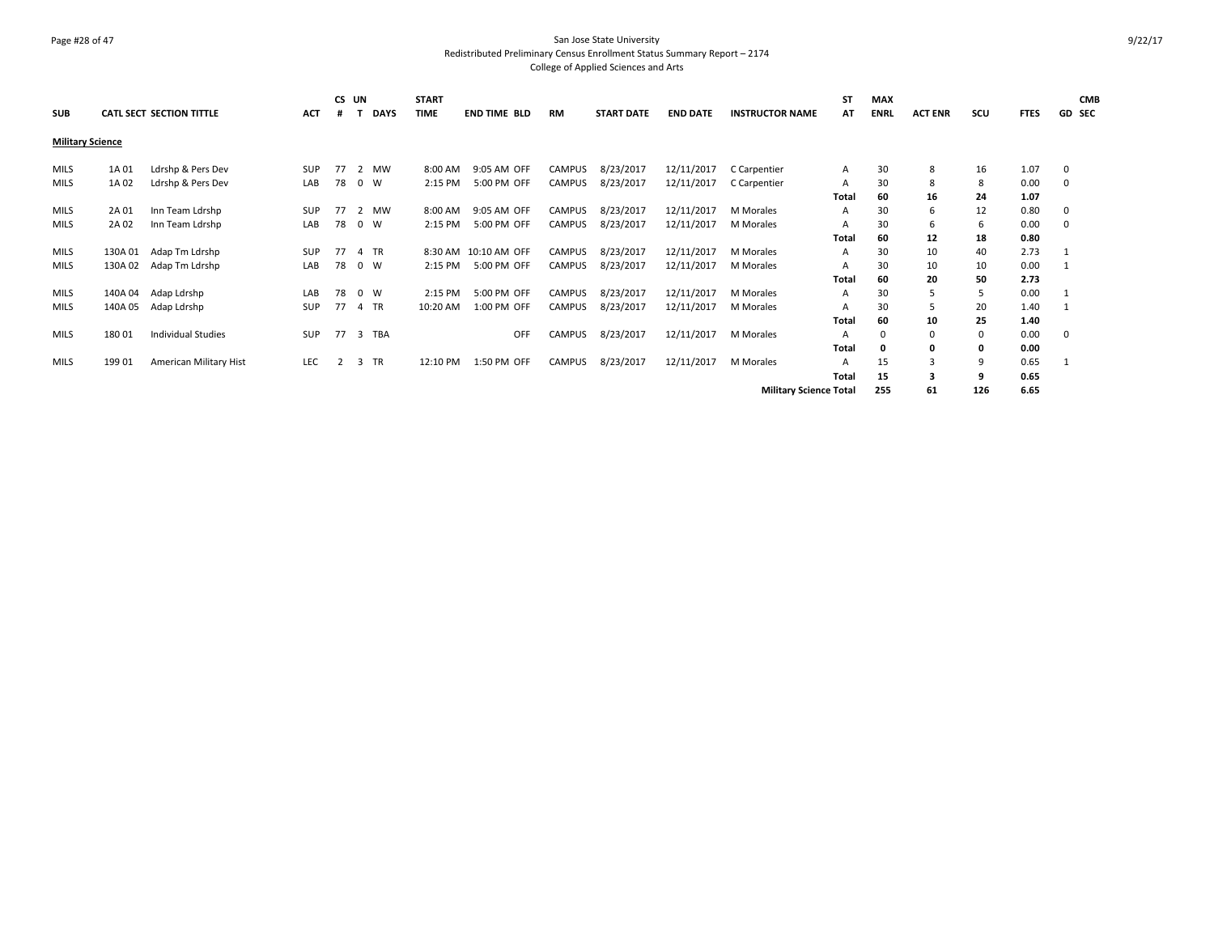San Jose State University
Redistributed Preliminary Census Enrollment Status Summary Report – 2174
College of Applied Sciences and Arts

| SUB | CATL SECT | SECTION TITTLE | ACT | CS # | UN T | DAYS | START TIME | END TIME | BLD | RM | START DATE | END DATE | INSTRUCTOR NAME | ST AT | MAX ENRL | ACT ENR | SCU | FTES | GD | CMB SEC |
|---|---|---|---|---|---|---|---|---|---|---|---|---|---|---|---|---|---|---|---|---|
| **Military Science** | | | | | | | | | | | | | | | | | | | | |
| MILS | 1A 01 | Ldrshp & Pers Dev | SUP | 77 | 2 | MW | 8:00 AM | 9:05 AM | OFF | CAMPUS | 8/23/2017 | 12/11/2017 | C Carpentier | A | 30 | 8 | 16 | 1.07 | 0 | |
| MILS | 1A 02 | Ldrshp & Pers Dev | LAB | 78 | 0 | W | 2:15 PM | 5:00 PM | OFF | CAMPUS | 8/23/2017 | 12/11/2017 | C Carpentier | A | 30 | 8 | 8 | 0.00 | 0 | |
| | | | | | | | | | | | | | | **Total** | **60** | **16** | **24** | **1.07** | | |
| MILS | 2A 01 | Inn Team Ldrshp | SUP | 77 | 2 | MW | 8:00 AM | 9:05 AM | OFF | CAMPUS | 8/23/2017 | 12/11/2017 | M Morales | A | 30 | 6 | 12 | 0.80 | 0 | |
| MILS | 2A 02 | Inn Team Ldrshp | LAB | 78 | 0 | W | 2:15 PM | 5:00 PM | OFF | CAMPUS | 8/23/2017 | 12/11/2017 | M Morales | A | 30 | 6 | 6 | 0.00 | 0 | |
| | | | | | | | | | | | | | | **Total** | **60** | **12** | **18** | **0.80** | | |
| MILS | 130A 01 | Adap Tm Ldrshp | SUP | 77 | 4 | TR | 8:30 AM | 10:10 AM | OFF | CAMPUS | 8/23/2017 | 12/11/2017 | M Morales | A | 30 | 10 | 40 | 2.73 | 1 | |
| MILS | 130A 02 | Adap Tm Ldrshp | LAB | 78 | 0 | W | 2:15 PM | 5:00 PM | OFF | CAMPUS | 8/23/2017 | 12/11/2017 | M Morales | A | 30 | 10 | 10 | 0.00 | 1 | |
| | | | | | | | | | | | | | | **Total** | **60** | **20** | **50** | **2.73** | | |
| MILS | 140A 04 | Adap Ldrshp | LAB | 78 | 0 | W | 2:15 PM | 5:00 PM | OFF | CAMPUS | 8/23/2017 | 12/11/2017 | M Morales | A | 30 | 5 | 5 | 0.00 | 1 | |
| MILS | 140A 05 | Adap Ldrshp | SUP | 77 | 4 | TR | 10:20 AM | 1:00 PM | OFF | CAMPUS | 8/23/2017 | 12/11/2017 | M Morales | A | 30 | 5 | 20 | 1.40 | 1 | |
| | | | | | | | | | | | | | | **Total** | **60** | **10** | **25** | **1.40** | | |
| MILS | 180 01 | Individual Studies | SUP | 77 | 3 | TBA | | | OFF | CAMPUS | 8/23/2017 | 12/11/2017 | M Morales | A | 0 | 0 | 0 | 0.00 | 0 | |
| | | | | | | | | | | | | | | **Total** | **0** | **0** | **0** | **0.00** | | |
| MILS | 199 01 | American Military Hist | LEC | 2 | 3 | TR | 12:10 PM | 1:50 PM | OFF | CAMPUS | 8/23/2017 | 12/11/2017 | M Morales | A | 15 | 3 | 9 | 0.65 | 1 | |
| | | | | | | | | | | | | | | **Total** | **15** | **3** | **9** | **0.65** | | |
| | | | | | | | | | | | | | **Military Science Total** | | **255** | **61** | **126** | **6.65** | | |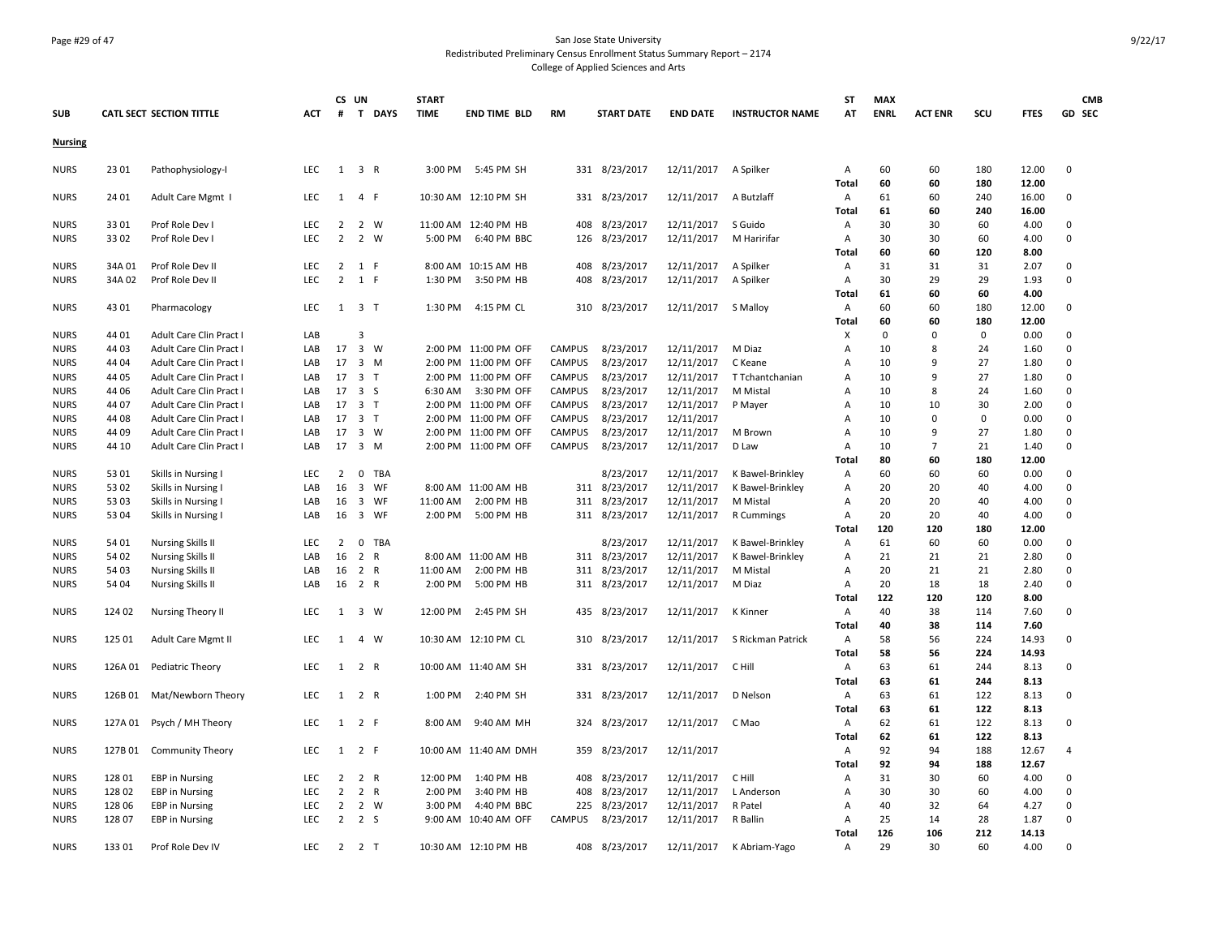San Jose State University
Redistributed Preliminary Census Enrollment Status Summary Report – 2174
College of Applied Sciences and Arts

| SUB | CATL | SECT | SECTION TITTLE | ACT | CS # | UN T | DAYS | START TIME | END TIME | BLD | RM | START DATE | END DATE | INSTRUCTOR NAME | ST AT | MAX ENRL | ACT ENR | SCU | FTES | GD | CMB SEC |
|---|---|---|---|---|---|---|---|---|---|---|---|---|---|---|---|---|---|---|---|---|---|
| **Nursing** | | | | | | | | | | | | | | | | | | | | | |
| NURS | 23 | 01 | Pathophysiology-I | LEC | 1 | 3 | R | 3:00 PM | 5:45 PM | SH | 331 | 8/23/2017 | 12/11/2017 | A Spilker | A | 60 | 60 | 180 | 12.00 | 0 | |
| | | | | | | | | | | | | | | | **Total** | **60** | **60** | **180** | **12.00** | | |
| NURS | 24 | 01 | Adult Care Mgmt I | LEC | 1 | 4 | F | 10:30 AM | 12:10 PM | SH | 331 | 8/23/2017 | 12/11/2017 | A Butzlaff | A | 61 | 60 | 240 | 16.00 | 0 | |
| | | | | | | | | | | | | | | | **Total** | **61** | **60** | **240** | **16.00** | | |
| NURS | 33 | 01 | Prof Role Dev I | LEC | 2 | 2 | W | 11:00 AM | 12:40 PM | HB | 408 | 8/23/2017 | 12/11/2017 | S Guido | A | 30 | 30 | 60 | 4.00 | 0 | |
| NURS | 33 | 02 | Prof Role Dev I | LEC | 2 | 2 | W | 5:00 PM | 6:40 PM | BBC | 126 | 8/23/2017 | 12/11/2017 | M Haririfar | A | 30 | 30 | 60 | 4.00 | 0 | |
| | | | | | | | | | | | | | | | **Total** | **60** | **60** | **120** | **8.00** | | |
| NURS | 34A | 01 | Prof Role Dev II | LEC | 2 | 1 | F | 8:00 AM | 10:15 AM | HB | 408 | 8/23/2017 | 12/11/2017 | A Spilker | A | 31 | 31 | 31 | 2.07 | 0 | |
| NURS | 34A | 02 | Prof Role Dev II | LEC | 2 | 1 | F | 1:30 PM | 3:50 PM | HB | 408 | 8/23/2017 | 12/11/2017 | A Spilker | A | 30 | 29 | 29 | 1.93 | 0 | |
| | | | | | | | | | | | | | | | **Total** | **61** | **60** | **60** | **4.00** | | |
| NURS | 43 | 01 | Pharmacology | LEC | 1 | 3 | T | 1:30 PM | 4:15 PM | CL | 310 | 8/23/2017 | 12/11/2017 | S Malloy | A | 60 | 60 | 180 | 12.00 | 0 | |
| | | | | | | | | | | | | | | | **Total** | **60** | **60** | **180** | **12.00** | | |
| NURS | 44 | 01 | Adult Care Clin Pract I | LAB | | 3 | | | | | | | | | X | 0 | 0 | 0 | 0.00 | 0 | |
| NURS | 44 | 03 | Adult Care Clin Pract I | LAB | 17 | 3 | W | 2:00 PM | 11:00 PM | OFF | CAMPUS | 8/23/2017 | 12/11/2017 | M Diaz | A | 10 | 8 | 24 | 1.60 | 0 | |
| NURS | 44 | 04 | Adult Care Clin Pract I | LAB | 17 | 3 | M | 2:00 PM | 11:00 PM | OFF | CAMPUS | 8/23/2017 | 12/11/2017 | C Keane | A | 10 | 9 | 27 | 1.80 | 0 | |
| NURS | 44 | 05 | Adult Care Clin Pract I | LAB | 17 | 3 | T | 2:00 PM | 11:00 PM | OFF | CAMPUS | 8/23/2017 | 12/11/2017 | T Tchantchanian | A | 10 | 9 | 27 | 1.80 | 0 | |
| NURS | 44 | 06 | Adult Care Clin Pract I | LAB | 17 | 3 | S | 6:30 AM | 3:30 PM | OFF | CAMPUS | 8/23/2017 | 12/11/2017 | M Mistal | A | 10 | 8 | 24 | 1.60 | 0 | |
| NURS | 44 | 07 | Adult Care Clin Pract I | LAB | 17 | 3 | T | 2:00 PM | 11:00 PM | OFF | CAMPUS | 8/23/2017 | 12/11/2017 | P Mayer | A | 10 | 10 | 30 | 2.00 | 0 | |
| NURS | 44 | 08 | Adult Care Clin Pract I | LAB | 17 | 3 | T | 2:00 PM | 11:00 PM | OFF | CAMPUS | 8/23/2017 | 12/11/2017 | | A | 10 | 0 | 0 | 0.00 | 0 | |
| NURS | 44 | 09 | Adult Care Clin Pract I | LAB | 17 | 3 | W | 2:00 PM | 11:00 PM | OFF | CAMPUS | 8/23/2017 | 12/11/2017 | M Brown | A | 10 | 9 | 27 | 1.80 | 0 | |
| NURS | 44 | 10 | Adult Care Clin Pract I | LAB | 17 | 3 | M | 2:00 PM | 11:00 PM | OFF | CAMPUS | 8/23/2017 | 12/11/2017 | D Law | A | 10 | 7 | 21 | 1.40 | 0 | |
| | | | | | | | | | | | | | | | **Total** | **80** | **60** | **180** | **12.00** | | |
| NURS | 53 | 01 | Skills in Nursing I | LEC | 2 | 0 | TBA | | | | | 8/23/2017 | 12/11/2017 | K Bawel-Brinkley | A | 60 | 60 | 60 | 0.00 | 0 | |
| NURS | 53 | 02 | Skills in Nursing I | LAB | 16 | 3 | WF | 8:00 AM | 11:00 AM | HB | 311 | 8/23/2017 | 12/11/2017 | K Bawel-Brinkley | A | 20 | 20 | 40 | 4.00 | 0 | |
| NURS | 53 | 03 | Skills in Nursing I | LAB | 16 | 3 | WF | 11:00 AM | 2:00 PM | HB | 311 | 8/23/2017 | 12/11/2017 | M Mistal | A | 20 | 20 | 40 | 4.00 | 0 | |
| NURS | 53 | 04 | Skills in Nursing I | LAB | 16 | 3 | WF | 2:00 PM | 5:00 PM | HB | 311 | 8/23/2017 | 12/11/2017 | R Cummings | A | 20 | 20 | 40 | 4.00 | 0 | |
| | | | | | | | | | | | | | | | **Total** | **120** | **120** | **180** | **12.00** | | |
| NURS | 54 | 01 | Nursing Skills II | LEC | 2 | 0 | TBA | | | | | 8/23/2017 | 12/11/2017 | K Bawel-Brinkley | A | 61 | 60 | 60 | 0.00 | 0 | |
| NURS | 54 | 02 | Nursing Skills II | LAB | 16 | 2 | R | 8:00 AM | 11:00 AM | HB | 311 | 8/23/2017 | 12/11/2017 | K Bawel-Brinkley | A | 21 | 21 | 21 | 2.80 | 0 | |
| NURS | 54 | 03 | Nursing Skills II | LAB | 16 | 2 | R | 11:00 AM | 2:00 PM | HB | 311 | 8/23/2017 | 12/11/2017 | M Mistal | A | 20 | 21 | 21 | 2.80 | 0 | |
| NURS | 54 | 04 | Nursing Skills II | LAB | 16 | 2 | R | 2:00 PM | 5:00 PM | HB | 311 | 8/23/2017 | 12/11/2017 | M Diaz | A | 20 | 18 | 18 | 2.40 | 0 | |
| | | | | | | | | | | | | | | | **Total** | **122** | **120** | **120** | **8.00** | | |
| NURS | 124 | 02 | Nursing Theory II | LEC | 1 | 3 | W | 12:00 PM | 2:45 PM | SH | 435 | 8/23/2017 | 12/11/2017 | K Kinner | A | 40 | 38 | 114 | 7.60 | 0 | |
| | | | | | | | | | | | | | | | **Total** | **40** | **38** | **114** | **7.60** | | |
| NURS | 125 | 01 | Adult Care Mgmt II | LEC | 1 | 4 | W | 10:30 AM | 12:10 PM | CL | 310 | 8/23/2017 | 12/11/2017 | S Rickman Patrick | A | 58 | 56 | 224 | 14.93 | 0 | |
| | | | | | | | | | | | | | | | **Total** | **58** | **56** | **224** | **14.93** | | |
| NURS | 126A | 01 | Pediatric Theory | LEC | 1 | 2 | R | 10:00 AM | 11:40 AM | SH | 331 | 8/23/2017 | 12/11/2017 | C Hill | A | 63 | 61 | 244 | 8.13 | 0 | |
| | | | | | | | | | | | | | | | **Total** | **63** | **61** | **244** | **8.13** | | |
| NURS | 126B | 01 | Mat/Newborn Theory | LEC | 1 | 2 | R | 1:00 PM | 2:40 PM | SH | 331 | 8/23/2017 | 12/11/2017 | D Nelson | A | 63 | 61 | 122 | 8.13 | 0 | |
| | | | | | | | | | | | | | | | **Total** | **63** | **61** | **122** | **8.13** | | |
| NURS | 127A | 01 | Psych / MH Theory | LEC | 1 | 2 | F | 8:00 AM | 9:40 AM | MH | 324 | 8/23/2017 | 12/11/2017 | C Mao | A | 62 | 61 | 122 | 8.13 | 0 | |
| | | | | | | | | | | | | | | | **Total** | **62** | **61** | **122** | **8.13** | | |
| NURS | 127B | 01 | Community Theory | LEC | 1 | 2 | F | 10:00 AM | 11:40 AM | DMH | 359 | 8/23/2017 | 12/11/2017 | | A | 92 | 94 | 188 | 12.67 | 4 | |
| | | | | | | | | | | | | | | | **Total** | **92** | **94** | **188** | **12.67** | | |
| NURS | 128 | 01 | EBP in Nursing | LEC | 2 | 2 | R | 12:00 PM | 1:40 PM | HB | 408 | 8/23/2017 | 12/11/2017 | C Hill | A | 31 | 30 | 60 | 4.00 | 0 | |
| NURS | 128 | 02 | EBP in Nursing | LEC | 2 | 2 | R | 2:00 PM | 3:40 PM | HB | 408 | 8/23/2017 | 12/11/2017 | L Anderson | A | 30 | 30 | 60 | 4.00 | 0 | |
| NURS | 128 | 06 | EBP in Nursing | LEC | 2 | 2 | W | 3:00 PM | 4:40 PM | BBC | 225 | 8/23/2017 | 12/11/2017 | R Patel | A | 40 | 32 | 64 | 4.27 | 0 | |
| NURS | 128 | 07 | EBP in Nursing | LEC | 2 | 2 | S | 9:00 AM | 10:40 AM | OFF | CAMPUS | 8/23/2017 | 12/11/2017 | R Ballin | A | 25 | 14 | 28 | 1.87 | 0 | |
| | | | | | | | | | | | | | | | **Total** | **126** | **106** | **212** | **14.13** | | |
| NURS | 133 | 01 | Prof Role Dev IV | LEC | 2 | 2 | T | 10:30 AM | 12:10 PM | HB | 408 | 8/23/2017 | 12/11/2017 | K Abriam-Yago | A | 29 | 30 | 60 | 4.00 | 0 | |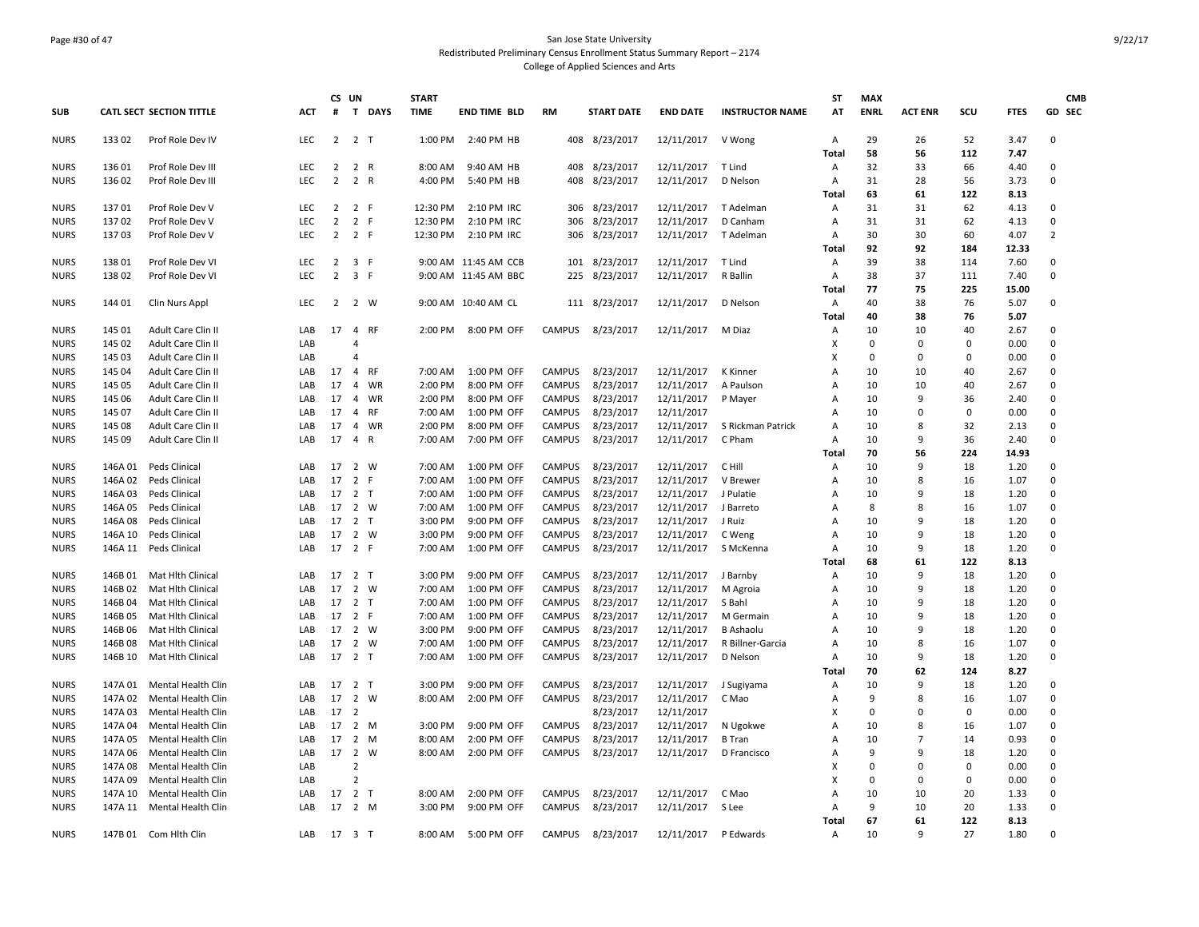San Jose State University
Redistributed Preliminary Census Enrollment Status Summary Report – 2174
College of Applied Sciences and Arts

| SUB | CATL SECT | SECTION TITTLE | ACT | CS # | UN T | DAYS | START TIME | END TIME | BLD | RM | START DATE | END DATE | INSTRUCTOR NAME | ST AT | MAX ENRL | ACT ENR | SCU | FTES | GD | CMB SEC |
|---|---|---|---|---|---|---|---|---|---|---|---|---|---|---|---|---|---|---|---|---|
| NURS | 133 02 | Prof Role Dev IV | LEC | 2 | 2 | T | 1:00 PM | 2:40 PM | HB | 408 | 8/23/2017 | 12/11/2017 | V Wong | A | 29 | 26 | 52 | 3.47 | 0 | |
| | | | | | | | | | | | | | | Total | 58 | 56 | 112 | 7.47 | | |
| NURS | 136 01 | Prof Role Dev III | LEC | 2 | 2 | R | 8:00 AM | 9:40 AM | HB | 408 | 8/23/2017 | 12/11/2017 | T Lind | A | 32 | 33 | 66 | 4.40 | 0 | |
| NURS | 136 02 | Prof Role Dev III | LEC | 2 | 2 | R | 4:00 PM | 5:40 PM | HB | 408 | 8/23/2017 | 12/11/2017 | D Nelson | A | 31 | 28 | 56 | 3.73 | 0 | |
| | | | | | | | | | | | | | | Total | 63 | 61 | 122 | 8.13 | | |
| NURS | 137 01 | Prof Role Dev V | LEC | 2 | 2 | F | 12:30 PM | 2:10 PM | IRC | 306 | 8/23/2017 | 12/11/2017 | T Adelman | A | 31 | 31 | 62 | 4.13 | 0 | |
| NURS | 137 02 | Prof Role Dev V | LEC | 2 | 2 | F | 12:30 PM | 2:10 PM | IRC | 306 | 8/23/2017 | 12/11/2017 | D Canham | A | 31 | 31 | 62 | 4.13 | 0 | |
| NURS | 137 03 | Prof Role Dev V | LEC | 2 | 2 | F | 12:30 PM | 2:10 PM | IRC | 306 | 8/23/2017 | 12/11/2017 | T Adelman | A | 30 | 30 | 60 | 4.07 | 2 | |
| | | | | | | | | | | | | | | Total | 92 | 92 | 184 | 12.33 | | |
| NURS | 138 01 | Prof Role Dev VI | LEC | 2 | 3 | F | 9:00 AM | 11:45 AM | CCB | 101 | 8/23/2017 | 12/11/2017 | T Lind | A | 39 | 38 | 114 | 7.60 | 0 | |
| NURS | 138 02 | Prof Role Dev VI | LEC | 2 | 3 | F | 9:00 AM | 11:45 AM | BBC | 225 | 8/23/2017 | 12/11/2017 | R Ballin | A | 38 | 37 | 111 | 7.40 | 0 | |
| | | | | | | | | | | | | | | Total | 77 | 75 | 225 | 15.00 | | |
| NURS | 144 01 | Clin Nurs Appl | LEC | 2 | 2 | W | 9:00 AM | 10:40 AM | CL | 111 | 8/23/2017 | 12/11/2017 | D Nelson | A | 40 | 38 | 76 | 5.07 | 0 | |
| | | | | | | | | | | | | | | Total | 40 | 38 | 76 | 5.07 | | |
| NURS | 145 01 | Adult Care Clin II | LAB | 17 | 4 | RF | 2:00 PM | 8:00 PM | OFF | CAMPUS | 8/23/2017 | 12/11/2017 | M Diaz | A | 10 | 10 | 40 | 2.67 | 0 | |
| NURS | 145 02 | Adult Care Clin II | LAB | | 4 | | | | | | | | | X | 0 | 0 | 0 | 0.00 | 0 | |
| NURS | 145 03 | Adult Care Clin II | LAB | | 4 | | | | | | | | | X | 0 | 0 | 0 | 0.00 | 0 | |
| NURS | 145 04 | Adult Care Clin II | LAB | 17 | 4 | RF | 7:00 AM | 1:00 PM | OFF | CAMPUS | 8/23/2017 | 12/11/2017 | K Kinner | A | 10 | 10 | 40 | 2.67 | 0 | |
| NURS | 145 05 | Adult Care Clin II | LAB | 17 | 4 | WR | 2:00 PM | 8:00 PM | OFF | CAMPUS | 8/23/2017 | 12/11/2017 | A Paulson | A | 10 | 10 | 40 | 2.67 | 0 | |
| NURS | 145 06 | Adult Care Clin II | LAB | 17 | 4 | WR | 2:00 PM | 8:00 PM | OFF | CAMPUS | 8/23/2017 | 12/11/2017 | P Mayer | A | 10 | 9 | 36 | 2.40 | 0 | |
| NURS | 145 07 | Adult Care Clin II | LAB | 17 | 4 | RF | 7:00 AM | 1:00 PM | OFF | CAMPUS | 8/23/2017 | 12/11/2017 | | A | 10 | 0 | 0 | 0.00 | 0 | |
| NURS | 145 08 | Adult Care Clin II | LAB | 17 | 4 | WR | 2:00 PM | 8:00 PM | OFF | CAMPUS | 8/23/2017 | 12/11/2017 | S Rickman Patrick | A | 10 | 8 | 32 | 2.13 | 0 | |
| NURS | 145 09 | Adult Care Clin II | LAB | 17 | 4 | R | 7:00 AM | 7:00 PM | OFF | CAMPUS | 8/23/2017 | 12/11/2017 | C Pham | A | 10 | 9 | 36 | 2.40 | 0 | |
| | | | | | | | | | | | | | | Total | 70 | 56 | 224 | 14.93 | | |
| NURS | 146A 01 | Peds Clinical | LAB | 17 | 2 | W | 7:00 AM | 1:00 PM | OFF | CAMPUS | 8/23/2017 | 12/11/2017 | C Hill | A | 10 | 9 | 18 | 1.20 | 0 | |
| NURS | 146A 02 | Peds Clinical | LAB | 17 | 2 | F | 7:00 AM | 1:00 PM | OFF | CAMPUS | 8/23/2017 | 12/11/2017 | V Brewer | A | 10 | 8 | 16 | 1.07 | 0 | |
| NURS | 146A 03 | Peds Clinical | LAB | 17 | 2 | T | 7:00 AM | 1:00 PM | OFF | CAMPUS | 8/23/2017 | 12/11/2017 | J Pulatie | A | 10 | 9 | 18 | 1.20 | 0 | |
| NURS | 146A 05 | Peds Clinical | LAB | 17 | 2 | W | 7:00 AM | 1:00 PM | OFF | CAMPUS | 8/23/2017 | 12/11/2017 | J Barreto | A | 8 | 8 | 16 | 1.07 | 0 | |
| NURS | 146A 08 | Peds Clinical | LAB | 17 | 2 | T | 3:00 PM | 9:00 PM | OFF | CAMPUS | 8/23/2017 | 12/11/2017 | J Ruiz | A | 10 | 9 | 18 | 1.20 | 0 | |
| NURS | 146A 10 | Peds Clinical | LAB | 17 | 2 | W | 3:00 PM | 9:00 PM | OFF | CAMPUS | 8/23/2017 | 12/11/2017 | C Weng | A | 10 | 9 | 18 | 1.20 | 0 | |
| NURS | 146A 11 | Peds Clinical | LAB | 17 | 2 | F | 7:00 AM | 1:00 PM | OFF | CAMPUS | 8/23/2017 | 12/11/2017 | S McKenna | A | 10 | 9 | 18 | 1.20 | 0 | |
| | | | | | | | | | | | | | | Total | 68 | 61 | 122 | 8.13 | | |
| NURS | 146B 01 | Mat Hlth Clinical | LAB | 17 | 2 | T | 3:00 PM | 9:00 PM | OFF | CAMPUS | 8/23/2017 | 12/11/2017 | J Barnby | A | 10 | 9 | 18 | 1.20 | 0 | |
| NURS | 146B 02 | Mat Hlth Clinical | LAB | 17 | 2 | W | 7:00 AM | 1:00 PM | OFF | CAMPUS | 8/23/2017 | 12/11/2017 | M Agroia | A | 10 | 9 | 18 | 1.20 | 0 | |
| NURS | 146B 04 | Mat Hlth Clinical | LAB | 17 | 2 | T | 7:00 AM | 1:00 PM | OFF | CAMPUS | 8/23/2017 | 12/11/2017 | S Bahl | A | 10 | 9 | 18 | 1.20 | 0 | |
| NURS | 146B 05 | Mat Hlth Clinical | LAB | 17 | 2 | F | 7:00 AM | 1:00 PM | OFF | CAMPUS | 8/23/2017 | 12/11/2017 | M Germain | A | 10 | 9 | 18 | 1.20 | 0 | |
| NURS | 146B 06 | Mat Hlth Clinical | LAB | 17 | 2 | W | 3:00 PM | 9:00 PM | OFF | CAMPUS | 8/23/2017 | 12/11/2017 | B Ashaolu | A | 10 | 9 | 18 | 1.20 | 0 | |
| NURS | 146B 08 | Mat Hlth Clinical | LAB | 17 | 2 | W | 7:00 AM | 1:00 PM | OFF | CAMPUS | 8/23/2017 | 12/11/2017 | R Billner-Garcia | A | 10 | 8 | 16 | 1.07 | 0 | |
| NURS | 146B 10 | Mat Hlth Clinical | LAB | 17 | 2 | T | 7:00 AM | 1:00 PM | OFF | CAMPUS | 8/23/2017 | 12/11/2017 | D Nelson | A | 10 | 9 | 18 | 1.20 | 0 | |
| | | | | | | | | | | | | | | Total | 70 | 62 | 124 | 8.27 | | |
| NURS | 147A 01 | Mental Health Clin | LAB | 17 | 2 | T | 3:00 PM | 9:00 PM | OFF | CAMPUS | 8/23/2017 | 12/11/2017 | J Sugiyama | A | 10 | 9 | 18 | 1.20 | 0 | |
| NURS | 147A 02 | Mental Health Clin | LAB | 17 | 2 | W | 8:00 AM | 2:00 PM | OFF | CAMPUS | 8/23/2017 | 12/11/2017 | C Mao | A | 9 | 8 | 16 | 1.07 | 0 | |
| NURS | 147A 03 | Mental Health Clin | LAB | 17 | 2 | | | | | | 8/23/2017 | 12/11/2017 | | X | 0 | 0 | 0 | 0.00 | 0 | |
| NURS | 147A 04 | Mental Health Clin | LAB | 17 | 2 | M | 3:00 PM | 9:00 PM | OFF | CAMPUS | 8/23/2017 | 12/11/2017 | N Ugokwe | A | 10 | 8 | 16 | 1.07 | 0 | |
| NURS | 147A 05 | Mental Health Clin | LAB | 17 | 2 | M | 8:00 AM | 2:00 PM | OFF | CAMPUS | 8/23/2017 | 12/11/2017 | B Tran | A | 10 | 7 | 14 | 0.93 | 0 | |
| NURS | 147A 06 | Mental Health Clin | LAB | 17 | 2 | W | 8:00 AM | 2:00 PM | OFF | CAMPUS | 8/23/2017 | 12/11/2017 | D Francisco | A | 9 | 9 | 18 | 1.20 | 0 | |
| NURS | 147A 08 | Mental Health Clin | LAB | | 2 | | | | | | | | | X | 0 | 0 | 0 | 0.00 | 0 | |
| NURS | 147A 09 | Mental Health Clin | LAB | | 2 | | | | | | | | | X | 0 | 0 | 0 | 0.00 | 0 | |
| NURS | 147A 10 | Mental Health Clin | LAB | 17 | 2 | T | 8:00 AM | 2:00 PM | OFF | CAMPUS | 8/23/2017 | 12/11/2017 | C Mao | A | 10 | 10 | 20 | 1.33 | 0 | |
| NURS | 147A 11 | Mental Health Clin | LAB | 17 | 2 | M | 3:00 PM | 9:00 PM | OFF | CAMPUS | 8/23/2017 | 12/11/2017 | S Lee | A | 9 | 10 | 20 | 1.33 | 0 | |
| | | | | | | | | | | | | | | Total | 67 | 61 | 122 | 8.13 | | |
| NURS | 147B 01 | Com Hlth Clin | LAB | 17 | 3 | T | 8:00 AM | 5:00 PM | OFF | CAMPUS | 8/23/2017 | 12/11/2017 | P Edwards | A | 10 | 9 | 27 | 1.80 | 0 | |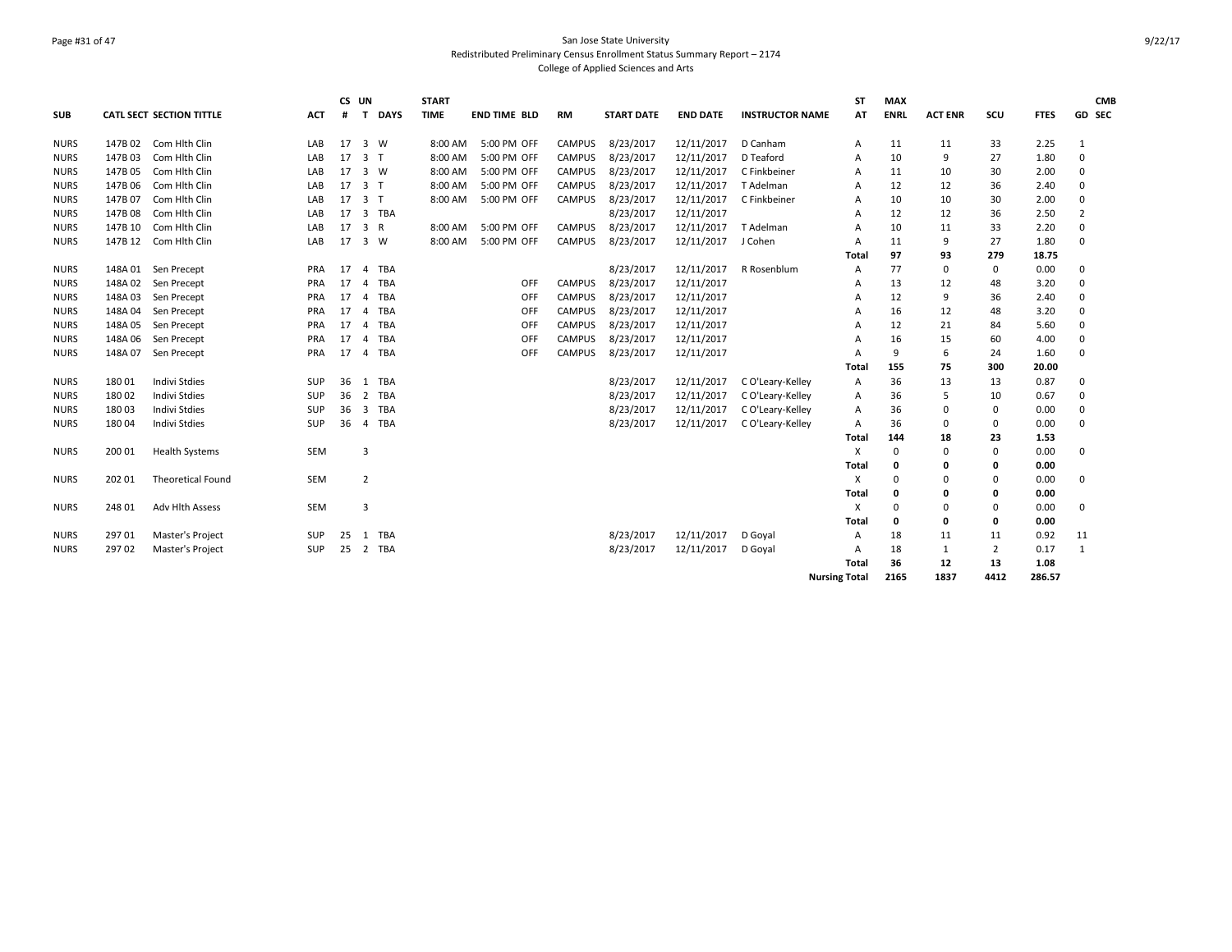San Jose State University
Redistributed Preliminary Census Enrollment Status Summary Report – 2174
College of Applied Sciences and Arts

| SUB | CATL SECT | SECTION TITTLE | ACT | CS # | UN T | DAYS | START TIME | END TIME | BLD | RM | START DATE | END DATE | INSTRUCTOR NAME | ST AT | MAX ENRL | ACT ENR | SCU | FTES | GD | CMB SEC |
|---|---|---|---|---|---|---|---|---|---|---|---|---|---|---|---|---|---|---|---|---|
| NURS | 147B 02 | Com Hlth Clin | LAB | 17 | 3 | W | 8:00 AM | 5:00 PM | OFF | CAMPUS | 8/23/2017 | 12/11/2017 | D Canham | A | 11 | 11 | 33 | 2.25 | 1 | |
| NURS | 147B 03 | Com Hlth Clin | LAB | 17 | 3 | T | 8:00 AM | 5:00 PM | OFF | CAMPUS | 8/23/2017 | 12/11/2017 | D Teaford | A | 10 | 9 | 27 | 1.80 | 0 | |
| NURS | 147B 05 | Com Hlth Clin | LAB | 17 | 3 | W | 8:00 AM | 5:00 PM | OFF | CAMPUS | 8/23/2017 | 12/11/2017 | C Finkbeiner | A | 11 | 10 | 30 | 2.00 | 0 | |
| NURS | 147B 06 | Com Hlth Clin | LAB | 17 | 3 | T | 8:00 AM | 5:00 PM | OFF | CAMPUS | 8/23/2017 | 12/11/2017 | T Adelman | A | 12 | 12 | 36 | 2.40 | 0 | |
| NURS | 147B 07 | Com Hlth Clin | LAB | 17 | 3 | T | 8:00 AM | 5:00 PM | OFF | CAMPUS | 8/23/2017 | 12/11/2017 | C Finkbeiner | A | 10 | 10 | 30 | 2.00 | 0 | |
| NURS | 147B 08 | Com Hlth Clin | LAB | 17 | 3 | TBA | | | | | 8/23/2017 | 12/11/2017 | | A | 12 | 12 | 36 | 2.50 | 2 | |
| NURS | 147B 10 | Com Hlth Clin | LAB | 17 | 3 | R | 8:00 AM | 5:00 PM | OFF | CAMPUS | 8/23/2017 | 12/11/2017 | T Adelman | A | 10 | 11 | 33 | 2.20 | 0 | |
| NURS | 147B 12 | Com Hlth Clin | LAB | 17 | 3 | W | 8:00 AM | 5:00 PM | OFF | CAMPUS | 8/23/2017 | 12/11/2017 | J Cohen | A | 11 | 9 | 27 | 1.80 | 0 | |
| | | | | | | | | | | | | | | **Total** | **97** | **93** | **279** | **18.75** | | |
| NURS | 148A 01 | Sen Precept | PRA | 17 | 4 | TBA | | | | | 8/23/2017 | 12/11/2017 | R Rosenblum | A | 77 | 0 | 0 | 0.00 | 0 | |
| NURS | 148A 02 | Sen Precept | PRA | 17 | 4 | TBA | | | OFF | CAMPUS | 8/23/2017 | 12/11/2017 | | A | 13 | 12 | 48 | 3.20 | 0 | |
| NURS | 148A 03 | Sen Precept | PRA | 17 | 4 | TBA | | | OFF | CAMPUS | 8/23/2017 | 12/11/2017 | | A | 12 | 9 | 36 | 2.40 | 0 | |
| NURS | 148A 04 | Sen Precept | PRA | 17 | 4 | TBA | | | OFF | CAMPUS | 8/23/2017 | 12/11/2017 | | A | 16 | 12 | 48 | 3.20 | 0 | |
| NURS | 148A 05 | Sen Precept | PRA | 17 | 4 | TBA | | | OFF | CAMPUS | 8/23/2017 | 12/11/2017 | | A | 12 | 21 | 84 | 5.60 | 0 | |
| NURS | 148A 06 | Sen Precept | PRA | 17 | 4 | TBA | | | OFF | CAMPUS | 8/23/2017 | 12/11/2017 | | A | 16 | 15 | 60 | 4.00 | 0 | |
| NURS | 148A 07 | Sen Precept | PRA | 17 | 4 | TBA | | | OFF | CAMPUS | 8/23/2017 | 12/11/2017 | | A | 9 | 6 | 24 | 1.60 | 0 | |
| | | | | | | | | | | | | | | **Total** | **155** | **75** | **300** | **20.00** | | |
| NURS | 180 01 | Indivi Stdies | SUP | 36 | 1 | TBA | | | | | 8/23/2017 | 12/11/2017 | C O'Leary-Kelley | A | 36 | 13 | 13 | 0.87 | 0 | |
| NURS | 180 02 | Indivi Stdies | SUP | 36 | 2 | TBA | | | | | 8/23/2017 | 12/11/2017 | C O'Leary-Kelley | A | 36 | 5 | 10 | 0.67 | 0 | |
| NURS | 180 03 | Indivi Stdies | SUP | 36 | 3 | TBA | | | | | 8/23/2017 | 12/11/2017 | C O'Leary-Kelley | A | 36 | 0 | 0 | 0.00 | 0 | |
| NURS | 180 04 | Indivi Stdies | SUP | 36 | 4 | TBA | | | | | 8/23/2017 | 12/11/2017 | C O'Leary-Kelley | A | 36 | 0 | 0 | 0.00 | 0 | |
| | | | | | | | | | | | | | | **Total** | **144** | **18** | **23** | **1.53** | | |
| NURS | 200 01 | Health Systems | SEM | | 3 | | | | | | | | | X | 0 | 0 | 0 | 0.00 | 0 | |
| | | | | | | | | | | | | | | **Total** | **0** | **0** | **0** | **0.00** | | |
| NURS | 202 01 | Theoretical Found | SEM | | 2 | | | | | | | | | X | 0 | 0 | 0 | 0.00 | 0 | |
| | | | | | | | | | | | | | | **Total** | **0** | **0** | **0** | **0.00** | | |
| NURS | 248 01 | Adv Hlth Assess | SEM | | 3 | | | | | | | | | X | 0 | 0 | 0 | 0.00 | 0 | |
| | | | | | | | | | | | | | | **Total** | **0** | **0** | **0** | **0.00** | | |
| NURS | 297 01 | Master's Project | SUP | 25 | 1 | TBA | | | | | 8/23/2017 | 12/11/2017 | D Goyal | A | 18 | 11 | 11 | 0.92 | 11 | |
| NURS | 297 02 | Master's Project | SUP | 25 | 2 | TBA | | | | | 8/23/2017 | 12/11/2017 | D Goyal | A | 18 | 1 | 2 | 0.17 | 1 | |
| | | | | | | | | | | | | | | **Total** | **36** | **12** | **13** | **1.08** | | |
| | | | | | | | | | | | | | | **Nursing Total** | **2165** | **1837** | **4412** | **286.57** | | |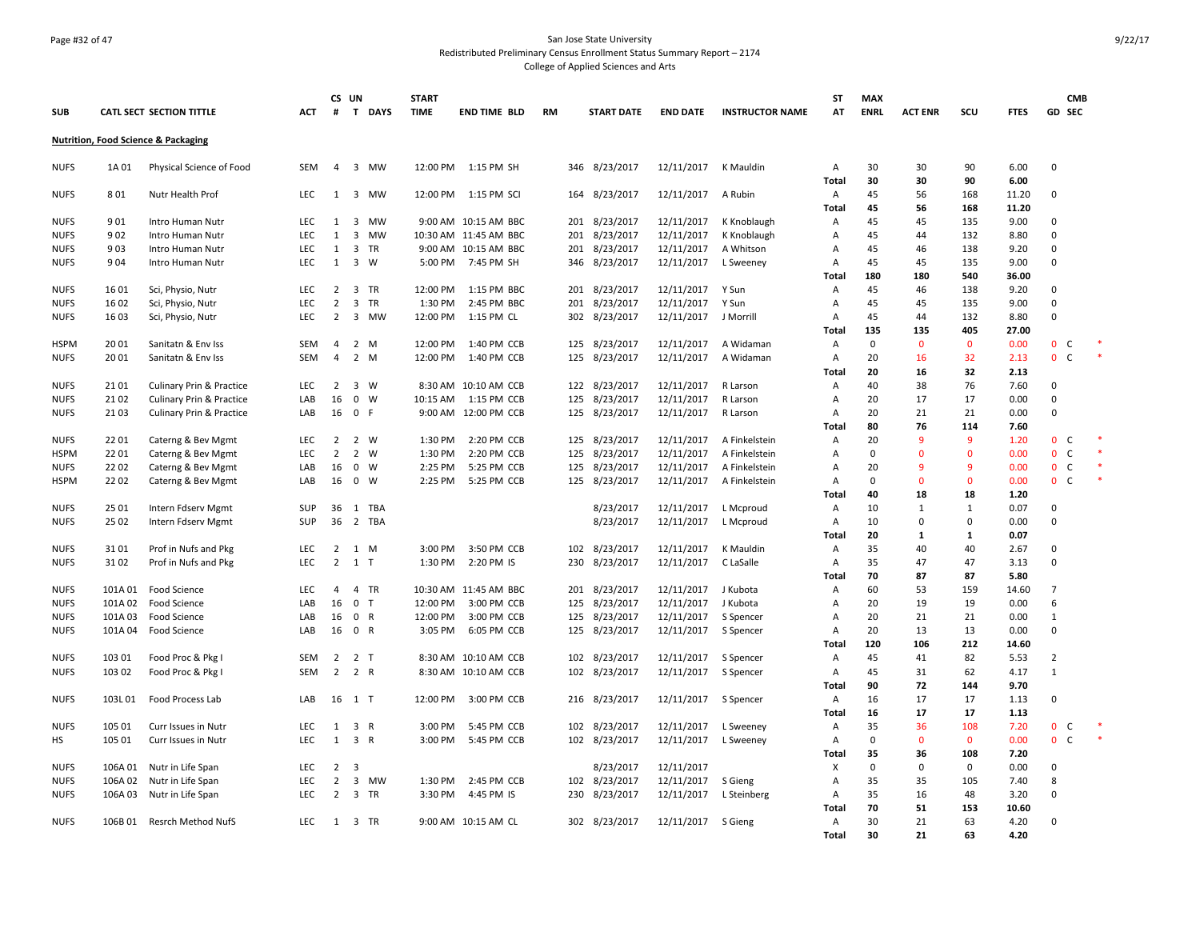San Jose State University
Redistributed Preliminary Census Enrollment Status Summary Report – 2174
College of Applied Sciences and Arts

| SUB | CATL SECT | SECTION TITTLE | ACT | CS # | UN T | DAYS | START TIME | END TIME | BLD | RM | START DATE | END DATE | INSTRUCTOR NAME | ST AT | MAX ENRL | ACT ENR | SCU | FTES | GD | CMB SEC |
|---|---|---|---|---|---|---|---|---|---|---|---|---|---|---|---|---|---|---|---|---|
| **Nutrition, Food Science & Packaging** | | | | | | | | | | | | | | | | | | | | |
| NUFS | 1A 01 | Physical Science of Food | SEM | 4 | 3 | MW | 12:00 PM | 1:15 PM | SH | 346 | 8/23/2017 | 12/11/2017 | K Mauldin | A | 30 | 30 | 90 | 6.00 | 0 | |
| | | | | | | | | | | | | | | Total | 30 | 30 | 90 | 6.00 | | |
| NUFS | 8 01 | Nutr Health Prof | LEC | 1 | 3 | MW | 12:00 PM | 1:15 PM | SCI | 164 | 8/23/2017 | 12/11/2017 | A Rubin | A | 45 | 56 | 168 | 11.20 | 0 | |
| | | | | | | | | | | | | | | Total | 45 | 56 | 168 | 11.20 | | |
| NUFS | 9 01 | Intro Human Nutr | LEC | 1 | 3 | MW | 9:00 AM | 10:15 AM | BBC | 201 | 8/23/2017 | 12/11/2017 | K Knoblaugh | A | 45 | 45 | 135 | 9.00 | 0 | |
| NUFS | 9 02 | Intro Human Nutr | LEC | 1 | 3 | MW | 10:30 AM | 11:45 AM | BBC | 201 | 8/23/2017 | 12/11/2017 | K Knoblaugh | A | 45 | 44 | 132 | 8.80 | 0 | |
| NUFS | 9 03 | Intro Human Nutr | LEC | 1 | 3 | TR | 9:00 AM | 10:15 AM | BBC | 201 | 8/23/2017 | 12/11/2017 | A Whitson | A | 45 | 46 | 138 | 9.20 | 0 | |
| NUFS | 9 04 | Intro Human Nutr | LEC | 1 | 3 | W | 5:00 PM | 7:45 PM | SH | 346 | 8/23/2017 | 12/11/2017 | L Sweeney | A | 45 | 45 | 135 | 9.00 | 0 | |
| | | | | | | | | | | | | | | Total | 180 | 180 | 540 | 36.00 | | |
| NUFS | 16 01 | Sci, Physio, Nutr | LEC | 2 | 3 | TR | 12:00 PM | 1:15 PM | BBC | 201 | 8/23/2017 | 12/11/2017 | Y Sun | A | 45 | 46 | 138 | 9.20 | 0 | |
| NUFS | 16 02 | Sci, Physio, Nutr | LEC | 2 | 3 | TR | 1:30 PM | 2:45 PM | BBC | 201 | 8/23/2017 | 12/11/2017 | Y Sun | A | 45 | 45 | 135 | 9.00 | 0 | |
| NUFS | 16 03 | Sci, Physio, Nutr | LEC | 2 | 3 | MW | 12:00 PM | 1:15 PM | CL | 302 | 8/23/2017 | 12/11/2017 | J Morrill | A | 45 | 44 | 132 | 8.80 | 0 | |
| | | | | | | | | | | | | | | Total | 135 | 135 | 405 | 27.00 | | |
| HSPM | 20 01 | Sanitatn & Env Iss | SEM | 4 | 2 | M | 12:00 PM | 1:40 PM | CCB | 125 | 8/23/2017 | 12/11/2017 | A Widaman | A | 0 | 0 | 0 | 0.00 | 0 | C * |
| NUFS | 20 01 | Sanitatn & Env Iss | SEM | 4 | 2 | M | 12:00 PM | 1:40 PM | CCB | 125 | 8/23/2017 | 12/11/2017 | A Widaman | A | 20 | 16 | 32 | 2.13 | 0 | C * |
| | | | | | | | | | | | | | | Total | 20 | 16 | 32 | 2.13 | | |
| NUFS | 21 01 | Culinary Prin & Practice | LEC | 2 | 3 | W | 8:30 AM | 10:10 AM | CCB | 122 | 8/23/2017 | 12/11/2017 | R Larson | A | 40 | 38 | 76 | 7.60 | 0 | |
| NUFS | 21 02 | Culinary Prin & Practice | LAB | 16 | 0 | W | 10:15 AM | 1:15 PM | CCB | 125 | 8/23/2017 | 12/11/2017 | R Larson | A | 20 | 17 | 17 | 0.00 | 0 | |
| NUFS | 21 03 | Culinary Prin & Practice | LAB | 16 | 0 | F | 9:00 AM | 12:00 PM | CCB | 125 | 8/23/2017 | 12/11/2017 | R Larson | A | 20 | 21 | 21 | 0.00 | 0 | |
| | | | | | | | | | | | | | | Total | 80 | 76 | 114 | 7.60 | | |
| NUFS | 22 01 | Caterng & Bev Mgmt | LEC | 2 | 2 | W | 1:30 PM | 2:20 PM | CCB | 125 | 8/23/2017 | 12/11/2017 | A Finkelstein | A | 20 | 9 | 9 | 1.20 | 0 | C * |
| HSPM | 22 01 | Caterng & Bev Mgmt | LEC | 2 | 2 | W | 1:30 PM | 2:20 PM | CCB | 125 | 8/23/2017 | 12/11/2017 | A Finkelstein | A | 0 | 0 | 0 | 0.00 | 0 | C * |
| NUFS | 22 02 | Caterng & Bev Mgmt | LAB | 16 | 0 | W | 2:25 PM | 5:25 PM | CCB | 125 | 8/23/2017 | 12/11/2017 | A Finkelstein | A | 20 | 9 | 9 | 0.00 | 0 | C * |
| HSPM | 22 02 | Caterng & Bev Mgmt | LAB | 16 | 0 | W | 2:25 PM | 5:25 PM | CCB | 125 | 8/23/2017 | 12/11/2017 | A Finkelstein | A | 0 | 0 | 0 | 0.00 | 0 | C * |
| | | | | | | | | | | | | | | Total | 40 | 18 | 18 | 1.20 | | |
| NUFS | 25 01 | Intern Fdserv Mgmt | SUP | 36 | 1 | TBA | | | | | 8/23/2017 | 12/11/2017 | L Mcproud | A | 10 | 1 | 1 | 0.07 | 0 | |
| NUFS | 25 02 | Intern Fdserv Mgmt | SUP | 36 | 2 | TBA | | | | | 8/23/2017 | 12/11/2017 | L Mcproud | A | 10 | 0 | 0 | 0.00 | 0 | |
| | | | | | | | | | | | | | | Total | 20 | 1 | 1 | 0.07 | | |
| NUFS | 31 01 | Prof in Nufs and Pkg | LEC | 2 | 1 | M | 3:00 PM | 3:50 PM | CCB | 102 | 8/23/2017 | 12/11/2017 | K Mauldin | A | 35 | 40 | 40 | 2.67 | 0 | |
| NUFS | 31 02 | Prof in Nufs and Pkg | LEC | 2 | 1 | T | 1:30 PM | 2:20 PM | IS | 230 | 8/23/2017 | 12/11/2017 | C LaSalle | A | 35 | 47 | 47 | 3.13 | 0 | |
| | | | | | | | | | | | | | | Total | 70 | 87 | 87 | 5.80 | | |
| NUFS | 101A 01 | Food Science | LEC | 4 | 4 | TR | 10:30 AM | 11:45 AM | BBC | 201 | 8/23/2017 | 12/11/2017 | J Kubota | A | 60 | 53 | 159 | 14.60 | 7 | |
| NUFS | 101A 02 | Food Science | LAB | 16 | 0 | T | 12:00 PM | 3:00 PM | CCB | 125 | 8/23/2017 | 12/11/2017 | J Kubota | A | 20 | 19 | 19 | 0.00 | 6 | |
| NUFS | 101A 03 | Food Science | LAB | 16 | 0 | R | 12:00 PM | 3:00 PM | CCB | 125 | 8/23/2017 | 12/11/2017 | S Spencer | A | 20 | 21 | 21 | 0.00 | 1 | |
| NUFS | 101A 04 | Food Science | LAB | 16 | 0 | R | 3:05 PM | 6:05 PM | CCB | 125 | 8/23/2017 | 12/11/2017 | S Spencer | A | 20 | 13 | 13 | 0.00 | 0 | |
| | | | | | | | | | | | | | | Total | 120 | 106 | 212 | 14.60 | | |
| NUFS | 103 01 | Food Proc & Pkg I | SEM | 2 | 2 | T | 8:30 AM | 10:10 AM | CCB | 102 | 8/23/2017 | 12/11/2017 | S Spencer | A | 45 | 41 | 82 | 5.53 | 2 | |
| NUFS | 103 02 | Food Proc & Pkg I | SEM | 2 | 2 | R | 8:30 AM | 10:10 AM | CCB | 102 | 8/23/2017 | 12/11/2017 | S Spencer | A | 45 | 31 | 62 | 4.17 | 1 | |
| | | | | | | | | | | | | | | Total | 90 | 72 | 144 | 9.70 | | |
| NUFS | 103L 01 | Food Process Lab | LAB | 16 | 1 | T | 12:00 PM | 3:00 PM | CCB | 216 | 8/23/2017 | 12/11/2017 | S Spencer | A | 16 | 17 | 17 | 1.13 | 0 | |
| | | | | | | | | | | | | | | Total | 16 | 17 | 17 | 1.13 | | |
| NUFS | 105 01 | Curr Issues in Nutr | LEC | 1 | 3 | R | 3:00 PM | 5:45 PM | CCB | 102 | 8/23/2017 | 12/11/2017 | L Sweeney | A | 35 | 36 | 108 | 7.20 | 0 | C * |
| HS | 105 01 | Curr Issues in Nutr | LEC | 1 | 3 | R | 3:00 PM | 5:45 PM | CCB | 102 | 8/23/2017 | 12/11/2017 | L Sweeney | A | 0 | 0 | 0 | 0.00 | 0 | C * |
| | | | | | | | | | | | | | | Total | 35 | 36 | 108 | 7.20 | | |
| NUFS | 106A 01 | Nutr in Life Span | LEC | 2 | 3 | | | | | | 8/23/2017 | 12/11/2017 | | X | 0 | 0 | 0 | 0.00 | 0 | |
| NUFS | 106A 02 | Nutr in Life Span | LEC | 2 | 3 | MW | 1:30 PM | 2:45 PM | CCB | 102 | 8/23/2017 | 12/11/2017 | S Gieng | A | 35 | 35 | 105 | 7.40 | 8 | |
| NUFS | 106A 03 | Nutr in Life Span | LEC | 2 | 3 | TR | 3:30 PM | 4:45 PM | IS | 230 | 8/23/2017 | 12/11/2017 | L Steinberg | A | 35 | 16 | 48 | 3.20 | 0 | |
| | | | | | | | | | | | | | | Total | 70 | 51 | 153 | 10.60 | | |
| NUFS | 106B 01 | Resrch Method NufS | LEC | 1 | 3 | TR | 9:00 AM | 10:15 AM | CL | 302 | 8/23/2017 | 12/11/2017 | S Gieng | A | 30 | 21 | 63 | 4.20 | 0 | |
| | | | | | | | | | | | | | | Total | 30 | 21 | 63 | 4.20 | | |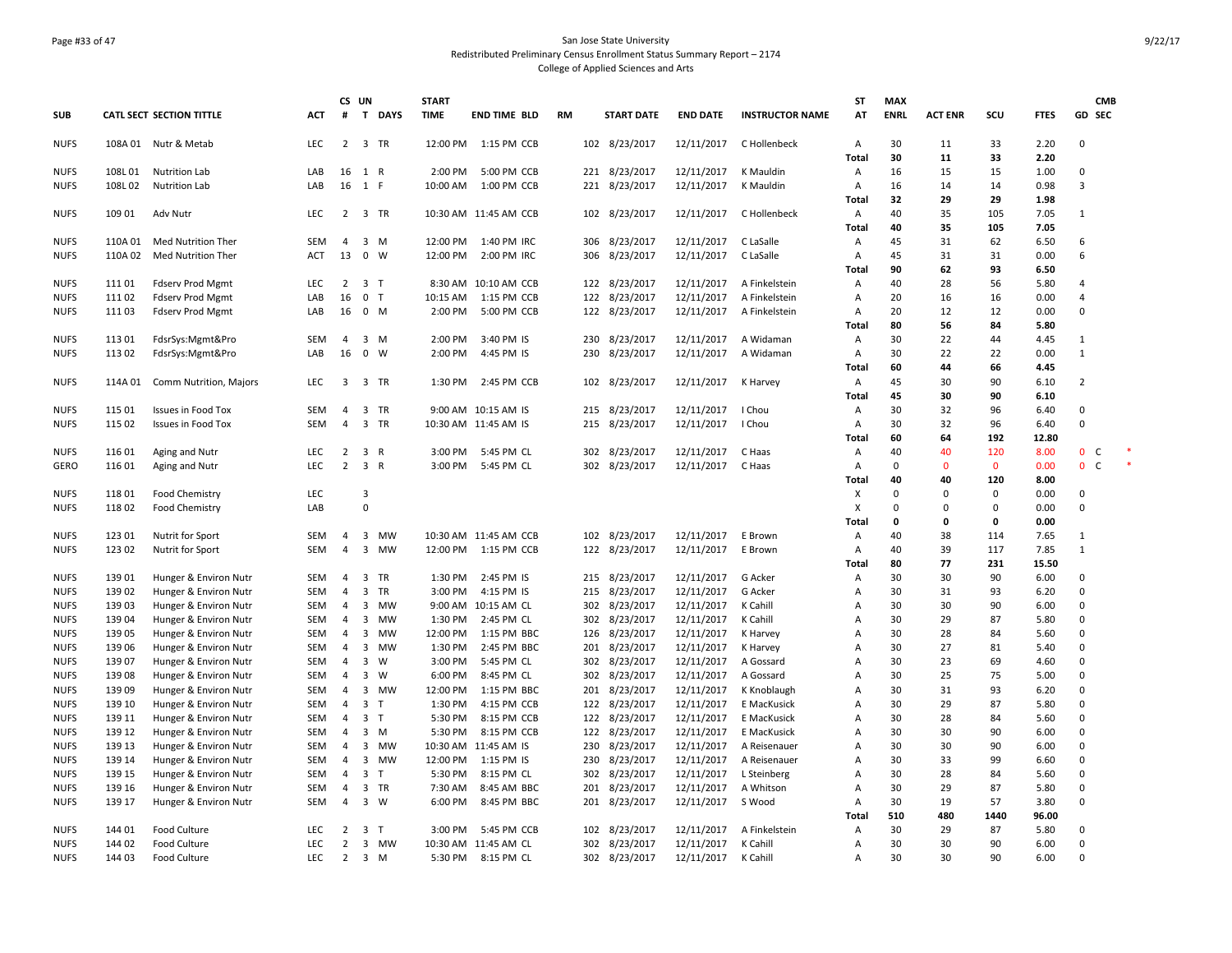San Jose State University
Redistributed Preliminary Census Enrollment Status Summary Report – 2174
College of Applied Sciences and Arts

| SUB | CATL SECT | SECTION TITTLE | ACT | CS # | UN T | DAYS | START TIME | END TIME | BLD | RM | START DATE | END DATE | INSTRUCTOR NAME | ST AT | MAX ENRL | ACT ENR | SCU | FTES | GD | CMB SEC |
|---|---|---|---|---|---|---|---|---|---|---|---|---|---|---|---|---|---|---|---|---|
| NUFS | 108A 01 | Nutr & Metab | LEC | 2 | 3 | TR | 12:00 PM | 1:15 PM | CCB | 102 | 8/23/2017 | 12/11/2017 | C Hollenbeck | A | 30 | 11 | 33 | 2.20 | 0 | |
| | | | | | | | | | | | | | | Total | 30 | 11 | 33 | 2.20 | | |
| NUFS | 108L 01 | Nutrition Lab | LAB | 16 | 1 | R | 2:00 PM | 5:00 PM | CCB | 221 | 8/23/2017 | 12/11/2017 | K Mauldin | A | 16 | 15 | 15 | 1.00 | 0 | |
| NUFS | 108L 02 | Nutrition Lab | LAB | 16 | 1 | F | 10:00 AM | 1:00 PM | CCB | 221 | 8/23/2017 | 12/11/2017 | K Mauldin | A | 16 | 14 | 14 | 0.98 | 3 | |
| | | | | | | | | | | | | | | Total | 32 | 29 | 29 | 1.98 | | |
| NUFS | 109 01 | Adv Nutr | LEC | 2 | 3 | TR | 10:30 AM | 11:45 AM | CCB | 102 | 8/23/2017 | 12/11/2017 | C Hollenbeck | A | 40 | 35 | 105 | 7.05 | 1 | |
| | | | | | | | | | | | | | | Total | 40 | 35 | 105 | 7.05 | | |
| NUFS | 110A 01 | Med Nutrition Ther | SEM | 4 | 3 | M | 12:00 PM | 1:40 PM | IRC | 306 | 8/23/2017 | 12/11/2017 | C LaSalle | A | 45 | 31 | 62 | 6.50 | 6 | |
| NUFS | 110A 02 | Med Nutrition Ther | ACT | 13 | 0 | W | 12:00 PM | 2:00 PM | IRC | 306 | 8/23/2017 | 12/11/2017 | C LaSalle | A | 45 | 31 | 31 | 0.00 | 6 | |
| | | | | | | | | | | | | | | Total | 90 | 62 | 93 | 6.50 | | |
| NUFS | 111 01 | Fdserv Prod Mgmt | LEC | 2 | 3 | T | 8:30 AM | 10:10 AM | CCB | 122 | 8/23/2017 | 12/11/2017 | A Finkelstein | A | 40 | 28 | 56 | 5.80 | 4 | |
| NUFS | 111 02 | Fdserv Prod Mgmt | LAB | 16 | 0 | T | 10:15 AM | 1:15 PM | CCB | 122 | 8/23/2017 | 12/11/2017 | A Finkelstein | A | 20 | 16 | 16 | 0.00 | 4 | |
| NUFS | 111 03 | Fdserv Prod Mgmt | LAB | 16 | 0 | M | 2:00 PM | 5:00 PM | CCB | 122 | 8/23/2017 | 12/11/2017 | A Finkelstein | A | 20 | 12 | 12 | 0.00 | 0 | |
| | | | | | | | | | | | | | | Total | 80 | 56 | 84 | 5.80 | | |
| NUFS | 113 01 | FdsrSys:Mgmt&Pro | SEM | 4 | 3 | M | 2:00 PM | 3:40 PM | IS | 230 | 8/23/2017 | 12/11/2017 | A Widaman | A | 30 | 22 | 44 | 4.45 | 1 | |
| NUFS | 113 02 | FdsrSys:Mgmt&Pro | LAB | 16 | 0 | W | 2:00 PM | 4:45 PM | IS | 230 | 8/23/2017 | 12/11/2017 | A Widaman | A | 30 | 22 | 22 | 0.00 | 1 | |
| | | | | | | | | | | | | | | Total | 60 | 44 | 66 | 4.45 | | |
| NUFS | 114A 01 | Comm Nutrition, Majors | LEC | 3 | 3 | TR | 1:30 PM | 2:45 PM | CCB | 102 | 8/23/2017 | 12/11/2017 | K Harvey | A | 45 | 30 | 90 | 6.10 | 2 | |
| | | | | | | | | | | | | | | Total | 45 | 30 | 90 | 6.10 | | |
| NUFS | 115 01 | Issues in Food Tox | SEM | 4 | 3 | TR | 9:00 AM | 10:15 AM | IS | 215 | 8/23/2017 | 12/11/2017 | I Chou | A | 30 | 32 | 96 | 6.40 | 0 | |
| NUFS | 115 02 | Issues in Food Tox | SEM | 4 | 3 | TR | 10:30 AM | 11:45 AM | IS | 215 | 8/23/2017 | 12/11/2017 | I Chou | A | 30 | 32 | 96 | 6.40 | 0 | |
| | | | | | | | | | | | | | | Total | 60 | 64 | 192 | 12.80 | | |
| NUFS | 116 01 | Aging and Nutr | LEC | 2 | 3 | R | 3:00 PM | 5:45 PM | CL | 302 | 8/23/2017 | 12/11/2017 | C Haas | A | 40 | 40 | 120 | 8.00 | 0 | C * |
| GERO | 116 01 | Aging and Nutr | LEC | 2 | 3 | R | 3:00 PM | 5:45 PM | CL | 302 | 8/23/2017 | 12/11/2017 | C Haas | A | 0 | 0 | 0 | 0.00 | 0 | C * |
| | | | | | | | | | | | | | | Total | 40 | 40 | 120 | 8.00 | | |
| NUFS | 118 01 | Food Chemistry | LEC | | 3 | | | | | | | | | X | 0 | 0 | 0 | 0.00 | 0 | |
| NUFS | 118 02 | Food Chemistry | LAB | | 0 | | | | | | | | | X | 0 | 0 | 0 | 0.00 | 0 | |
| | | | | | | | | | | | | | | Total | 0 | 0 | 0 | 0.00 | | |
| NUFS | 123 01 | Nutrit for Sport | SEM | 4 | 3 | MW | 10:30 AM | 11:45 AM | CCB | 102 | 8/23/2017 | 12/11/2017 | E Brown | A | 40 | 38 | 114 | 7.65 | 1 | |
| NUFS | 123 02 | Nutrit for Sport | SEM | 4 | 3 | MW | 12:00 PM | 1:15 PM | CCB | 122 | 8/23/2017 | 12/11/2017 | E Brown | A | 40 | 39 | 117 | 7.85 | 1 | |
| | | | | | | | | | | | | | | Total | 80 | 77 | 231 | 15.50 | | |
| NUFS | 139 01 | Hunger & Environ Nutr | SEM | 4 | 3 | TR | 1:30 PM | 2:45 PM | IS | 215 | 8/23/2017 | 12/11/2017 | G Acker | A | 30 | 30 | 90 | 6.00 | 0 | |
| NUFS | 139 02 | Hunger & Environ Nutr | SEM | 4 | 3 | TR | 3:00 PM | 4:15 PM | IS | 215 | 8/23/2017 | 12/11/2017 | G Acker | A | 30 | 31 | 93 | 6.20 | 0 | |
| NUFS | 139 03 | Hunger & Environ Nutr | SEM | 4 | 3 | MW | 9:00 AM | 10:15 AM | CL | 302 | 8/23/2017 | 12/11/2017 | K Cahill | A | 30 | 30 | 90 | 6.00 | 0 | |
| NUFS | 139 04 | Hunger & Environ Nutr | SEM | 4 | 3 | MW | 1:30 PM | 2:45 PM | CL | 302 | 8/23/2017 | 12/11/2017 | K Cahill | A | 30 | 29 | 87 | 5.80 | 0 | |
| NUFS | 139 05 | Hunger & Environ Nutr | SEM | 4 | 3 | MW | 12:00 PM | 1:15 PM | BBC | 126 | 8/23/2017 | 12/11/2017 | K Harvey | A | 30 | 28 | 84 | 5.60 | 0 | |
| NUFS | 139 06 | Hunger & Environ Nutr | SEM | 4 | 3 | MW | 1:30 PM | 2:45 PM | BBC | 201 | 8/23/2017 | 12/11/2017 | K Harvey | A | 30 | 27 | 81 | 5.40 | 0 | |
| NUFS | 139 07 | Hunger & Environ Nutr | SEM | 4 | 3 | W | 3:00 PM | 5:45 PM | CL | 302 | 8/23/2017 | 12/11/2017 | A Gossard | A | 30 | 23 | 69 | 4.60 | 0 | |
| NUFS | 139 08 | Hunger & Environ Nutr | SEM | 4 | 3 | W | 6:00 PM | 8:45 PM | CL | 302 | 8/23/2017 | 12/11/2017 | A Gossard | A | 30 | 25 | 75 | 5.00 | 0 | |
| NUFS | 139 09 | Hunger & Environ Nutr | SEM | 4 | 3 | MW | 12:00 PM | 1:15 PM | BBC | 201 | 8/23/2017 | 12/11/2017 | K Knoblaugh | A | 30 | 31 | 93 | 6.20 | 0 | |
| NUFS | 139 10 | Hunger & Environ Nutr | SEM | 4 | 3 | T | 1:30 PM | 4:15 PM | CCB | 122 | 8/23/2017 | 12/11/2017 | E MacKusick | A | 30 | 29 | 87 | 5.80 | 0 | |
| NUFS | 139 11 | Hunger & Environ Nutr | SEM | 4 | 3 | T | 5:30 PM | 8:15 PM | CCB | 122 | 8/23/2017 | 12/11/2017 | E MacKusick | A | 30 | 28 | 84 | 5.60 | 0 | |
| NUFS | 139 12 | Hunger & Environ Nutr | SEM | 4 | 3 | M | 5:30 PM | 8:15 PM | CCB | 122 | 8/23/2017 | 12/11/2017 | E MacKusick | A | 30 | 30 | 90 | 6.00 | 0 | |
| NUFS | 139 13 | Hunger & Environ Nutr | SEM | 4 | 3 | MW | 10:30 AM | 11:45 AM | IS | 230 | 8/23/2017 | 12/11/2017 | A Reisenauer | A | 30 | 30 | 90 | 6.00 | 0 | |
| NUFS | 139 14 | Hunger & Environ Nutr | SEM | 4 | 3 | MW | 12:00 PM | 1:15 PM | IS | 230 | 8/23/2017 | 12/11/2017 | A Reisenauer | A | 30 | 33 | 99 | 6.60 | 0 | |
| NUFS | 139 15 | Hunger & Environ Nutr | SEM | 4 | 3 | T | 5:30 PM | 8:15 PM | CL | 302 | 8/23/2017 | 12/11/2017 | L Steinberg | A | 30 | 28 | 84 | 5.60 | 0 | |
| NUFS | 139 16 | Hunger & Environ Nutr | SEM | 4 | 3 | TR | 7:30 AM | 8:45 AM | BBC | 201 | 8/23/2017 | 12/11/2017 | A Whitson | A | 30 | 29 | 87 | 5.80 | 0 | |
| NUFS | 139 17 | Hunger & Environ Nutr | SEM | 4 | 3 | W | 6:00 PM | 8:45 PM | BBC | 201 | 8/23/2017 | 12/11/2017 | S Wood | A | 30 | 19 | 57 | 3.80 | 0 | |
| | | | | | | | | | | | | | | Total | 510 | 480 | 1440 | 96.00 | | |
| NUFS | 144 01 | Food Culture | LEC | 2 | 3 | T | 3:00 PM | 5:45 PM | CCB | 102 | 8/23/2017 | 12/11/2017 | A Finkelstein | A | 30 | 29 | 87 | 5.80 | 0 | |
| NUFS | 144 02 | Food Culture | LEC | 2 | 3 | MW | 10:30 AM | 11:45 AM | CL | 302 | 8/23/2017 | 12/11/2017 | K Cahill | A | 30 | 30 | 90 | 6.00 | 0 | |
| NUFS | 144 03 | Food Culture | LEC | 2 | 3 | M | 5:30 PM | 8:15 PM | CL | 302 | 8/23/2017 | 12/11/2017 | K Cahill | A | 30 | 30 | 90 | 6.00 | 0 | |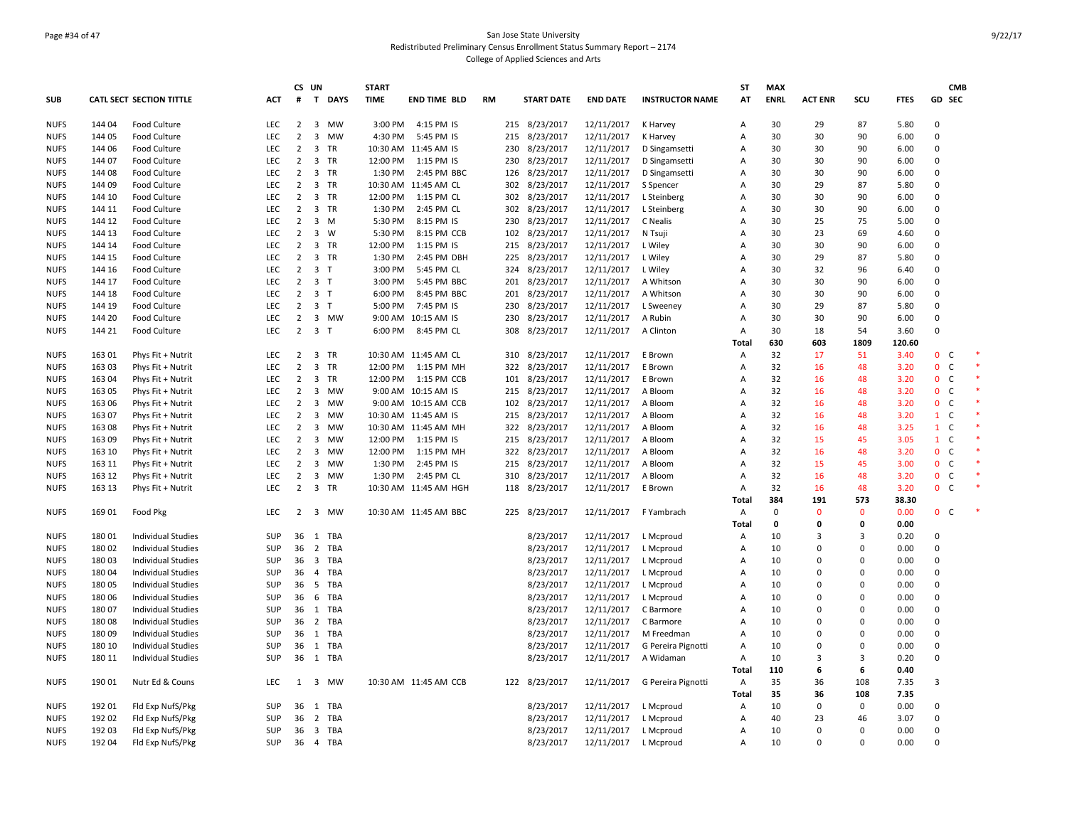San Jose State University
Redistributed Preliminary Census Enrollment Status Summary Report – 2174
College of Applied Sciences and Arts

| SUB | CATL | SECT | SECTION TITTLE | ACT | CS # | UN T | DAYS | START TIME | END TIME | BLD | RM | START DATE | END DATE | INSTRUCTOR NAME | ST AT | MAX ENRL | ACT ENR | SCU | FTES | GD | CMB SEC | |
|---|---|---|---|---|---|---|---|---|---|---|---|---|---|---|---|---|---|---|---|---|---|---|
| NUFS | 144 | 04 | Food Culture | LEC | 2 | 3 | MW | 3:00 PM | 4:15 PM | IS | 215 | 8/23/2017 | 12/11/2017 | K Harvey | A | 30 | 29 | 87 | 5.80 | 0 | | |
| NUFS | 144 | 05 | Food Culture | LEC | 2 | 3 | MW | 4:30 PM | 5:45 PM | IS | 215 | 8/23/2017 | 12/11/2017 | K Harvey | A | 30 | 30 | 90 | 6.00 | 0 | | |
| NUFS | 144 | 06 | Food Culture | LEC | 2 | 3 | TR | 10:30 AM | 11:45 AM | IS | 230 | 8/23/2017 | 12/11/2017 | D Singamsetti | A | 30 | 30 | 90 | 6.00 | 0 | | |
| NUFS | 144 | 07 | Food Culture | LEC | 2 | 3 | TR | 12:00 PM | 1:15 PM | IS | 230 | 8/23/2017 | 12/11/2017 | D Singamsetti | A | 30 | 30 | 90 | 6.00 | 0 | | |
| NUFS | 144 | 08 | Food Culture | LEC | 2 | 3 | TR | 1:30 PM | 2:45 PM | BBC | 126 | 8/23/2017 | 12/11/2017 | D Singamsetti | A | 30 | 30 | 90 | 6.00 | 0 | | |
| NUFS | 144 | 09 | Food Culture | LEC | 2 | 3 | TR | 10:30 AM | 11:45 AM | CL | 302 | 8/23/2017 | 12/11/2017 | S Spencer | A | 30 | 29 | 87 | 5.80 | 0 | | |
| NUFS | 144 | 10 | Food Culture | LEC | 2 | 3 | TR | 12:00 PM | 1:15 PM | CL | 302 | 8/23/2017 | 12/11/2017 | L Steinberg | A | 30 | 30 | 90 | 6.00 | 0 | | |
| NUFS | 144 | 11 | Food Culture | LEC | 2 | 3 | TR | 1:30 PM | 2:45 PM | CL | 302 | 8/23/2017 | 12/11/2017 | L Steinberg | A | 30 | 30 | 90 | 6.00 | 0 | | |
| NUFS | 144 | 12 | Food Culture | LEC | 2 | 3 | M | 5:30 PM | 8:15 PM | IS | 230 | 8/23/2017 | 12/11/2017 | C Nealis | A | 30 | 25 | 75 | 5.00 | 0 | | |
| NUFS | 144 | 13 | Food Culture | LEC | 2 | 3 | W | 5:30 PM | 8:15 PM | CCB | 102 | 8/23/2017 | 12/11/2017 | N Tsuji | A | 30 | 23 | 69 | 4.60 | 0 | | |
| NUFS | 144 | 14 | Food Culture | LEC | 2 | 3 | TR | 12:00 PM | 1:15 PM | IS | 215 | 8/23/2017 | 12/11/2017 | L Wiley | A | 30 | 30 | 90 | 6.00 | 0 | | |
| NUFS | 144 | 15 | Food Culture | LEC | 2 | 3 | TR | 1:30 PM | 2:45 PM | DBH | 225 | 8/23/2017 | 12/11/2017 | L Wiley | A | 30 | 29 | 87 | 5.80 | 0 | | |
| NUFS | 144 | 16 | Food Culture | LEC | 2 | 3 | T | 3:00 PM | 5:45 PM | CL | 324 | 8/23/2017 | 12/11/2017 | L Wiley | A | 30 | 32 | 96 | 6.40 | 0 | | |
| NUFS | 144 | 17 | Food Culture | LEC | 2 | 3 | T | 3:00 PM | 5:45 PM | BBC | 201 | 8/23/2017 | 12/11/2017 | A Whitson | A | 30 | 30 | 90 | 6.00 | 0 | | |
| NUFS | 144 | 18 | Food Culture | LEC | 2 | 3 | T | 6:00 PM | 8:45 PM | BBC | 201 | 8/23/2017 | 12/11/2017 | A Whitson | A | 30 | 30 | 90 | 6.00 | 0 | | |
| NUFS | 144 | 19 | Food Culture | LEC | 2 | 3 | T | 5:00 PM | 7:45 PM | IS | 230 | 8/23/2017 | 12/11/2017 | L Sweeney | A | 30 | 29 | 87 | 5.80 | 0 | | |
| NUFS | 144 | 20 | Food Culture | LEC | 2 | 3 | MW | 9:00 AM | 10:15 AM | IS | 230 | 8/23/2017 | 12/11/2017 | A Rubin | A | 30 | 30 | 90 | 6.00 | 0 | | |
| NUFS | 144 | 21 | Food Culture | LEC | 2 | 3 | T | 6:00 PM | 8:45 PM | CL | 308 | 8/23/2017 | 12/11/2017 | A Clinton | A | 30 | 18 | 54 | 3.60 | 0 | | |
| | | | | | | | | | | | | | | | **Total** | **630** | **603** | **1809** | **120.60** | | | |
| NUFS | 163 | 01 | Phys Fit + Nutrit | LEC | 2 | 3 | TR | 10:30 AM | 11:45 AM | CL | 310 | 8/23/2017 | 12/11/2017 | E Brown | A | 32 | 17 | 51 | 3.40 | 0 | C | * |
| NUFS | 163 | 03 | Phys Fit + Nutrit | LEC | 2 | 3 | TR | 12:00 PM | 1:15 PM | MH | 322 | 8/23/2017 | 12/11/2017 | E Brown | A | 32 | 16 | 48 | 3.20 | 0 | C | * |
| NUFS | 163 | 04 | Phys Fit + Nutrit | LEC | 2 | 3 | TR | 12:00 PM | 1:15 PM | CCB | 101 | 8/23/2017 | 12/11/2017 | E Brown | A | 32 | 16 | 48 | 3.20 | 0 | C | * |
| NUFS | 163 | 05 | Phys Fit + Nutrit | LEC | 2 | 3 | MW | 9:00 AM | 10:15 AM | IS | 215 | 8/23/2017 | 12/11/2017 | A Bloom | A | 32 | 16 | 48 | 3.20 | 0 | C | * |
| NUFS | 163 | 06 | Phys Fit + Nutrit | LEC | 2 | 3 | MW | 9:00 AM | 10:15 AM | CCB | 102 | 8/23/2017 | 12/11/2017 | A Bloom | A | 32 | 16 | 48 | 3.20 | 0 | C | * |
| NUFS | 163 | 07 | Phys Fit + Nutrit | LEC | 2 | 3 | MW | 10:30 AM | 11:45 AM | IS | 215 | 8/23/2017 | 12/11/2017 | A Bloom | A | 32 | 16 | 48 | 3.20 | 1 | C | * |
| NUFS | 163 | 08 | Phys Fit + Nutrit | LEC | 2 | 3 | MW | 10:30 AM | 11:45 AM | MH | 322 | 8/23/2017 | 12/11/2017 | A Bloom | A | 32 | 16 | 48 | 3.25 | 1 | C | * |
| NUFS | 163 | 09 | Phys Fit + Nutrit | LEC | 2 | 3 | MW | 12:00 PM | 1:15 PM | IS | 215 | 8/23/2017 | 12/11/2017 | A Bloom | A | 32 | 15 | 45 | 3.05 | 1 | C | * |
| NUFS | 163 | 10 | Phys Fit + Nutrit | LEC | 2 | 3 | MW | 12:00 PM | 1:15 PM | MH | 322 | 8/23/2017 | 12/11/2017 | A Bloom | A | 32 | 16 | 48 | 3.20 | 0 | C | * |
| NUFS | 163 | 11 | Phys Fit + Nutrit | LEC | 2 | 3 | MW | 1:30 PM | 2:45 PM | IS | 215 | 8/23/2017 | 12/11/2017 | A Bloom | A | 32 | 15 | 45 | 3.00 | 0 | C | * |
| NUFS | 163 | 12 | Phys Fit + Nutrit | LEC | 2 | 3 | MW | 1:30 PM | 2:45 PM | CL | 310 | 8/23/2017 | 12/11/2017 | A Bloom | A | 32 | 16 | 48 | 3.20 | 0 | C | * |
| NUFS | 163 | 13 | Phys Fit + Nutrit | LEC | 2 | 3 | TR | 10:30 AM | 11:45 AM | HGH | 118 | 8/23/2017 | 12/11/2017 | E Brown | A | 32 | 16 | 48 | 3.20 | 0 | C | * |
| | | | | | | | | | | | | | | | **Total** | **384** | **191** | **573** | **38.30** | | | |
| NUFS | 169 | 01 | Food Pkg | LEC | 2 | 3 | MW | 10:30 AM | 11:45 AM | BBC | 225 | 8/23/2017 | 12/11/2017 | F Yambrach | A | 0 | 0 | 0 | 0.00 | 0 | C | * |
| | | | | | | | | | | | | | | | **Total** | **0** | **0** | **0** | **0.00** | | | |
| NUFS | 180 | 01 | Individual Studies | SUP | 36 | 1 | TBA | | | | | 8/23/2017 | 12/11/2017 | L Mcproud | A | 10 | 3 | 3 | 0.20 | 0 | | |
| NUFS | 180 | 02 | Individual Studies | SUP | 36 | 2 | TBA | | | | | 8/23/2017 | 12/11/2017 | L Mcproud | A | 10 | 0 | 0 | 0.00 | 0 | | |
| NUFS | 180 | 03 | Individual Studies | SUP | 36 | 3 | TBA | | | | | 8/23/2017 | 12/11/2017 | L Mcproud | A | 10 | 0 | 0 | 0.00 | 0 | | |
| NUFS | 180 | 04 | Individual Studies | SUP | 36 | 4 | TBA | | | | | 8/23/2017 | 12/11/2017 | L Mcproud | A | 10 | 0 | 0 | 0.00 | 0 | | |
| NUFS | 180 | 05 | Individual Studies | SUP | 36 | 5 | TBA | | | | | 8/23/2017 | 12/11/2017 | L Mcproud | A | 10 | 0 | 0 | 0.00 | 0 | | |
| NUFS | 180 | 06 | Individual Studies | SUP | 36 | 6 | TBA | | | | | 8/23/2017 | 12/11/2017 | L Mcproud | A | 10 | 0 | 0 | 0.00 | 0 | | |
| NUFS | 180 | 07 | Individual Studies | SUP | 36 | 1 | TBA | | | | | 8/23/2017 | 12/11/2017 | C Barmore | A | 10 | 0 | 0 | 0.00 | 0 | | |
| NUFS | 180 | 08 | Individual Studies | SUP | 36 | 2 | TBA | | | | | 8/23/2017 | 12/11/2017 | C Barmore | A | 10 | 0 | 0 | 0.00 | 0 | | |
| NUFS | 180 | 09 | Individual Studies | SUP | 36 | 1 | TBA | | | | | 8/23/2017 | 12/11/2017 | M Freedman | A | 10 | 0 | 0 | 0.00 | 0 | | |
| NUFS | 180 | 10 | Individual Studies | SUP | 36 | 1 | TBA | | | | | 8/23/2017 | 12/11/2017 | G Pereira Pignotti | A | 10 | 0 | 0 | 0.00 | 0 | | |
| NUFS | 180 | 11 | Individual Studies | SUP | 36 | 1 | TBA | | | | | 8/23/2017 | 12/11/2017 | A Widaman | A | 10 | 3 | 3 | 0.20 | 0 | | |
| | | | | | | | | | | | | | | | **Total** | **110** | **6** | **6** | **0.40** | | | |
| NUFS | 190 | 01 | Nutr Ed & Couns | LEC | 1 | 3 | MW | 10:30 AM | 11:45 AM | CCB | 122 | 8/23/2017 | 12/11/2017 | G Pereira Pignotti | A | 35 | 36 | 108 | 7.35 | 3 | | |
| | | | | | | | | | | | | | | | **Total** | **35** | **36** | **108** | **7.35** | | | |
| NUFS | 192 | 01 | Fld Exp NufS/Pkg | SUP | 36 | 1 | TBA | | | | | 8/23/2017 | 12/11/2017 | L Mcproud | A | 10 | 0 | 0 | 0.00 | 0 | | |
| NUFS | 192 | 02 | Fld Exp NufS/Pkg | SUP | 36 | 2 | TBA | | | | | 8/23/2017 | 12/11/2017 | L Mcproud | A | 40 | 23 | 46 | 3.07 | 0 | | |
| NUFS | 192 | 03 | Fld Exp NufS/Pkg | SUP | 36 | 3 | TBA | | | | | 8/23/2017 | 12/11/2017 | L Mcproud | A | 10 | 0 | 0 | 0.00 | 0 | | |
| NUFS | 192 | 04 | Fld Exp NufS/Pkg | SUP | 36 | 4 | TBA | | | | | 8/23/2017 | 12/11/2017 | L Mcproud | A | 10 | 0 | 0 | 0.00 | 0 | | |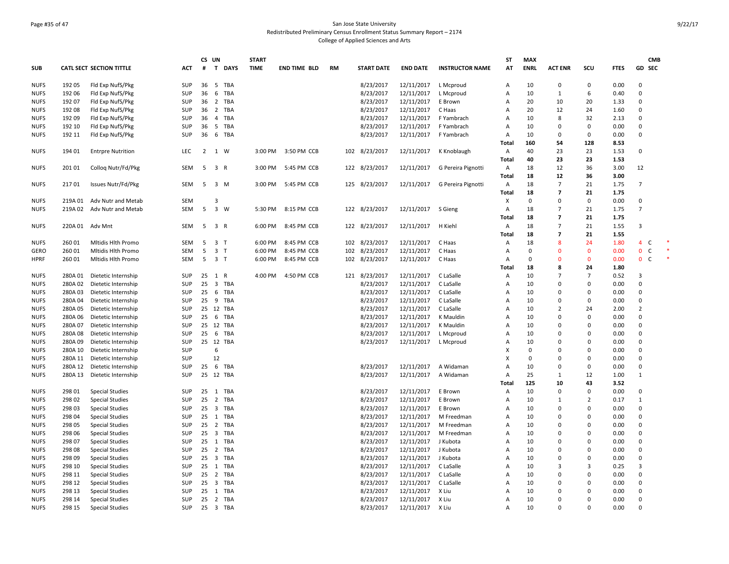San Jose State University
Redistributed Preliminary Census Enrollment Status Summary Report – 2174
College of Applied Sciences and Arts

| SUB | CATL SECT | SECTION TITTLE | ACT | CS # | UN T | DAYS | START TIME | END TIME | BLD | RM | START DATE | END DATE | INSTRUCTOR NAME | ST AT | MAX ENRL | ACT ENR | SCU | FTES | GD | CMB SEC |
|---|---|---|---|---|---|---|---|---|---|---|---|---|---|---|---|---|---|---|---|---|
| NUFS | 192 05 | Fld Exp NufS/Pkg | SUP | 36 | 5 | TBA | | | | | 8/23/2017 | 12/11/2017 | L Mcproud | A | 10 | 0 | 0 | 0.00 | 0 | |
| NUFS | 192 06 | Fld Exp NufS/Pkg | SUP | 36 | 6 | TBA | | | | | 8/23/2017 | 12/11/2017 | L Mcproud | A | 10 | 1 | 6 | 0.40 | 0 | |
| NUFS | 192 07 | Fld Exp NufS/Pkg | SUP | 36 | 2 | TBA | | | | | 8/23/2017 | 12/11/2017 | E Brown | A | 20 | 10 | 20 | 1.33 | 0 | |
| NUFS | 192 08 | Fld Exp NufS/Pkg | SUP | 36 | 2 | TBA | | | | | 8/23/2017 | 12/11/2017 | C Haas | A | 20 | 12 | 24 | 1.60 | 0 | |
| NUFS | 192 09 | Fld Exp NufS/Pkg | SUP | 36 | 4 | TBA | | | | | 8/23/2017 | 12/11/2017 | F Yambrach | A | 10 | 8 | 32 | 2.13 | 0 | |
| NUFS | 192 10 | Fld Exp NufS/Pkg | SUP | 36 | 5 | TBA | | | | | 8/23/2017 | 12/11/2017 | F Yambrach | A | 10 | 0 | 0 | 0.00 | 0 | |
| NUFS | 192 11 | Fld Exp NufS/Pkg | SUP | 36 | 6 | TBA | | | | | 8/23/2017 | 12/11/2017 | F Yambrach | A | 10 | 0 | 0 | 0.00 | 0 | |
| | | | | | | | | | | | | | | **Total** | **160** | **54** | **128** | **8.53** | | |
| NUFS | 194 01 | Entrpre Nutrition | LEC | 2 | 1 | W | 3:00 PM | 3:50 PM | CCB | 102 | 8/23/2017 | 12/11/2017 | K Knoblaugh | A | 40 | 23 | 23 | 1.53 | 0 | |
| | | | | | | | | | | | | | | **Total** | **40** | **23** | **23** | **1.53** | | |
| NUFS | 201 01 | Colloq Nutr/Fd/Pkg | SEM | 5 | 3 | R | 3:00 PM | 5:45 PM | CCB | 122 | 8/23/2017 | 12/11/2017 | G Pereira Pignotti | A | 18 | 12 | 36 | 3.00 | 12 | |
| | | | | | | | | | | | | | | **Total** | **18** | **12** | **36** | **3.00** | | |
| NUFS | 217 01 | Issues Nutr/Fd/Pkg | SEM | 5 | 3 | M | 3:00 PM | 5:45 PM | CCB | 125 | 8/23/2017 | 12/11/2017 | G Pereira Pignotti | A | 18 | 7 | 21 | 1.75 | 7 | |
| | | | | | | | | | | | | | | **Total** | **18** | **7** | **21** | **1.75** | | |
| NUFS | 219A 01 | Adv Nutr and Metab | SEM | | 3 | | | | | | | | | X | 0 | 0 | 0 | 0.00 | 0 | |
| NUFS | 219A 02 | Adv Nutr and Metab | SEM | 5 | 3 | W | 5:30 PM | 8:15 PM | CCB | 122 | 8/23/2017 | 12/11/2017 | S Gieng | A | 18 | 7 | 21 | 1.75 | 7 | |
| | | | | | | | | | | | | | | **Total** | **18** | **7** | **21** | **1.75** | | |
| NUFS | 220A 01 | Adv Mnt | SEM | 5 | 3 | R | 6:00 PM | 8:45 PM | CCB | 122 | 8/23/2017 | 12/11/2017 | H Kiehl | A | 18 | 7 | 21 | 1.55 | 3 | |
| | | | | | | | | | | | | | | **Total** | **18** | **7** | **21** | **1.55** | | |
| NUFS | 260 01 | Mltidis Hlth Promo | SEM | 5 | 3 | T | 6:00 PM | 8:45 PM | CCB | 102 | 8/23/2017 | 12/11/2017 | C Haas | A | 18 | 8 | 24 | 1.80 | 4 | C * |
| GERO | 260 01 | Mltidis Hlth Promo | SEM | 5 | 3 | T | 6:00 PM | 8:45 PM | CCB | 102 | 8/23/2017 | 12/11/2017 | C Haas | A | 0 | 0 | 0 | 0.00 | 0 | C * |
| HPRF | 260 01 | Mltidis Hlth Promo | SEM | 5 | 3 | T | 6:00 PM | 8:45 PM | CCB | 102 | 8/23/2017 | 12/11/2017 | C Haas | A | 0 | 0 | 0 | 0.00 | 0 | C * |
| | | | | | | | | | | | | | | **Total** | **18** | **8** | **24** | **1.80** | | |
| NUFS | 280A 01 | Dietetic Internship | SUP | 25 | 1 | R | 4:00 PM | 4:50 PM | CCB | 121 | 8/23/2017 | 12/11/2017 | C LaSalle | A | 10 | 7 | 7 | 0.52 | 3 | |
| NUFS | 280A 02 | Dietetic Internship | SUP | 25 | 3 | TBA | | | | | 8/23/2017 | 12/11/2017 | C LaSalle | A | 10 | 0 | 0 | 0.00 | 0 | |
| NUFS | 280A 03 | Dietetic Internship | SUP | 25 | 6 | TBA | | | | | 8/23/2017 | 12/11/2017 | C LaSalle | A | 10 | 0 | 0 | 0.00 | 0 | |
| NUFS | 280A 04 | Dietetic Internship | SUP | 25 | 9 | TBA | | | | | 8/23/2017 | 12/11/2017 | C LaSalle | A | 10 | 0 | 0 | 0.00 | 0 | |
| NUFS | 280A 05 | Dietetic Internship | SUP | 25 | 12 | TBA | | | | | 8/23/2017 | 12/11/2017 | C LaSalle | A | 10 | 2 | 24 | 2.00 | 2 | |
| NUFS | 280A 06 | Dietetic Internship | SUP | 25 | 6 | TBA | | | | | 8/23/2017 | 12/11/2017 | K Mauldin | A | 10 | 0 | 0 | 0.00 | 0 | |
| NUFS | 280A 07 | Dietetic Internship | SUP | 25 | 12 | TBA | | | | | 8/23/2017 | 12/11/2017 | K Mauldin | A | 10 | 0 | 0 | 0.00 | 0 | |
| NUFS | 280A 08 | Dietetic Internship | SUP | 25 | 6 | TBA | | | | | 8/23/2017 | 12/11/2017 | L Mcproud | A | 10 | 0 | 0 | 0.00 | 0 | |
| NUFS | 280A 09 | Dietetic Internship | SUP | 25 | 12 | TBA | | | | | 8/23/2017 | 12/11/2017 | L Mcproud | A | 10 | 0 | 0 | 0.00 | 0 | |
| NUFS | 280A 10 | Dietetic Internship | SUP | | 6 | | | | | | | | | X | 0 | 0 | 0 | 0.00 | 0 | |
| NUFS | 280A 11 | Dietetic Internship | SUP | | 12 | | | | | | | | | X | 0 | 0 | 0 | 0.00 | 0 | |
| NUFS | 280A 12 | Dietetic Internship | SUP | 25 | 6 | TBA | | | | | 8/23/2017 | 12/11/2017 | A Widaman | A | 10 | 0 | 0 | 0.00 | 0 | |
| NUFS | 280A 13 | Dietetic Internship | SUP | 25 | 12 | TBA | | | | | 8/23/2017 | 12/11/2017 | A Widaman | A | 25 | 1 | 12 | 1.00 | 1 | |
| | | | | | | | | | | | | | | **Total** | **125** | **10** | **43** | **3.52** | | |
| NUFS | 298 01 | Special Studies | SUP | 25 | 1 | TBA | | | | | 8/23/2017 | 12/11/2017 | E Brown | A | 10 | 0 | 0 | 0.00 | 0 | |
| NUFS | 298 02 | Special Studies | SUP | 25 | 2 | TBA | | | | | 8/23/2017 | 12/11/2017 | E Brown | A | 10 | 1 | 2 | 0.17 | 1 | |
| NUFS | 298 03 | Special Studies | SUP | 25 | 3 | TBA | | | | | 8/23/2017 | 12/11/2017 | E Brown | A | 10 | 0 | 0 | 0.00 | 0 | |
| NUFS | 298 04 | Special Studies | SUP | 25 | 1 | TBA | | | | | 8/23/2017 | 12/11/2017 | M Freedman | A | 10 | 0 | 0 | 0.00 | 0 | |
| NUFS | 298 05 | Special Studies | SUP | 25 | 2 | TBA | | | | | 8/23/2017 | 12/11/2017 | M Freedman | A | 10 | 0 | 0 | 0.00 | 0 | |
| NUFS | 298 06 | Special Studies | SUP | 25 | 3 | TBA | | | | | 8/23/2017 | 12/11/2017 | M Freedman | A | 10 | 0 | 0 | 0.00 | 0 | |
| NUFS | 298 07 | Special Studies | SUP | 25 | 1 | TBA | | | | | 8/23/2017 | 12/11/2017 | J Kubota | A | 10 | 0 | 0 | 0.00 | 0 | |
| NUFS | 298 08 | Special Studies | SUP | 25 | 2 | TBA | | | | | 8/23/2017 | 12/11/2017 | J Kubota | A | 10 | 0 | 0 | 0.00 | 0 | |
| NUFS | 298 09 | Special Studies | SUP | 25 | 3 | TBA | | | | | 8/23/2017 | 12/11/2017 | J Kubota | A | 10 | 0 | 0 | 0.00 | 0 | |
| NUFS | 298 10 | Special Studies | SUP | 25 | 1 | TBA | | | | | 8/23/2017 | 12/11/2017 | C LaSalle | A | 10 | 3 | 3 | 0.25 | 3 | |
| NUFS | 298 11 | Special Studies | SUP | 25 | 2 | TBA | | | | | 8/23/2017 | 12/11/2017 | C LaSalle | A | 10 | 0 | 0 | 0.00 | 0 | |
| NUFS | 298 12 | Special Studies | SUP | 25 | 3 | TBA | | | | | 8/23/2017 | 12/11/2017 | C LaSalle | A | 10 | 0 | 0 | 0.00 | 0 | |
| NUFS | 298 13 | Special Studies | SUP | 25 | 1 | TBA | | | | | 8/23/2017 | 12/11/2017 | X Liu | A | 10 | 0 | 0 | 0.00 | 0 | |
| NUFS | 298 14 | Special Studies | SUP | 25 | 2 | TBA | | | | | 8/23/2017 | 12/11/2017 | X Liu | A | 10 | 0 | 0 | 0.00 | 0 | |
| NUFS | 298 15 | Special Studies | SUP | 25 | 3 | TBA | | | | | 8/23/2017 | 12/11/2017 | X Liu | A | 10 | 0 | 0 | 0.00 | 0 | |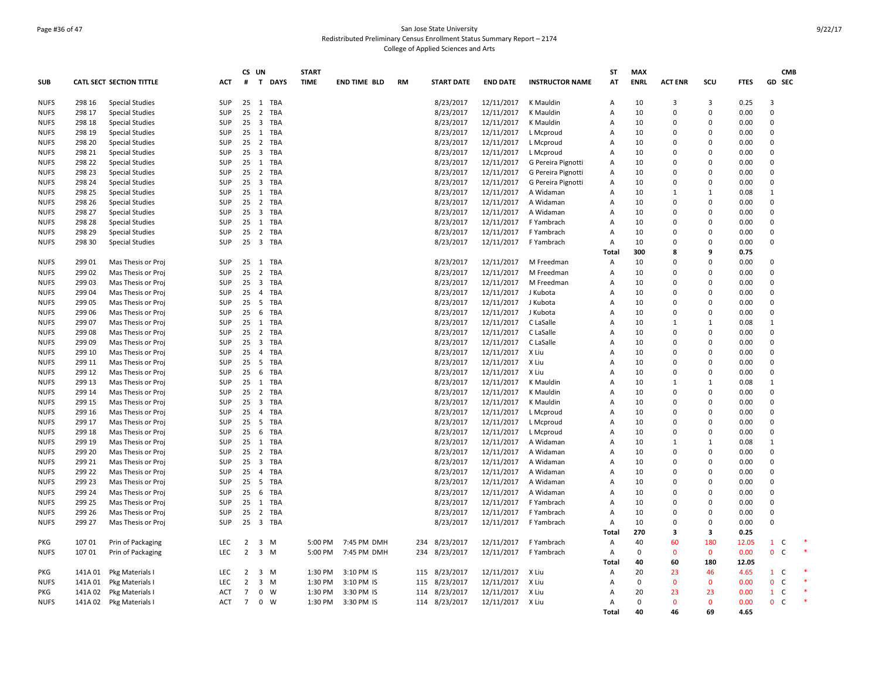San Jose State University
Redistributed Preliminary Census Enrollment Status Summary Report – 2174
College of Applied Sciences and Arts

| SUB | CATL SECT | SECTION TITTLE | ACT | CS # | UN T | DAYS | START TIME | END TIME | BLD | RM | START DATE | END DATE | INSTRUCTOR NAME | ST AT | MAX ENRL | ACT ENR | SCU | FTES | GD | CMB SEC | |
|---|---|---|---|---|---|---|---|---|---|---|---|---|---|---|---|---|---|---|---|---|---|
| NUFS | 298 16 | Special Studies | SUP | 25 | 1 | TBA | | | | | 8/23/2017 | 12/11/2017 | K Mauldin | A | 10 | 3 | 3 | 0.25 | 3 | | |
| NUFS | 298 17 | Special Studies | SUP | 25 | 2 | TBA | | | | | 8/23/2017 | 12/11/2017 | K Mauldin | A | 10 | 0 | 0 | 0.00 | 0 | | |
| NUFS | 298 18 | Special Studies | SUP | 25 | 3 | TBA | | | | | 8/23/2017 | 12/11/2017 | K Mauldin | A | 10 | 0 | 0 | 0.00 | 0 | | |
| NUFS | 298 19 | Special Studies | SUP | 25 | 1 | TBA | | | | | 8/23/2017 | 12/11/2017 | L Mcproud | A | 10 | 0 | 0 | 0.00 | 0 | | |
| NUFS | 298 20 | Special Studies | SUP | 25 | 2 | TBA | | | | | 8/23/2017 | 12/11/2017 | L Mcproud | A | 10 | 0 | 0 | 0.00 | 0 | | |
| NUFS | 298 21 | Special Studies | SUP | 25 | 3 | TBA | | | | | 8/23/2017 | 12/11/2017 | L Mcproud | A | 10 | 0 | 0 | 0.00 | 0 | | |
| NUFS | 298 22 | Special Studies | SUP | 25 | 1 | TBA | | | | | 8/23/2017 | 12/11/2017 | G Pereira Pignotti | A | 10 | 0 | 0 | 0.00 | 0 | | |
| NUFS | 298 23 | Special Studies | SUP | 25 | 2 | TBA | | | | | 8/23/2017 | 12/11/2017 | G Pereira Pignotti | A | 10 | 0 | 0 | 0.00 | 0 | | |
| NUFS | 298 24 | Special Studies | SUP | 25 | 3 | TBA | | | | | 8/23/2017 | 12/11/2017 | G Pereira Pignotti | A | 10 | 0 | 0 | 0.00 | 0 | | |
| NUFS | 298 25 | Special Studies | SUP | 25 | 1 | TBA | | | | | 8/23/2017 | 12/11/2017 | A Widaman | A | 10 | 1 | 1 | 0.08 | 1 | | |
| NUFS | 298 26 | Special Studies | SUP | 25 | 2 | TBA | | | | | 8/23/2017 | 12/11/2017 | A Widaman | A | 10 | 0 | 0 | 0.00 | 0 | | |
| NUFS | 298 27 | Special Studies | SUP | 25 | 3 | TBA | | | | | 8/23/2017 | 12/11/2017 | A Widaman | A | 10 | 0 | 0 | 0.00 | 0 | | |
| NUFS | 298 28 | Special Studies | SUP | 25 | 1 | TBA | | | | | 8/23/2017 | 12/11/2017 | F Yambrach | A | 10 | 0 | 0 | 0.00 | 0 | | |
| NUFS | 298 29 | Special Studies | SUP | 25 | 2 | TBA | | | | | 8/23/2017 | 12/11/2017 | F Yambrach | A | 10 | 0 | 0 | 0.00 | 0 | | |
| NUFS | 298 30 | Special Studies | SUP | 25 | 3 | TBA | | | | | 8/23/2017 | 12/11/2017 | F Yambrach | A | 10 | 0 | 0 | 0.00 | 0 | | |
| | | | | | | | | | | | | | | Total | 300 | 8 | 9 | 0.75 | | | |
| NUFS | 299 01 | Mas Thesis or Proj | SUP | 25 | 1 | TBA | | | | | 8/23/2017 | 12/11/2017 | M Freedman | A | 10 | 0 | 0 | 0.00 | 0 | | |
| NUFS | 299 02 | Mas Thesis or Proj | SUP | 25 | 2 | TBA | | | | | 8/23/2017 | 12/11/2017 | M Freedman | A | 10 | 0 | 0 | 0.00 | 0 | | |
| NUFS | 299 03 | Mas Thesis or Proj | SUP | 25 | 3 | TBA | | | | | 8/23/2017 | 12/11/2017 | M Freedman | A | 10 | 0 | 0 | 0.00 | 0 | | |
| NUFS | 299 04 | Mas Thesis or Proj | SUP | 25 | 4 | TBA | | | | | 8/23/2017 | 12/11/2017 | J Kubota | A | 10 | 0 | 0 | 0.00 | 0 | | |
| NUFS | 299 05 | Mas Thesis or Proj | SUP | 25 | 5 | TBA | | | | | 8/23/2017 | 12/11/2017 | J Kubota | A | 10 | 0 | 0 | 0.00 | 0 | | |
| NUFS | 299 06 | Mas Thesis or Proj | SUP | 25 | 6 | TBA | | | | | 8/23/2017 | 12/11/2017 | J Kubota | A | 10 | 0 | 0 | 0.00 | 0 | | |
| NUFS | 299 07 | Mas Thesis or Proj | SUP | 25 | 1 | TBA | | | | | 8/23/2017 | 12/11/2017 | C LaSalle | A | 10 | 1 | 1 | 0.08 | 1 | | |
| NUFS | 299 08 | Mas Thesis or Proj | SUP | 25 | 2 | TBA | | | | | 8/23/2017 | 12/11/2017 | C LaSalle | A | 10 | 0 | 0 | 0.00 | 0 | | |
| NUFS | 299 09 | Mas Thesis or Proj | SUP | 25 | 3 | TBA | | | | | 8/23/2017 | 12/11/2017 | C LaSalle | A | 10 | 0 | 0 | 0.00 | 0 | | |
| NUFS | 299 10 | Mas Thesis or Proj | SUP | 25 | 4 | TBA | | | | | 8/23/2017 | 12/11/2017 | X Liu | A | 10 | 0 | 0 | 0.00 | 0 | | |
| NUFS | 299 11 | Mas Thesis or Proj | SUP | 25 | 5 | TBA | | | | | 8/23/2017 | 12/11/2017 | X Liu | A | 10 | 0 | 0 | 0.00 | 0 | | |
| NUFS | 299 12 | Mas Thesis or Proj | SUP | 25 | 6 | TBA | | | | | 8/23/2017 | 12/11/2017 | X Liu | A | 10 | 0 | 0 | 0.00 | 0 | | |
| NUFS | 299 13 | Mas Thesis or Proj | SUP | 25 | 1 | TBA | | | | | 8/23/2017 | 12/11/2017 | K Mauldin | A | 10 | 1 | 1 | 0.08 | 1 | | |
| NUFS | 299 14 | Mas Thesis or Proj | SUP | 25 | 2 | TBA | | | | | 8/23/2017 | 12/11/2017 | K Mauldin | A | 10 | 0 | 0 | 0.00 | 0 | | |
| NUFS | 299 15 | Mas Thesis or Proj | SUP | 25 | 3 | TBA | | | | | 8/23/2017 | 12/11/2017 | K Mauldin | A | 10 | 0 | 0 | 0.00 | 0 | | |
| NUFS | 299 16 | Mas Thesis or Proj | SUP | 25 | 4 | TBA | | | | | 8/23/2017 | 12/11/2017 | L Mcproud | A | 10 | 0 | 0 | 0.00 | 0 | | |
| NUFS | 299 17 | Mas Thesis or Proj | SUP | 25 | 5 | TBA | | | | | 8/23/2017 | 12/11/2017 | L Mcproud | A | 10 | 0 | 0 | 0.00 | 0 | | |
| NUFS | 299 18 | Mas Thesis or Proj | SUP | 25 | 6 | TBA | | | | | 8/23/2017 | 12/11/2017 | L Mcproud | A | 10 | 0 | 0 | 0.00 | 0 | | |
| NUFS | 299 19 | Mas Thesis or Proj | SUP | 25 | 1 | TBA | | | | | 8/23/2017 | 12/11/2017 | A Widaman | A | 10 | 1 | 1 | 0.08 | 1 | | |
| NUFS | 299 20 | Mas Thesis or Proj | SUP | 25 | 2 | TBA | | | | | 8/23/2017 | 12/11/2017 | A Widaman | A | 10 | 0 | 0 | 0.00 | 0 | | |
| NUFS | 299 21 | Mas Thesis or Proj | SUP | 25 | 3 | TBA | | | | | 8/23/2017 | 12/11/2017 | A Widaman | A | 10 | 0 | 0 | 0.00 | 0 | | |
| NUFS | 299 22 | Mas Thesis or Proj | SUP | 25 | 4 | TBA | | | | | 8/23/2017 | 12/11/2017 | A Widaman | A | 10 | 0 | 0 | 0.00 | 0 | | |
| NUFS | 299 23 | Mas Thesis or Proj | SUP | 25 | 5 | TBA | | | | | 8/23/2017 | 12/11/2017 | A Widaman | A | 10 | 0 | 0 | 0.00 | 0 | | |
| NUFS | 299 24 | Mas Thesis or Proj | SUP | 25 | 6 | TBA | | | | | 8/23/2017 | 12/11/2017 | A Widaman | A | 10 | 0 | 0 | 0.00 | 0 | | |
| NUFS | 299 25 | Mas Thesis or Proj | SUP | 25 | 1 | TBA | | | | | 8/23/2017 | 12/11/2017 | F Yambrach | A | 10 | 0 | 0 | 0.00 | 0 | | |
| NUFS | 299 26 | Mas Thesis or Proj | SUP | 25 | 2 | TBA | | | | | 8/23/2017 | 12/11/2017 | F Yambrach | A | 10 | 0 | 0 | 0.00 | 0 | | |
| NUFS | 299 27 | Mas Thesis or Proj | SUP | 25 | 3 | TBA | | | | | 8/23/2017 | 12/11/2017 | F Yambrach | A | 10 | 0 | 0 | 0.00 | 0 | | |
| | | | | | | | | | | | | | | Total | 270 | 3 | 3 | 0.25 | | | |
| PKG | 107 01 | Prin of Packaging | LEC | 2 | 3 | M | 5:00 PM | 7:45 PM | DMH | 234 | 8/23/2017 | 12/11/2017 | F Yambrach | A | 40 | 60 | 180 | 12.05 | 1 | C | * |
| NUFS | 107 01 | Prin of Packaging | LEC | 2 | 3 | M | 5:00 PM | 7:45 PM | DMH | 234 | 8/23/2017 | 12/11/2017 | F Yambrach | A | 0 | 0 | 0 | 0.00 | 0 | C | * |
| | | | | | | | | | | | | | | Total | 40 | 60 | 180 | 12.05 | | | |
| PKG | 141A 01 | Pkg Materials I | LEC | 2 | 3 | M | 1:30 PM | 3:10 PM | IS | 115 | 8/23/2017 | 12/11/2017 | X Liu | A | 20 | 23 | 46 | 4.65 | 1 | C | * |
| NUFS | 141A 01 | Pkg Materials I | LEC | 2 | 3 | M | 1:30 PM | 3:10 PM | IS | 115 | 8/23/2017 | 12/11/2017 | X Liu | A | 0 | 0 | 0 | 0.00 | 0 | C | * |
| PKG | 141A 02 | Pkg Materials I | ACT | 7 | 0 | W | 1:30 PM | 3:30 PM | IS | 114 | 8/23/2017 | 12/11/2017 | X Liu | A | 20 | 23 | 23 | 0.00 | 1 | C | * |
| NUFS | 141A 02 | Pkg Materials I | ACT | 7 | 0 | W | 1:30 PM | 3:30 PM | IS | 114 | 8/23/2017 | 12/11/2017 | X Liu | A | 0 | 0 | 0 | 0.00 | 0 | C | * |
| | | | | | | | | | | | | | | Total | 40 | 46 | 69 | 4.65 | | | |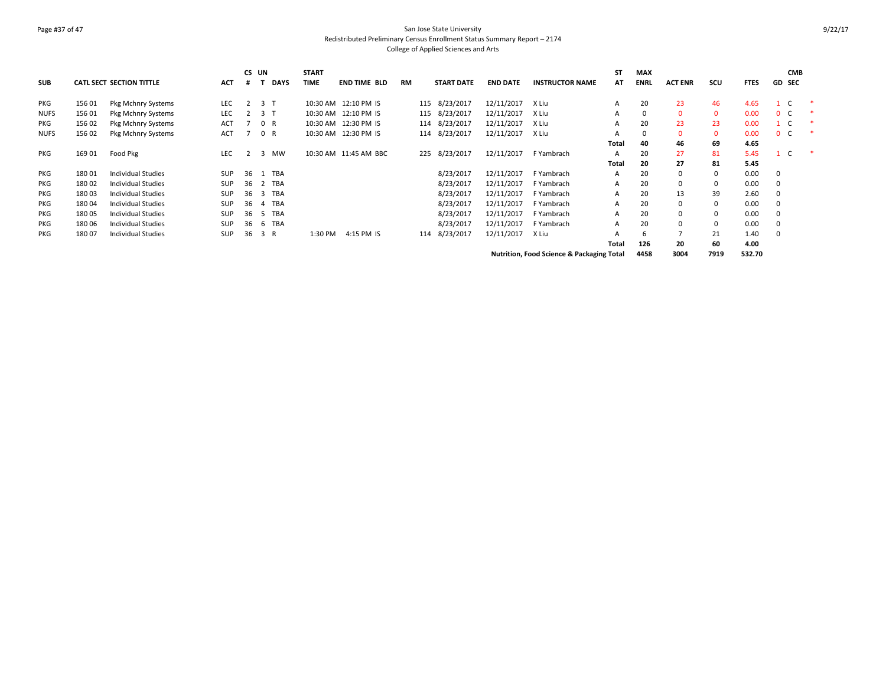San Jose State University
Redistributed Preliminary Census Enrollment Status Summary Report – 2174
College of Applied Sciences and Arts

| SUB | CATL SECT | SECTION TITTLE | ACT | CS # | UN T | DAYS | START TIME | END TIME | BLD | RM | START DATE | END DATE | INSTRUCTOR NAME | ST AT | MAX ENRL | ACT ENR | SCU | FTES | GD | CMB SEC | |
|---|---|---|---|---|---|---|---|---|---|---|---|---|---|---|---|---|---|---|---|---|---|
| PKG | 156 01 | Pkg Mchnry Systems | LEC | 2 | 3 | T | 10:30 AM | 12:10 PM | IS | 115 | 8/23/2017 | 12/11/2017 | X Liu | A | 20 | 23 | 46 | 4.65 | 1 | C | * |
| NUFS | 156 01 | Pkg Mchnry Systems | LEC | 2 | 3 | T | 10:30 AM | 12:10 PM | IS | 115 | 8/23/2017 | 12/11/2017 | X Liu | A | 0 | 0 | 0 | 0.00 | 0 | C | * |
| PKG | 156 02 | Pkg Mchnry Systems | ACT | 7 | 0 | R | 10:30 AM | 12:30 PM | IS | 114 | 8/23/2017 | 12/11/2017 | X Liu | A | 20 | 23 | 23 | 0.00 | 1 | C | * |
| NUFS | 156 02 | Pkg Mchnry Systems | ACT | 7 | 0 | R | 10:30 AM | 12:30 PM | IS | 114 | 8/23/2017 | 12/11/2017 | X Liu | A | 0 | 0 | 0 | 0.00 | 0 | C | * |
| | | | | | | | | | | | | | | Total | 40 | 46 | 69 | 4.65 | | | |
| PKG | 169 01 | Food Pkg | LEC | 2 | 3 | MW | 10:30 AM | 11:45 AM | BBC | 225 | 8/23/2017 | 12/11/2017 | F Yambrach | A | 20 | 27 | 81 | 5.45 | 1 | C | * |
| | | | | | | | | | | | | | | Total | 20 | 27 | 81 | 5.45 | | | |
| PKG | 180 01 | Individual Studies | SUP | 36 | 1 | TBA | | | | | 8/23/2017 | 12/11/2017 | F Yambrach | A | 20 | 0 | 0 | 0.00 | 0 | | |
| PKG | 180 02 | Individual Studies | SUP | 36 | 2 | TBA | | | | | 8/23/2017 | 12/11/2017 | F Yambrach | A | 20 | 0 | 0 | 0.00 | 0 | | |
| PKG | 180 03 | Individual Studies | SUP | 36 | 3 | TBA | | | | | 8/23/2017 | 12/11/2017 | F Yambrach | A | 20 | 13 | 39 | 2.60 | 0 | | |
| PKG | 180 04 | Individual Studies | SUP | 36 | 4 | TBA | | | | | 8/23/2017 | 12/11/2017 | F Yambrach | A | 20 | 0 | 0 | 0.00 | 0 | | |
| PKG | 180 05 | Individual Studies | SUP | 36 | 5 | TBA | | | | | 8/23/2017 | 12/11/2017 | F Yambrach | A | 20 | 0 | 0 | 0.00 | 0 | | |
| PKG | 180 06 | Individual Studies | SUP | 36 | 6 | TBA | | | | | 8/23/2017 | 12/11/2017 | F Yambrach | A | 20 | 0 | 0 | 0.00 | 0 | | |
| PKG | 180 07 | Individual Studies | SUP | 36 | 3 | R | 1:30 PM | 4:15 PM | IS | 114 | 8/23/2017 | 12/11/2017 | X Liu | A | 6 | 7 | 21 | 1.40 | 0 | | |
| | | | | | | | | | | | | | | Total | 126 | 20 | 60 | 4.00 | | | |
| | | | | | | | | | | | | | Nutrition, Food Science & Packaging Total | | 4458 | 3004 | 7919 | 532.70 | | | |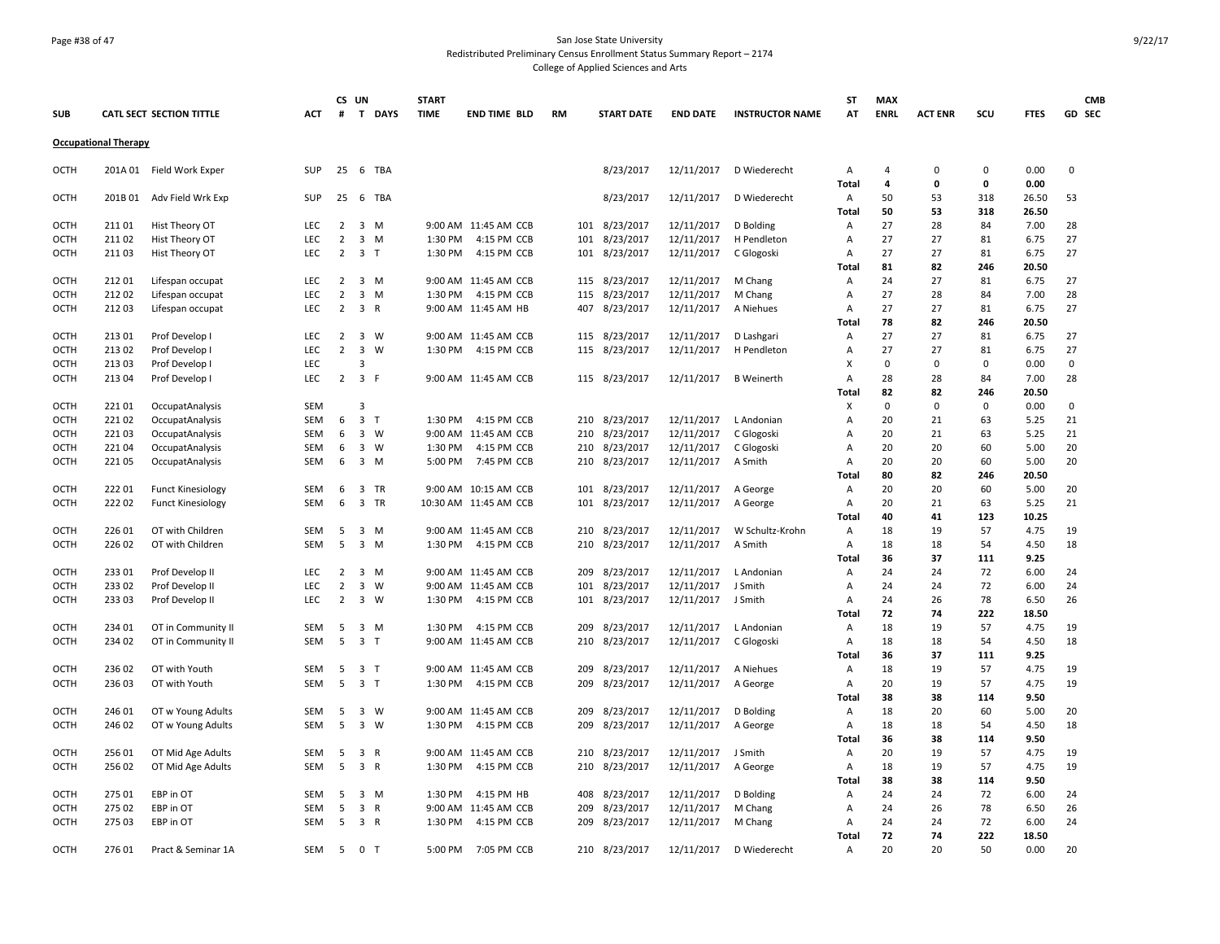San Jose State University
Redistributed Preliminary Census Enrollment Status Summary Report – 2174
College of Applied Sciences and Arts

9/22/17

| SUB | CATL SECT | SECTION TITTLE | ACT | CS # | UN T | DAYS | START TIME | END TIME | BLD | RM | START DATE | END DATE | INSTRUCTOR NAME | ST AT | MAX ENRL | ACT ENR | SCU | FTES | GD | CMB SEC |
|---|---|---|---|---|---|---|---|---|---|---|---|---|---|---|---|---|---|---|---|---|
| **Occupational Therapy** | | | | | | | | | | | | | | | | | | | | |
| OCTH | 201A 01 | Field Work Exper | SUP | 25 | 6 | TBA | | | | | 8/23/2017 | 12/11/2017 | D Wiederecht | A | 4 | 0 | 0 | 0.00 | 0 | |
| | | | | | | | | | | | | | | **Total** | **4** | **0** | **0** | **0.00** | | |
| OCTH | 201B 01 | Adv Field Wrk Exp | SUP | 25 | 6 | TBA | | | | | 8/23/2017 | 12/11/2017 | D Wiederecht | A | 50 | 53 | 318 | 26.50 | 53 | |
| | | | | | | | | | | | | | | **Total** | **50** | **53** | **318** | **26.50** | | |
| OCTH | 211 01 | Hist Theory OT | LEC | 2 | 3 | M | 9:00 AM | 11:45 AM | CCB | 101 | 8/23/2017 | 12/11/2017 | D Bolding | A | 27 | 28 | 84 | 7.00 | 28 | |
| OCTH | 211 02 | Hist Theory OT | LEC | 2 | 3 | M | 1:30 PM | 4:15 PM | CCB | 101 | 8/23/2017 | 12/11/2017 | H Pendleton | A | 27 | 27 | 81 | 6.75 | 27 | |
| OCTH | 211 03 | Hist Theory OT | LEC | 2 | 3 | T | 1:30 PM | 4:15 PM | CCB | 101 | 8/23/2017 | 12/11/2017 | C Glogoski | A | 27 | 27 | 81 | 6.75 | 27 | |
| | | | | | | | | | | | | | | **Total** | **81** | **82** | **246** | **20.50** | | |
| OCTH | 212 01 | Lifespan occupat | LEC | 2 | 3 | M | 9:00 AM | 11:45 AM | CCB | 115 | 8/23/2017 | 12/11/2017 | M Chang | A | 24 | 27 | 81 | 6.75 | 27 | |
| OCTH | 212 02 | Lifespan occupat | LEC | 2 | 3 | M | 1:30 PM | 4:15 PM | CCB | 115 | 8/23/2017 | 12/11/2017 | M Chang | A | 27 | 28 | 84 | 7.00 | 28 | |
| OCTH | 212 03 | Lifespan occupat | LEC | 2 | 3 | R | 9:00 AM | 11:45 AM | HB | 407 | 8/23/2017 | 12/11/2017 | A Niehues | A | 27 | 27 | 81 | 6.75 | 27 | |
| | | | | | | | | | | | | | | **Total** | **78** | **82** | **246** | **20.50** | | |
| OCTH | 213 01 | Prof Develop I | LEC | 2 | 3 | W | 9:00 AM | 11:45 AM | CCB | 115 | 8/23/2017 | 12/11/2017 | D Lashgari | A | 27 | 27 | 81 | 6.75 | 27 | |
| OCTH | 213 02 | Prof Develop I | LEC | 2 | 3 | W | 1:30 PM | 4:15 PM | CCB | 115 | 8/23/2017 | 12/11/2017 | H Pendleton | A | 27 | 27 | 81 | 6.75 | 27 | |
| OCTH | 213 03 | Prof Develop I | LEC | | 3 | | | | | | | | | X | 0 | 0 | 0 | 0.00 | 0 | |
| OCTH | 213 04 | Prof Develop I | LEC | 2 | 3 | F | 9:00 AM | 11:45 AM | CCB | 115 | 8/23/2017 | 12/11/2017 | B Weinerth | A | 28 | 28 | 84 | 7.00 | 28 | |
| | | | | | | | | | | | | | | **Total** | **82** | **82** | **246** | **20.50** | | |
| OCTH | 221 01 | OccupatAnalysis | SEM | | 3 | | | | | | | | | X | 0 | 0 | 0 | 0.00 | 0 | |
| OCTH | 221 02 | OccupatAnalysis | SEM | 6 | 3 | T | 1:30 PM | 4:15 PM | CCB | 210 | 8/23/2017 | 12/11/2017 | L Andonian | A | 20 | 21 | 63 | 5.25 | 21 | |
| OCTH | 221 03 | OccupatAnalysis | SEM | 6 | 3 | W | 9:00 AM | 11:45 AM | CCB | 210 | 8/23/2017 | 12/11/2017 | C Glogoski | A | 20 | 21 | 63 | 5.25 | 21 | |
| OCTH | 221 04 | OccupatAnalysis | SEM | 6 | 3 | W | 1:30 PM | 4:15 PM | CCB | 210 | 8/23/2017 | 12/11/2017 | C Glogoski | A | 20 | 20 | 60 | 5.00 | 20 | |
| OCTH | 221 05 | OccupatAnalysis | SEM | 6 | 3 | M | 5:00 PM | 7:45 PM | CCB | 210 | 8/23/2017 | 12/11/2017 | A Smith | A | 20 | 20 | 60 | 5.00 | 20 | |
| | | | | | | | | | | | | | | **Total** | **80** | **82** | **246** | **20.50** | | |
| OCTH | 222 01 | Funct Kinesiology | SEM | 6 | 3 | TR | 9:00 AM | 10:15 AM | CCB | 101 | 8/23/2017 | 12/11/2017 | A George | A | 20 | 20 | 60 | 5.00 | 20 | |
| OCTH | 222 02 | Funct Kinesiology | SEM | 6 | 3 | TR | 10:30 AM | 11:45 AM | CCB | 101 | 8/23/2017 | 12/11/2017 | A George | A | 20 | 21 | 63 | 5.25 | 21 | |
| | | | | | | | | | | | | | | **Total** | **40** | **41** | **123** | **10.25** | | |
| OCTH | 226 01 | OT with Children | SEM | 5 | 3 | M | 9:00 AM | 11:45 AM | CCB | 210 | 8/23/2017 | 12/11/2017 | W Schultz-Krohn | A | 18 | 19 | 57 | 4.75 | 19 | |
| OCTH | 226 02 | OT with Children | SEM | 5 | 3 | M | 1:30 PM | 4:15 PM | CCB | 210 | 8/23/2017 | 12/11/2017 | A Smith | A | 18 | 18 | 54 | 4.50 | 18 | |
| | | | | | | | | | | | | | | **Total** | **36** | **37** | **111** | **9.25** | | |
| OCTH | 233 01 | Prof Develop II | LEC | 2 | 3 | M | 9:00 AM | 11:45 AM | CCB | 209 | 8/23/2017 | 12/11/2017 | L Andonian | A | 24 | 24 | 72 | 6.00 | 24 | |
| OCTH | 233 02 | Prof Develop II | LEC | 2 | 3 | W | 9:00 AM | 11:45 AM | CCB | 101 | 8/23/2017 | 12/11/2017 | J Smith | A | 24 | 24 | 72 | 6.00 | 24 | |
| OCTH | 233 03 | Prof Develop II | LEC | 2 | 3 | W | 1:30 PM | 4:15 PM | CCB | 101 | 8/23/2017 | 12/11/2017 | J Smith | A | 24 | 26 | 78 | 6.50 | 26 | |
| | | | | | | | | | | | | | | **Total** | **72** | **74** | **222** | **18.50** | | |
| OCTH | 234 01 | OT in Community II | SEM | 5 | 3 | M | 1:30 PM | 4:15 PM | CCB | 209 | 8/23/2017 | 12/11/2017 | L Andonian | A | 18 | 19 | 57 | 4.75 | 19 | |
| OCTH | 234 02 | OT in Community II | SEM | 5 | 3 | T | 9:00 AM | 11:45 AM | CCB | 210 | 8/23/2017 | 12/11/2017 | C Glogoski | A | 18 | 18 | 54 | 4.50 | 18 | |
| | | | | | | | | | | | | | | **Total** | **36** | **37** | **111** | **9.25** | | |
| OCTH | 236 02 | OT with Youth | SEM | 5 | 3 | T | 9:00 AM | 11:45 AM | CCB | 209 | 8/23/2017 | 12/11/2017 | A Niehues | A | 18 | 19 | 57 | 4.75 | 19 | |
| OCTH | 236 03 | OT with Youth | SEM | 5 | 3 | T | 1:30 PM | 4:15 PM | CCB | 209 | 8/23/2017 | 12/11/2017 | A George | A | 20 | 19 | 57 | 4.75 | 19 | |
| | | | | | | | | | | | | | | **Total** | **38** | **38** | **114** | **9.50** | | |
| OCTH | 246 01 | OT w Young Adults | SEM | 5 | 3 | W | 9:00 AM | 11:45 AM | CCB | 209 | 8/23/2017 | 12/11/2017 | D Bolding | A | 18 | 20 | 60 | 5.00 | 20 | |
| OCTH | 246 02 | OT w Young Adults | SEM | 5 | 3 | W | 1:30 PM | 4:15 PM | CCB | 209 | 8/23/2017 | 12/11/2017 | A George | A | 18 | 18 | 54 | 4.50 | 18 | |
| | | | | | | | | | | | | | | **Total** | **36** | **38** | **114** | **9.50** | | |
| OCTH | 256 01 | OT Mid Age Adults | SEM | 5 | 3 | R | 9:00 AM | 11:45 AM | CCB | 210 | 8/23/2017 | 12/11/2017 | J Smith | A | 20 | 19 | 57 | 4.75 | 19 | |
| OCTH | 256 02 | OT Mid Age Adults | SEM | 5 | 3 | R | 1:30 PM | 4:15 PM | CCB | 210 | 8/23/2017 | 12/11/2017 | A George | A | 18 | 19 | 57 | 4.75 | 19 | |
| | | | | | | | | | | | | | | **Total** | **38** | **38** | **114** | **9.50** | | |
| OCTH | 275 01 | EBP in OT | SEM | 5 | 3 | M | 1:30 PM | 4:15 PM | HB | 408 | 8/23/2017 | 12/11/2017 | D Bolding | A | 24 | 24 | 72 | 6.00 | 24 | |
| OCTH | 275 02 | EBP in OT | SEM | 5 | 3 | R | 9:00 AM | 11:45 AM | CCB | 209 | 8/23/2017 | 12/11/2017 | M Chang | A | 24 | 26 | 78 | 6.50 | 26 | |
| OCTH | 275 03 | EBP in OT | SEM | 5 | 3 | R | 1:30 PM | 4:15 PM | CCB | 209 | 8/23/2017 | 12/11/2017 | M Chang | A | 24 | 24 | 72 | 6.00 | 24 | |
| | | | | | | | | | | | | | | **Total** | **72** | **74** | **222** | **18.50** | | |
| OCTH | 276 01 | Pract & Seminar 1A | SEM | 5 | 0 | T | 5:00 PM | 7:05 PM | CCB | 210 | 8/23/2017 | 12/11/2017 | D Wiederecht | A | 20 | 20 | 50 | 0.00 | 20 | |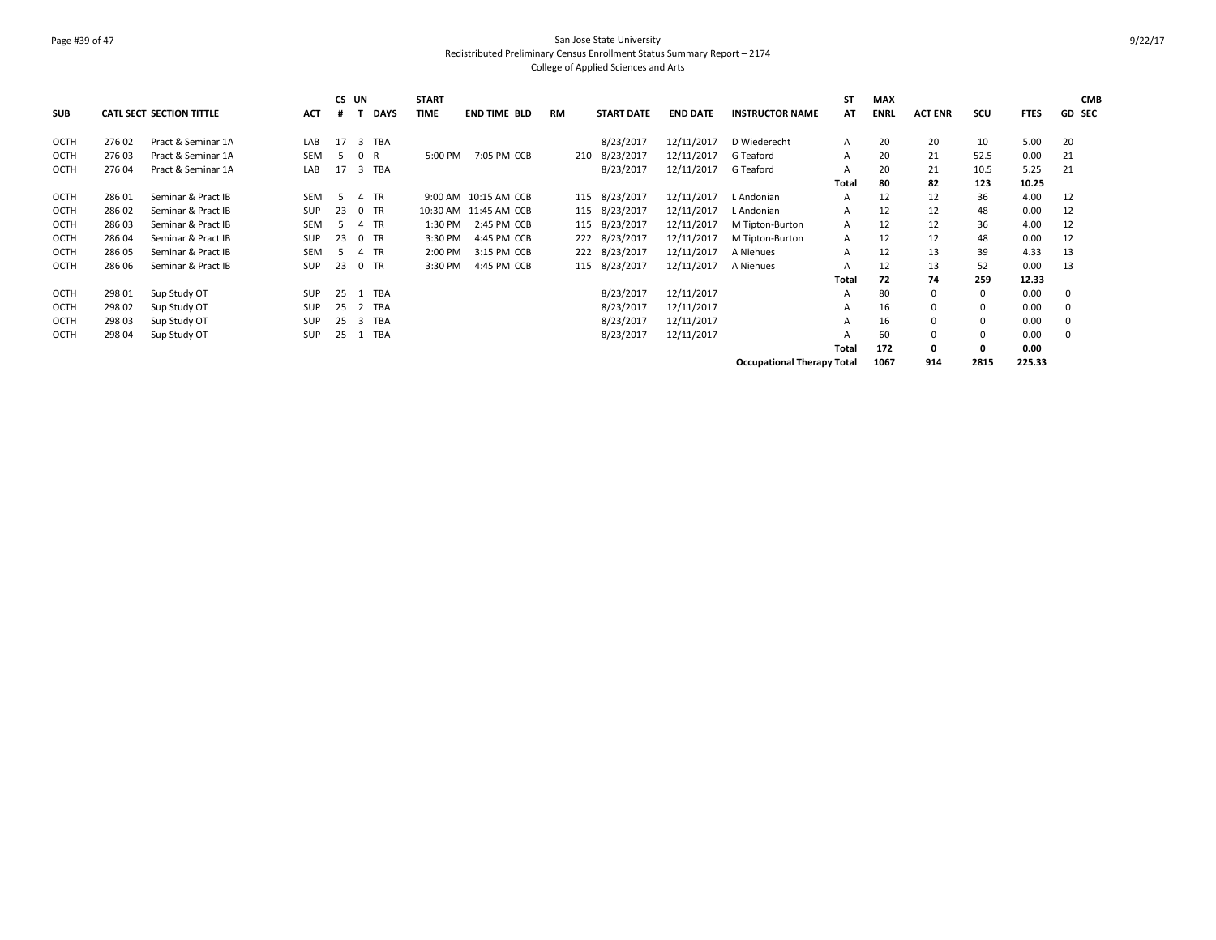San Jose State University
Redistributed Preliminary Census Enrollment Status Summary Report – 2174
College of Applied Sciences and Arts

| SUB | CATL | SECT | SECTION TITTLE | ACT | CS # | UN T | DAYS | START TIME | END TIME | BLD | RM | START DATE | END DATE | INSTRUCTOR NAME | ST AT | MAX ENRL | ACT ENR | SCU | FTES | GD | CMB SEC |
|---|---|---|---|---|---|---|---|---|---|---|---|---|---|---|---|---|---|---|---|---|---|
| OCTH | 276 | 02 | Pract & Seminar 1A | LAB | 17 | 3 | TBA | | | | | 8/23/2017 | 12/11/2017 | D Wiederecht | A | 20 | 20 | 10 | 5.00 | 20 | |
| OCTH | 276 | 03 | Pract & Seminar 1A | SEM | 5 | 0 | R | 5:00 PM | 7:05 PM | CCB | 210 | 8/23/2017 | 12/11/2017 | G Teaford | A | 20 | 21 | 52.5 | 0.00 | 21 | |
| OCTH | 276 | 04 | Pract & Seminar 1A | LAB | 17 | 3 | TBA | | | | | 8/23/2017 | 12/11/2017 | G Teaford | A | 20 | 21 | 10.5 | 5.25 | 21 | |
| | | | | | | | | | | | | | | | **Total** | **80** | **82** | **123** | **10.25** | | |
| OCTH | 286 | 01 | Seminar & Pract IB | SEM | 5 | 4 | TR | 9:00 AM | 10:15 AM | CCB | 115 | 8/23/2017 | 12/11/2017 | L Andonian | A | 12 | 12 | 36 | 4.00 | 12 | |
| OCTH | 286 | 02 | Seminar & Pract IB | SUP | 23 | 0 | TR | 10:30 AM | 11:45 AM | CCB | 115 | 8/23/2017 | 12/11/2017 | L Andonian | A | 12 | 12 | 48 | 0.00 | 12 | |
| OCTH | 286 | 03 | Seminar & Pract IB | SEM | 5 | 4 | TR | 1:30 PM | 2:45 PM | CCB | 115 | 8/23/2017 | 12/11/2017 | M Tipton-Burton | A | 12 | 12 | 36 | 4.00 | 12 | |
| OCTH | 286 | 04 | Seminar & Pract IB | SUP | 23 | 0 | TR | 3:30 PM | 4:45 PM | CCB | 222 | 8/23/2017 | 12/11/2017 | M Tipton-Burton | A | 12 | 12 | 48 | 0.00 | 12 | |
| OCTH | 286 | 05 | Seminar & Pract IB | SEM | 5 | 4 | TR | 2:00 PM | 3:15 PM | CCB | 222 | 8/23/2017 | 12/11/2017 | A Niehues | A | 12 | 13 | 39 | 4.33 | 13 | |
| OCTH | 286 | 06 | Seminar & Pract IB | SUP | 23 | 0 | TR | 3:30 PM | 4:45 PM | CCB | 115 | 8/23/2017 | 12/11/2017 | A Niehues | A | 12 | 13 | 52 | 0.00 | 13 | |
| | | | | | | | | | | | | | | | **Total** | **72** | **74** | **259** | **12.33** | | |
| OCTH | 298 | 01 | Sup Study OT | SUP | 25 | 1 | TBA | | | | | 8/23/2017 | 12/11/2017 | | A | 80 | 0 | 0 | 0.00 | 0 | |
| OCTH | 298 | 02 | Sup Study OT | SUP | 25 | 2 | TBA | | | | | 8/23/2017 | 12/11/2017 | | A | 16 | 0 | 0 | 0.00 | 0 | |
| OCTH | 298 | 03 | Sup Study OT | SUP | 25 | 3 | TBA | | | | | 8/23/2017 | 12/11/2017 | | A | 16 | 0 | 0 | 0.00 | 0 | |
| OCTH | 298 | 04 | Sup Study OT | SUP | 25 | 1 | TBA | | | | | 8/23/2017 | 12/11/2017 | | A | 60 | 0 | 0 | 0.00 | 0 | |
| | | | | | | | | | | | | | | | **Total** | **172** | **0** | **0** | **0.00** | | |
| | | | | | | | | | | | | | | **Occupational Therapy Total** | | **1067** | **914** | **2815** | **225.33** | | |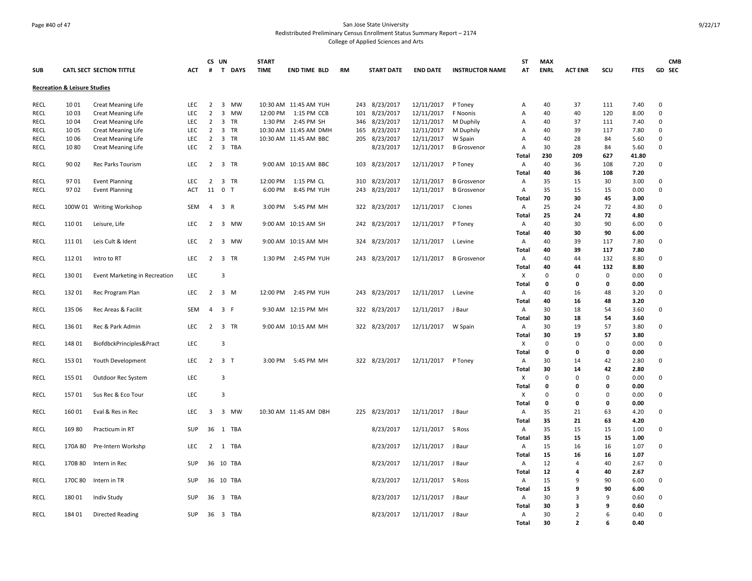San Jose State University
Redistributed Preliminary Census Enrollment Status Summary Report – 2174
College of Applied Sciences and Arts

9/22/17

| SUB | CATL SECT | SECTION TITTLE | ACT | CS # | UN T | DAYS | START TIME | END TIME | BLD | RM | START DATE | END DATE | INSTRUCTOR NAME | ST AT | MAX ENRL | ACT ENR | SCU | FTES | GD | CMB SEC |
|---|---|---|---|---|---|---|---|---|---|---|---|---|---|---|---|---|---|---|---|---|
| **Recreation & Leisure Studies** | | | | | | | | | | | | | | | | | | | | |
| RECL | 10 01 | Creat Meaning Life | LEC | 2 | 3 | MW | 10:30 AM | 11:45 AM | YUH | 243 | 8/23/2017 | 12/11/2017 | P Toney | A | 40 | 37 | 111 | 7.40 | 0 | |
| RECL | 10 03 | Creat Meaning Life | LEC | 2 | 3 | MW | 12:00 PM | 1:15 PM | CCB | 101 | 8/23/2017 | 12/11/2017 | F Noonis | A | 40 | 40 | 120 | 8.00 | 0 | |
| RECL | 10 04 | Creat Meaning Life | LEC | 2 | 3 | TR | 1:30 PM | 2:45 PM | SH | 346 | 8/23/2017 | 12/11/2017 | M Duphily | A | 40 | 37 | 111 | 7.40 | 0 | |
| RECL | 10 05 | Creat Meaning Life | LEC | 2 | 3 | TR | 10:30 AM | 11:45 AM | DMH | 165 | 8/23/2017 | 12/11/2017 | M Duphily | A | 40 | 39 | 117 | 7.80 | 0 | |
| RECL | 10 06 | Creat Meaning Life | LEC | 2 | 3 | TR | 10:30 AM | 11:45 AM | BBC | 205 | 8/23/2017 | 12/11/2017 | W Spain | A | 40 | 28 | 84 | 5.60 | 0 | |
| RECL | 10 80 | Creat Meaning Life | LEC | 2 | 3 | TBA | | | | | 8/23/2017 | 12/11/2017 | B Grosvenor | A | 30 | 28 | 84 | 5.60 | 0 | |
| | | | | | | | | | | | | | | **Total** | **230** | **209** | **627** | **41.80** | | |
| RECL | 90 02 | Rec Parks Tourism | LEC | 2 | 3 | TR | 9:00 AM | 10:15 AM | BBC | 103 | 8/23/2017 | 12/11/2017 | P Toney | A | 40 | 36 | 108 | 7.20 | 0 | |
| | | | | | | | | | | | | | | **Total** | **40** | **36** | **108** | **7.20** | | |
| RECL | 97 01 | Event Planning | LEC | 2 | 3 | TR | 12:00 PM | 1:15 PM | CL | 310 | 8/23/2017 | 12/11/2017 | B Grosvenor | A | 35 | 15 | 30 | 3.00 | 0 | |
| RECL | 97 02 | Event Planning | ACT | 11 | 0 | T | 6:00 PM | 8:45 PM | YUH | 243 | 8/23/2017 | 12/11/2017 | B Grosvenor | A | 35 | 15 | 15 | 0.00 | 0 | |
| | | | | | | | | | | | | | | **Total** | **70** | **30** | **45** | **3.00** | | |
| RECL | 100W 01 | Writing Workshop | SEM | 4 | 3 | R | 3:00 PM | 5:45 PM | MH | 322 | 8/23/2017 | 12/11/2017 | C Jones | A | 25 | 24 | 72 | 4.80 | 0 | |
| | | | | | | | | | | | | | | **Total** | **25** | **24** | **72** | **4.80** | | |
| RECL | 110 01 | Leisure, Life | LEC | 2 | 3 | MW | 9:00 AM | 10:15 AM | SH | 242 | 8/23/2017 | 12/11/2017 | P Toney | A | 40 | 30 | 90 | 6.00 | 0 | |
| | | | | | | | | | | | | | | **Total** | **40** | **30** | **90** | **6.00** | | |
| RECL | 111 01 | Leis Cult & Ident | LEC | 2 | 3 | MW | 9:00 AM | 10:15 AM | MH | 324 | 8/23/2017 | 12/11/2017 | L Levine | A | 40 | 39 | 117 | 7.80 | 0 | |
| | | | | | | | | | | | | | | **Total** | **40** | **39** | **117** | **7.80** | | |
| RECL | 112 01 | Intro to RT | LEC | 2 | 3 | TR | 1:30 PM | 2:45 PM | YUH | 243 | 8/23/2017 | 12/11/2017 | B Grosvenor | A | 40 | 44 | 132 | 8.80 | 0 | |
| | | | | | | | | | | | | | | **Total** | **40** | **44** | **132** | **8.80** | | |
| RECL | 130 01 | Event Marketing in Recreation | LEC | | 3 | | | | | | | | | X | 0 | 0 | 0 | 0.00 | 0 | |
| | | | | | | | | | | | | | | **Total** | **0** | **0** | **0** | **0.00** | | |
| RECL | 132 01 | Rec Program Plan | LEC | 2 | 3 | M | 12:00 PM | 2:45 PM | YUH | 243 | 8/23/2017 | 12/11/2017 | L Levine | A | 40 | 16 | 48 | 3.20 | 0 | |
| | | | | | | | | | | | | | | **Total** | **40** | **16** | **48** | **3.20** | | |
| RECL | 135 06 | Rec Areas & Facilit | SEM | 4 | 3 | F | 9:30 AM | 12:15 PM | MH | 322 | 8/23/2017 | 12/11/2017 | J Baur | A | 30 | 18 | 54 | 3.60 | 0 | |
| | | | | | | | | | | | | | | **Total** | **30** | **18** | **54** | **3.60** | | |
| RECL | 136 01 | Rec & Park Admin | LEC | 2 | 3 | TR | 9:00 AM | 10:15 AM | MH | 322 | 8/23/2017 | 12/11/2017 | W Spain | A | 30 | 19 | 57 | 3.80 | 0 | |
| | | | | | | | | | | | | | | **Total** | **30** | **19** | **57** | **3.80** | | |
| RECL | 148 01 | BiofdbckPrinciples&Pract | LEC | | 3 | | | | | | | | | X | 0 | 0 | 0 | 0.00 | 0 | |
| | | | | | | | | | | | | | | **Total** | **0** | **0** | **0** | **0.00** | | |
| RECL | 153 01 | Youth Development | LEC | 2 | 3 | T | 3:00 PM | 5:45 PM | MH | 322 | 8/23/2017 | 12/11/2017 | P Toney | A | 30 | 14 | 42 | 2.80 | 0 | |
| | | | | | | | | | | | | | | **Total** | **30** | **14** | **42** | **2.80** | | |
| RECL | 155 01 | Outdoor Rec System | LEC | | 3 | | | | | | | | | X | 0 | 0 | 0 | 0.00 | 0 | |
| | | | | | | | | | | | | | | **Total** | **0** | **0** | **0** | **0.00** | | |
| RECL | 157 01 | Sus Rec & Eco Tour | LEC | | 3 | | | | | | | | | X | 0 | 0 | 0 | 0.00 | 0 | |
| | | | | | | | | | | | | | | **Total** | **0** | **0** | **0** | **0.00** | | |
| RECL | 160 01 | Eval & Res in Rec | LEC | 3 | 3 | MW | 10:30 AM | 11:45 AM | DBH | 225 | 8/23/2017 | 12/11/2017 | J Baur | A | 35 | 21 | 63 | 4.20 | 0 | |
| | | | | | | | | | | | | | | **Total** | **35** | **21** | **63** | **4.20** | | |
| RECL | 169 80 | Practicum in RT | SUP | 36 | 1 | TBA | | | | | 8/23/2017 | 12/11/2017 | S Ross | A | 35 | 15 | 15 | 1.00 | 0 | |
| | | | | | | | | | | | | | | **Total** | **35** | **15** | **15** | **1.00** | | |
| RECL | 170A 80 | Pre-Intern Workshp | LEC | 2 | 1 | TBA | | | | | 8/23/2017 | 12/11/2017 | J Baur | A | 15 | 16 | 16 | 1.07 | 0 | |
| | | | | | | | | | | | | | | **Total** | **15** | **16** | **16** | **1.07** | | |
| RECL | 170B 80 | Intern in Rec | SUP | 36 | 10 | TBA | | | | | 8/23/2017 | 12/11/2017 | J Baur | A | 12 | 4 | 40 | 2.67 | 0 | |
| | | | | | | | | | | | | | | **Total** | **12** | **4** | **40** | **2.67** | | |
| RECL | 170C 80 | Intern in TR | SUP | 36 | 10 | TBA | | | | | 8/23/2017 | 12/11/2017 | S Ross | A | 15 | 9 | 90 | 6.00 | 0 | |
| | | | | | | | | | | | | | | **Total** | **15** | **9** | **90** | **6.00** | | |
| RECL | 180 01 | Indiv Study | SUP | 36 | 3 | TBA | | | | | 8/23/2017 | 12/11/2017 | J Baur | A | 30 | 3 | 9 | 0.60 | 0 | |
| | | | | | | | | | | | | | | **Total** | **30** | **3** | **9** | **0.60** | | |
| RECL | 184 01 | Directed Reading | SUP | 36 | 3 | TBA | | | | | 8/23/2017 | 12/11/2017 | J Baur | A | 30 | 2 | 6 | 0.40 | 0 | |
| | | | | | | | | | | | | | | **Total** | **30** | **2** | **6** | **0.40** | | |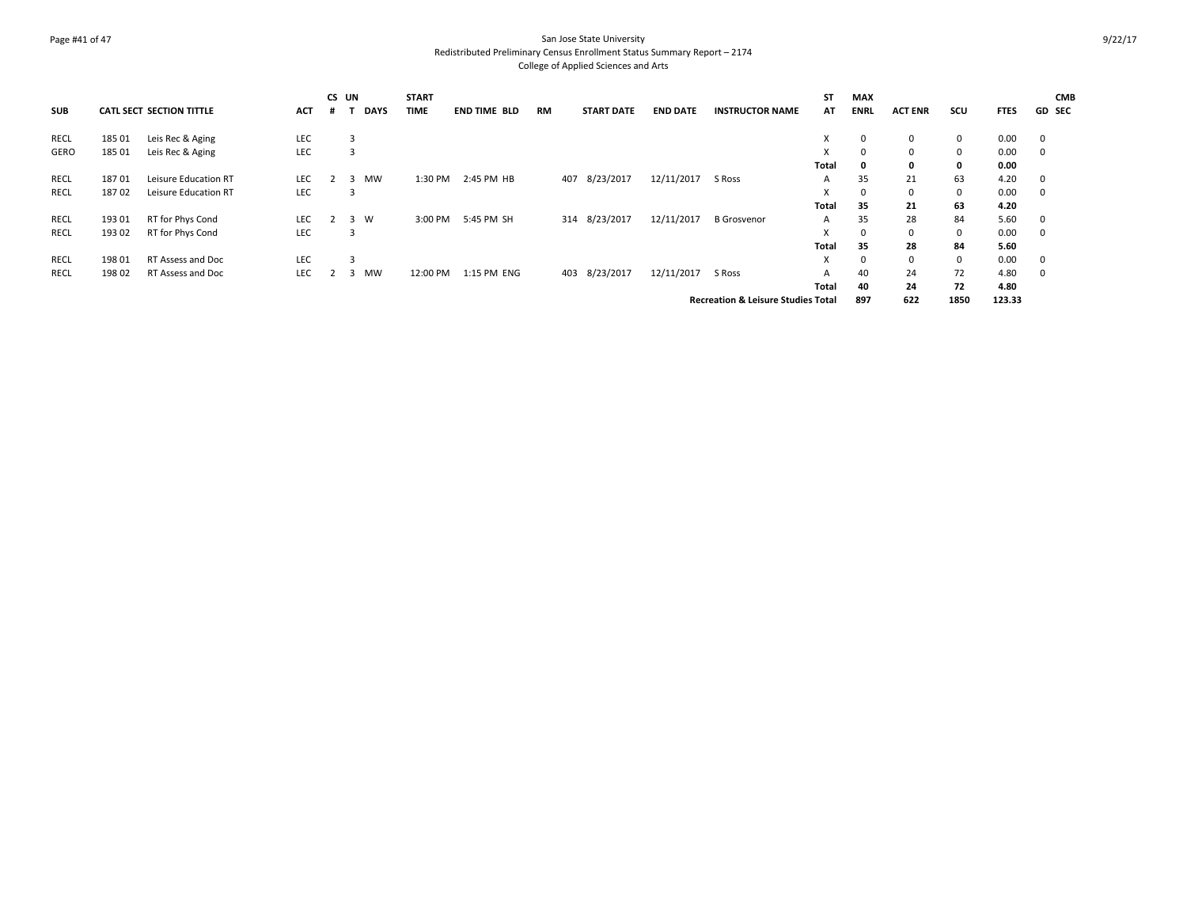San Jose State University
Redistributed Preliminary Census Enrollment Status Summary Report – 2174
College of Applied Sciences and Arts

| SUB | CATL SECT | SECTION TITTLE | ACT | CS # | UN T | DAYS | START TIME | END TIME | BLD | RM | START DATE | END DATE | INSTRUCTOR NAME | ST AT | MAX ENRL | ACT ENR | SCU | FTES | GD | CMB SEC |
|---|---|---|---|---|---|---|---|---|---|---|---|---|---|---|---|---|---|---|---|---|
| RECL | 185 01 | Leis Rec & Aging | LEC | | 3 | | | | | | | | | X | 0 | 0 | 0 | 0.00 | 0 | |
| GERO | 185 01 | Leis Rec & Aging | LEC | | 3 | | | | | | | | | X | 0 | 0 | 0 | 0.00 | 0 | |
| | | | | | | | | | | | | | | **Total** | **0** | **0** | **0** | **0.00** | | |
| RECL | 187 01 | Leisure Education RT | LEC | 2 | 3 | MW | 1:30 PM | 2:45 PM | HB | 407 | 8/23/2017 | 12/11/2017 | S Ross | A | 35 | 21 | 63 | 4.20 | 0 | |
| RECL | 187 02 | Leisure Education RT | LEC | | 3 | | | | | | | | | X | 0 | 0 | 0 | 0.00 | 0 | |
| | | | | | | | | | | | | | | **Total** | **35** | **21** | **63** | **4.20** | | |
| RECL | 193 01 | RT for Phys Cond | LEC | 2 | 3 | W | 3:00 PM | 5:45 PM | SH | 314 | 8/23/2017 | 12/11/2017 | B Grosvenor | A | 35 | 28 | 84 | 5.60 | 0 | |
| RECL | 193 02 | RT for Phys Cond | LEC | | 3 | | | | | | | | | X | 0 | 0 | 0 | 0.00 | 0 | |
| | | | | | | | | | | | | | | **Total** | **35** | **28** | **84** | **5.60** | | |
| RECL | 198 01 | RT Assess and Doc | LEC | | 3 | | | | | | | | | X | 0 | 0 | 0 | 0.00 | 0 | |
| RECL | 198 02 | RT Assess and Doc | LEC | 2 | 3 | MW | 12:00 PM | 1:15 PM | ENG | 403 | 8/23/2017 | 12/11/2017 | S Ross | A | 40 | 24 | 72 | 4.80 | 0 | |
| | | | | | | | | | | | | | | **Total** | **40** | **24** | **72** | **4.80** | | |
| | | | | | | | | | | | | | **Recreation & Leisure Studies Total** | | **897** | **622** | **1850** | **123.33** | | |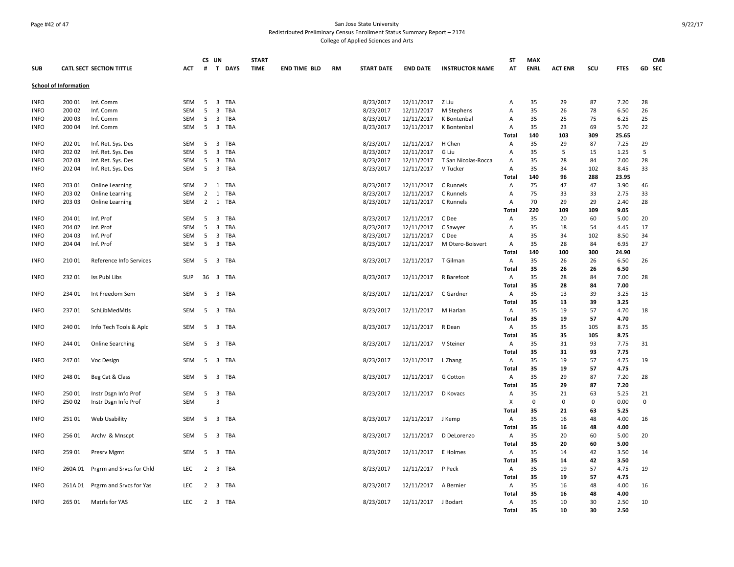San Jose State University
Redistributed Preliminary Census Enrollment Status Summary Report – 2174
College of Applied Sciences and Arts

| SUB | CATL SECT | SECTION TITTLE | ACT | CS # | UN T | DAYS | START TIME | END TIME | BLD | RM | START DATE | END DATE | INSTRUCTOR NAME | ST AT | MAX ENRL | ACT ENR | SCU | FTES | GD | CMB SEC |
|---|---|---|---|---|---|---|---|---|---|---|---|---|---|---|---|---|---|---|---|---|
| **School of Information** | | | | | | | | | | | | | | | | | | | | |
| INFO | 200 01 | Inf. Comm | SEM | 5 | 3 | TBA | | | | | 8/23/2017 | 12/11/2017 | Z Liu | A | 35 | 29 | 87 | 7.20 | 28 | |
| INFO | 200 02 | Inf. Comm | SEM | 5 | 3 | TBA | | | | | 8/23/2017 | 12/11/2017 | M Stephens | A | 35 | 26 | 78 | 6.50 | 26 | |
| INFO | 200 03 | Inf. Comm | SEM | 5 | 3 | TBA | | | | | 8/23/2017 | 12/11/2017 | K Bontenbal | A | 35 | 25 | 75 | 6.25 | 25 | |
| INFO | 200 04 | Inf. Comm | SEM | 5 | 3 | TBA | | | | | 8/23/2017 | 12/11/2017 | K Bontenbal | A | 35 | 23 | 69 | 5.70 | 22 | |
| | | | | | | | | | | | | | | **Total** | **140** | **103** | **309** | **25.65** | | |
| INFO | 202 01 | Inf. Ret. Sys. Des | SEM | 5 | 3 | TBA | | | | | 8/23/2017 | 12/11/2017 | H Chen | A | 35 | 29 | 87 | 7.25 | 29 | |
| INFO | 202 02 | Inf. Ret. Sys. Des | SEM | 5 | 3 | TBA | | | | | 8/23/2017 | 12/11/2017 | G Liu | A | 35 | 5 | 15 | 1.25 | 5 | |
| INFO | 202 03 | Inf. Ret. Sys. Des | SEM | 5 | 3 | TBA | | | | | 8/23/2017 | 12/11/2017 | T San Nicolas-Rocca | A | 35 | 28 | 84 | 7.00 | 28 | |
| INFO | 202 04 | Inf. Ret. Sys. Des | SEM | 5 | 3 | TBA | | | | | 8/23/2017 | 12/11/2017 | V Tucker | A | 35 | 34 | 102 | 8.45 | 33 | |
| | | | | | | | | | | | | | | **Total** | **140** | **96** | **288** | **23.95** | | |
| INFO | 203 01 | Online Learning | SEM | 2 | 1 | TBA | | | | | 8/23/2017 | 12/11/2017 | C Runnels | A | 75 | 47 | 47 | 3.90 | 46 | |
| INFO | 203 02 | Online Learning | SEM | 2 | 1 | TBA | | | | | 8/23/2017 | 12/11/2017 | C Runnels | A | 75 | 33 | 33 | 2.75 | 33 | |
| INFO | 203 03 | Online Learning | SEM | 2 | 1 | TBA | | | | | 8/23/2017 | 12/11/2017 | C Runnels | A | 70 | 29 | 29 | 2.40 | 28 | |
| | | | | | | | | | | | | | | **Total** | **220** | **109** | **109** | **9.05** | | |
| INFO | 204 01 | Inf. Prof | SEM | 5 | 3 | TBA | | | | | 8/23/2017 | 12/11/2017 | C Dee | A | 35 | 20 | 60 | 5.00 | 20 | |
| INFO | 204 02 | Inf. Prof | SEM | 5 | 3 | TBA | | | | | 8/23/2017 | 12/11/2017 | C Sawyer | A | 35 | 18 | 54 | 4.45 | 17 | |
| INFO | 204 03 | Inf. Prof | SEM | 5 | 3 | TBA | | | | | 8/23/2017 | 12/11/2017 | C Dee | A | 35 | 34 | 102 | 8.50 | 34 | |
| INFO | 204 04 | Inf. Prof | SEM | 5 | 3 | TBA | | | | | 8/23/2017 | 12/11/2017 | M Otero-Boisvert | A | 35 | 28 | 84 | 6.95 | 27 | |
| | | | | | | | | | | | | | | **Total** | **140** | **100** | **300** | **24.90** | | |
| INFO | 210 01 | Reference Info Services | SEM | 5 | 3 | TBA | | | | | 8/23/2017 | 12/11/2017 | T Gilman | A | 35 | 26 | 26 | 6.50 | 26 | |
| | | | | | | | | | | | | | | **Total** | **35** | **26** | **26** | **6.50** | | |
| INFO | 232 01 | Iss Publ Libs | SUP | 36 | 3 | TBA | | | | | 8/23/2017 | 12/11/2017 | R Barefoot | A | 35 | 28 | 84 | 7.00 | 28 | |
| | | | | | | | | | | | | | | **Total** | **35** | **28** | **84** | **7.00** | | |
| INFO | 234 01 | Int Freedom Sem | SEM | 5 | 3 | TBA | | | | | 8/23/2017 | 12/11/2017 | C Gardner | A | 35 | 13 | 39 | 3.25 | 13 | |
| | | | | | | | | | | | | | | **Total** | **35** | **13** | **39** | **3.25** | | |
| INFO | 237 01 | SchLibMedMtls | SEM | 5 | 3 | TBA | | | | | 8/23/2017 | 12/11/2017 | M Harlan | A | 35 | 19 | 57 | 4.70 | 18 | |
| | | | | | | | | | | | | | | **Total** | **35** | **19** | **57** | **4.70** | | |
| INFO | 240 01 | Info Tech Tools & Aplc | SEM | 5 | 3 | TBA | | | | | 8/23/2017 | 12/11/2017 | R Dean | A | 35 | 35 | 105 | 8.75 | 35 | |
| | | | | | | | | | | | | | | **Total** | **35** | **35** | **105** | **8.75** | | |
| INFO | 244 01 | Online Searching | SEM | 5 | 3 | TBA | | | | | 8/23/2017 | 12/11/2017 | V Steiner | A | 35 | 31 | 93 | 7.75 | 31 | |
| | | | | | | | | | | | | | | **Total** | **35** | **31** | **93** | **7.75** | | |
| INFO | 247 01 | Voc Design | SEM | 5 | 3 | TBA | | | | | 8/23/2017 | 12/11/2017 | L Zhang | A | 35 | 19 | 57 | 4.75 | 19 | |
| | | | | | | | | | | | | | | **Total** | **35** | **19** | **57** | **4.75** | | |
| INFO | 248 01 | Beg Cat & Class | SEM | 5 | 3 | TBA | | | | | 8/23/2017 | 12/11/2017 | G Cotton | A | 35 | 29 | 87 | 7.20 | 28 | |
| | | | | | | | | | | | | | | **Total** | **35** | **29** | **87** | **7.20** | | |
| INFO | 250 01 | Instr Dsgn Info Prof | SEM | 5 | 3 | TBA | | | | | 8/23/2017 | 12/11/2017 | D Kovacs | A | 35 | 21 | 63 | 5.25 | 21 | |
| INFO | 250 02 | Instr Dsgn Info Prof | SEM | | 3 | | | | | | | | | X | 0 | 0 | 0 | 0.00 | 0 | |
| | | | | | | | | | | | | | | **Total** | **35** | **21** | **63** | **5.25** | | |
| INFO | 251 01 | Web Usability | SEM | 5 | 3 | TBA | | | | | 8/23/2017 | 12/11/2017 | J Kemp | A | 35 | 16 | 48 | 4.00 | 16 | |
| | | | | | | | | | | | | | | **Total** | **35** | **16** | **48** | **4.00** | | |
| INFO | 256 01 | Archv & Mnscpt | SEM | 5 | 3 | TBA | | | | | 8/23/2017 | 12/11/2017 | D DeLorenzo | A | 35 | 20 | 60 | 5.00 | 20 | |
| | | | | | | | | | | | | | | **Total** | **35** | **20** | **60** | **5.00** | | |
| INFO | 259 01 | Presrv Mgmt | SEM | 5 | 3 | TBA | | | | | 8/23/2017 | 12/11/2017 | E Holmes | A | 35 | 14 | 42 | 3.50 | 14 | |
| | | | | | | | | | | | | | | **Total** | **35** | **14** | **42** | **3.50** | | |
| INFO | 260A 01 | Prgrm and Srvcs for Chld | LEC | 2 | 3 | TBA | | | | | 8/23/2017 | 12/11/2017 | P Peck | A | 35 | 19 | 57 | 4.75 | 19 | |
| | | | | | | | | | | | | | | **Total** | **35** | **19** | **57** | **4.75** | | |
| INFO | 261A 01 | Prgrm and Srvcs for Yas | LEC | 2 | 3 | TBA | | | | | 8/23/2017 | 12/11/2017 | A Bernier | A | 35 | 16 | 48 | 4.00 | 16 | |
| | | | | | | | | | | | | | | **Total** | **35** | **16** | **48** | **4.00** | | |
| INFO | 265 01 | Matrls for YAS | LEC | 2 | 3 | TBA | | | | | 8/23/2017 | 12/11/2017 | J Bodart | A | 35 | 10 | 30 | 2.50 | 10 | |
| | | | | | | | | | | | | | | **Total** | **35** | **10** | **30** | **2.50** | | |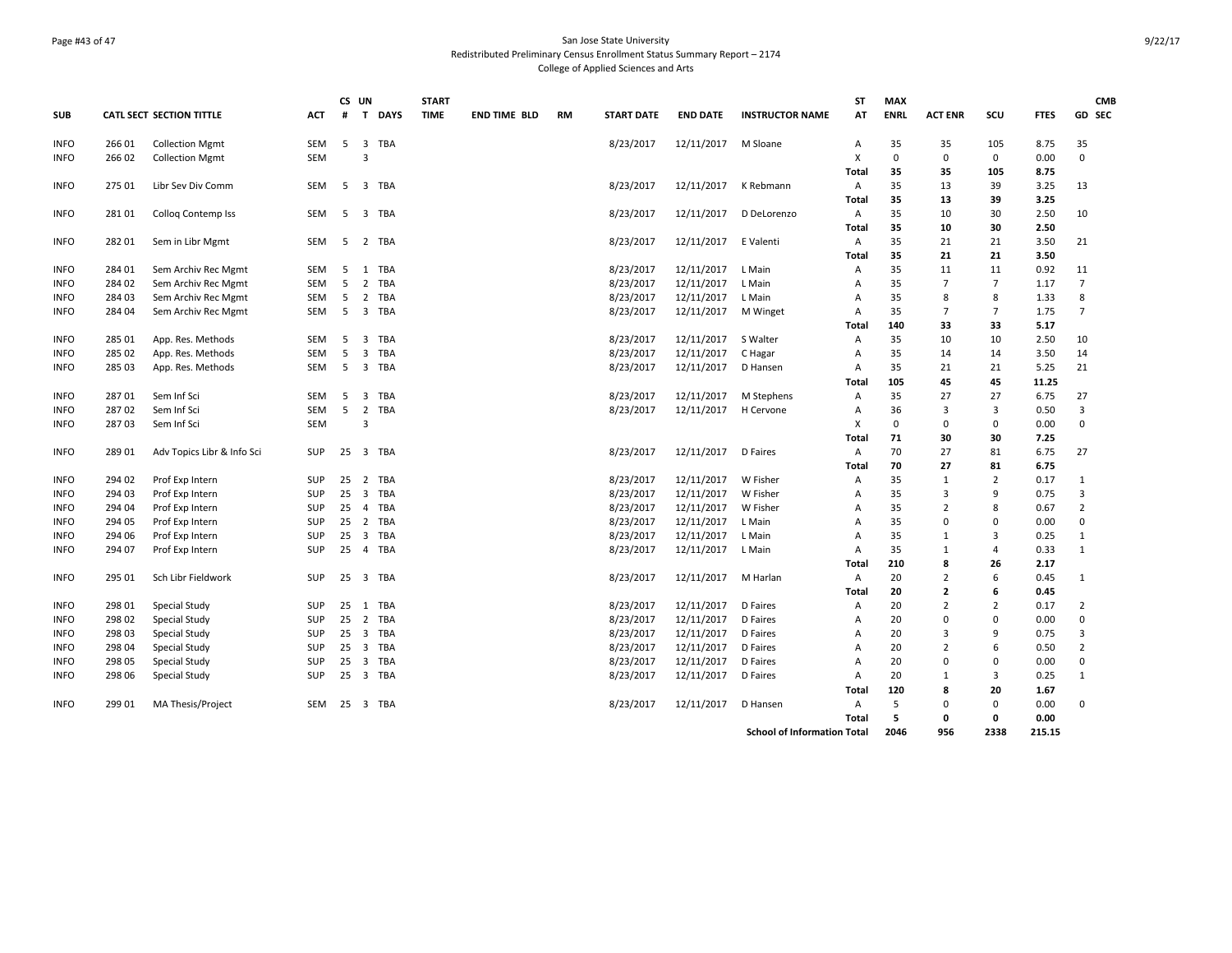San Jose State University
Redistributed Preliminary Census Enrollment Status Summary Report – 2174
College of Applied Sciences and Arts

| SUB | CATL SECT | SECTION TITTLE | ACT | CS # | UN T | DAYS | START TIME | END TIME | BLD | RM | START DATE | END DATE | INSTRUCTOR NAME | ST AT | MAX ENRL | ACT ENR | SCU | FTES | GD | CMB SEC |
|---|---|---|---|---|---|---|---|---|---|---|---|---|---|---|---|---|---|---|---|---|
| INFO | 266 01 | Collection Mgmt | SEM | 5 | 3 | TBA | | | | | 8/23/2017 | 12/11/2017 | M Sloane | A | 35 | 35 | 105 | 8.75 | 35 | |
| INFO | 266 02 | Collection Mgmt | SEM | | 3 | | | | | | | | | X | 0 | 0 | 0 | 0.00 | 0 | |
| | | | | | | | | | | | | | | **Total** | **35** | **35** | **105** | **8.75** | | |
| INFO | 275 01 | Libr Sev Div Comm | SEM | 5 | 3 | TBA | | | | | 8/23/2017 | 12/11/2017 | K Rebmann | A | 35 | 13 | 39 | 3.25 | 13 | |
| | | | | | | | | | | | | | | **Total** | **35** | **13** | **39** | **3.25** | | |
| INFO | 281 01 | Colloq Contemp Iss | SEM | 5 | 3 | TBA | | | | | 8/23/2017 | 12/11/2017 | D DeLorenzo | A | 35 | 10 | 30 | 2.50 | 10 | |
| | | | | | | | | | | | | | | **Total** | **35** | **10** | **30** | **2.50** | | |
| INFO | 282 01 | Sem in Libr Mgmt | SEM | 5 | 2 | TBA | | | | | 8/23/2017 | 12/11/2017 | E Valenti | A | 35 | 21 | 21 | 3.50 | 21 | |
| | | | | | | | | | | | | | | **Total** | **35** | **21** | **21** | **3.50** | | |
| INFO | 284 01 | Sem Archiv Rec Mgmt | SEM | 5 | 1 | TBA | | | | | 8/23/2017 | 12/11/2017 | L Main | A | 35 | 11 | 11 | 0.92 | 11 | |
| INFO | 284 02 | Sem Archiv Rec Mgmt | SEM | 5 | 2 | TBA | | | | | 8/23/2017 | 12/11/2017 | L Main | A | 35 | 7 | 7 | 1.17 | 7 | |
| INFO | 284 03 | Sem Archiv Rec Mgmt | SEM | 5 | 2 | TBA | | | | | 8/23/2017 | 12/11/2017 | L Main | A | 35 | 8 | 8 | 1.33 | 8 | |
| INFO | 284 04 | Sem Archiv Rec Mgmt | SEM | 5 | 3 | TBA | | | | | 8/23/2017 | 12/11/2017 | M Winget | A | 35 | 7 | 7 | 1.75 | 7 | |
| | | | | | | | | | | | | | | **Total** | **140** | **33** | **33** | **5.17** | | |
| INFO | 285 01 | App. Res. Methods | SEM | 5 | 3 | TBA | | | | | 8/23/2017 | 12/11/2017 | S Walter | A | 35 | 10 | 10 | 2.50 | 10 | |
| INFO | 285 02 | App. Res. Methods | SEM | 5 | 3 | TBA | | | | | 8/23/2017 | 12/11/2017 | C Hagar | A | 35 | 14 | 14 | 3.50 | 14 | |
| INFO | 285 03 | App. Res. Methods | SEM | 5 | 3 | TBA | | | | | 8/23/2017 | 12/11/2017 | D Hansen | A | 35 | 21 | 21 | 5.25 | 21 | |
| | | | | | | | | | | | | | | **Total** | **105** | **45** | **45** | **11.25** | | |
| INFO | 287 01 | Sem Inf Sci | SEM | 5 | 3 | TBA | | | | | 8/23/2017 | 12/11/2017 | M Stephens | A | 35 | 27 | 27 | 6.75 | 27 | |
| INFO | 287 02 | Sem Inf Sci | SEM | 5 | 2 | TBA | | | | | 8/23/2017 | 12/11/2017 | H Cervone | A | 36 | 3 | 3 | 0.50 | 3 | |
| INFO | 287 03 | Sem Inf Sci | SEM | | 3 | | | | | | | | | X | 0 | 0 | 0 | 0.00 | 0 | |
| | | | | | | | | | | | | | | **Total** | **71** | **30** | **30** | **7.25** | | |
| INFO | 289 01 | Adv Topics Libr & Info Sci | SUP | 25 | 3 | TBA | | | | | 8/23/2017 | 12/11/2017 | D Faires | A | 70 | 27 | 81 | 6.75 | 27 | |
| | | | | | | | | | | | | | | **Total** | **70** | **27** | **81** | **6.75** | | |
| INFO | 294 02 | Prof Exp Intern | SUP | 25 | 2 | TBA | | | | | 8/23/2017 | 12/11/2017 | W Fisher | A | 35 | 1 | 2 | 0.17 | 1 | |
| INFO | 294 03 | Prof Exp Intern | SUP | 25 | 3 | TBA | | | | | 8/23/2017 | 12/11/2017 | W Fisher | A | 35 | 3 | 9 | 0.75 | 3 | |
| INFO | 294 04 | Prof Exp Intern | SUP | 25 | 4 | TBA | | | | | 8/23/2017 | 12/11/2017 | W Fisher | A | 35 | 2 | 8 | 0.67 | 2 | |
| INFO | 294 05 | Prof Exp Intern | SUP | 25 | 2 | TBA | | | | | 8/23/2017 | 12/11/2017 | L Main | A | 35 | 0 | 0 | 0.00 | 0 | |
| INFO | 294 06 | Prof Exp Intern | SUP | 25 | 3 | TBA | | | | | 8/23/2017 | 12/11/2017 | L Main | A | 35 | 1 | 3 | 0.25 | 1 | |
| INFO | 294 07 | Prof Exp Intern | SUP | 25 | 4 | TBA | | | | | 8/23/2017 | 12/11/2017 | L Main | A | 35 | 1 | 4 | 0.33 | 1 | |
| | | | | | | | | | | | | | | **Total** | **210** | **8** | **26** | **2.17** | | |
| INFO | 295 01 | Sch Libr Fieldwork | SUP | 25 | 3 | TBA | | | | | 8/23/2017 | 12/11/2017 | M Harlan | A | 20 | 2 | 6 | 0.45 | 1 | |
| | | | | | | | | | | | | | | **Total** | **20** | **2** | **6** | **0.45** | | |
| INFO | 298 01 | Special Study | SUP | 25 | 1 | TBA | | | | | 8/23/2017 | 12/11/2017 | D Faires | A | 20 | 2 | 2 | 0.17 | 2 | |
| INFO | 298 02 | Special Study | SUP | 25 | 2 | TBA | | | | | 8/23/2017 | 12/11/2017 | D Faires | A | 20 | 0 | 0 | 0.00 | 0 | |
| INFO | 298 03 | Special Study | SUP | 25 | 3 | TBA | | | | | 8/23/2017 | 12/11/2017 | D Faires | A | 20 | 3 | 9 | 0.75 | 3 | |
| INFO | 298 04 | Special Study | SUP | 25 | 3 | TBA | | | | | 8/23/2017 | 12/11/2017 | D Faires | A | 20 | 2 | 6 | 0.50 | 2 | |
| INFO | 298 05 | Special Study | SUP | 25 | 3 | TBA | | | | | 8/23/2017 | 12/11/2017 | D Faires | A | 20 | 0 | 0 | 0.00 | 0 | |
| INFO | 298 06 | Special Study | SUP | 25 | 3 | TBA | | | | | 8/23/2017 | 12/11/2017 | D Faires | A | 20 | 1 | 3 | 0.25 | 1 | |
| | | | | | | | | | | | | | | **Total** | **120** | **8** | **20** | **1.67** | | |
| INFO | 299 01 | MA Thesis/Project | SEM | 25 | 3 | TBA | | | | | 8/23/2017 | 12/11/2017 | D Hansen | A | 5 | 0 | 0 | 0.00 | 0 | |
| | | | | | | | | | | | | | | **Total** | **5** | **0** | **0** | **0.00** | | |
| | | | | | | | | | | | | | **School of Information Total** | | **2046** | **956** | **2338** | **215.15** | | |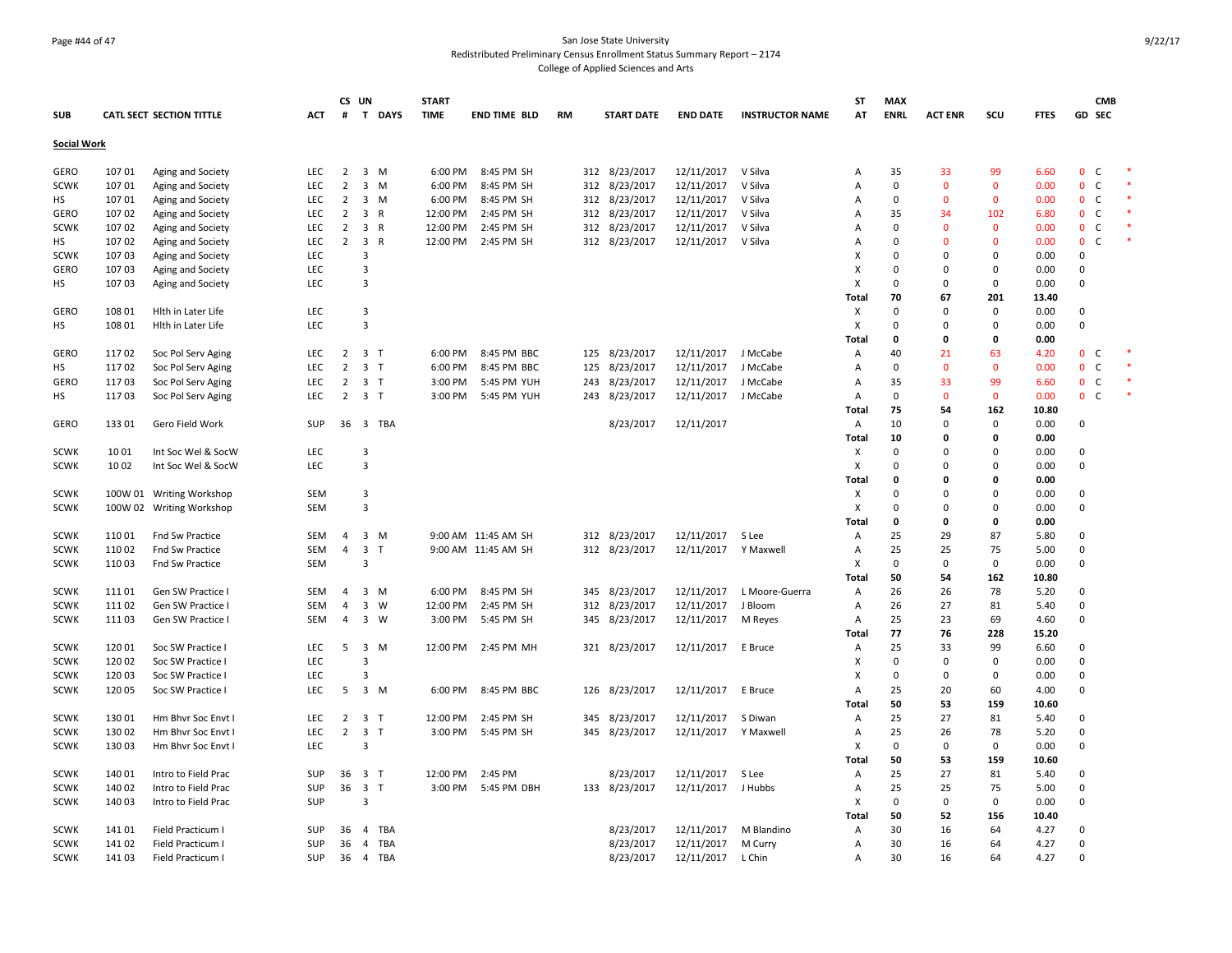San Jose State University
Redistributed Preliminary Census Enrollment Status Summary Report – 2174
College of Applied Sciences and Arts

## Social Work

| SUB | CATL SECT | SECTION TITTLE | ACT | CS # | UN T | DAYS | START TIME | END TIME | BLD | RM | START DATE | END DATE | INSTRUCTOR NAME | ST AT | MAX ENRL | ACT ENR | SCU | FTES | GD | CMB SEC | |
|---|---|---|---|---|---|---|---|---|---|---|---|---|---|---|---|---|---|---|---|---|---|
| GERO | 107 01 | Aging and Society | LEC | 2 | 3 | M | 6:00 PM | 8:45 PM | SH | 312 | 8/23/2017 | 12/11/2017 | V Silva | A | 35 | 33 | 99 | 6.60 | 0 | C | * |
| SCWK | 107 01 | Aging and Society | LEC | 2 | 3 | M | 6:00 PM | 8:45 PM | SH | 312 | 8/23/2017 | 12/11/2017 | V Silva | A | 0 | 0 | 0 | 0.00 | 0 | C | * |
| HS | 107 01 | Aging and Society | LEC | 2 | 3 | M | 6:00 PM | 8:45 PM | SH | 312 | 8/23/2017 | 12/11/2017 | V Silva | A | 0 | 0 | 0 | 0.00 | 0 | C | * |
| GERO | 107 02 | Aging and Society | LEC | 2 | 3 | R | 12:00 PM | 2:45 PM | SH | 312 | 8/23/2017 | 12/11/2017 | V Silva | A | 35 | 34 | 102 | 6.80 | 0 | C | * |
| SCWK | 107 02 | Aging and Society | LEC | 2 | 3 | R | 12:00 PM | 2:45 PM | SH | 312 | 8/23/2017 | 12/11/2017 | V Silva | A | 0 | 0 | 0 | 0.00 | 0 | C | * |
| HS | 107 02 | Aging and Society | LEC | 2 | 3 | R | 12:00 PM | 2:45 PM | SH | 312 | 8/23/2017 | 12/11/2017 | V Silva | A | 0 | 0 | 0 | 0.00 | 0 | C | * |
| SCWK | 107 03 | Aging and Society | LEC | | 3 | | | | | | | | | X | 0 | 0 | 0 | 0.00 | 0 | | |
| GERO | 107 03 | Aging and Society | LEC | | 3 | | | | | | | | | X | 0 | 0 | 0 | 0.00 | 0 | | |
| HS | 107 03 | Aging and Society | LEC | | 3 | | | | | | | | | X | 0 | 0 | 0 | 0.00 | 0 | | |
| | | | | | | | | | | | | | | **Total** | **70** | **67** | **201** | **13.40** | | | |
| GERO | 108 01 | Hlth in Later Life | LEC | | 3 | | | | | | | | | X | 0 | 0 | 0 | 0.00 | 0 | | |
| HS | 108 01 | Hlth in Later Life | LEC | | 3 | | | | | | | | | X | 0 | 0 | 0 | 0.00 | 0 | | |
| | | | | | | | | | | | | | | **Total** | **0** | **0** | **0** | **0.00** | | | |
| GERO | 117 02 | Soc Pol Serv Aging | LEC | 2 | 3 | T | 6:00 PM | 8:45 PM | BBC | 125 | 8/23/2017 | 12/11/2017 | J McCabe | A | 40 | 21 | 63 | 4.20 | 0 | C | * |
| HS | 117 02 | Soc Pol Serv Aging | LEC | 2 | 3 | T | 6:00 PM | 8:45 PM | BBC | 125 | 8/23/2017 | 12/11/2017 | J McCabe | A | 0 | 0 | 0 | 0.00 | 0 | C | * |
| GERO | 117 03 | Soc Pol Serv Aging | LEC | 2 | 3 | T | 3:00 PM | 5:45 PM | YUH | 243 | 8/23/2017 | 12/11/2017 | J McCabe | A | 35 | 33 | 99 | 6.60 | 0 | C | * |
| HS | 117 03 | Soc Pol Serv Aging | LEC | 2 | 3 | T | 3:00 PM | 5:45 PM | YUH | 243 | 8/23/2017 | 12/11/2017 | J McCabe | A | 0 | 0 | 0 | 0.00 | 0 | C | * |
| | | | | | | | | | | | | | | **Total** | **75** | **54** | **162** | **10.80** | | | |
| GERO | 133 01 | Gero Field Work | SUP | 36 | 3 | TBA | | | | | 8/23/2017 | 12/11/2017 | | A | 10 | 0 | 0 | 0.00 | 0 | | |
| | | | | | | | | | | | | | | **Total** | **10** | **0** | **0** | **0.00** | | | |
| SCWK | 10 01 | Int Soc Wel & SocW | LEC | | 3 | | | | | | | | | X | 0 | 0 | 0 | 0.00 | 0 | | |
| SCWK | 10 02 | Int Soc Wel & SocW | LEC | | 3 | | | | | | | | | X | 0 | 0 | 0 | 0.00 | 0 | | |
| | | | | | | | | | | | | | | **Total** | **0** | **0** | **0** | **0.00** | | | |
| SCWK | 100W 01 | Writing Workshop | SEM | | 3 | | | | | | | | | X | 0 | 0 | 0 | 0.00 | 0 | | |
| SCWK | 100W 02 | Writing Workshop | SEM | | 3 | | | | | | | | | X | 0 | 0 | 0 | 0.00 | 0 | | |
| | | | | | | | | | | | | | | **Total** | **0** | **0** | **0** | **0.00** | | | |
| SCWK | 110 01 | Fnd Sw Practice | SEM | 4 | 3 | M | 9:00 AM | 11:45 AM | SH | 312 | 8/23/2017 | 12/11/2017 | S Lee | A | 25 | 29 | 87 | 5.80 | 0 | | |
| SCWK | 110 02 | Fnd Sw Practice | SEM | 4 | 3 | T | 9:00 AM | 11:45 AM | SH | 312 | 8/23/2017 | 12/11/2017 | Y Maxwell | A | 25 | 25 | 75 | 5.00 | 0 | | |
| SCWK | 110 03 | Fnd Sw Practice | SEM | | 3 | | | | | | | | | X | 0 | 0 | 0 | 0.00 | 0 | | |
| | | | | | | | | | | | | | | **Total** | **50** | **54** | **162** | **10.80** | | | |
| SCWK | 111 01 | Gen SW Practice I | SEM | 4 | 3 | M | 6:00 PM | 8:45 PM | SH | 345 | 8/23/2017 | 12/11/2017 | L Moore-Guerra | A | 26 | 26 | 78 | 5.20 | 0 | | |
| SCWK | 111 02 | Gen SW Practice I | SEM | 4 | 3 | W | 12:00 PM | 2:45 PM | SH | 312 | 8/23/2017 | 12/11/2017 | J Bloom | A | 26 | 27 | 81 | 5.40 | 0 | | |
| SCWK | 111 03 | Gen SW Practice I | SEM | 4 | 3 | W | 3:00 PM | 5:45 PM | SH | 345 | 8/23/2017 | 12/11/2017 | M Reyes | A | 25 | 23 | 69 | 4.60 | 0 | | |
| | | | | | | | | | | | | | | **Total** | **77** | **76** | **228** | **15.20** | | | |
| SCWK | 120 01 | Soc SW Practice I | LEC | 5 | 3 | M | 12:00 PM | 2:45 PM | MH | 321 | 8/23/2017 | 12/11/2017 | E Bruce | A | 25 | 33 | 99 | 6.60 | 0 | | |
| SCWK | 120 02 | Soc SW Practice I | LEC | | 3 | | | | | | | | | X | 0 | 0 | 0 | 0.00 | 0 | | |
| SCWK | 120 03 | Soc SW Practice I | LEC | | 3 | | | | | | | | | X | 0 | 0 | 0 | 0.00 | 0 | | |
| SCWK | 120 05 | Soc SW Practice I | LEC | 5 | 3 | M | 6:00 PM | 8:45 PM | BBC | 126 | 8/23/2017 | 12/11/2017 | E Bruce | A | 25 | 20 | 60 | 4.00 | 0 | | |
| | | | | | | | | | | | | | | **Total** | **50** | **53** | **159** | **10.60** | | | |
| SCWK | 130 01 | Hm Bhvr Soc Envt I | LEC | 2 | 3 | T | 12:00 PM | 2:45 PM | SH | 345 | 8/23/2017 | 12/11/2017 | S Diwan | A | 25 | 27 | 81 | 5.40 | 0 | | |
| SCWK | 130 02 | Hm Bhvr Soc Envt I | LEC | 2 | 3 | T | 3:00 PM | 5:45 PM | SH | 345 | 8/23/2017 | 12/11/2017 | Y Maxwell | A | 25 | 26 | 78 | 5.20 | 0 | | |
| SCWK | 130 03 | Hm Bhvr Soc Envt I | LEC | | 3 | | | | | | | | | X | 0 | 0 | 0 | 0.00 | 0 | | |
| | | | | | | | | | | | | | | **Total** | **50** | **53** | **159** | **10.60** | | | |
| SCWK | 140 01 | Intro to Field Prac | SUP | 36 | 3 | T | 12:00 PM | 2:45 PM | | | 8/23/2017 | 12/11/2017 | S Lee | A | 25 | 27 | 81 | 5.40 | 0 | | |
| SCWK | 140 02 | Intro to Field Prac | SUP | 36 | 3 | T | 3:00 PM | 5:45 PM | DBH | 133 | 8/23/2017 | 12/11/2017 | J Hubbs | A | 25 | 25 | 75 | 5.00 | 0 | | |
| SCWK | 140 03 | Intro to Field Prac | SUP | | 3 | | | | | | | | | X | 0 | 0 | 0 | 0.00 | 0 | | |
| | | | | | | | | | | | | | | **Total** | **50** | **52** | **156** | **10.40** | | | |
| SCWK | 141 01 | Field Practicum I | SUP | 36 | 4 | TBA | | | | | 8/23/2017 | 12/11/2017 | M Blandino | A | 30 | 16 | 64 | 4.27 | 0 | | |
| SCWK | 141 02 | Field Practicum I | SUP | 36 | 4 | TBA | | | | | 8/23/2017 | 12/11/2017 | M Curry | A | 30 | 16 | 64 | 4.27 | 0 | | |
| SCWK | 141 03 | Field Practicum I | SUP | 36 | 4 | TBA | | | | | 8/23/2017 | 12/11/2017 | L Chin | A | 30 | 16 | 64 | 4.27 | 0 | | |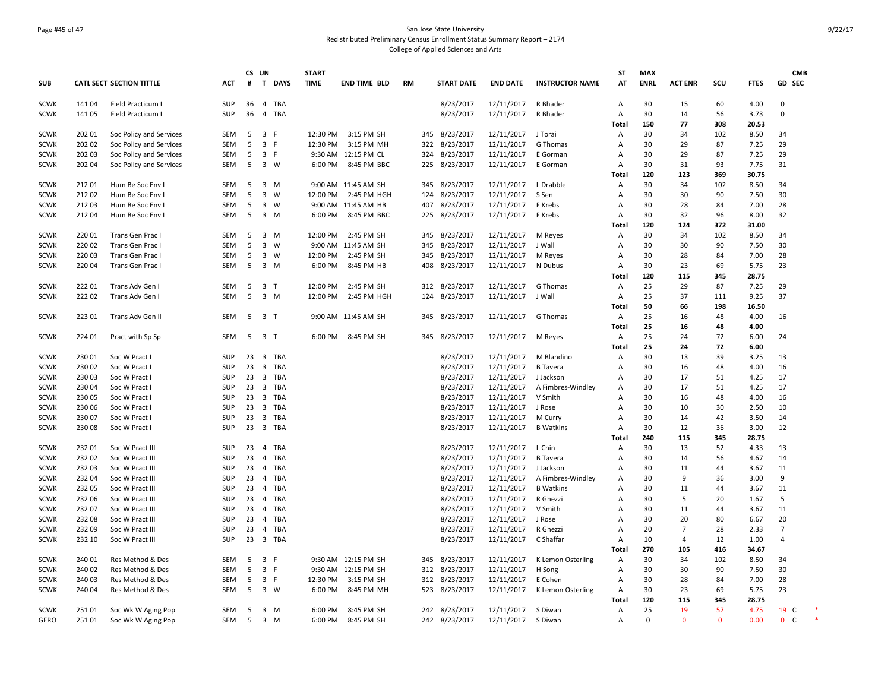San Jose State University
Redistributed Preliminary Census Enrollment Status Summary Report – 2174
College of Applied Sciences and Arts

| SUB | CATL | SECT | SECTION TITTLE | ACT | CS # | UN T | DAYS | START TIME | END TIME | BLD | RM | START DATE | END DATE | INSTRUCTOR NAME | ST AT | MAX ENRL | ACT ENR | SCU | FTES | GD | CMB SEC |
|---|---|---|---|---|---|---|---|---|---|---|---|---|---|---|---|---|---|---|---|---|---|
| SCWK | 141 | 04 | Field Practicum I | SUP | 36 | 4 | TBA | | | | | 8/23/2017 | 12/11/2017 | R Bhader | A | 30 | 15 | 60 | 4.00 | 0 | |
| SCWK | 141 | 05 | Field Practicum I | SUP | 36 | 4 | TBA | | | | | 8/23/2017 | 12/11/2017 | R Bhader | A | 30 | 14 | 56 | 3.73 | 0 | |
| | | | | | | | | | | | | | | | Total | 150 | 77 | 308 | 20.53 | | |
| SCWK | 202 | 01 | Soc Policy and Services | SEM | 5 | 3 | F | 12:30 PM | 3:15 PM | SH | 345 | 8/23/2017 | 12/11/2017 | J Torai | A | 30 | 34 | 102 | 8.50 | 34 | |
| SCWK | 202 | 02 | Soc Policy and Services | SEM | 5 | 3 | F | 12:30 PM | 3:15 PM | MH | 322 | 8/23/2017 | 12/11/2017 | G Thomas | A | 30 | 29 | 87 | 7.25 | 29 | |
| SCWK | 202 | 03 | Soc Policy and Services | SEM | 5 | 3 | F | 9:30 AM | 12:15 PM | CL | 324 | 8/23/2017 | 12/11/2017 | E Gorman | A | 30 | 29 | 87 | 7.25 | 29 | |
| SCWK | 202 | 04 | Soc Policy and Services | SEM | 5 | 3 | W | 6:00 PM | 8:45 PM | BBC | 225 | 8/23/2017 | 12/11/2017 | E Gorman | A | 30 | 31 | 93 | 7.75 | 31 | |
| | | | | | | | | | | | | | | | Total | 120 | 123 | 369 | 30.75 | | |
| SCWK | 212 | 01 | Hum Be Soc Env I | SEM | 5 | 3 | M | 9:00 AM | 11:45 AM | SH | 345 | 8/23/2017 | 12/11/2017 | L Drabble | A | 30 | 34 | 102 | 8.50 | 34 | |
| SCWK | 212 | 02 | Hum Be Soc Env I | SEM | 5 | 3 | W | 12:00 PM | 2:45 PM | HGH | 124 | 8/23/2017 | 12/11/2017 | S Sen | A | 30 | 30 | 90 | 7.50 | 30 | |
| SCWK | 212 | 03 | Hum Be Soc Env I | SEM | 5 | 3 | W | 9:00 AM | 11:45 AM | HB | 407 | 8/23/2017 | 12/11/2017 | F Krebs | A | 30 | 28 | 84 | 7.00 | 28 | |
| SCWK | 212 | 04 | Hum Be Soc Env I | SEM | 5 | 3 | M | 6:00 PM | 8:45 PM | BBC | 225 | 8/23/2017 | 12/11/2017 | F Krebs | A | 30 | 32 | 96 | 8.00 | 32 | |
| | | | | | | | | | | | | | | | Total | 120 | 124 | 372 | 31.00 | | |
| SCWK | 220 | 01 | Trans Gen Prac I | SEM | 5 | 3 | M | 12:00 PM | 2:45 PM | SH | 345 | 8/23/2017 | 12/11/2017 | M Reyes | A | 30 | 34 | 102 | 8.50 | 34 | |
| SCWK | 220 | 02 | Trans Gen Prac I | SEM | 5 | 3 | W | 9:00 AM | 11:45 AM | SH | 345 | 8/23/2017 | 12/11/2017 | J Wall | A | 30 | 30 | 90 | 7.50 | 30 | |
| SCWK | 220 | 03 | Trans Gen Prac I | SEM | 5 | 3 | W | 12:00 PM | 2:45 PM | SH | 345 | 8/23/2017 | 12/11/2017 | M Reyes | A | 30 | 28 | 84 | 7.00 | 28 | |
| SCWK | 220 | 04 | Trans Gen Prac I | SEM | 5 | 3 | M | 6:00 PM | 8:45 PM | HB | 408 | 8/23/2017 | 12/11/2017 | N Dubus | A | 30 | 23 | 69 | 5.75 | 23 | |
| | | | | | | | | | | | | | | | Total | 120 | 115 | 345 | 28.75 | | |
| SCWK | 222 | 01 | Trans Adv Gen I | SEM | 5 | 3 | T | 12:00 PM | 2:45 PM | SH | 312 | 8/23/2017 | 12/11/2017 | G Thomas | A | 25 | 29 | 87 | 7.25 | 29 | |
| SCWK | 222 | 02 | Trans Adv Gen I | SEM | 5 | 3 | M | 12:00 PM | 2:45 PM | HGH | 124 | 8/23/2017 | 12/11/2017 | J Wall | A | 25 | 37 | 111 | 9.25 | 37 | |
| | | | | | | | | | | | | | | | Total | 50 | 66 | 198 | 16.50 | | |
| SCWK | 223 | 01 | Trans Adv Gen II | SEM | 5 | 3 | T | 9:00 AM | 11:45 AM | SH | 345 | 8/23/2017 | 12/11/2017 | G Thomas | A | 25 | 16 | 48 | 4.00 | 16 | |
| | | | | | | | | | | | | | | | Total | 25 | 16 | 48 | 4.00 | | |
| SCWK | 224 | 01 | Pract with Sp Sp | SEM | 5 | 3 | T | 6:00 PM | 8:45 PM | SH | 345 | 8/23/2017 | 12/11/2017 | M Reyes | A | 25 | 24 | 72 | 6.00 | 24 | |
| | | | | | | | | | | | | | | | Total | 25 | 24 | 72 | 6.00 | | |
| SCWK | 230 | 01 | Soc W Pract I | SUP | 23 | 3 | TBA | | | | | 8/23/2017 | 12/11/2017 | M Blandino | A | 30 | 13 | 39 | 3.25 | 13 | |
| SCWK | 230 | 02 | Soc W Pract I | SUP | 23 | 3 | TBA | | | | | 8/23/2017 | 12/11/2017 | B Tavera | A | 30 | 16 | 48 | 4.00 | 16 | |
| SCWK | 230 | 03 | Soc W Pract I | SUP | 23 | 3 | TBA | | | | | 8/23/2017 | 12/11/2017 | J Jackson | A | 30 | 17 | 51 | 4.25 | 17 | |
| SCWK | 230 | 04 | Soc W Pract I | SUP | 23 | 3 | TBA | | | | | 8/23/2017 | 12/11/2017 | A Fimbres-Windley | A | 30 | 17 | 51 | 4.25 | 17 | |
| SCWK | 230 | 05 | Soc W Pract I | SUP | 23 | 3 | TBA | | | | | 8/23/2017 | 12/11/2017 | V Smith | A | 30 | 16 | 48 | 4.00 | 16 | |
| SCWK | 230 | 06 | Soc W Pract I | SUP | 23 | 3 | TBA | | | | | 8/23/2017 | 12/11/2017 | J Rose | A | 30 | 10 | 30 | 2.50 | 10 | |
| SCWK | 230 | 07 | Soc W Pract I | SUP | 23 | 3 | TBA | | | | | 8/23/2017 | 12/11/2017 | M Curry | A | 30 | 14 | 42 | 3.50 | 14 | |
| SCWK | 230 | 08 | Soc W Pract I | SUP | 23 | 3 | TBA | | | | | 8/23/2017 | 12/11/2017 | B Watkins | A | 30 | 12 | 36 | 3.00 | 12 | |
| | | | | | | | | | | | | | | | Total | 240 | 115 | 345 | 28.75 | | |
| SCWK | 232 | 01 | Soc W Pract III | SUP | 23 | 4 | TBA | | | | | 8/23/2017 | 12/11/2017 | L Chin | A | 30 | 13 | 52 | 4.33 | 13 | |
| SCWK | 232 | 02 | Soc W Pract III | SUP | 23 | 4 | TBA | | | | | 8/23/2017 | 12/11/2017 | B Tavera | A | 30 | 14 | 56 | 4.67 | 14 | |
| SCWK | 232 | 03 | Soc W Pract III | SUP | 23 | 4 | TBA | | | | | 8/23/2017 | 12/11/2017 | J Jackson | A | 30 | 11 | 44 | 3.67 | 11 | |
| SCWK | 232 | 04 | Soc W Pract III | SUP | 23 | 4 | TBA | | | | | 8/23/2017 | 12/11/2017 | A Fimbres-Windley | A | 30 | 9 | 36 | 3.00 | 9 | |
| SCWK | 232 | 05 | Soc W Pract III | SUP | 23 | 4 | TBA | | | | | 8/23/2017 | 12/11/2017 | B Watkins | A | 30 | 11 | 44 | 3.67 | 11 | |
| SCWK | 232 | 06 | Soc W Pract III | SUP | 23 | 4 | TBA | | | | | 8/23/2017 | 12/11/2017 | R Ghezzi | A | 30 | 5 | 20 | 1.67 | 5 | |
| SCWK | 232 | 07 | Soc W Pract III | SUP | 23 | 4 | TBA | | | | | 8/23/2017 | 12/11/2017 | V Smith | A | 30 | 11 | 44 | 3.67 | 11 | |
| SCWK | 232 | 08 | Soc W Pract III | SUP | 23 | 4 | TBA | | | | | 8/23/2017 | 12/11/2017 | J Rose | A | 30 | 20 | 80 | 6.67 | 20 | |
| SCWK | 232 | 09 | Soc W Pract III | SUP | 23 | 4 | TBA | | | | | 8/23/2017 | 12/11/2017 | R Ghezzi | A | 20 | 7 | 28 | 2.33 | 7 | |
| SCWK | 232 | 10 | Soc W Pract III | SUP | 23 | 3 | TBA | | | | | 8/23/2017 | 12/11/2017 | C Shaffar | A | 10 | 4 | 12 | 1.00 | 4 | |
| | | | | | | | | | | | | | | | Total | 270 | 105 | 416 | 34.67 | | |
| SCWK | 240 | 01 | Res Method & Des | SEM | 5 | 3 | F | 9:30 AM | 12:15 PM | SH | 345 | 8/23/2017 | 12/11/2017 | K Lemon Osterling | A | 30 | 34 | 102 | 8.50 | 34 | |
| SCWK | 240 | 02 | Res Method & Des | SEM | 5 | 3 | F | 9:30 AM | 12:15 PM | SH | 312 | 8/23/2017 | 12/11/2017 | H Song | A | 30 | 30 | 90 | 7.50 | 30 | |
| SCWK | 240 | 03 | Res Method & Des | SEM | 5 | 3 | F | 12:30 PM | 3:15 PM | SH | 312 | 8/23/2017 | 12/11/2017 | E Cohen | A | 30 | 28 | 84 | 7.00 | 28 | |
| SCWK | 240 | 04 | Res Method & Des | SEM | 5 | 3 | W | 6:00 PM | 8:45 PM | MH | 523 | 8/23/2017 | 12/11/2017 | K Lemon Osterling | A | 30 | 23 | 69 | 5.75 | 23 | |
| | | | | | | | | | | | | | | | Total | 120 | 115 | 345 | 28.75 | | |
| SCWK | 251 | 01 | Soc Wk W Aging Pop | SEM | 5 | 3 | M | 6:00 PM | 8:45 PM | SH | 242 | 8/23/2017 | 12/11/2017 | S Diwan | A | 25 | 19 | 57 | 4.75 | 19 | C * |
| GERO | 251 | 01 | Soc Wk W Aging Pop | SEM | 5 | 3 | M | 6:00 PM | 8:45 PM | SH | 242 | 8/23/2017 | 12/11/2017 | S Diwan | A | 0 | 0 | 0 | 0.00 | 0 | C * |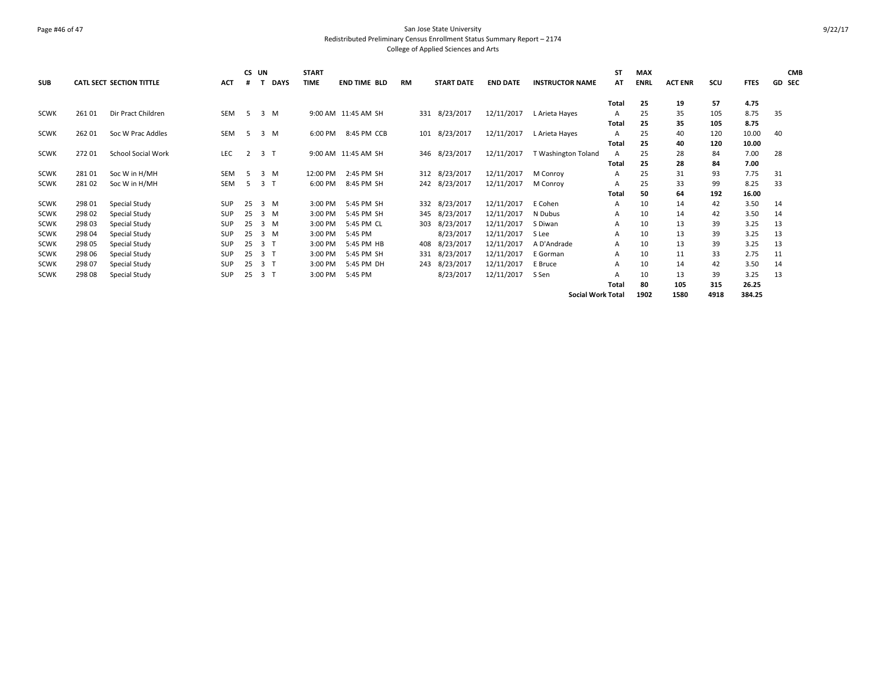San Jose State University
Redistributed Preliminary Census Enrollment Status Summary Report – 2174
College of Applied Sciences and Arts

| SUB | CATL SECT | SECTION TITTLE | ACT | CS # | UN T | DAYS | START TIME | END TIME | BLD | RM | START DATE | END DATE | INSTRUCTOR NAME | ST AT | MAX ENRL | ACT ENR | SCU | FTES | GD | CMB SEC |
|---|---|---|---|---|---|---|---|---|---|---|---|---|---|---|---|---|---|---|---|---|
| | | | | | | | | | | | | | | **Total** | **25** | **19** | **57** | **4.75** | | |
| SCWK | 261 01 | Dir Pract Children | SEM | 5 | 3 | M | 9:00 AM | 11:45 AM | SH | 331 | 8/23/2017 | 12/11/2017 | L Arieta Hayes | A | 25 | 35 | 105 | 8.75 | | 35 |
| | | | | | | | | | | | | | | **Total** | **25** | **35** | **105** | **8.75** | | |
| SCWK | 262 01 | Soc W Prac Addles | SEM | 5 | 3 | M | 6:00 PM | 8:45 PM | CCB | 101 | 8/23/2017 | 12/11/2017 | L Arieta Hayes | A | 25 | 40 | 120 | 10.00 | | 40 |
| | | | | | | | | | | | | | | **Total** | **25** | **40** | **120** | **10.00** | | |
| SCWK | 272 01 | School Social Work | LEC | 2 | 3 | T | 9:00 AM | 11:45 AM | SH | 346 | 8/23/2017 | 12/11/2017 | T Washington Toland | A | 25 | 28 | 84 | 7.00 | | 28 |
| | | | | | | | | | | | | | | **Total** | **25** | **28** | **84** | **7.00** | | |
| SCWK | 281 01 | Soc W in H/MH | SEM | 5 | 3 | M | 12:00 PM | 2:45 PM | SH | 312 | 8/23/2017 | 12/11/2017 | M Conroy | A | 25 | 31 | 93 | 7.75 | | 31 |
| SCWK | 281 02 | Soc W in H/MH | SEM | 5 | 3 | T | 6:00 PM | 8:45 PM | SH | 242 | 8/23/2017 | 12/11/2017 | M Conroy | A | 25 | 33 | 99 | 8.25 | | 33 |
| | | | | | | | | | | | | | | **Total** | **50** | **64** | **192** | **16.00** | | |
| SCWK | 298 01 | Special Study | SUP | 25 | 3 | M | 3:00 PM | 5:45 PM | SH | 332 | 8/23/2017 | 12/11/2017 | E Cohen | A | 10 | 14 | 42 | 3.50 | | 14 |
| SCWK | 298 02 | Special Study | SUP | 25 | 3 | M | 3:00 PM | 5:45 PM | SH | 345 | 8/23/2017 | 12/11/2017 | N Dubus | A | 10 | 14 | 42 | 3.50 | | 14 |
| SCWK | 298 03 | Special Study | SUP | 25 | 3 | M | 3:00 PM | 5:45 PM | CL | 303 | 8/23/2017 | 12/11/2017 | S Diwan | A | 10 | 13 | 39 | 3.25 | | 13 |
| SCWK | 298 04 | Special Study | SUP | 25 | 3 | M | 3:00 PM | 5:45 PM | | | 8/23/2017 | 12/11/2017 | S Lee | A | 10 | 13 | 39 | 3.25 | | 13 |
| SCWK | 298 05 | Special Study | SUP | 25 | 3 | T | 3:00 PM | 5:45 PM | HB | 408 | 8/23/2017 | 12/11/2017 | A D'Andrade | A | 10 | 13 | 39 | 3.25 | | 13 |
| SCWK | 298 06 | Special Study | SUP | 25 | 3 | T | 3:00 PM | 5:45 PM | SH | 331 | 8/23/2017 | 12/11/2017 | E Gorman | A | 10 | 11 | 33 | 2.75 | | 11 |
| SCWK | 298 07 | Special Study | SUP | 25 | 3 | T | 3:00 PM | 5:45 PM | DH | 243 | 8/23/2017 | 12/11/2017 | E Bruce | A | 10 | 14 | 42 | 3.50 | | 14 |
| SCWK | 298 08 | Special Study | SUP | 25 | 3 | T | 3:00 PM | 5:45 PM | | | 8/23/2017 | 12/11/2017 | S Sen | A | 10 | 13 | 39 | 3.25 | | 13 |
| | | | | | | | | | | | | | | **Total** | **80** | **105** | **315** | **26.25** | | |
| | | | | | | | | | | | | | **Social Work Total** | | **1902** | **1580** | **4918** | **384.25** | | |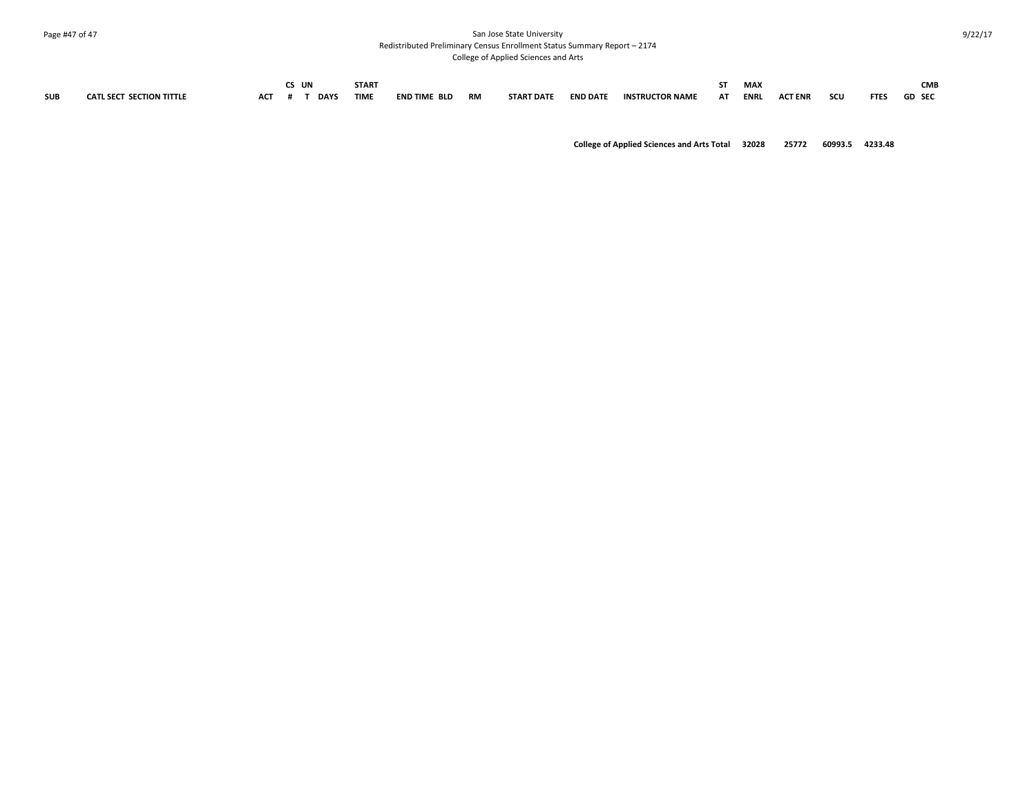| SUB | CATL | SECT | SECTION TITTLE | ACT | CS # | UN T | DAYS | START TIME | END TIME | BLD | RM | START DATE | END DATE | INSTRUCTOR NAME | ST AT | MAX ENRL | ACT ENR | SCU | FTES | GD | CMB SEC |
|---|---|---|---|---|---|---|---|---|---|---|---|---|---|---|---|---|---|---|---|---|---|
| | | | | | | | | | | | | | | **College of Applied Sciences and Arts Total** | | **32028** | **25772** | **60993.5** | **4233.48** | | |